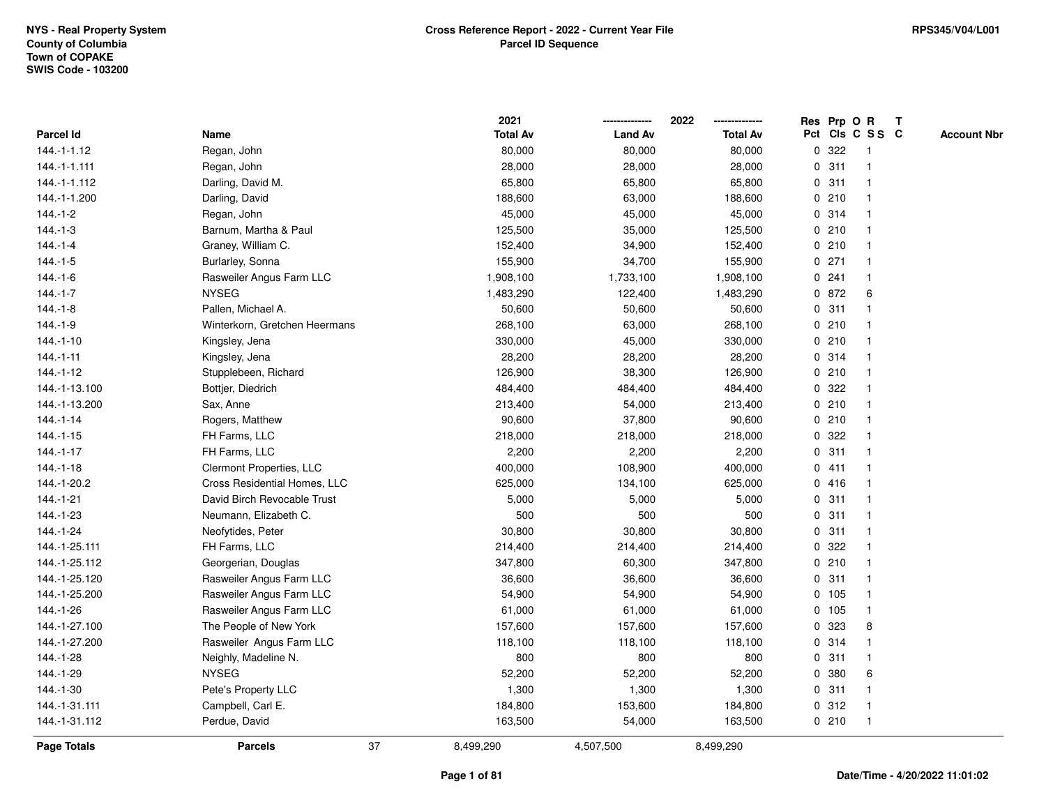NYS - Real Property System
County of Columbia
Town of COPAKE
SWIS Code - 103200

**Cross Reference Report - 2022 - Current Year File**
**Parcel ID Sequence**

RPS345/V04/L001

| Parcel Id | Name | 2021 Total Av | 2022 Land Av | 2022 Total Av | Res Pct | Prp Cls | O C | R S S | T C | Account Nbr |
|---|---|---|---|---|---|---|---|---|---|---|
| 144.-1-1.12 | Regan, John | 80,000 | 80,000 | 80,000 | 0 | 322 | | 1 | | |
| 144.-1-1.111 | Regan, John | 28,000 | 28,000 | 28,000 | 0 | 311 | | 1 | | |
| 144.-1-1.112 | Darling, David M. | 65,800 | 65,800 | 65,800 | 0 | 311 | | 1 | | |
| 144.-1-1.200 | Darling, David | 188,600 | 63,000 | 188,600 | 0 | 210 | | 1 | | |
| 144.-1-2 | Regan, John | 45,000 | 45,000 | 45,000 | 0 | 314 | | 1 | | |
| 144.-1-3 | Barnum, Martha & Paul | 125,500 | 35,000 | 125,500 | 0 | 210 | | 1 | | |
| 144.-1-4 | Graney, William C. | 152,400 | 34,900 | 152,400 | 0 | 210 | | 1 | | |
| 144.-1-5 | Burlarley, Sonna | 155,900 | 34,700 | 155,900 | 0 | 271 | | 1 | | |
| 144.-1-6 | Rasweiler Angus Farm LLC | 1,908,100 | 1,733,100 | 1,908,100 | 0 | 241 | | 1 | | |
| 144.-1-7 | NYSEG | 1,483,290 | 122,400 | 1,483,290 | 0 | 872 | | 6 | | |
| 144.-1-8 | Pallen, Michael A. | 50,600 | 50,600 | 50,600 | 0 | 311 | | 1 | | |
| 144.-1-9 | Winterkorn, Gretchen Heermans | 268,100 | 63,000 | 268,100 | 0 | 210 | | 1 | | |
| 144.-1-10 | Kingsley, Jena | 330,000 | 45,000 | 330,000 | 0 | 210 | | 1 | | |
| 144.-1-11 | Kingsley, Jena | 28,200 | 28,200 | 28,200 | 0 | 314 | | 1 | | |
| 144.-1-12 | Stupplebeen, Richard | 126,900 | 38,300 | 126,900 | 0 | 210 | | 1 | | |
| 144.-1-13.100 | Bottjer, Diedrich | 484,400 | 484,400 | 484,400 | 0 | 322 | | 1 | | |
| 144.-1-13.200 | Sax, Anne | 213,400 | 54,000 | 213,400 | 0 | 210 | | 1 | | |
| 144.-1-14 | Rogers, Matthew | 90,600 | 37,800 | 90,600 | 0 | 210 | | 1 | | |
| 144.-1-15 | FH Farms, LLC | 218,000 | 218,000 | 218,000 | 0 | 322 | | 1 | | |
| 144.-1-17 | FH Farms, LLC | 2,200 | 2,200 | 2,200 | 0 | 311 | | 1 | | |
| 144.-1-18 | Clermont Properties, LLC | 400,000 | 108,900 | 400,000 | 0 | 411 | | 1 | | |
| 144.-1-20.2 | Cross Residential Homes, LLC | 625,000 | 134,100 | 625,000 | 0 | 416 | | 1 | | |
| 144.-1-21 | David Birch Revocable Trust | 5,000 | 5,000 | 5,000 | 0 | 311 | | 1 | | |
| 144.-1-23 | Neumann, Elizabeth C. | 500 | 500 | 500 | 0 | 311 | | 1 | | |
| 144.-1-24 | Neofytides, Peter | 30,800 | 30,800 | 30,800 | 0 | 311 | | 1 | | |
| 144.-1-25.111 | FH Farms, LLC | 214,400 | 214,400 | 214,400 | 0 | 322 | | 1 | | |
| 144.-1-25.112 | Georgerian, Douglas | 347,800 | 60,300 | 347,800 | 0 | 210 | | 1 | | |
| 144.-1-25.120 | Rasweiler Angus Farm LLC | 36,600 | 36,600 | 36,600 | 0 | 311 | | 1 | | |
| 144.-1-25.200 | Rasweiler Angus Farm LLC | 54,900 | 54,900 | 54,900 | 0 | 105 | | 1 | | |
| 144.-1-26 | Rasweiler Angus Farm LLC | 61,000 | 61,000 | 61,000 | 0 | 105 | | 1 | | |
| 144.-1-27.100 | The People of New York | 157,600 | 157,600 | 157,600 | 0 | 323 | | 8 | | |
| 144.-1-27.200 | Rasweiler Angus Farm LLC | 118,100 | 118,100 | 118,100 | 0 | 314 | | 1 | | |
| 144.-1-28 | Neighly, Madeline N. | 800 | 800 | 800 | 0 | 311 | | 1 | | |
| 144.-1-29 | NYSEG | 52,200 | 52,200 | 52,200 | 0 | 380 | | 6 | | |
| 144.-1-30 | Pete's Property LLC | 1,300 | 1,300 | 1,300 | 0 | 311 | | 1 | | |
| 144.-1-31.111 | Campbell, Carl E. | 184,800 | 153,600 | 184,800 | 0 | 312 | | 1 | | |
| 144.-1-31.112 | Perdue, David | 163,500 | 54,000 | 163,500 | 0 | 210 | | 1 | | |
| **Page Totals** | **Parcels** 37 | 8,499,290 | 4,507,500 | 8,499,290 | | | | | | |

**Date/Time - 4/20/2022 11:01:02**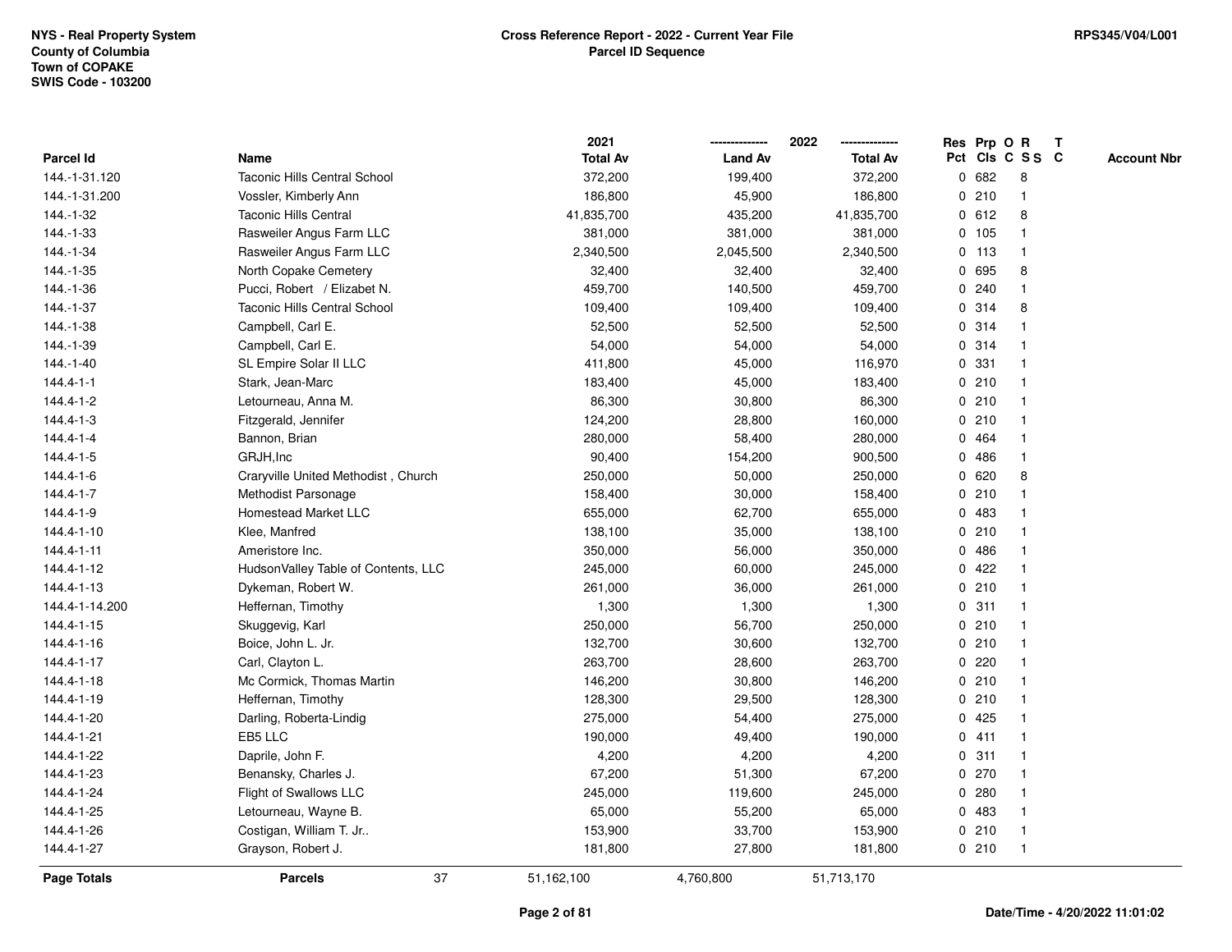NYS - Real Property System
County of Columbia
Town of COPAKE
SWIS Code - 103200

**Cross Reference Report - 2022 - Current Year File**
**Parcel ID Sequence**

RPS345/V04/L001

| Parcel Id | Name | 2021 Total Av | 2022 Land Av | 2022 Total Av | Res Pct | Prp Cls | O C | R S S | T C | Account Nbr |
|---|---|---|---|---|---|---|---|---|---|---|
| 144.-1-31.120 | Taconic Hills Central School | 372,200 | 199,400 | 372,200 | 0 | 682 | | 8 | | |
| 144.-1-31.200 | Vossler, Kimberly Ann | 186,800 | 45,900 | 186,800 | 0 | 210 | | 1 | | |
| 144.-1-32 | Taconic Hills Central | 41,835,700 | 435,200 | 41,835,700 | 0 | 612 | | 8 | | |
| 144.-1-33 | Rasweiler Angus Farm LLC | 381,000 | 381,000 | 381,000 | 0 | 105 | | 1 | | |
| 144.-1-34 | Rasweiler Angus Farm LLC | 2,340,500 | 2,045,500 | 2,340,500 | 0 | 113 | | 1 | | |
| 144.-1-35 | North Copake Cemetery | 32,400 | 32,400 | 32,400 | 0 | 695 | | 8 | | |
| 144.-1-36 | Pucci, Robert / Elizabet N. | 459,700 | 140,500 | 459,700 | 0 | 240 | | 1 | | |
| 144.-1-37 | Taconic Hills Central School | 109,400 | 109,400 | 109,400 | 0 | 314 | | 8 | | |
| 144.-1-38 | Campbell, Carl E. | 52,500 | 52,500 | 52,500 | 0 | 314 | | 1 | | |
| 144.-1-39 | Campbell, Carl E. | 54,000 | 54,000 | 54,000 | 0 | 314 | | 1 | | |
| 144.-1-40 | SL Empire Solar II LLC | 411,800 | 45,000 | 116,970 | 0 | 331 | | 1 | | |
| 144.4-1-1 | Stark, Jean-Marc | 183,400 | 45,000 | 183,400 | 0 | 210 | | 1 | | |
| 144.4-1-2 | Letourneau, Anna M. | 86,300 | 30,800 | 86,300 | 0 | 210 | | 1 | | |
| 144.4-1-3 | Fitzgerald, Jennifer | 124,200 | 28,800 | 160,000 | 0 | 210 | | 1 | | |
| 144.4-1-4 | Bannon, Brian | 280,000 | 58,400 | 280,000 | 0 | 464 | | 1 | | |
| 144.4-1-5 | GRJH,Inc | 90,400 | 154,200 | 900,500 | 0 | 486 | | 1 | | |
| 144.4-1-6 | Craryville United Methodist , Church | 250,000 | 50,000 | 250,000 | 0 | 620 | | 8 | | |
| 144.4-1-7 | Methodist Parsonage | 158,400 | 30,000 | 158,400 | 0 | 210 | | 1 | | |
| 144.4-1-9 | Homestead Market LLC | 655,000 | 62,700 | 655,000 | 0 | 483 | | 1 | | |
| 144.4-1-10 | Klee, Manfred | 138,100 | 35,000 | 138,100 | 0 | 210 | | 1 | | |
| 144.4-1-11 | Ameristore Inc. | 350,000 | 56,000 | 350,000 | 0 | 486 | | 1 | | |
| 144.4-1-12 | HudsonValley Table of Contents, LLC | 245,000 | 60,000 | 245,000 | 0 | 422 | | 1 | | |
| 144.4-1-13 | Dykeman, Robert W. | 261,000 | 36,000 | 261,000 | 0 | 210 | | 1 | | |
| 144.4-1-14.200 | Heffernan, Timothy | 1,300 | 1,300 | 1,300 | 0 | 311 | | 1 | | |
| 144.4-1-15 | Skuggevig, Karl | 250,000 | 56,700 | 250,000 | 0 | 210 | | 1 | | |
| 144.4-1-16 | Boice, John L. Jr. | 132,700 | 30,600 | 132,700 | 0 | 210 | | 1 | | |
| 144.4-1-17 | Carl, Clayton L. | 263,700 | 28,600 | 263,700 | 0 | 220 | | 1 | | |
| 144.4-1-18 | Mc Cormick, Thomas Martin | 146,200 | 30,800 | 146,200 | 0 | 210 | | 1 | | |
| 144.4-1-19 | Heffernan, Timothy | 128,300 | 29,500 | 128,300 | 0 | 210 | | 1 | | |
| 144.4-1-20 | Darling, Roberta-Lindig | 275,000 | 54,400 | 275,000 | 0 | 425 | | 1 | | |
| 144.4-1-21 | EB5 LLC | 190,000 | 49,400 | 190,000 | 0 | 411 | | 1 | | |
| 144.4-1-22 | Daprile, John F. | 4,200 | 4,200 | 4,200 | 0 | 311 | | 1 | | |
| 144.4-1-23 | Benansky, Charles J. | 67,200 | 51,300 | 67,200 | 0 | 270 | | 1 | | |
| 144.4-1-24 | Flight of Swallows LLC | 245,000 | 119,600 | 245,000 | 0 | 280 | | 1 | | |
| 144.4-1-25 | Letourneau, Wayne B. | 65,000 | 55,200 | 65,000 | 0 | 483 | | 1 | | |
| 144.4-1-26 | Costigan, William T. Jr.. | 153,900 | 33,700 | 153,900 | 0 | 210 | | 1 | | |
| 144.4-1-27 | Grayson, Robert J. | 181,800 | 27,800 | 181,800 | 0 | 210 | | 1 | | |
| **Page Totals** | **Parcels** 37 | 51,162,100 | 4,760,800 | 51,713,170 | | | | | | |

Date/Time - 4/20/2022 11:01:02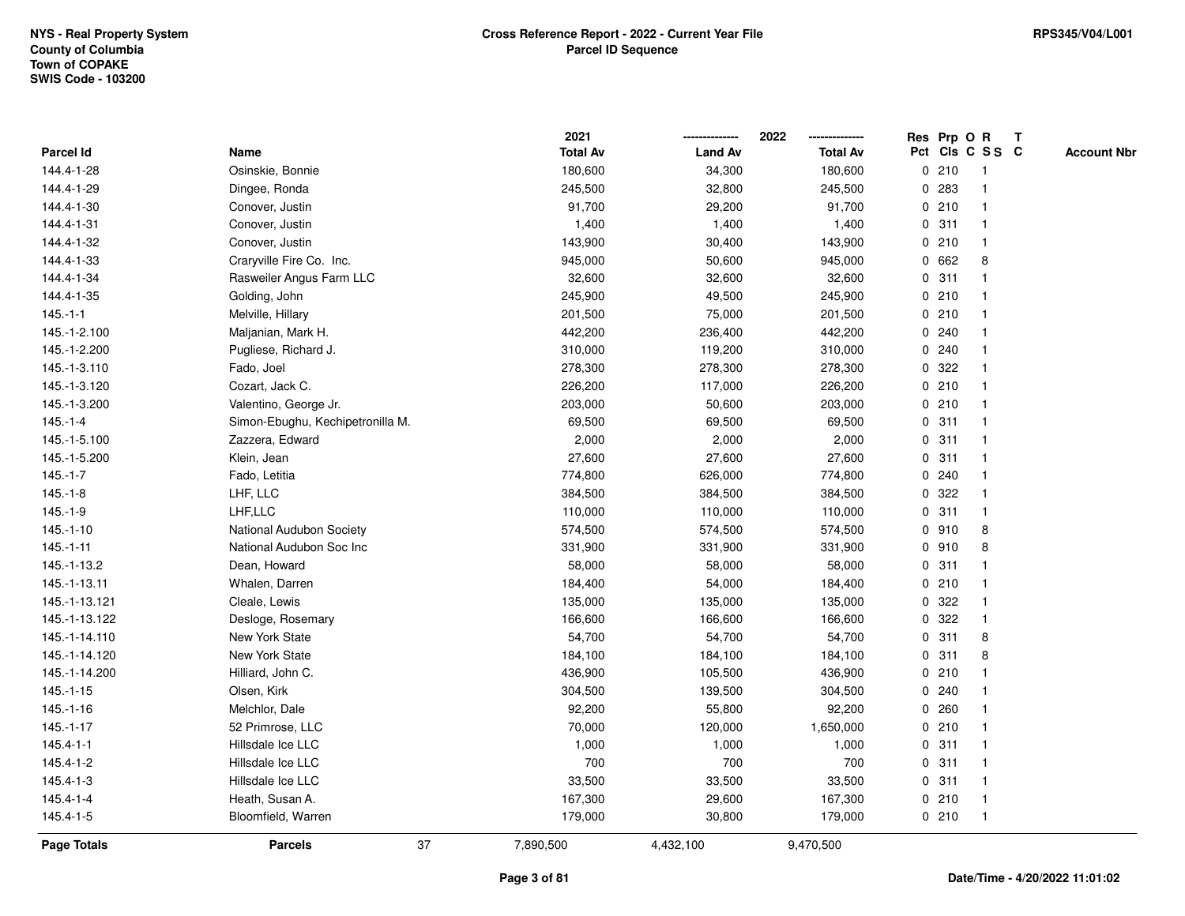NYS - Real Property System
County of Columbia
Town of COPAKE
SWIS Code - 103200

**Cross Reference Report - 2022 - Current Year File**
**Parcel ID Sequence**

RPS345/V04/L001

| Parcel Id | Name | 2021 Total Av | 2022 Land Av | 2022 Total Av | Res Pct | Prp Cls | O C | R S S | T C | Account Nbr |
|---|---|---|---|---|---|---|---|---|---|---|
| 144.4-1-28 | Osinskie, Bonnie | 180,600 | 34,300 | 180,600 | 0 | 210 | | 1 | | |
| 144.4-1-29 | Dingee, Ronda | 245,500 | 32,800 | 245,500 | 0 | 283 | | 1 | | |
| 144.4-1-30 | Conover, Justin | 91,700 | 29,200 | 91,700 | 0 | 210 | | 1 | | |
| 144.4-1-31 | Conover, Justin | 1,400 | 1,400 | 1,400 | 0 | 311 | | 1 | | |
| 144.4-1-32 | Conover, Justin | 143,900 | 30,400 | 143,900 | 0 | 210 | | 1 | | |
| 144.4-1-33 | Craryville Fire Co. Inc. | 945,000 | 50,600 | 945,000 | 0 | 662 | | 8 | | |
| 144.4-1-34 | Rasweiler Angus Farm LLC | 32,600 | 32,600 | 32,600 | 0 | 311 | | 1 | | |
| 144.4-1-35 | Golding, John | 245,900 | 49,500 | 245,900 | 0 | 210 | | 1 | | |
| 145.-1-1 | Melville, Hillary | 201,500 | 75,000 | 201,500 | 0 | 210 | | 1 | | |
| 145.-1-2.100 | Maljanian, Mark H. | 442,200 | 236,400 | 442,200 | 0 | 240 | | 1 | | |
| 145.-1-2.200 | Pugliese, Richard J. | 310,000 | 119,200 | 310,000 | 0 | 240 | | 1 | | |
| 145.-1-3.110 | Fado, Joel | 278,300 | 278,300 | 278,300 | 0 | 322 | | 1 | | |
| 145.-1-3.120 | Cozart, Jack C. | 226,200 | 117,000 | 226,200 | 0 | 210 | | 1 | | |
| 145.-1-3.200 | Valentino, George Jr. | 203,000 | 50,600 | 203,000 | 0 | 210 | | 1 | | |
| 145.-1-4 | Simon-Ebughu, Kechipetronilla M. | 69,500 | 69,500 | 69,500 | 0 | 311 | | 1 | | |
| 145.-1-5.100 | Zazzera, Edward | 2,000 | 2,000 | 2,000 | 0 | 311 | | 1 | | |
| 145.-1-5.200 | Klein, Jean | 27,600 | 27,600 | 27,600 | 0 | 311 | | 1 | | |
| 145.-1-7 | Fado, Letitia | 774,800 | 626,000 | 774,800 | 0 | 240 | | 1 | | |
| 145.-1-8 | LHF, LLC | 384,500 | 384,500 | 384,500 | 0 | 322 | | 1 | | |
| 145.-1-9 | LHF,LLC | 110,000 | 110,000 | 110,000 | 0 | 311 | | 1 | | |
| 145.-1-10 | National Audubon Society | 574,500 | 574,500 | 574,500 | 0 | 910 | | 8 | | |
| 145.-1-11 | National Audubon Soc Inc | 331,900 | 331,900 | 331,900 | 0 | 910 | | 8 | | |
| 145.-1-13.2 | Dean, Howard | 58,000 | 58,000 | 58,000 | 0 | 311 | | 1 | | |
| 145.-1-13.11 | Whalen, Darren | 184,400 | 54,000 | 184,400 | 0 | 210 | | 1 | | |
| 145.-1-13.121 | Cleale, Lewis | 135,000 | 135,000 | 135,000 | 0 | 322 | | 1 | | |
| 145.-1-13.122 | Desloge, Rosemary | 166,600 | 166,600 | 166,600 | 0 | 322 | | 1 | | |
| 145.-1-14.110 | New York State | 54,700 | 54,700 | 54,700 | 0 | 311 | | 8 | | |
| 145.-1-14.120 | New York State | 184,100 | 184,100 | 184,100 | 0 | 311 | | 8 | | |
| 145.-1-14.200 | Hilliard, John C. | 436,900 | 105,500 | 436,900 | 0 | 210 | | 1 | | |
| 145.-1-15 | Olsen, Kirk | 304,500 | 139,500 | 304,500 | 0 | 240 | | 1 | | |
| 145.-1-16 | Melchlor, Dale | 92,200 | 55,800 | 92,200 | 0 | 260 | | 1 | | |
| 145.-1-17 | 52 Primrose, LLC | 70,000 | 120,000 | 1,650,000 | 0 | 210 | | 1 | | |
| 145.4-1-1 | Hillsdale Ice LLC | 1,000 | 1,000 | 1,000 | 0 | 311 | | 1 | | |
| 145.4-1-2 | Hillsdale Ice LLC | 700 | 700 | 700 | 0 | 311 | | 1 | | |
| 145.4-1-3 | Hillsdale Ice LLC | 33,500 | 33,500 | 33,500 | 0 | 311 | | 1 | | |
| 145.4-1-4 | Heath, Susan A. | 167,300 | 29,600 | 167,300 | 0 | 210 | | 1 | | |
| 145.4-1-5 | Bloomfield, Warren | 179,000 | 30,800 | 179,000 | 0 | 210 | | 1 | | |
| **Page Totals** | **Parcels** 37 | 7,890,500 | 4,432,100 | 9,470,500 | | | | | | |

Date/Time - 4/20/2022 11:01:02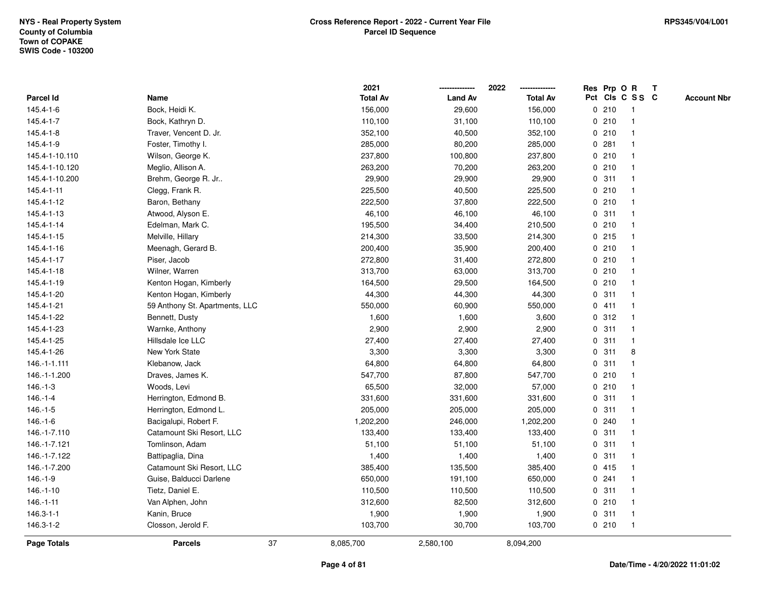**NYS - Real Property System**
**County of Columbia**
**Town of COPAKE**
**SWIS Code - 103200**

**Cross Reference Report - 2022 - Current Year File**
**Parcel ID Sequence**

**RPS345/V04/L001**

| Parcel Id | Name | 2021 Total Av | 2022 Land Av | 2022 Total Av | Res Pct | Prp Cls | O C | R S S | T C | Account Nbr |
|---|---|---|---|---|---|---|---|---|---|---|
| 145.4-1-6 | Bock, Heidi K. | 156,000 | 29,600 | 156,000 | 0 | 210 | | 1 | | |
| 145.4-1-7 | Bock, Kathryn D. | 110,100 | 31,100 | 110,100 | 0 | 210 | | 1 | | |
| 145.4-1-8 | Traver, Vencent D. Jr. | 352,100 | 40,500 | 352,100 | 0 | 210 | | 1 | | |
| 145.4-1-9 | Foster, Timothy I. | 285,000 | 80,200 | 285,000 | 0 | 281 | | 1 | | |
| 145.4-1-10.110 | Wilson, George K. | 237,800 | 100,800 | 237,800 | 0 | 210 | | 1 | | |
| 145.4-1-10.120 | Meglio, Allison A. | 263,200 | 70,200 | 263,200 | 0 | 210 | | 1 | | |
| 145.4-1-10.200 | Brehm, George R. Jr.. | 29,900 | 29,900 | 29,900 | 0 | 311 | | 1 | | |
| 145.4-1-11 | Clegg, Frank R. | 225,500 | 40,500 | 225,500 | 0 | 210 | | 1 | | |
| 145.4-1-12 | Baron, Bethany | 222,500 | 37,800 | 222,500 | 0 | 210 | | 1 | | |
| 145.4-1-13 | Atwood, Alyson E. | 46,100 | 46,100 | 46,100 | 0 | 311 | | 1 | | |
| 145.4-1-14 | Edelman, Mark C. | 195,500 | 34,400 | 210,500 | 0 | 210 | | 1 | | |
| 145.4-1-15 | Melville, Hillary | 214,300 | 33,500 | 214,300 | 0 | 215 | | 1 | | |
| 145.4-1-16 | Meenagh, Gerard B. | 200,400 | 35,900 | 200,400 | 0 | 210 | | 1 | | |
| 145.4-1-17 | Piser, Jacob | 272,800 | 31,400 | 272,800 | 0 | 210 | | 1 | | |
| 145.4-1-18 | Wilner, Warren | 313,700 | 63,000 | 313,700 | 0 | 210 | | 1 | | |
| 145.4-1-19 | Kenton Hogan, Kimberly | 164,500 | 29,500 | 164,500 | 0 | 210 | | 1 | | |
| 145.4-1-20 | Kenton Hogan, Kimberly | 44,300 | 44,300 | 44,300 | 0 | 311 | | 1 | | |
| 145.4-1-21 | 59 Anthony St. Apartments, LLC | 550,000 | 60,900 | 550,000 | 0 | 411 | | 1 | | |
| 145.4-1-22 | Bennett, Dusty | 1,600 | 1,600 | 3,600 | 0 | 312 | | 1 | | |
| 145.4-1-23 | Warnke, Anthony | 2,900 | 2,900 | 2,900 | 0 | 311 | | 1 | | |
| 145.4-1-25 | Hillsdale Ice LLC | 27,400 | 27,400 | 27,400 | 0 | 311 | | 1 | | |
| 145.4-1-26 | New York State | 3,300 | 3,300 | 3,300 | 0 | 311 | | 8 | | |
| 146.-1-1.111 | Klebanow, Jack | 64,800 | 64,800 | 64,800 | 0 | 311 | | 1 | | |
| 146.-1-1.200 | Draves, James K. | 547,700 | 87,800 | 547,700 | 0 | 210 | | 1 | | |
| 146.-1-3 | Woods, Levi | 65,500 | 32,000 | 57,000 | 0 | 210 | | 1 | | |
| 146.-1-4 | Herrington, Edmond B. | 331,600 | 331,600 | 331,600 | 0 | 311 | | 1 | | |
| 146.-1-5 | Herrington, Edmond L. | 205,000 | 205,000 | 205,000 | 0 | 311 | | 1 | | |
| 146.-1-6 | Bacigalupi, Robert F. | 1,202,200 | 246,000 | 1,202,200 | 0 | 240 | | 1 | | |
| 146.-1-7.110 | Catamount Ski Resort, LLC | 133,400 | 133,400 | 133,400 | 0 | 311 | | 1 | | |
| 146.-1-7.121 | Tomlinson, Adam | 51,100 | 51,100 | 51,100 | 0 | 311 | | 1 | | |
| 146.-1-7.122 | Battipaglia, Dina | 1,400 | 1,400 | 1,400 | 0 | 311 | | 1 | | |
| 146.-1-7.200 | Catamount Ski Resort, LLC | 385,400 | 135,500 | 385,400 | 0 | 415 | | 1 | | |
| 146.-1-9 | Guise, Balducci Darlene | 650,000 | 191,100 | 650,000 | 0 | 241 | | 1 | | |
| 146.-1-10 | Tietz, Daniel E. | 110,500 | 110,500 | 110,500 | 0 | 311 | | 1 | | |
| 146.-1-11 | Van Alphen, John | 312,600 | 82,500 | 312,600 | 0 | 210 | | 1 | | |
| 146.3-1-1 | Kanin, Bruce | 1,900 | 1,900 | 1,900 | 0 | 311 | | 1 | | |
| 146.3-1-2 | Closson, Jerold F. | 103,700 | 30,700 | 103,700 | 0 | 210 | | 1 | | |
| **Page Totals** | **Parcels** 37 | 8,085,700 | 2,580,100 | 8,094,200 | | | | | | |

**Date/Time - 4/20/2022 11:01:02**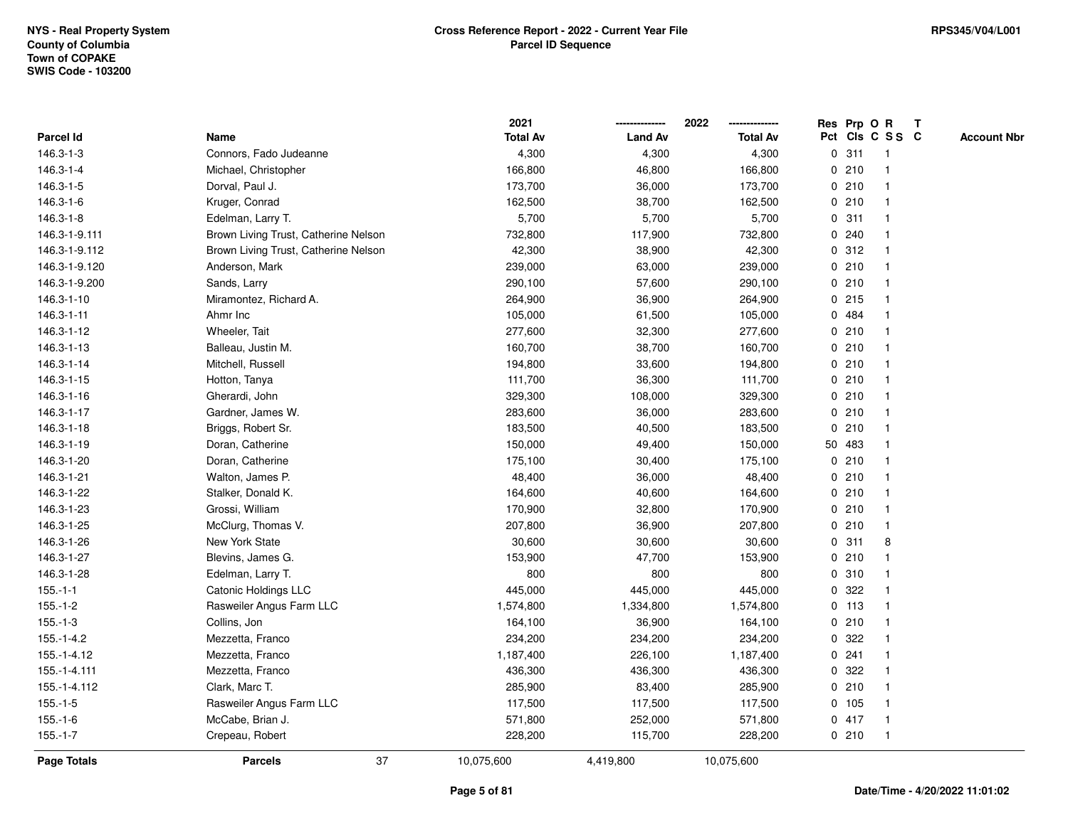NYS - Real Property System
County of Columbia
Town of COPAKE
SWIS Code - 103200

**Cross Reference Report - 2022 - Current Year File**
**Parcel ID Sequence**

RPS345/V04/L001

| Parcel Id | Name | 2021 Total Av | 2022 Land Av | 2022 Total Av | Res Pct | Prp Cls | O C | R S S | T C | Account Nbr |
|---|---|---|---|---|---|---|---|---|---|---|
| 146.3-1-3 | Connors, Fado Judeanne | 4,300 | 4,300 | 4,300 | 0 | 311 | | 1 | | |
| 146.3-1-4 | Michael, Christopher | 166,800 | 46,800 | 166,800 | 0 | 210 | | 1 | | |
| 146.3-1-5 | Dorval, Paul J. | 173,700 | 36,000 | 173,700 | 0 | 210 | | 1 | | |
| 146.3-1-6 | Kruger, Conrad | 162,500 | 38,700 | 162,500 | 0 | 210 | | 1 | | |
| 146.3-1-8 | Edelman, Larry T. | 5,700 | 5,700 | 5,700 | 0 | 311 | | 1 | | |
| 146.3-1-9.111 | Brown Living Trust, Catherine Nelson | 732,800 | 117,900 | 732,800 | 0 | 240 | | 1 | | |
| 146.3-1-9.112 | Brown Living Trust, Catherine Nelson | 42,300 | 38,900 | 42,300 | 0 | 312 | | 1 | | |
| 146.3-1-9.120 | Anderson, Mark | 239,000 | 63,000 | 239,000 | 0 | 210 | | 1 | | |
| 146.3-1-9.200 | Sands, Larry | 290,100 | 57,600 | 290,100 | 0 | 210 | | 1 | | |
| 146.3-1-10 | Miramontez, Richard A. | 264,900 | 36,900 | 264,900 | 0 | 215 | | 1 | | |
| 146.3-1-11 | Ahmr Inc | 105,000 | 61,500 | 105,000 | 0 | 484 | | 1 | | |
| 146.3-1-12 | Wheeler, Tait | 277,600 | 32,300 | 277,600 | 0 | 210 | | 1 | | |
| 146.3-1-13 | Balleau, Justin M. | 160,700 | 38,700 | 160,700 | 0 | 210 | | 1 | | |
| 146.3-1-14 | Mitchell, Russell | 194,800 | 33,600 | 194,800 | 0 | 210 | | 1 | | |
| 146.3-1-15 | Hotton, Tanya | 111,700 | 36,300 | 111,700 | 0 | 210 | | 1 | | |
| 146.3-1-16 | Gherardi, John | 329,300 | 108,000 | 329,300 | 0 | 210 | | 1 | | |
| 146.3-1-17 | Gardner, James W. | 283,600 | 36,000 | 283,600 | 0 | 210 | | 1 | | |
| 146.3-1-18 | Briggs, Robert Sr. | 183,500 | 40,500 | 183,500 | 0 | 210 | | 1 | | |
| 146.3-1-19 | Doran, Catherine | 150,000 | 49,400 | 150,000 | 50 | 483 | | 1 | | |
| 146.3-1-20 | Doran, Catherine | 175,100 | 30,400 | 175,100 | 0 | 210 | | 1 | | |
| 146.3-1-21 | Walton, James P. | 48,400 | 36,000 | 48,400 | 0 | 210 | | 1 | | |
| 146.3-1-22 | Stalker, Donald K. | 164,600 | 40,600 | 164,600 | 0 | 210 | | 1 | | |
| 146.3-1-23 | Grossi, William | 170,900 | 32,800 | 170,900 | 0 | 210 | | 1 | | |
| 146.3-1-25 | McClurg, Thomas V. | 207,800 | 36,900 | 207,800 | 0 | 210 | | 1 | | |
| 146.3-1-26 | New York State | 30,600 | 30,600 | 30,600 | 0 | 311 | | 8 | | |
| 146.3-1-27 | Blevins, James G. | 153,900 | 47,700 | 153,900 | 0 | 210 | | 1 | | |
| 146.3-1-28 | Edelman, Larry T. | 800 | 800 | 800 | 0 | 310 | | 1 | | |
| 155.-1-1 | Catonic Holdings LLC | 445,000 | 445,000 | 445,000 | 0 | 322 | | 1 | | |
| 155.-1-2 | Rasweiler Angus Farm LLC | 1,574,800 | 1,334,800 | 1,574,800 | 0 | 113 | | 1 | | |
| 155.-1-3 | Collins, Jon | 164,100 | 36,900 | 164,100 | 0 | 210 | | 1 | | |
| 155.-1-4.2 | Mezzetta, Franco | 234,200 | 234,200 | 234,200 | 0 | 322 | | 1 | | |
| 155.-1-4.12 | Mezzetta, Franco | 1,187,400 | 226,100 | 1,187,400 | 0 | 241 | | 1 | | |
| 155.-1-4.111 | Mezzetta, Franco | 436,300 | 436,300 | 436,300 | 0 | 322 | | 1 | | |
| 155.-1-4.112 | Clark, Marc T. | 285,900 | 83,400 | 285,900 | 0 | 210 | | 1 | | |
| 155.-1-5 | Rasweiler Angus Farm LLC | 117,500 | 117,500 | 117,500 | 0 | 105 | | 1 | | |
| 155.-1-6 | McCabe, Brian J. | 571,800 | 252,000 | 571,800 | 0 | 417 | | 1 | | |
| 155.-1-7 | Crepeau, Robert | 228,200 | 115,700 | 228,200 | 0 | 210 | | 1 | | |
| **Page Totals** | **Parcels** 37 | 10,075,600 | 4,419,800 | 10,075,600 | | | | | | |

Date/Time - 4/20/2022 11:01:02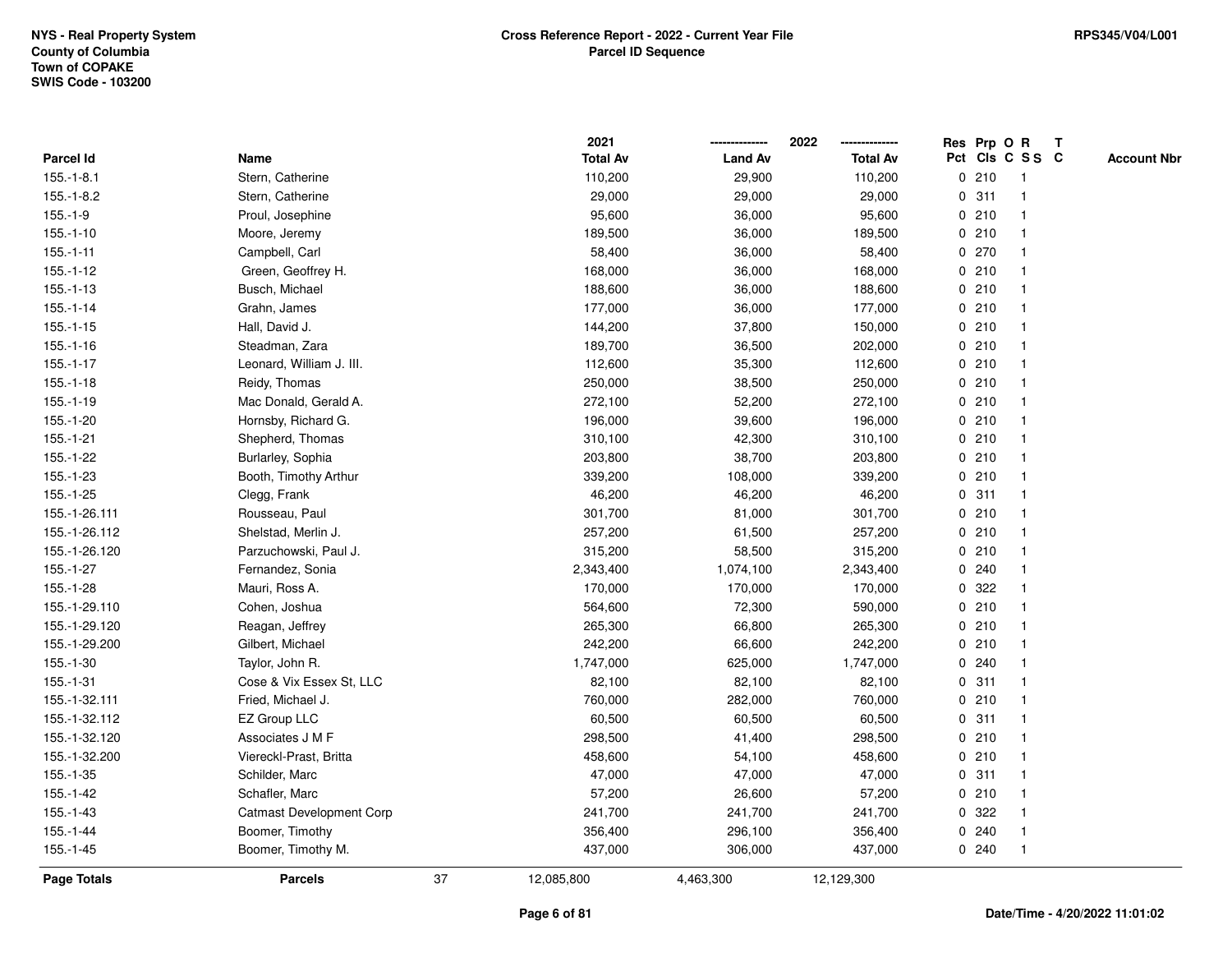NYS - Real Property System
County of Columbia
Town of COPAKE
SWIS Code - 103200

**Cross Reference Report - 2022 - Current Year File**
**Parcel ID Sequence**

RPS345/V04/L001

| Parcel Id | Name | 2021 Total Av | 2022 Land Av | 2022 Total Av | Res Pct | Prp Cls | O C | R S S | T C | Account Nbr |
|---|---|---|---|---|---|---|---|---|---|---|
| 155.-1-8.1 | Stern, Catherine | 110,200 | 29,900 | 110,200 | 0 | 210 | | 1 | | |
| 155.-1-8.2 | Stern, Catherine | 29,000 | 29,000 | 29,000 | 0 | 311 | | 1 | | |
| 155.-1-9 | Proul, Josephine | 95,600 | 36,000 | 95,600 | 0 | 210 | | 1 | | |
| 155.-1-10 | Moore, Jeremy | 189,500 | 36,000 | 189,500 | 0 | 210 | | 1 | | |
| 155.-1-11 | Campbell, Carl | 58,400 | 36,000 | 58,400 | 0 | 270 | | 1 | | |
| 155.-1-12 | Green, Geoffrey H. | 168,000 | 36,000 | 168,000 | 0 | 210 | | 1 | | |
| 155.-1-13 | Busch, Michael | 188,600 | 36,000 | 188,600 | 0 | 210 | | 1 | | |
| 155.-1-14 | Grahn, James | 177,000 | 36,000 | 177,000 | 0 | 210 | | 1 | | |
| 155.-1-15 | Hall, David J. | 144,200 | 37,800 | 150,000 | 0 | 210 | | 1 | | |
| 155.-1-16 | Steadman, Zara | 189,700 | 36,500 | 202,000 | 0 | 210 | | 1 | | |
| 155.-1-17 | Leonard, William J. III. | 112,600 | 35,300 | 112,600 | 0 | 210 | | 1 | | |
| 155.-1-18 | Reidy, Thomas | 250,000 | 38,500 | 250,000 | 0 | 210 | | 1 | | |
| 155.-1-19 | Mac Donald, Gerald A. | 272,100 | 52,200 | 272,100 | 0 | 210 | | 1 | | |
| 155.-1-20 | Hornsby, Richard G. | 196,000 | 39,600 | 196,000 | 0 | 210 | | 1 | | |
| 155.-1-21 | Shepherd, Thomas | 310,100 | 42,300 | 310,100 | 0 | 210 | | 1 | | |
| 155.-1-22 | Burlarley, Sophia | 203,800 | 38,700 | 203,800 | 0 | 210 | | 1 | | |
| 155.-1-23 | Booth, Timothy Arthur | 339,200 | 108,000 | 339,200 | 0 | 210 | | 1 | | |
| 155.-1-25 | Clegg, Frank | 46,200 | 46,200 | 46,200 | 0 | 311 | | 1 | | |
| 155.-1-26.111 | Rousseau, Paul | 301,700 | 81,000 | 301,700 | 0 | 210 | | 1 | | |
| 155.-1-26.112 | Shelstad, Merlin J. | 257,200 | 61,500 | 257,200 | 0 | 210 | | 1 | | |
| 155.-1-26.120 | Parzuchowski, Paul J. | 315,200 | 58,500 | 315,200 | 0 | 210 | | 1 | | |
| 155.-1-27 | Fernandez, Sonia | 2,343,400 | 1,074,100 | 2,343,400 | 0 | 240 | | 1 | | |
| 155.-1-28 | Mauri, Ross A. | 170,000 | 170,000 | 170,000 | 0 | 322 | | 1 | | |
| 155.-1-29.110 | Cohen, Joshua | 564,600 | 72,300 | 590,000 | 0 | 210 | | 1 | | |
| 155.-1-29.120 | Reagan, Jeffrey | 265,300 | 66,800 | 265,300 | 0 | 210 | | 1 | | |
| 155.-1-29.200 | Gilbert, Michael | 242,200 | 66,600 | 242,200 | 0 | 210 | | 1 | | |
| 155.-1-30 | Taylor, John R. | 1,747,000 | 625,000 | 1,747,000 | 0 | 240 | | 1 | | |
| 155.-1-31 | Cose & Vix Essex St, LLC | 82,100 | 82,100 | 82,100 | 0 | 311 | | 1 | | |
| 155.-1-32.111 | Fried, Michael J. | 760,000 | 282,000 | 760,000 | 0 | 210 | | 1 | | |
| 155.-1-32.112 | EZ Group LLC | 60,500 | 60,500 | 60,500 | 0 | 311 | | 1 | | |
| 155.-1-32.120 | Associates J M F | 298,500 | 41,400 | 298,500 | 0 | 210 | | 1 | | |
| 155.-1-32.200 | Viereckl-Prast, Britta | 458,600 | 54,100 | 458,600 | 0 | 210 | | 1 | | |
| 155.-1-35 | Schilder, Marc | 47,000 | 47,000 | 47,000 | 0 | 311 | | 1 | | |
| 155.-1-42 | Schafler, Marc | 57,200 | 26,600 | 57,200 | 0 | 210 | | 1 | | |
| 155.-1-43 | Catmast Development Corp | 241,700 | 241,700 | 241,700 | 0 | 322 | | 1 | | |
| 155.-1-44 | Boomer, Timothy | 356,400 | 296,100 | 356,400 | 0 | 240 | | 1 | | |
| 155.-1-45 | Boomer, Timothy M. | 437,000 | 306,000 | 437,000 | 0 | 240 | | 1 | | |
| **Page Totals** | **Parcels** 37 | 12,085,800 | 4,463,300 | 12,129,300 | | | | | | |

**Date/Time - 4/20/2022 11:01:02**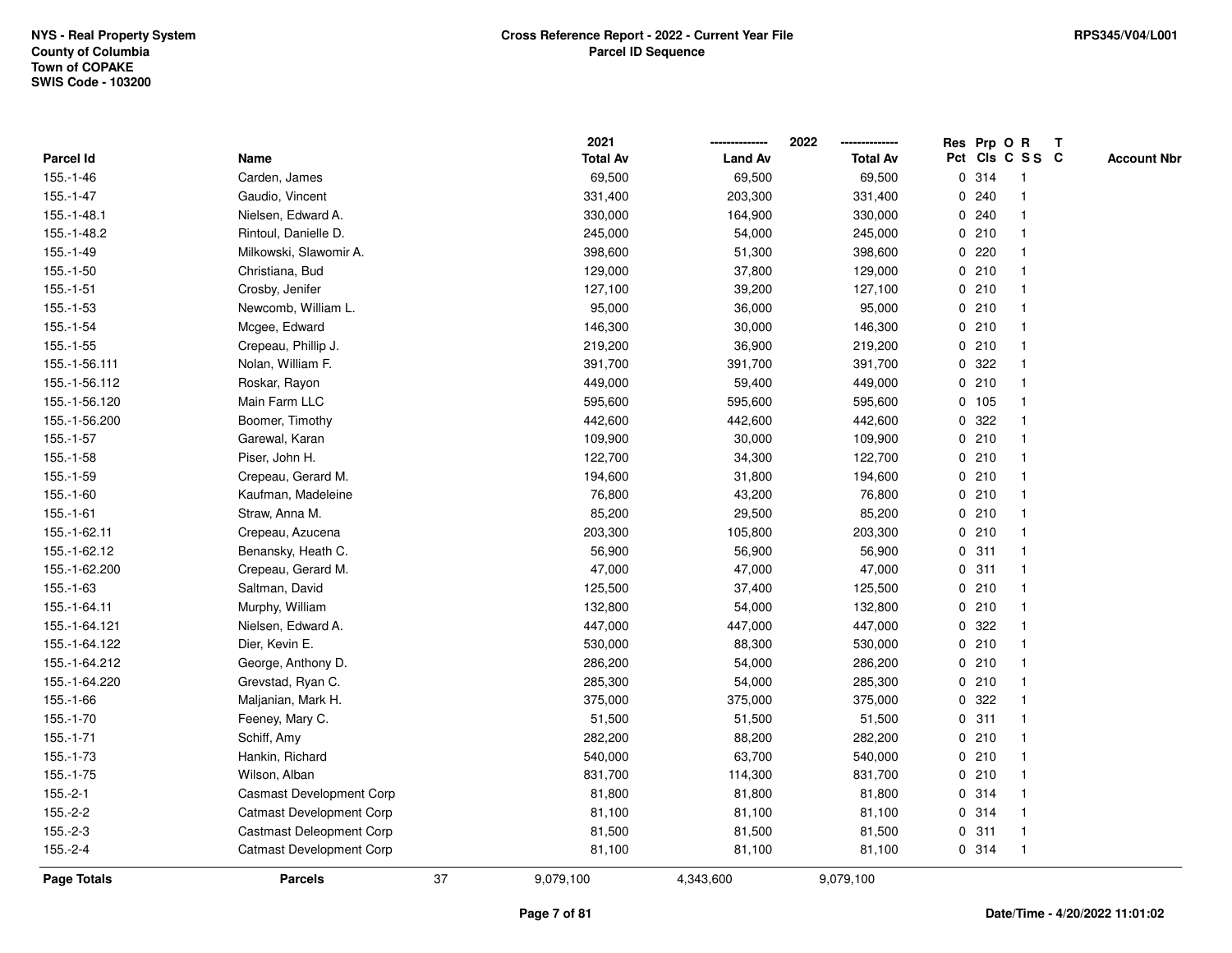**NYS - Real Property System**
**County of Columbia**
**Town of COPAKE**
**SWIS Code - 103200**

**Cross Reference Report - 2022 - Current Year File**
**Parcel ID Sequence**

**RPS345/V04/L001**

| Parcel Id | Name | 2021 Total Av | 2022 Land Av | 2022 Total Av | Res Pct | Prp Cls | O C | R S S | T C | Account Nbr |
|---|---|---|---|---|---|---|---|---|---|---|
| 155.-1-46 | Carden, James | 69,500 | 69,500 | 69,500 | 0 | 314 | | 1 | | |
| 155.-1-47 | Gaudio, Vincent | 331,400 | 203,300 | 331,400 | 0 | 240 | | 1 | | |
| 155.-1-48.1 | Nielsen, Edward A. | 330,000 | 164,900 | 330,000 | 0 | 240 | | 1 | | |
| 155.-1-48.2 | Rintoul, Danielle D. | 245,000 | 54,000 | 245,000 | 0 | 210 | | 1 | | |
| 155.-1-49 | Milkowski, Slawomir A. | 398,600 | 51,300 | 398,600 | 0 | 220 | | 1 | | |
| 155.-1-50 | Christiana, Bud | 129,000 | 37,800 | 129,000 | 0 | 210 | | 1 | | |
| 155.-1-51 | Crosby, Jenifer | 127,100 | 39,200 | 127,100 | 0 | 210 | | 1 | | |
| 155.-1-53 | Newcomb, William L. | 95,000 | 36,000 | 95,000 | 0 | 210 | | 1 | | |
| 155.-1-54 | Mcgee, Edward | 146,300 | 30,000 | 146,300 | 0 | 210 | | 1 | | |
| 155.-1-55 | Crepeau, Phillip J. | 219,200 | 36,900 | 219,200 | 0 | 210 | | 1 | | |
| 155.-1-56.111 | Nolan, William F. | 391,700 | 391,700 | 391,700 | 0 | 322 | | 1 | | |
| 155.-1-56.112 | Roskar, Rayon | 449,000 | 59,400 | 449,000 | 0 | 210 | | 1 | | |
| 155.-1-56.120 | Main Farm LLC | 595,600 | 595,600 | 595,600 | 0 | 105 | | 1 | | |
| 155.-1-56.200 | Boomer, Timothy | 442,600 | 442,600 | 442,600 | 0 | 322 | | 1 | | |
| 155.-1-57 | Garewal, Karan | 109,900 | 30,000 | 109,900 | 0 | 210 | | 1 | | |
| 155.-1-58 | Piser, John H. | 122,700 | 34,300 | 122,700 | 0 | 210 | | 1 | | |
| 155.-1-59 | Crepeau, Gerard M. | 194,600 | 31,800 | 194,600 | 0 | 210 | | 1 | | |
| 155.-1-60 | Kaufman, Madeleine | 76,800 | 43,200 | 76,800 | 0 | 210 | | 1 | | |
| 155.-1-61 | Straw, Anna M. | 85,200 | 29,500 | 85,200 | 0 | 210 | | 1 | | |
| 155.-1-62.11 | Crepeau, Azucena | 203,300 | 105,800 | 203,300 | 0 | 210 | | 1 | | |
| 155.-1-62.12 | Benansky, Heath C. | 56,900 | 56,900 | 56,900 | 0 | 311 | | 1 | | |
| 155.-1-62.200 | Crepeau, Gerard M. | 47,000 | 47,000 | 47,000 | 0 | 311 | | 1 | | |
| 155.-1-63 | Saltman, David | 125,500 | 37,400 | 125,500 | 0 | 210 | | 1 | | |
| 155.-1-64.11 | Murphy, William | 132,800 | 54,000 | 132,800 | 0 | 210 | | 1 | | |
| 155.-1-64.121 | Nielsen, Edward A. | 447,000 | 447,000 | 447,000 | 0 | 322 | | 1 | | |
| 155.-1-64.122 | Dier, Kevin E. | 530,000 | 88,300 | 530,000 | 0 | 210 | | 1 | | |
| 155.-1-64.212 | George, Anthony D. | 286,200 | 54,000 | 286,200 | 0 | 210 | | 1 | | |
| 155.-1-64.220 | Grevstad, Ryan C. | 285,300 | 54,000 | 285,300 | 0 | 210 | | 1 | | |
| 155.-1-66 | Maljanian, Mark H. | 375,000 | 375,000 | 375,000 | 0 | 322 | | 1 | | |
| 155.-1-70 | Feeney, Mary C. | 51,500 | 51,500 | 51,500 | 0 | 311 | | 1 | | |
| 155.-1-71 | Schiff, Amy | 282,200 | 88,200 | 282,200 | 0 | 210 | | 1 | | |
| 155.-1-73 | Hankin, Richard | 540,000 | 63,700 | 540,000 | 0 | 210 | | 1 | | |
| 155.-1-75 | Wilson, Alban | 831,700 | 114,300 | 831,700 | 0 | 210 | | 1 | | |
| 155.-2-1 | Casmast Development Corp | 81,800 | 81,800 | 81,800 | 0 | 314 | | 1 | | |
| 155.-2-2 | Catmast Development Corp | 81,100 | 81,100 | 81,100 | 0 | 314 | | 1 | | |
| 155.-2-3 | Castmast Deleopment Corp | 81,500 | 81,500 | 81,500 | 0 | 311 | | 1 | | |
| 155.-2-4 | Catmast Development Corp | 81,100 | 81,100 | 81,100 | 0 | 314 | | 1 | | |
| **Page Totals** | **Parcels** 37 | 9,079,100 | 4,343,600 | 9,079,100 | | | | | | |

**Date/Time - 4/20/2022 11:01:02**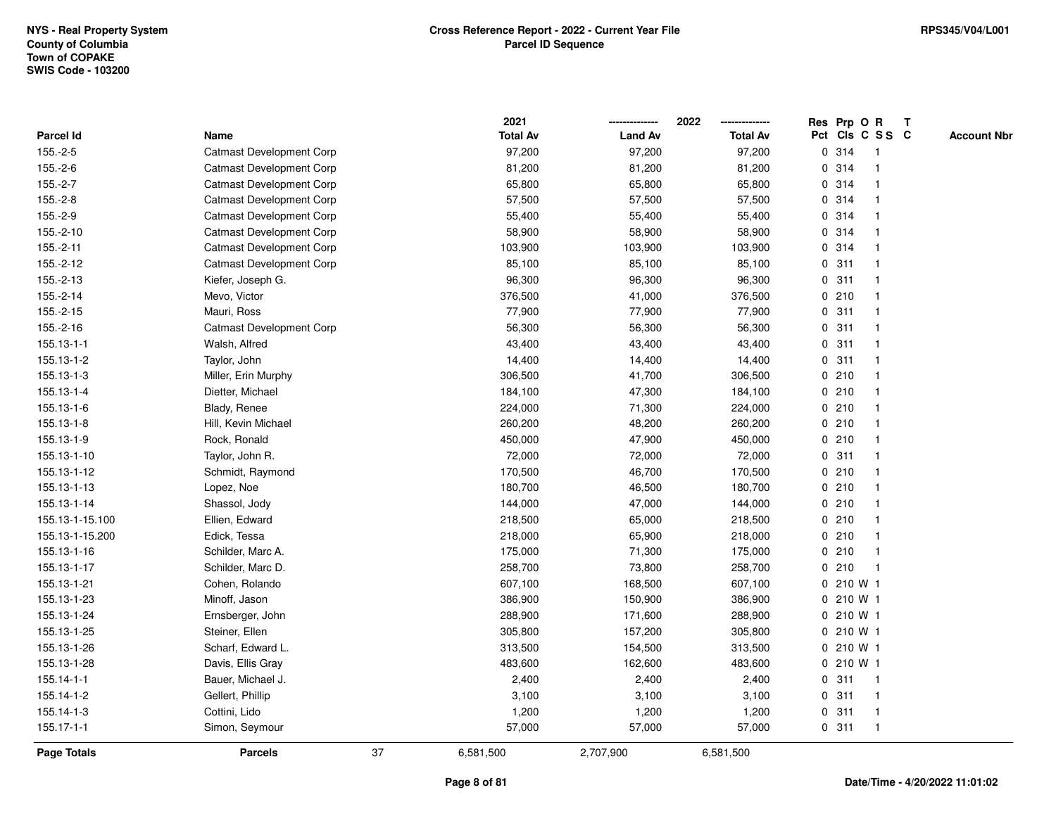NYS - Real Property System
County of Columbia
Town of COPAKE
SWIS Code - 103200

**Cross Reference Report - 2022 - Current Year File**
**Parcel ID Sequence**

RPS345/V04/L001

| Parcel Id | Name | 2021 Total Av | 2022 Land Av | 2022 Total Av | Res Pct | Prp Cls | O C | R S S | T C | Account Nbr |
|---|---|---|---|---|---|---|---|---|---|---|
| 155.-2-5 | Catmast Development Corp | 97,200 | 97,200 | 97,200 | 0 | 314 | | 1 | | |
| 155.-2-6 | Catmast Development Corp | 81,200 | 81,200 | 81,200 | 0 | 314 | | 1 | | |
| 155.-2-7 | Catmast Development Corp | 65,800 | 65,800 | 65,800 | 0 | 314 | | 1 | | |
| 155.-2-8 | Catmast Development Corp | 57,500 | 57,500 | 57,500 | 0 | 314 | | 1 | | |
| 155.-2-9 | Catmast Development Corp | 55,400 | 55,400 | 55,400 | 0 | 314 | | 1 | | |
| 155.-2-10 | Catmast Development Corp | 58,900 | 58,900 | 58,900 | 0 | 314 | | 1 | | |
| 155.-2-11 | Catmast Development Corp | 103,900 | 103,900 | 103,900 | 0 | 314 | | 1 | | |
| 155.-2-12 | Catmast Development Corp | 85,100 | 85,100 | 85,100 | 0 | 311 | | 1 | | |
| 155.-2-13 | Kiefer, Joseph G. | 96,300 | 96,300 | 96,300 | 0 | 311 | | 1 | | |
| 155.-2-14 | Mevo, Victor | 376,500 | 41,000 | 376,500 | 0 | 210 | | 1 | | |
| 155.-2-15 | Mauri, Ross | 77,900 | 77,900 | 77,900 | 0 | 311 | | 1 | | |
| 155.-2-16 | Catmast Development Corp | 56,300 | 56,300 | 56,300 | 0 | 311 | | 1 | | |
| 155.13-1-1 | Walsh, Alfred | 43,400 | 43,400 | 43,400 | 0 | 311 | | 1 | | |
| 155.13-1-2 | Taylor, John | 14,400 | 14,400 | 14,400 | 0 | 311 | | 1 | | |
| 155.13-1-3 | Miller, Erin Murphy | 306,500 | 41,700 | 306,500 | 0 | 210 | | 1 | | |
| 155.13-1-4 | Dietter, Michael | 184,100 | 47,300 | 184,100 | 0 | 210 | | 1 | | |
| 155.13-1-6 | Blady, Renee | 224,000 | 71,300 | 224,000 | 0 | 210 | | 1 | | |
| 155.13-1-8 | Hill, Kevin Michael | 260,200 | 48,200 | 260,200 | 0 | 210 | | 1 | | |
| 155.13-1-9 | Rock, Ronald | 450,000 | 47,900 | 450,000 | 0 | 210 | | 1 | | |
| 155.13-1-10 | Taylor, John R. | 72,000 | 72,000 | 72,000 | 0 | 311 | | 1 | | |
| 155.13-1-12 | Schmidt, Raymond | 170,500 | 46,700 | 170,500 | 0 | 210 | | 1 | | |
| 155.13-1-13 | Lopez, Noe | 180,700 | 46,500 | 180,700 | 0 | 210 | | 1 | | |
| 155.13-1-14 | Shassol, Jody | 144,000 | 47,000 | 144,000 | 0 | 210 | | 1 | | |
| 155.13-1-15.100 | Ellien, Edward | 218,500 | 65,000 | 218,500 | 0 | 210 | | 1 | | |
| 155.13-1-15.200 | Edick, Tessa | 218,000 | 65,900 | 218,000 | 0 | 210 | | 1 | | |
| 155.13-1-16 | Schilder, Marc A. | 175,000 | 71,300 | 175,000 | 0 | 210 | | 1 | | |
| 155.13-1-17 | Schilder, Marc D. | 258,700 | 73,800 | 258,700 | 0 | 210 | | 1 | | |
| 155.13-1-21 | Cohen, Rolando | 607,100 | 168,500 | 607,100 | 0 | 210 | W | 1 | | |
| 155.13-1-23 | Minoff, Jason | 386,900 | 150,900 | 386,900 | 0 | 210 | W | 1 | | |
| 155.13-1-24 | Ernsberger, John | 288,900 | 171,600 | 288,900 | 0 | 210 | W | 1 | | |
| 155.13-1-25 | Steiner, Ellen | 305,800 | 157,200 | 305,800 | 0 | 210 | W | 1 | | |
| 155.13-1-26 | Scharf, Edward L. | 313,500 | 154,500 | 313,500 | 0 | 210 | W | 1 | | |
| 155.13-1-28 | Davis, Ellis Gray | 483,600 | 162,600 | 483,600 | 0 | 210 | W | 1 | | |
| 155.14-1-1 | Bauer, Michael J. | 2,400 | 2,400 | 2,400 | 0 | 311 | | 1 | | |
| 155.14-1-2 | Gellert, Phillip | 3,100 | 3,100 | 3,100 | 0 | 311 | | 1 | | |
| 155.14-1-3 | Cottini, Lido | 1,200 | 1,200 | 1,200 | 0 | 311 | | 1 | | |
| 155.17-1-1 | Simon, Seymour | 57,000 | 57,000 | 57,000 | 0 | 311 | | 1 | | |
| **Page Totals** | **Parcels** 37 | 6,581,500 | 2,707,900 | 6,581,500 | | | | | | |

Date/Time - 4/20/2022 11:01:02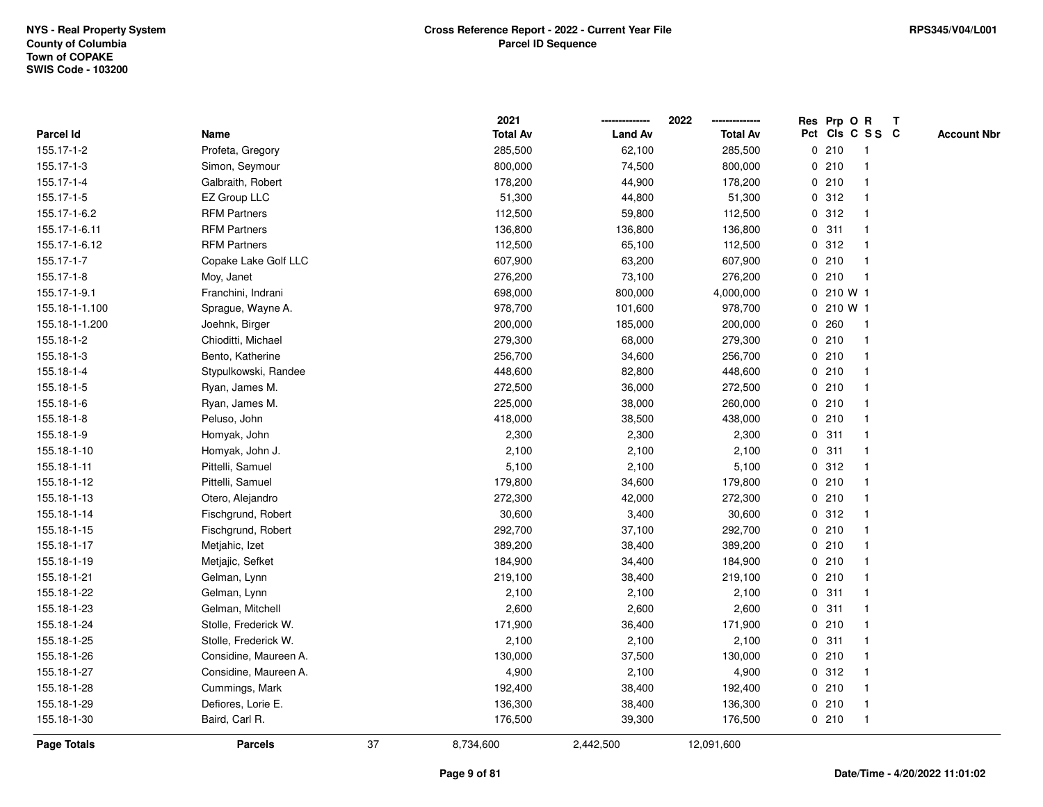NYS - Real Property System
County of Columbia
Town of COPAKE
SWIS Code - 103200

**Cross Reference Report - 2022 - Current Year File**
**Parcel ID Sequence**

RPS345/V04/L001

| Parcel Id | Name | 2021 Total Av | 2022 Land Av | 2022 Total Av | Res Pct | Prp Cls | O C | R SS | T C | Account Nbr |
|---|---|---|---|---|---|---|---|---|---|---|
| 155.17-1-2 | Profeta, Gregory | 285,500 | 62,100 | 285,500 | 0 | 210 | | 1 | | |
| 155.17-1-3 | Simon, Seymour | 800,000 | 74,500 | 800,000 | 0 | 210 | | 1 | | |
| 155.17-1-4 | Galbraith, Robert | 178,200 | 44,900 | 178,200 | 0 | 210 | | 1 | | |
| 155.17-1-5 | EZ Group LLC | 51,300 | 44,800 | 51,300 | 0 | 312 | | 1 | | |
| 155.17-1-6.2 | RFM Partners | 112,500 | 59,800 | 112,500 | 0 | 312 | | 1 | | |
| 155.17-1-6.11 | RFM Partners | 136,800 | 136,800 | 136,800 | 0 | 311 | | 1 | | |
| 155.17-1-6.12 | RFM Partners | 112,500 | 65,100 | 112,500 | 0 | 312 | | 1 | | |
| 155.17-1-7 | Copake Lake Golf LLC | 607,900 | 63,200 | 607,900 | 0 | 210 | | 1 | | |
| 155.17-1-8 | Moy, Janet | 276,200 | 73,100 | 276,200 | 0 | 210 | | 1 | | |
| 155.17-1-9.1 | Franchini, Indrani | 698,000 | 800,000 | 4,000,000 | 0 | 210 | W | 1 | | |
| 155.18-1-1.100 | Sprague, Wayne A. | 978,700 | 101,600 | 978,700 | 0 | 210 | W | 1 | | |
| 155.18-1-1.200 | Joehnk, Birger | 200,000 | 185,000 | 200,000 | 0 | 260 | | 1 | | |
| 155.18-1-2 | Chioditti, Michael | 279,300 | 68,000 | 279,300 | 0 | 210 | | 1 | | |
| 155.18-1-3 | Bento, Katherine | 256,700 | 34,600 | 256,700 | 0 | 210 | | 1 | | |
| 155.18-1-4 | Stypulkowski, Randee | 448,600 | 82,800 | 448,600 | 0 | 210 | | 1 | | |
| 155.18-1-5 | Ryan, James M. | 272,500 | 36,000 | 272,500 | 0 | 210 | | 1 | | |
| 155.18-1-6 | Ryan, James M. | 225,000 | 38,000 | 260,000 | 0 | 210 | | 1 | | |
| 155.18-1-8 | Peluso, John | 418,000 | 38,500 | 438,000 | 0 | 210 | | 1 | | |
| 155.18-1-9 | Homyak, John | 2,300 | 2,300 | 2,300 | 0 | 311 | | 1 | | |
| 155.18-1-10 | Homyak, John J. | 2,100 | 2,100 | 2,100 | 0 | 311 | | 1 | | |
| 155.18-1-11 | Pittelli, Samuel | 5,100 | 2,100 | 5,100 | 0 | 312 | | 1 | | |
| 155.18-1-12 | Pittelli, Samuel | 179,800 | 34,600 | 179,800 | 0 | 210 | | 1 | | |
| 155.18-1-13 | Otero, Alejandro | 272,300 | 42,000 | 272,300 | 0 | 210 | | 1 | | |
| 155.18-1-14 | Fischgrund, Robert | 30,600 | 3,400 | 30,600 | 0 | 312 | | 1 | | |
| 155.18-1-15 | Fischgrund, Robert | 292,700 | 37,100 | 292,700 | 0 | 210 | | 1 | | |
| 155.18-1-17 | Metjahic, Izet | 389,200 | 38,400 | 389,200 | 0 | 210 | | 1 | | |
| 155.18-1-19 | Metjajic, Sefket | 184,900 | 34,400 | 184,900 | 0 | 210 | | 1 | | |
| 155.18-1-21 | Gelman, Lynn | 219,100 | 38,400 | 219,100 | 0 | 210 | | 1 | | |
| 155.18-1-22 | Gelman, Lynn | 2,100 | 2,100 | 2,100 | 0 | 311 | | 1 | | |
| 155.18-1-23 | Gelman, Mitchell | 2,600 | 2,600 | 2,600 | 0 | 311 | | 1 | | |
| 155.18-1-24 | Stolle, Frederick W. | 171,900 | 36,400 | 171,900 | 0 | 210 | | 1 | | |
| 155.18-1-25 | Stolle, Frederick W. | 2,100 | 2,100 | 2,100 | 0 | 311 | | 1 | | |
| 155.18-1-26 | Considine, Maureen A. | 130,000 | 37,500 | 130,000 | 0 | 210 | | 1 | | |
| 155.18-1-27 | Considine, Maureen A. | 4,900 | 2,100 | 4,900 | 0 | 312 | | 1 | | |
| 155.18-1-28 | Cummings, Mark | 192,400 | 38,400 | 192,400 | 0 | 210 | | 1 | | |
| 155.18-1-29 | Defiores, Lorie E. | 136,300 | 38,400 | 136,300 | 0 | 210 | | 1 | | |
| 155.18-1-30 | Baird, Carl R. | 176,500 | 39,300 | 176,500 | 0 | 210 | | 1 | | |
| **Page Totals** | **Parcels** 37 | 8,734,600 | 2,442,500 | 12,091,600 | | | | | | |

Date/Time - 4/20/2022 11:01:02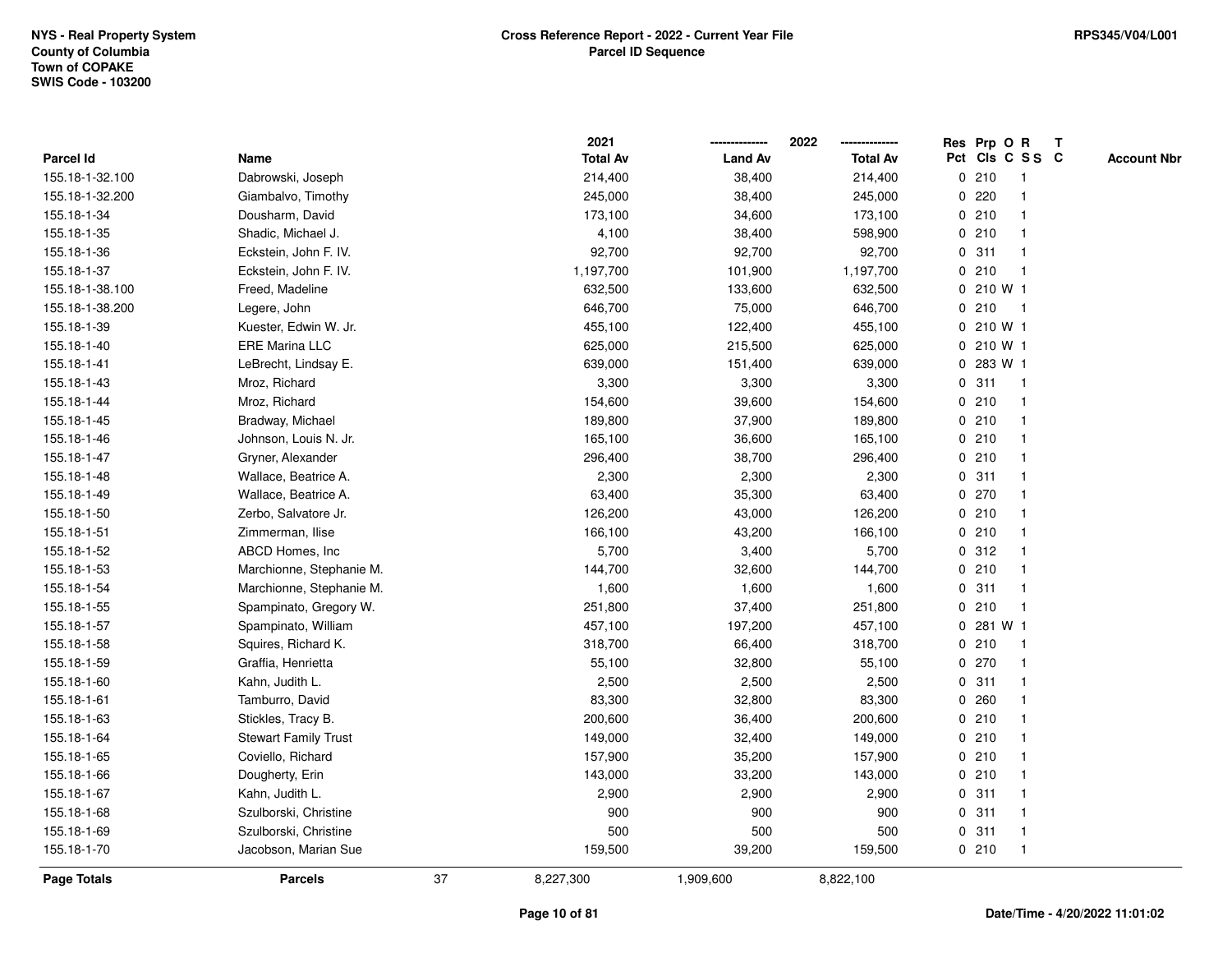NYS - Real Property System
County of Columbia
Town of COPAKE
SWIS Code - 103200

**Cross Reference Report - 2022 - Current Year File**
**Parcel ID Sequence**

RPS345/V04/L001

| Parcel Id | Name | 2021 Total Av | 2022 Land Av | 2022 Total Av | Res Pct | Prp Cls | O C | R S S | T C | Account Nbr |
|---|---|---|---|---|---|---|---|---|---|---|
| 155.18-1-32.100 | Dabrowski, Joseph | 214,400 | 38,400 | 214,400 | 0 | 210 | | 1 | | |
| 155.18-1-32.200 | Giambalvo, Timothy | 245,000 | 38,400 | 245,000 | 0 | 220 | | 1 | | |
| 155.18-1-34 | Dousharm, David | 173,100 | 34,600 | 173,100 | 0 | 210 | | 1 | | |
| 155.18-1-35 | Shadic, Michael J. | 4,100 | 38,400 | 598,900 | 0 | 210 | | 1 | | |
| 155.18-1-36 | Eckstein, John F. IV. | 92,700 | 92,700 | 92,700 | 0 | 311 | | 1 | | |
| 155.18-1-37 | Eckstein, John F. IV. | 1,197,700 | 101,900 | 1,197,700 | 0 | 210 | | 1 | | |
| 155.18-1-38.100 | Freed, Madeline | 632,500 | 133,600 | 632,500 | 0 | 210 | W | 1 | | |
| 155.18-1-38.200 | Legere, John | 646,700 | 75,000 | 646,700 | 0 | 210 | | 1 | | |
| 155.18-1-39 | Kuester, Edwin W. Jr. | 455,100 | 122,400 | 455,100 | 0 | 210 | W | 1 | | |
| 155.18-1-40 | ERE Marina LLC | 625,000 | 215,500 | 625,000 | 0 | 210 | W | 1 | | |
| 155.18-1-41 | LeBrecht, Lindsay E. | 639,000 | 151,400 | 639,000 | 0 | 283 | W | 1 | | |
| 155.18-1-43 | Mroz, Richard | 3,300 | 3,300 | 3,300 | 0 | 311 | | 1 | | |
| 155.18-1-44 | Mroz, Richard | 154,600 | 39,600 | 154,600 | 0 | 210 | | 1 | | |
| 155.18-1-45 | Bradway, Michael | 189,800 | 37,900 | 189,800 | 0 | 210 | | 1 | | |
| 155.18-1-46 | Johnson, Louis N. Jr. | 165,100 | 36,600 | 165,100 | 0 | 210 | | 1 | | |
| 155.18-1-47 | Gryner, Alexander | 296,400 | 38,700 | 296,400 | 0 | 210 | | 1 | | |
| 155.18-1-48 | Wallace, Beatrice A. | 2,300 | 2,300 | 2,300 | 0 | 311 | | 1 | | |
| 155.18-1-49 | Wallace, Beatrice A. | 63,400 | 35,300 | 63,400 | 0 | 270 | | 1 | | |
| 155.18-1-50 | Zerbo, Salvatore Jr. | 126,200 | 43,000 | 126,200 | 0 | 210 | | 1 | | |
| 155.18-1-51 | Zimmerman, Ilise | 166,100 | 43,200 | 166,100 | 0 | 210 | | 1 | | |
| 155.18-1-52 | ABCD Homes, Inc | 5,700 | 3,400 | 5,700 | 0 | 312 | | 1 | | |
| 155.18-1-53 | Marchionne, Stephanie M. | 144,700 | 32,600 | 144,700 | 0 | 210 | | 1 | | |
| 155.18-1-54 | Marchionne, Stephanie M. | 1,600 | 1,600 | 1,600 | 0 | 311 | | 1 | | |
| 155.18-1-55 | Spampinato, Gregory W. | 251,800 | 37,400 | 251,800 | 0 | 210 | | 1 | | |
| 155.18-1-57 | Spampinato, William | 457,100 | 197,200 | 457,100 | 0 | 281 | W | 1 | | |
| 155.18-1-58 | Squires, Richard K. | 318,700 | 66,400 | 318,700 | 0 | 210 | | 1 | | |
| 155.18-1-59 | Graffia, Henrietta | 55,100 | 32,800 | 55,100 | 0 | 270 | | 1 | | |
| 155.18-1-60 | Kahn, Judith L. | 2,500 | 2,500 | 2,500 | 0 | 311 | | 1 | | |
| 155.18-1-61 | Tamburro, David | 83,300 | 32,800 | 83,300 | 0 | 260 | | 1 | | |
| 155.18-1-63 | Stickles, Tracy B. | 200,600 | 36,400 | 200,600 | 0 | 210 | | 1 | | |
| 155.18-1-64 | Stewart Family Trust | 149,000 | 32,400 | 149,000 | 0 | 210 | | 1 | | |
| 155.18-1-65 | Coviello, Richard | 157,900 | 35,200 | 157,900 | 0 | 210 | | 1 | | |
| 155.18-1-66 | Dougherty, Erin | 143,000 | 33,200 | 143,000 | 0 | 210 | | 1 | | |
| 155.18-1-67 | Kahn, Judith L. | 2,900 | 2,900 | 2,900 | 0 | 311 | | 1 | | |
| 155.18-1-68 | Szulborski, Christine | 900 | 900 | 900 | 0 | 311 | | 1 | | |
| 155.18-1-69 | Szulborski, Christine | 500 | 500 | 500 | 0 | 311 | | 1 | | |
| 155.18-1-70 | Jacobson, Marian Sue | 159,500 | 39,200 | 159,500 | 0 | 210 | | 1 | | |
| **Page Totals** | **Parcels** 37 | 8,227,300 | 1,909,600 | 8,822,100 | | | | | | |

Date/Time - 4/20/2022 11:01:02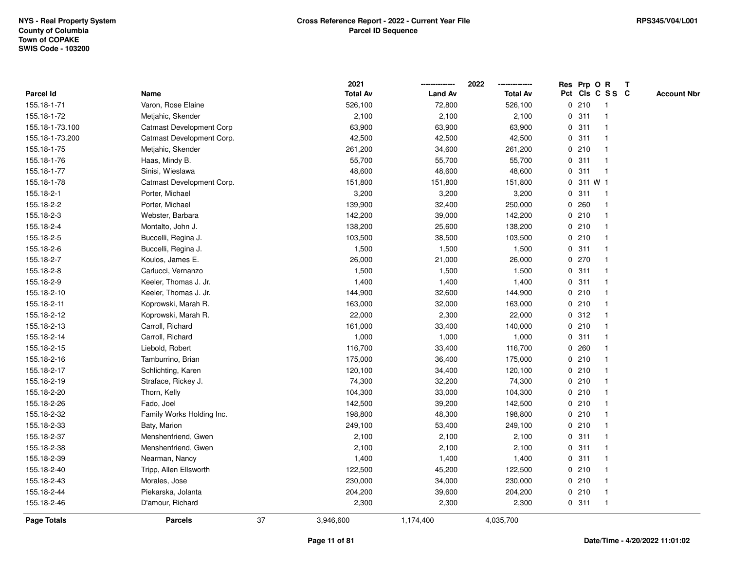NYS - Real Property System
County of Columbia
Town of COPAKE
SWIS Code - 103200

**Cross Reference Report - 2022 - Current Year File**
**Parcel ID Sequence**

RPS345/V04/L001

| Parcel Id | Name | 2021 Total Av | 2022 Land Av | 2022 Total Av | Res Pct | Prp Cls | O C | R S S | T C | Account Nbr |
|---|---|---|---|---|---|---|---|---|---|---|
| 155.18-1-71 | Varon, Rose Elaine | 526,100 | 72,800 | 526,100 | 0 | 210 | | 1 | | |
| 155.18-1-72 | Metjahic, Skender | 2,100 | 2,100 | 2,100 | 0 | 311 | | 1 | | |
| 155.18-1-73.100 | Catmast Development Corp | 63,900 | 63,900 | 63,900 | 0 | 311 | | 1 | | |
| 155.18-1-73.200 | Catmast Development Corp. | 42,500 | 42,500 | 42,500 | 0 | 311 | | 1 | | |
| 155.18-1-75 | Metjahic, Skender | 261,200 | 34,600 | 261,200 | 0 | 210 | | 1 | | |
| 155.18-1-76 | Haas, Mindy B. | 55,700 | 55,700 | 55,700 | 0 | 311 | | 1 | | |
| 155.18-1-77 | Sinisi, Wieslawa | 48,600 | 48,600 | 48,600 | 0 | 311 | | 1 | | |
| 155.18-1-78 | Catmast Development Corp. | 151,800 | 151,800 | 151,800 | 0 | 311 | W | 1 | | |
| 155.18-2-1 | Porter, Michael | 3,200 | 3,200 | 3,200 | 0 | 311 | | 1 | | |
| 155.18-2-2 | Porter, Michael | 139,900 | 32,400 | 250,000 | 0 | 260 | | 1 | | |
| 155.18-2-3 | Webster, Barbara | 142,200 | 39,000 | 142,200 | 0 | 210 | | 1 | | |
| 155.18-2-4 | Montalto, John J. | 138,200 | 25,600 | 138,200 | 0 | 210 | | 1 | | |
| 155.18-2-5 | Buccelli, Regina J. | 103,500 | 38,500 | 103,500 | 0 | 210 | | 1 | | |
| 155.18-2-6 | Buccelli, Regina J. | 1,500 | 1,500 | 1,500 | 0 | 311 | | 1 | | |
| 155.18-2-7 | Koulos, James E. | 26,000 | 21,000 | 26,000 | 0 | 270 | | 1 | | |
| 155.18-2-8 | Carlucci, Vernanzo | 1,500 | 1,500 | 1,500 | 0 | 311 | | 1 | | |
| 155.18-2-9 | Keeler, Thomas J. Jr. | 1,400 | 1,400 | 1,400 | 0 | 311 | | 1 | | |
| 155.18-2-10 | Keeler, Thomas J. Jr. | 144,900 | 32,600 | 144,900 | 0 | 210 | | 1 | | |
| 155.18-2-11 | Koprowski, Marah R. | 163,000 | 32,000 | 163,000 | 0 | 210 | | 1 | | |
| 155.18-2-12 | Koprowski, Marah R. | 22,000 | 2,300 | 22,000 | 0 | 312 | | 1 | | |
| 155.18-2-13 | Carroll, Richard | 161,000 | 33,400 | 140,000 | 0 | 210 | | 1 | | |
| 155.18-2-14 | Carroll, Richard | 1,000 | 1,000 | 1,000 | 0 | 311 | | 1 | | |
| 155.18-2-15 | Liebold, Robert | 116,700 | 33,400 | 116,700 | 0 | 260 | | 1 | | |
| 155.18-2-16 | Tamburrino, Brian | 175,000 | 36,400 | 175,000 | 0 | 210 | | 1 | | |
| 155.18-2-17 | Schlichting, Karen | 120,100 | 34,400 | 120,100 | 0 | 210 | | 1 | | |
| 155.18-2-19 | Straface, Rickey J. | 74,300 | 32,200 | 74,300 | 0 | 210 | | 1 | | |
| 155.18-2-20 | Thorn, Kelly | 104,300 | 33,000 | 104,300 | 0 | 210 | | 1 | | |
| 155.18-2-26 | Fado, Joel | 142,500 | 39,200 | 142,500 | 0 | 210 | | 1 | | |
| 155.18-2-32 | Family Works Holding Inc. | 198,800 | 48,300 | 198,800 | 0 | 210 | | 1 | | |
| 155.18-2-33 | Baty, Marion | 249,100 | 53,400 | 249,100 | 0 | 210 | | 1 | | |
| 155.18-2-37 | Menshenfriend, Gwen | 2,100 | 2,100 | 2,100 | 0 | 311 | | 1 | | |
| 155.18-2-38 | Menshenfriend, Gwen | 2,100 | 2,100 | 2,100 | 0 | 311 | | 1 | | |
| 155.18-2-39 | Nearman, Nancy | 1,400 | 1,400 | 1,400 | 0 | 311 | | 1 | | |
| 155.18-2-40 | Tripp, Allen Ellsworth | 122,500 | 45,200 | 122,500 | 0 | 210 | | 1 | | |
| 155.18-2-43 | Morales, Jose | 230,000 | 34,000 | 230,000 | 0 | 210 | | 1 | | |
| 155.18-2-44 | Piekarska, Jolanta | 204,200 | 39,600 | 204,200 | 0 | 210 | | 1 | | |
| 155.18-2-46 | D'amour, Richard | 2,300 | 2,300 | 2,300 | 0 | 311 | | 1 | | |
| **Page Totals** | **Parcels** 37 | 3,946,600 | 1,174,400 | 4,035,700 | | | | | | |

Date/Time - 4/20/2022 11:01:02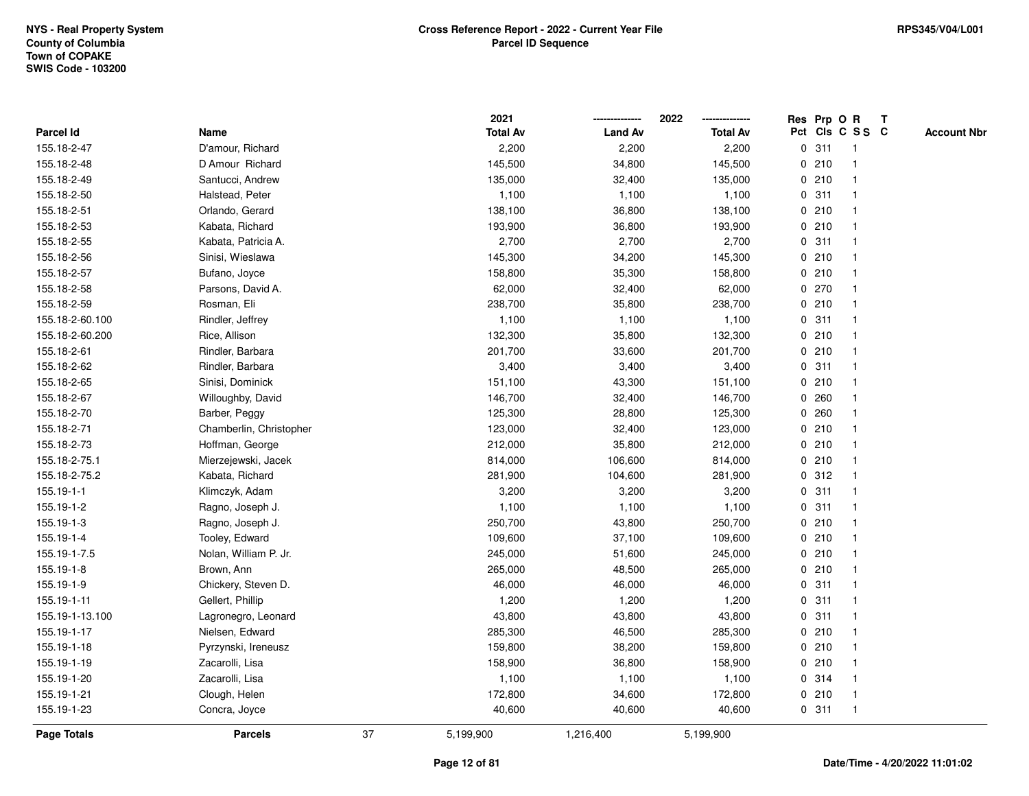NYS - Real Property System
County of Columbia
Town of COPAKE
SWIS Code - 103200

**Cross Reference Report - 2022 - Current Year File**
**Parcel ID Sequence**

RPS345/V04/L001

| Parcel Id | Name | 2021 Total Av | 2022 Land Av | 2022 Total Av | Res Pct | Prp Cls | O C | R SS | T C | Account Nbr |
|---|---|---|---|---|---|---|---|---|---|---|
| 155.18-2-47 | D'amour, Richard | 2,200 | 2,200 | 2,200 | 0 | 311 | | 1 | | |
| 155.18-2-48 | D Amour Richard | 145,500 | 34,800 | 145,500 | 0 | 210 | | 1 | | |
| 155.18-2-49 | Santucci, Andrew | 135,000 | 32,400 | 135,000 | 0 | 210 | | 1 | | |
| 155.18-2-50 | Halstead, Peter | 1,100 | 1,100 | 1,100 | 0 | 311 | | 1 | | |
| 155.18-2-51 | Orlando, Gerard | 138,100 | 36,800 | 138,100 | 0 | 210 | | 1 | | |
| 155.18-2-53 | Kabata, Richard | 193,900 | 36,800 | 193,900 | 0 | 210 | | 1 | | |
| 155.18-2-55 | Kabata, Patricia A. | 2,700 | 2,700 | 2,700 | 0 | 311 | | 1 | | |
| 155.18-2-56 | Sinisi, Wieslawa | 145,300 | 34,200 | 145,300 | 0 | 210 | | 1 | | |
| 155.18-2-57 | Bufano, Joyce | 158,800 | 35,300 | 158,800 | 0 | 210 | | 1 | | |
| 155.18-2-58 | Parsons, David A. | 62,000 | 32,400 | 62,000 | 0 | 270 | | 1 | | |
| 155.18-2-59 | Rosman, Eli | 238,700 | 35,800 | 238,700 | 0 | 210 | | 1 | | |
| 155.18-2-60.100 | Rindler, Jeffrey | 1,100 | 1,100 | 1,100 | 0 | 311 | | 1 | | |
| 155.18-2-60.200 | Rice, Allison | 132,300 | 35,800 | 132,300 | 0 | 210 | | 1 | | |
| 155.18-2-61 | Rindler, Barbara | 201,700 | 33,600 | 201,700 | 0 | 210 | | 1 | | |
| 155.18-2-62 | Rindler, Barbara | 3,400 | 3,400 | 3,400 | 0 | 311 | | 1 | | |
| 155.18-2-65 | Sinisi, Dominick | 151,100 | 43,300 | 151,100 | 0 | 210 | | 1 | | |
| 155.18-2-67 | Willoughby, David | 146,700 | 32,400 | 146,700 | 0 | 260 | | 1 | | |
| 155.18-2-70 | Barber, Peggy | 125,300 | 28,800 | 125,300 | 0 | 260 | | 1 | | |
| 155.18-2-71 | Chamberlin, Christopher | 123,000 | 32,400 | 123,000 | 0 | 210 | | 1 | | |
| 155.18-2-73 | Hoffman, George | 212,000 | 35,800 | 212,000 | 0 | 210 | | 1 | | |
| 155.18-2-75.1 | Mierzejewski, Jacek | 814,000 | 106,600 | 814,000 | 0 | 210 | | 1 | | |
| 155.18-2-75.2 | Kabata, Richard | 281,900 | 104,600 | 281,900 | 0 | 312 | | 1 | | |
| 155.19-1-1 | Klimczyk, Adam | 3,200 | 3,200 | 3,200 | 0 | 311 | | 1 | | |
| 155.19-1-2 | Ragno, Joseph J. | 1,100 | 1,100 | 1,100 | 0 | 311 | | 1 | | |
| 155.19-1-3 | Ragno, Joseph J. | 250,700 | 43,800 | 250,700 | 0 | 210 | | 1 | | |
| 155.19-1-4 | Tooley, Edward | 109,600 | 37,100 | 109,600 | 0 | 210 | | 1 | | |
| 155.19-1-7.5 | Nolan, William P. Jr. | 245,000 | 51,600 | 245,000 | 0 | 210 | | 1 | | |
| 155.19-1-8 | Brown, Ann | 265,000 | 48,500 | 265,000 | 0 | 210 | | 1 | | |
| 155.19-1-9 | Chickery, Steven D. | 46,000 | 46,000 | 46,000 | 0 | 311 | | 1 | | |
| 155.19-1-11 | Gellert, Phillip | 1,200 | 1,200 | 1,200 | 0 | 311 | | 1 | | |
| 155.19-1-13.100 | Lagronegro, Leonard | 43,800 | 43,800 | 43,800 | 0 | 311 | | 1 | | |
| 155.19-1-17 | Nielsen, Edward | 285,300 | 46,500 | 285,300 | 0 | 210 | | 1 | | |
| 155.19-1-18 | Pyrzynski, Ireneusz | 159,800 | 38,200 | 159,800 | 0 | 210 | | 1 | | |
| 155.19-1-19 | Zacarolli, Lisa | 158,900 | 36,800 | 158,900 | 0 | 210 | | 1 | | |
| 155.19-1-20 | Zacarolli, Lisa | 1,100 | 1,100 | 1,100 | 0 | 314 | | 1 | | |
| 155.19-1-21 | Clough, Helen | 172,800 | 34,600 | 172,800 | 0 | 210 | | 1 | | |
| 155.19-1-23 | Concra, Joyce | 40,600 | 40,600 | 40,600 | 0 | 311 | | 1 | | |

| Page Totals | Parcels | 37 | 5,199,900 | 1,216,400 | 5,199,900 |
|---|---|---|---|---|---|

Date/Time - 4/20/2022 11:01:02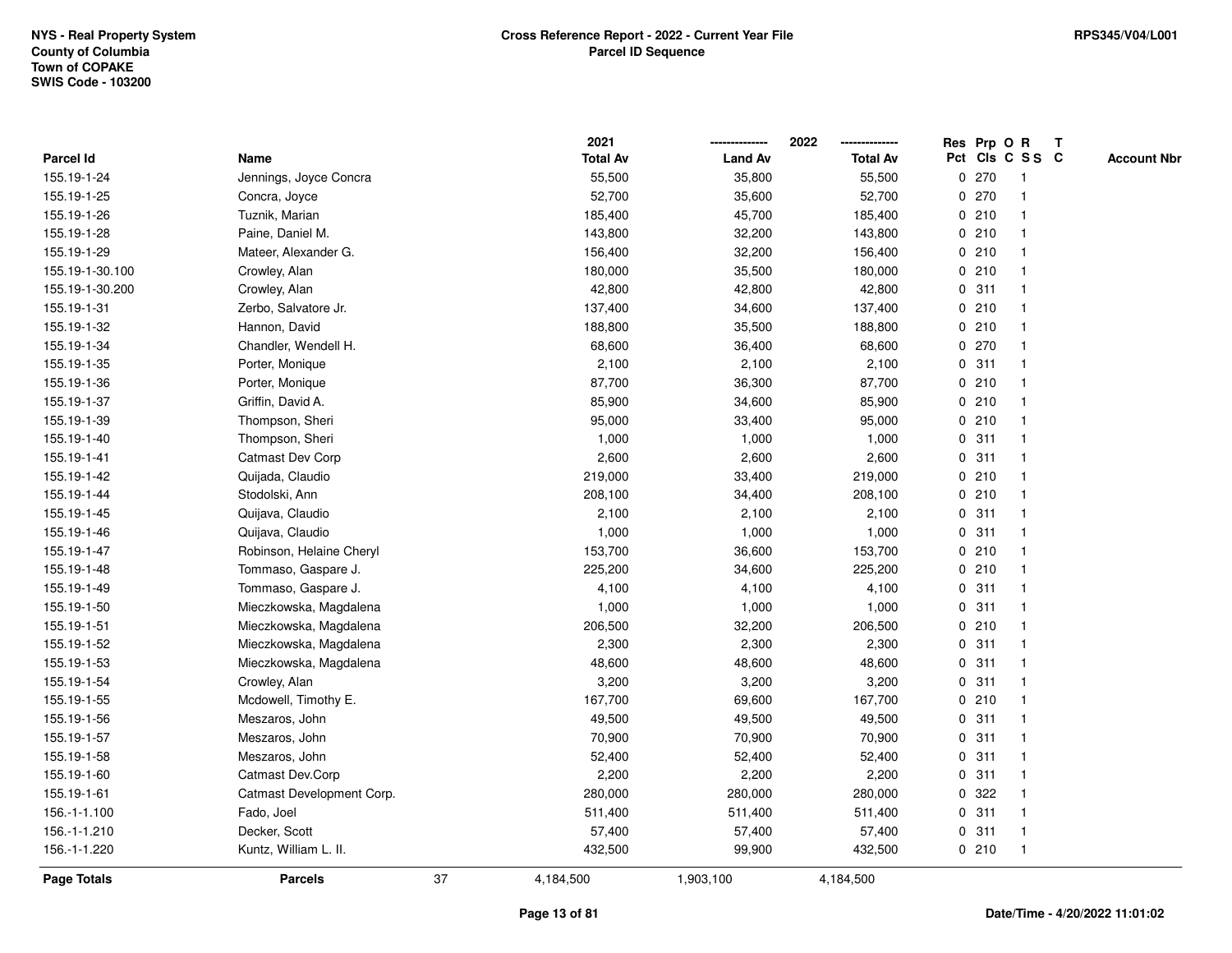NYS - Real Property System
County of Columbia
Town of COPAKE
SWIS Code - 103200

**Cross Reference Report - 2022 - Current Year File**
**Parcel ID Sequence**

RPS345/V04/L001

| Parcel Id | Name | 2021 Total Av | 2022 Land Av | 2022 Total Av | Res Pct | Prp Cls | O C | R S S | T C | Account Nbr |
|---|---|---|---|---|---|---|---|---|---|---|
| 155.19-1-24 | Jennings, Joyce Concra | 55,500 | 35,800 | 55,500 | 0 | 270 | | 1 | | |
| 155.19-1-25 | Concra, Joyce | 52,700 | 35,600 | 52,700 | 0 | 270 | | 1 | | |
| 155.19-1-26 | Tuznik, Marian | 185,400 | 45,700 | 185,400 | 0 | 210 | | 1 | | |
| 155.19-1-28 | Paine, Daniel M. | 143,800 | 32,200 | 143,800 | 0 | 210 | | 1 | | |
| 155.19-1-29 | Mateer, Alexander G. | 156,400 | 32,200 | 156,400 | 0 | 210 | | 1 | | |
| 155.19-1-30.100 | Crowley, Alan | 180,000 | 35,500 | 180,000 | 0 | 210 | | 1 | | |
| 155.19-1-30.200 | Crowley, Alan | 42,800 | 42,800 | 42,800 | 0 | 311 | | 1 | | |
| 155.19-1-31 | Zerbo, Salvatore Jr. | 137,400 | 34,600 | 137,400 | 0 | 210 | | 1 | | |
| 155.19-1-32 | Hannon, David | 188,800 | 35,500 | 188,800 | 0 | 210 | | 1 | | |
| 155.19-1-34 | Chandler, Wendell H. | 68,600 | 36,400 | 68,600 | 0 | 270 | | 1 | | |
| 155.19-1-35 | Porter, Monique | 2,100 | 2,100 | 2,100 | 0 | 311 | | 1 | | |
| 155.19-1-36 | Porter, Monique | 87,700 | 36,300 | 87,700 | 0 | 210 | | 1 | | |
| 155.19-1-37 | Griffin, David A. | 85,900 | 34,600 | 85,900 | 0 | 210 | | 1 | | |
| 155.19-1-39 | Thompson, Sheri | 95,000 | 33,400 | 95,000 | 0 | 210 | | 1 | | |
| 155.19-1-40 | Thompson, Sheri | 1,000 | 1,000 | 1,000 | 0 | 311 | | 1 | | |
| 155.19-1-41 | Catmast Dev Corp | 2,600 | 2,600 | 2,600 | 0 | 311 | | 1 | | |
| 155.19-1-42 | Quijada, Claudio | 219,000 | 33,400 | 219,000 | 0 | 210 | | 1 | | |
| 155.19-1-44 | Stodolski, Ann | 208,100 | 34,400 | 208,100 | 0 | 210 | | 1 | | |
| 155.19-1-45 | Quijava, Claudio | 2,100 | 2,100 | 2,100 | 0 | 311 | | 1 | | |
| 155.19-1-46 | Quijava, Claudio | 1,000 | 1,000 | 1,000 | 0 | 311 | | 1 | | |
| 155.19-1-47 | Robinson, Helaine Cheryl | 153,700 | 36,600 | 153,700 | 0 | 210 | | 1 | | |
| 155.19-1-48 | Tommaso, Gaspare J. | 225,200 | 34,600 | 225,200 | 0 | 210 | | 1 | | |
| 155.19-1-49 | Tommaso, Gaspare J. | 4,100 | 4,100 | 4,100 | 0 | 311 | | 1 | | |
| 155.19-1-50 | Mieczkowska, Magdalena | 1,000 | 1,000 | 1,000 | 0 | 311 | | 1 | | |
| 155.19-1-51 | Mieczkowska, Magdalena | 206,500 | 32,200 | 206,500 | 0 | 210 | | 1 | | |
| 155.19-1-52 | Mieczkowska, Magdalena | 2,300 | 2,300 | 2,300 | 0 | 311 | | 1 | | |
| 155.19-1-53 | Mieczkowska, Magdalena | 48,600 | 48,600 | 48,600 | 0 | 311 | | 1 | | |
| 155.19-1-54 | Crowley, Alan | 3,200 | 3,200 | 3,200 | 0 | 311 | | 1 | | |
| 155.19-1-55 | Mcdowell, Timothy E. | 167,700 | 69,600 | 167,700 | 0 | 210 | | 1 | | |
| 155.19-1-56 | Meszaros, John | 49,500 | 49,500 | 49,500 | 0 | 311 | | 1 | | |
| 155.19-1-57 | Meszaros, John | 70,900 | 70,900 | 70,900 | 0 | 311 | | 1 | | |
| 155.19-1-58 | Meszaros, John | 52,400 | 52,400 | 52,400 | 0 | 311 | | 1 | | |
| 155.19-1-60 | Catmast Dev.Corp | 2,200 | 2,200 | 2,200 | 0 | 311 | | 1 | | |
| 155.19-1-61 | Catmast Development Corp. | 280,000 | 280,000 | 280,000 | 0 | 322 | | 1 | | |
| 156.-1-1.100 | Fado, Joel | 511,400 | 511,400 | 511,400 | 0 | 311 | | 1 | | |
| 156.-1-1.210 | Decker, Scott | 57,400 | 57,400 | 57,400 | 0 | 311 | | 1 | | |
| 156.-1-1.220 | Kuntz, William L. II. | 432,500 | 99,900 | 432,500 | 0 | 210 | | 1 | | |
| **Page Totals** | **Parcels** 37 | 4,184,500 | 1,903,100 | 4,184,500 | | | | | | |

Date/Time - 4/20/2022 11:01:02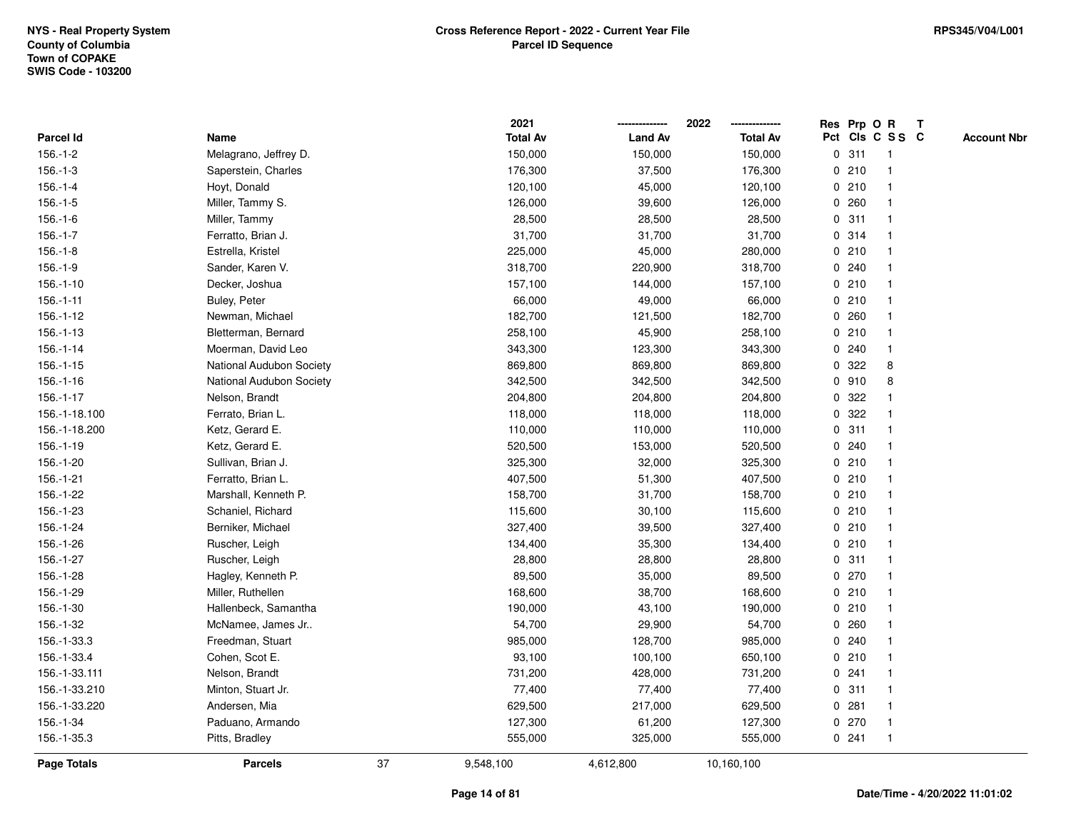NYS - Real Property System
County of Columbia
Town of COPAKE
SWIS Code - 103200

**Cross Reference Report - 2022 - Current Year File**
**Parcel ID Sequence**

RPS345/V04/L001

| Parcel Id | Name | 2021 Total Av | 2022 Land Av | 2022 Total Av | Res Pct | Prp Cls | O C | R S S | T C | Account Nbr |
|---|---|---|---|---|---|---|---|---|---|---|
| 156.-1-2 | Melagrano, Jeffrey D. | 150,000 | 150,000 | 150,000 | 0 | 311 | | 1 | | |
| 156.-1-3 | Saperstein, Charles | 176,300 | 37,500 | 176,300 | 0 | 210 | | 1 | | |
| 156.-1-4 | Hoyt, Donald | 120,100 | 45,000 | 120,100 | 0 | 210 | | 1 | | |
| 156.-1-5 | Miller, Tammy S. | 126,000 | 39,600 | 126,000 | 0 | 260 | | 1 | | |
| 156.-1-6 | Miller, Tammy | 28,500 | 28,500 | 28,500 | 0 | 311 | | 1 | | |
| 156.-1-7 | Ferratto, Brian J. | 31,700 | 31,700 | 31,700 | 0 | 314 | | 1 | | |
| 156.-1-8 | Estrella, Kristel | 225,000 | 45,000 | 280,000 | 0 | 210 | | 1 | | |
| 156.-1-9 | Sander, Karen V. | 318,700 | 220,900 | 318,700 | 0 | 240 | | 1 | | |
| 156.-1-10 | Decker, Joshua | 157,100 | 144,000 | 157,100 | 0 | 210 | | 1 | | |
| 156.-1-11 | Buley, Peter | 66,000 | 49,000 | 66,000 | 0 | 210 | | 1 | | |
| 156.-1-12 | Newman, Michael | 182,700 | 121,500 | 182,700 | 0 | 260 | | 1 | | |
| 156.-1-13 | Bletterman, Bernard | 258,100 | 45,900 | 258,100 | 0 | 210 | | 1 | | |
| 156.-1-14 | Moerman, David Leo | 343,300 | 123,300 | 343,300 | 0 | 240 | | 1 | | |
| 156.-1-15 | National Audubon Society | 869,800 | 869,800 | 869,800 | 0 | 322 | | 8 | | |
| 156.-1-16 | National Audubon Society | 342,500 | 342,500 | 342,500 | 0 | 910 | | 8 | | |
| 156.-1-17 | Nelson, Brandt | 204,800 | 204,800 | 204,800 | 0 | 322 | | 1 | | |
| 156.-1-18.100 | Ferrato, Brian L. | 118,000 | 118,000 | 118,000 | 0 | 322 | | 1 | | |
| 156.-1-18.200 | Ketz, Gerard E. | 110,000 | 110,000 | 110,000 | 0 | 311 | | 1 | | |
| 156.-1-19 | Ketz, Gerard E. | 520,500 | 153,000 | 520,500 | 0 | 240 | | 1 | | |
| 156.-1-20 | Sullivan, Brian J. | 325,300 | 32,000 | 325,300 | 0 | 210 | | 1 | | |
| 156.-1-21 | Ferratto, Brian L. | 407,500 | 51,300 | 407,500 | 0 | 210 | | 1 | | |
| 156.-1-22 | Marshall, Kenneth P. | 158,700 | 31,700 | 158,700 | 0 | 210 | | 1 | | |
| 156.-1-23 | Schaniel, Richard | 115,600 | 30,100 | 115,600 | 0 | 210 | | 1 | | |
| 156.-1-24 | Berniker, Michael | 327,400 | 39,500 | 327,400 | 0 | 210 | | 1 | | |
| 156.-1-26 | Ruscher, Leigh | 134,400 | 35,300 | 134,400 | 0 | 210 | | 1 | | |
| 156.-1-27 | Ruscher, Leigh | 28,800 | 28,800 | 28,800 | 0 | 311 | | 1 | | |
| 156.-1-28 | Hagley, Kenneth P. | 89,500 | 35,000 | 89,500 | 0 | 270 | | 1 | | |
| 156.-1-29 | Miller, Ruthellen | 168,600 | 38,700 | 168,600 | 0 | 210 | | 1 | | |
| 156.-1-30 | Hallenbeck, Samantha | 190,000 | 43,100 | 190,000 | 0 | 210 | | 1 | | |
| 156.-1-32 | McNamee, James Jr.. | 54,700 | 29,900 | 54,700 | 0 | 260 | | 1 | | |
| 156.-1-33.3 | Freedman, Stuart | 985,000 | 128,700 | 985,000 | 0 | 240 | | 1 | | |
| 156.-1-33.4 | Cohen, Scot E. | 93,100 | 100,100 | 650,100 | 0 | 210 | | 1 | | |
| 156.-1-33.111 | Nelson, Brandt | 731,200 | 428,000 | 731,200 | 0 | 241 | | 1 | | |
| 156.-1-33.210 | Minton, Stuart Jr. | 77,400 | 77,400 | 77,400 | 0 | 311 | | 1 | | |
| 156.-1-33.220 | Andersen, Mia | 629,500 | 217,000 | 629,500 | 0 | 281 | | 1 | | |
| 156.-1-34 | Paduano, Armando | 127,300 | 61,200 | 127,300 | 0 | 270 | | 1 | | |
| 156.-1-35.3 | Pitts, Bradley | 555,000 | 325,000 | 555,000 | 0 | 241 | | 1 | | |
| **Page Totals** | **Parcels** 37 | 9,548,100 | 4,612,800 | 10,160,100 | | | | | | |

Date/Time - 4/20/2022 11:01:02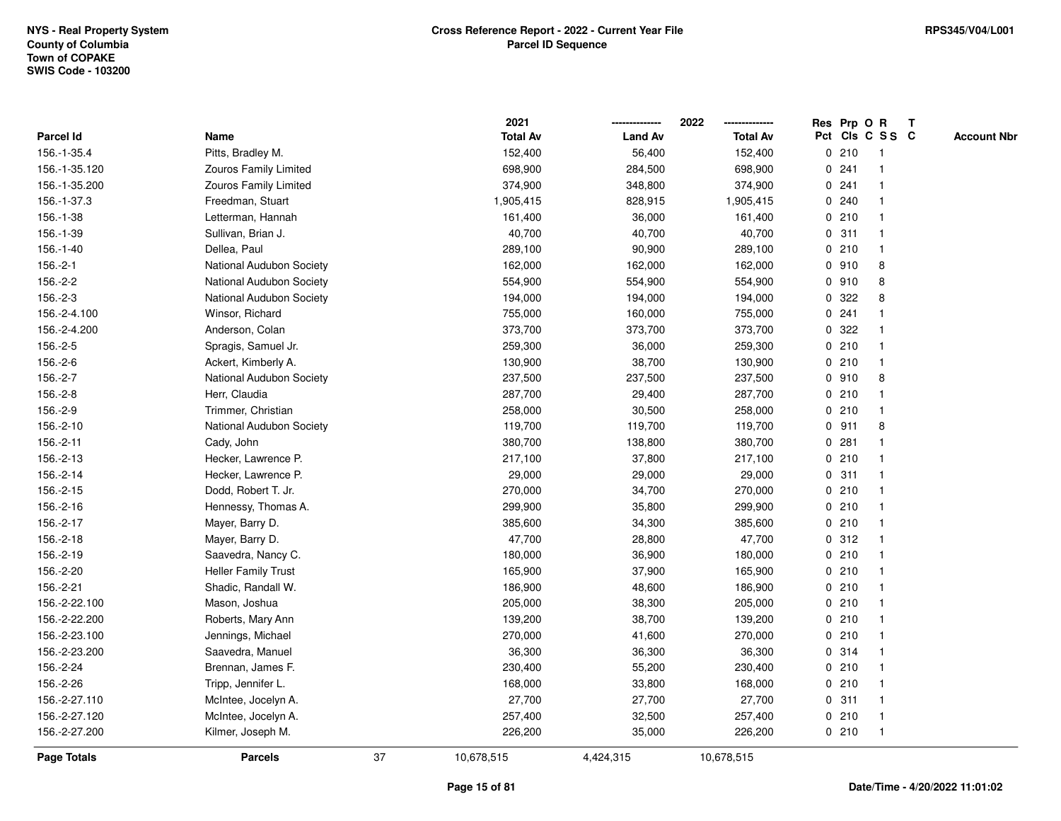NYS - Real Property System
County of Columbia
Town of COPAKE
SWIS Code - 103200

**Cross Reference Report - 2022 - Current Year File**
**Parcel ID Sequence**

RPS345/V04/L001

| Parcel Id | Name | 2021 Total Av | 2022 Land Av | 2022 Total Av | Res Pct | Prp Cls | O C | R S S | T C | Account Nbr |
|---|---|---|---|---|---|---|---|---|---|---|
| 156.-1-35.4 | Pitts, Bradley M. | 152,400 | 56,400 | 152,400 | 0 | 210 | | 1 | | |
| 156.-1-35.120 | Zouros Family Limited | 698,900 | 284,500 | 698,900 | 0 | 241 | | 1 | | |
| 156.-1-35.200 | Zouros Family Limited | 374,900 | 348,800 | 374,900 | 0 | 241 | | 1 | | |
| 156.-1-37.3 | Freedman, Stuart | 1,905,415 | 828,915 | 1,905,415 | 0 | 240 | | 1 | | |
| 156.-1-38 | Letterman, Hannah | 161,400 | 36,000 | 161,400 | 0 | 210 | | 1 | | |
| 156.-1-39 | Sullivan, Brian J. | 40,700 | 40,700 | 40,700 | 0 | 311 | | 1 | | |
| 156.-1-40 | Dellea, Paul | 289,100 | 90,900 | 289,100 | 0 | 210 | | 1 | | |
| 156.-2-1 | National Audubon Society | 162,000 | 162,000 | 162,000 | 0 | 910 | | 8 | | |
| 156.-2-2 | National Audubon Society | 554,900 | 554,900 | 554,900 | 0 | 910 | | 8 | | |
| 156.-2-3 | National Audubon Society | 194,000 | 194,000 | 194,000 | 0 | 322 | | 8 | | |
| 156.-2-4.100 | Winsor, Richard | 755,000 | 160,000 | 755,000 | 0 | 241 | | 1 | | |
| 156.-2-4.200 | Anderson, Colan | 373,700 | 373,700 | 373,700 | 0 | 322 | | 1 | | |
| 156.-2-5 | Spragis, Samuel Jr. | 259,300 | 36,000 | 259,300 | 0 | 210 | | 1 | | |
| 156.-2-6 | Ackert, Kimberly A. | 130,900 | 38,700 | 130,900 | 0 | 210 | | 1 | | |
| 156.-2-7 | National Audubon Society | 237,500 | 237,500 | 237,500 | 0 | 910 | | 8 | | |
| 156.-2-8 | Herr, Claudia | 287,700 | 29,400 | 287,700 | 0 | 210 | | 1 | | |
| 156.-2-9 | Trimmer, Christian | 258,000 | 30,500 | 258,000 | 0 | 210 | | 1 | | |
| 156.-2-10 | National Audubon Society | 119,700 | 119,700 | 119,700 | 0 | 911 | | 8 | | |
| 156.-2-11 | Cady, John | 380,700 | 138,800 | 380,700 | 0 | 281 | | 1 | | |
| 156.-2-13 | Hecker, Lawrence P. | 217,100 | 37,800 | 217,100 | 0 | 210 | | 1 | | |
| 156.-2-14 | Hecker, Lawrence P. | 29,000 | 29,000 | 29,000 | 0 | 311 | | 1 | | |
| 156.-2-15 | Dodd, Robert T. Jr. | 270,000 | 34,700 | 270,000 | 0 | 210 | | 1 | | |
| 156.-2-16 | Hennessy, Thomas A. | 299,900 | 35,800 | 299,900 | 0 | 210 | | 1 | | |
| 156.-2-17 | Mayer, Barry D. | 385,600 | 34,300 | 385,600 | 0 | 210 | | 1 | | |
| 156.-2-18 | Mayer, Barry D. | 47,700 | 28,800 | 47,700 | 0 | 312 | | 1 | | |
| 156.-2-19 | Saavedra, Nancy C. | 180,000 | 36,900 | 180,000 | 0 | 210 | | 1 | | |
| 156.-2-20 | Heller Family Trust | 165,900 | 37,900 | 165,900 | 0 | 210 | | 1 | | |
| 156.-2-21 | Shadic, Randall W. | 186,900 | 48,600 | 186,900 | 0 | 210 | | 1 | | |
| 156.-2-22.100 | Mason, Joshua | 205,000 | 38,300 | 205,000 | 0 | 210 | | 1 | | |
| 156.-2-22.200 | Roberts, Mary Ann | 139,200 | 38,700 | 139,200 | 0 | 210 | | 1 | | |
| 156.-2-23.100 | Jennings, Michael | 270,000 | 41,600 | 270,000 | 0 | 210 | | 1 | | |
| 156.-2-23.200 | Saavedra, Manuel | 36,300 | 36,300 | 36,300 | 0 | 314 | | 1 | | |
| 156.-2-24 | Brennan, James F. | 230,400 | 55,200 | 230,400 | 0 | 210 | | 1 | | |
| 156.-2-26 | Tripp, Jennifer L. | 168,000 | 33,800 | 168,000 | 0 | 210 | | 1 | | |
| 156.-2-27.110 | McIntee, Jocelyn A. | 27,700 | 27,700 | 27,700 | 0 | 311 | | 1 | | |
| 156.-2-27.120 | McIntee, Jocelyn A. | 257,400 | 32,500 | 257,400 | 0 | 210 | | 1 | | |
| 156.-2-27.200 | Kilmer, Joseph M. | 226,200 | 35,000 | 226,200 | 0 | 210 | | 1 | | |
| **Page Totals** | **Parcels** 37 | 10,678,515 | 4,424,315 | 10,678,515 | | | | | | |

Date/Time - 4/20/2022 11:01:02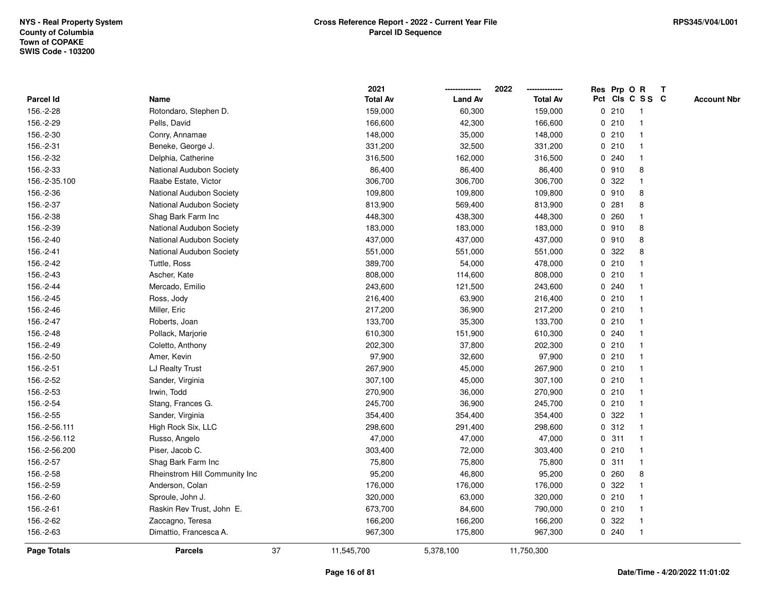| Parcel Id | Name | 2021 Total Av | 2022 Land Av | 2022 Total Av | Res Pct | Prp Cls | O C | R S S | T C | Account Nbr |
|---|---|---|---|---|---|---|---|---|---|---|
| 156.-2-28 | Rotondaro, Stephen D. | 159,000 | 60,300 | 159,000 | 0 | 210 | | 1 | | |
| 156.-2-29 | Pells, David | 166,600 | 42,300 | 166,600 | 0 | 210 | | 1 | | |
| 156.-2-30 | Conry, Annamae | 148,000 | 35,000 | 148,000 | 0 | 210 | | 1 | | |
| 156.-2-31 | Beneke, George J. | 331,200 | 32,500 | 331,200 | 0 | 210 | | 1 | | |
| 156.-2-32 | Delphia, Catherine | 316,500 | 162,000 | 316,500 | 0 | 240 | | 1 | | |
| 156.-2-33 | National Audubon Society | 86,400 | 86,400 | 86,400 | 0 | 910 | | 8 | | |
| 156.-2-35.100 | Raabe Estate, Victor | 306,700 | 306,700 | 306,700 | 0 | 322 | | 1 | | |
| 156.-2-36 | National Audubon Society | 109,800 | 109,800 | 109,800 | 0 | 910 | | 8 | | |
| 156.-2-37 | National Audubon Society | 813,900 | 569,400 | 813,900 | 0 | 281 | | 8 | | |
| 156.-2-38 | Shag Bark Farm Inc | 448,300 | 438,300 | 448,300 | 0 | 260 | | 1 | | |
| 156.-2-39 | National Audubon Society | 183,000 | 183,000 | 183,000 | 0 | 910 | | 8 | | |
| 156.-2-40 | National Audubon Society | 437,000 | 437,000 | 437,000 | 0 | 910 | | 8 | | |
| 156.-2-41 | National Audubon Society | 551,000 | 551,000 | 551,000 | 0 | 322 | | 8 | | |
| 156.-2-42 | Tuttle, Ross | 389,700 | 54,000 | 478,000 | 0 | 210 | | 1 | | |
| 156.-2-43 | Ascher, Kate | 808,000 | 114,600 | 808,000 | 0 | 210 | | 1 | | |
| 156.-2-44 | Mercado, Emilio | 243,600 | 121,500 | 243,600 | 0 | 240 | | 1 | | |
| 156.-2-45 | Ross, Jody | 216,400 | 63,900 | 216,400 | 0 | 210 | | 1 | | |
| 156.-2-46 | Miller, Eric | 217,200 | 36,900 | 217,200 | 0 | 210 | | 1 | | |
| 156.-2-47 | Roberts, Joan | 133,700 | 35,300 | 133,700 | 0 | 210 | | 1 | | |
| 156.-2-48 | Pollack, Marjorie | 610,300 | 151,900 | 610,300 | 0 | 240 | | 1 | | |
| 156.-2-49 | Coletto, Anthony | 202,300 | 37,800 | 202,300 | 0 | 210 | | 1 | | |
| 156.-2-50 | Amer, Kevin | 97,900 | 32,600 | 97,900 | 0 | 210 | | 1 | | |
| 156.-2-51 | LJ Realty Trust | 267,900 | 45,000 | 267,900 | 0 | 210 | | 1 | | |
| 156.-2-52 | Sander, Virginia | 307,100 | 45,000 | 307,100 | 0 | 210 | | 1 | | |
| 156.-2-53 | Irwin, Todd | 270,900 | 36,000 | 270,900 | 0 | 210 | | 1 | | |
| 156.-2-54 | Stang, Frances G. | 245,700 | 36,900 | 245,700 | 0 | 210 | | 1 | | |
| 156.-2-55 | Sander, Virginia | 354,400 | 354,400 | 354,400 | 0 | 322 | | 1 | | |
| 156.-2-56.111 | High Rock Six, LLC | 298,600 | 291,400 | 298,600 | 0 | 312 | | 1 | | |
| 156.-2-56.112 | Russo, Angelo | 47,000 | 47,000 | 47,000 | 0 | 311 | | 1 | | |
| 156.-2-56.200 | Piser, Jacob C. | 303,400 | 72,000 | 303,400 | 0 | 210 | | 1 | | |
| 156.-2-57 | Shag Bark Farm Inc | 75,800 | 75,800 | 75,800 | 0 | 311 | | 1 | | |
| 156.-2-58 | Rheinstrom Hill Community Inc | 95,200 | 46,800 | 95,200 | 0 | 260 | | 8 | | |
| 156.-2-59 | Anderson, Colan | 176,000 | 176,000 | 176,000 | 0 | 322 | | 1 | | |
| 156.-2-60 | Sproule, John J. | 320,000 | 63,000 | 320,000 | 0 | 210 | | 1 | | |
| 156.-2-61 | Raskin Rev Trust, John E. | 673,700 | 84,600 | 790,000 | 0 | 210 | | 1 | | |
| 156.-2-62 | Zaccagno, Teresa | 166,200 | 166,200 | 166,200 | 0 | 322 | | 1 | | |
| 156.-2-63 | Dimattio, Francesca A. | 967,300 | 175,800 | 967,300 | 0 | 240 | | 1 | | |
| **Page Totals** | **Parcels** 37 | 11,545,700 | 5,378,100 | 11,750,300 | | | | | | |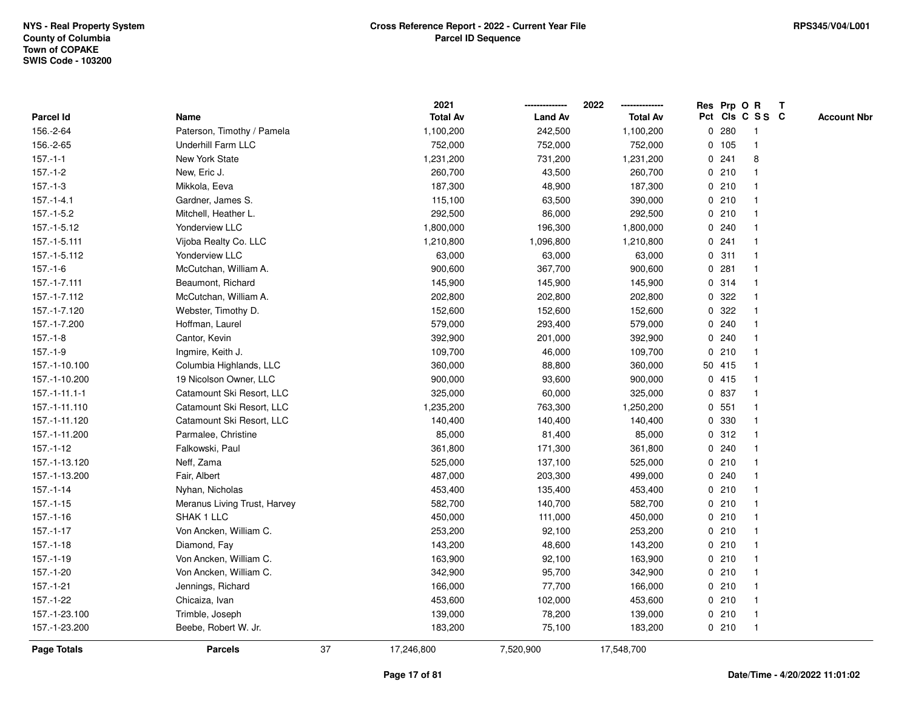NYS - Real Property System
County of Columbia
Town of COPAKE
SWIS Code - 103200

**Cross Reference Report - 2022 - Current Year File**
**Parcel ID Sequence**

RPS345/V04/L001

| Parcel Id | Name | 2021 Total Av | 2022 Land Av | 2022 Total Av | Res Pct | Prp Cls | O C | R S S | T C | Account Nbr |
|---|---|---|---|---|---|---|---|---|---|---|
| 156.-2-64 | Paterson, Timothy / Pamela | 1,100,200 | 242,500 | 1,100,200 | 0 | 280 | | 1 | | |
| 156.-2-65 | Underhill Farm LLC | 752,000 | 752,000 | 752,000 | 0 | 105 | | 1 | | |
| 157.-1-1 | New York State | 1,231,200 | 731,200 | 1,231,200 | 0 | 241 | | 8 | | |
| 157.-1-2 | New, Eric J. | 260,700 | 43,500 | 260,700 | 0 | 210 | | 1 | | |
| 157.-1-3 | Mikkola, Eeva | 187,300 | 48,900 | 187,300 | 0 | 210 | | 1 | | |
| 157.-1-4.1 | Gardner, James S. | 115,100 | 63,500 | 390,000 | 0 | 210 | | 1 | | |
| 157.-1-5.2 | Mitchell, Heather L. | 292,500 | 86,000 | 292,500 | 0 | 210 | | 1 | | |
| 157.-1-5.12 | Yonderview LLC | 1,800,000 | 196,300 | 1,800,000 | 0 | 240 | | 1 | | |
| 157.-1-5.111 | Vijoba Realty Co. LLC | 1,210,800 | 1,096,800 | 1,210,800 | 0 | 241 | | 1 | | |
| 157.-1-5.112 | Yonderview LLC | 63,000 | 63,000 | 63,000 | 0 | 311 | | 1 | | |
| 157.-1-6 | McCutchan, William A. | 900,600 | 367,700 | 900,600 | 0 | 281 | | 1 | | |
| 157.-1-7.111 | Beaumont, Richard | 145,900 | 145,900 | 145,900 | 0 | 314 | | 1 | | |
| 157.-1-7.112 | McCutchan, William A. | 202,800 | 202,800 | 202,800 | 0 | 322 | | 1 | | |
| 157.-1-7.120 | Webster, Timothy D. | 152,600 | 152,600 | 152,600 | 0 | 322 | | 1 | | |
| 157.-1-7.200 | Hoffman, Laurel | 579,000 | 293,400 | 579,000 | 0 | 240 | | 1 | | |
| 157.-1-8 | Cantor, Kevin | 392,900 | 201,000 | 392,900 | 0 | 240 | | 1 | | |
| 157.-1-9 | Ingmire, Keith J. | 109,700 | 46,000 | 109,700 | 0 | 210 | | 1 | | |
| 157.-1-10.100 | Columbia Highlands, LLC | 360,000 | 88,800 | 360,000 | 50 | 415 | | 1 | | |
| 157.-1-10.200 | 19 Nicolson Owner, LLC | 900,000 | 93,600 | 900,000 | 0 | 415 | | 1 | | |
| 157.-1-11.1-1 | Catamount Ski Resort, LLC | 325,000 | 60,000 | 325,000 | 0 | 837 | | 1 | | |
| 157.-1-11.110 | Catamount Ski Resort, LLC | 1,235,200 | 763,300 | 1,250,200 | 0 | 551 | | 1 | | |
| 157.-1-11.120 | Catamount Ski Resort, LLC | 140,400 | 140,400 | 140,400 | 0 | 330 | | 1 | | |
| 157.-1-11.200 | Parmalee, Christine | 85,000 | 81,400 | 85,000 | 0 | 312 | | 1 | | |
| 157.-1-12 | Falkowski, Paul | 361,800 | 171,300 | 361,800 | 0 | 240 | | 1 | | |
| 157.-1-13.120 | Neff, Zama | 525,000 | 137,100 | 525,000 | 0 | 210 | | 1 | | |
| 157.-1-13.200 | Fair, Albert | 487,000 | 203,300 | 499,000 | 0 | 240 | | 1 | | |
| 157.-1-14 | Nyhan, Nicholas | 453,400 | 135,400 | 453,400 | 0 | 210 | | 1 | | |
| 157.-1-15 | Meranus Living Trust, Harvey | 582,700 | 140,700 | 582,700 | 0 | 210 | | 1 | | |
| 157.-1-16 | SHAK 1 LLC | 450,000 | 111,000 | 450,000 | 0 | 210 | | 1 | | |
| 157.-1-17 | Von Ancken, William C. | 253,200 | 92,100 | 253,200 | 0 | 210 | | 1 | | |
| 157.-1-18 | Diamond, Fay | 143,200 | 48,600 | 143,200 | 0 | 210 | | 1 | | |
| 157.-1-19 | Von Ancken, William C. | 163,900 | 92,100 | 163,900 | 0 | 210 | | 1 | | |
| 157.-1-20 | Von Ancken, William C. | 342,900 | 95,700 | 342,900 | 0 | 210 | | 1 | | |
| 157.-1-21 | Jennings, Richard | 166,000 | 77,700 | 166,000 | 0 | 210 | | 1 | | |
| 157.-1-22 | Chicaiza, Ivan | 453,600 | 102,000 | 453,600 | 0 | 210 | | 1 | | |
| 157.-1-23.100 | Trimble, Joseph | 139,000 | 78,200 | 139,000 | 0 | 210 | | 1 | | |
| 157.-1-23.200 | Beebe, Robert W. Jr. | 183,200 | 75,100 | 183,200 | 0 | 210 | | 1 | | |
| **Page Totals** | **Parcels** 37 | 17,246,800 | 7,520,900 | 17,548,700 | | | | | | |

Date/Time - 4/20/2022 11:01:02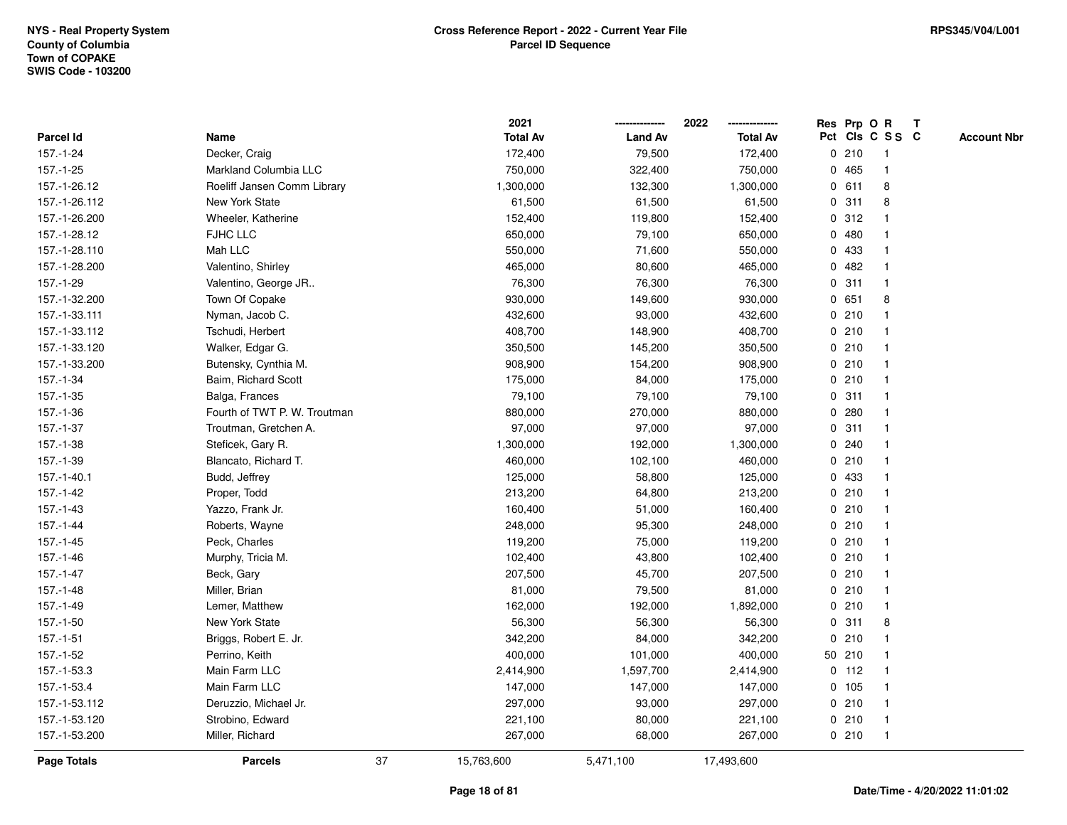NYS - Real Property System
County of Columbia
Town of COPAKE
SWIS Code - 103200

RPS345/V04/L001

# Cross Reference Report - 2022 - Current Year File
## Parcel ID Sequence

| Parcel Id | Name | 2021 Total Av | 2022 Land Av | 2022 Total Av | Res Pct | Prp Cls | O C | R S S | T C | Account Nbr |
|---|---|---|---|---|---|---|---|---|---|---|
| 157.-1-24 | Decker, Craig | 172,400 | 79,500 | 172,400 | 0 | 210 | | 1 | | |
| 157.-1-25 | Markland Columbia LLC | 750,000 | 322,400 | 750,000 | 0 | 465 | | 1 | | |
| 157.-1-26.12 | Roeliff Jansen Comm Library | 1,300,000 | 132,300 | 1,300,000 | 0 | 611 | | 8 | | |
| 157.-1-26.112 | New York State | 61,500 | 61,500 | 61,500 | 0 | 311 | | 8 | | |
| 157.-1-26.200 | Wheeler, Katherine | 152,400 | 119,800 | 152,400 | 0 | 312 | | 1 | | |
| 157.-1-28.12 | FJHC LLC | 650,000 | 79,100 | 650,000 | 0 | 480 | | 1 | | |
| 157.-1-28.110 | Mah LLC | 550,000 | 71,600 | 550,000 | 0 | 433 | | 1 | | |
| 157.-1-28.200 | Valentino, Shirley | 465,000 | 80,600 | 465,000 | 0 | 482 | | 1 | | |
| 157.-1-29 | Valentino, George JR.. | 76,300 | 76,300 | 76,300 | 0 | 311 | | 1 | | |
| 157.-1-32.200 | Town Of Copake | 930,000 | 149,600 | 930,000 | 0 | 651 | | 8 | | |
| 157.-1-33.111 | Nyman, Jacob C. | 432,600 | 93,000 | 432,600 | 0 | 210 | | 1 | | |
| 157.-1-33.112 | Tschudi, Herbert | 408,700 | 148,900 | 408,700 | 0 | 210 | | 1 | | |
| 157.-1-33.120 | Walker, Edgar G. | 350,500 | 145,200 | 350,500 | 0 | 210 | | 1 | | |
| 157.-1-33.200 | Butensky, Cynthia M. | 908,900 | 154,200 | 908,900 | 0 | 210 | | 1 | | |
| 157.-1-34 | Baim, Richard Scott | 175,000 | 84,000 | 175,000 | 0 | 210 | | 1 | | |
| 157.-1-35 | Balga, Frances | 79,100 | 79,100 | 79,100 | 0 | 311 | | 1 | | |
| 157.-1-36 | Fourth of TWT P. W. Troutman | 880,000 | 270,000 | 880,000 | 0 | 280 | | 1 | | |
| 157.-1-37 | Troutman, Gretchen A. | 97,000 | 97,000 | 97,000 | 0 | 311 | | 1 | | |
| 157.-1-38 | Steficek, Gary R. | 1,300,000 | 192,000 | 1,300,000 | 0 | 240 | | 1 | | |
| 157.-1-39 | Blancato, Richard T. | 460,000 | 102,100 | 460,000 | 0 | 210 | | 1 | | |
| 157.-1-40.1 | Budd, Jeffrey | 125,000 | 58,800 | 125,000 | 0 | 433 | | 1 | | |
| 157.-1-42 | Proper, Todd | 213,200 | 64,800 | 213,200 | 0 | 210 | | 1 | | |
| 157.-1-43 | Yazzo, Frank Jr. | 160,400 | 51,000 | 160,400 | 0 | 210 | | 1 | | |
| 157.-1-44 | Roberts, Wayne | 248,000 | 95,300 | 248,000 | 0 | 210 | | 1 | | |
| 157.-1-45 | Peck, Charles | 119,200 | 75,000 | 119,200 | 0 | 210 | | 1 | | |
| 157.-1-46 | Murphy, Tricia M. | 102,400 | 43,800 | 102,400 | 0 | 210 | | 1 | | |
| 157.-1-47 | Beck, Gary | 207,500 | 45,700 | 207,500 | 0 | 210 | | 1 | | |
| 157.-1-48 | Miller, Brian | 81,000 | 79,500 | 81,000 | 0 | 210 | | 1 | | |
| 157.-1-49 | Lemer, Matthew | 162,000 | 192,000 | 1,892,000 | 0 | 210 | | 1 | | |
| 157.-1-50 | New York State | 56,300 | 56,300 | 56,300 | 0 | 311 | | 8 | | |
| 157.-1-51 | Briggs, Robert E. Jr. | 342,200 | 84,000 | 342,200 | 0 | 210 | | 1 | | |
| 157.-1-52 | Perrino, Keith | 400,000 | 101,000 | 400,000 | 50 | 210 | | 1 | | |
| 157.-1-53.3 | Main Farm LLC | 2,414,900 | 1,597,700 | 2,414,900 | 0 | 112 | | 1 | | |
| 157.-1-53.4 | Main Farm LLC | 147,000 | 147,000 | 147,000 | 0 | 105 | | 1 | | |
| 157.-1-53.112 | Deruzzio, Michael Jr. | 297,000 | 93,000 | 297,000 | 0 | 210 | | 1 | | |
| 157.-1-53.120 | Strobino, Edward | 221,100 | 80,000 | 221,100 | 0 | 210 | | 1 | | |
| 157.-1-53.200 | Miller, Richard | 267,000 | 68,000 | 267,000 | 0 | 210 | | 1 | | |
| **Page Totals** | **Parcels** 37 | 15,763,600 | 5,471,100 | 17,493,600 | | | | | | |

Date/Time - 4/20/2022 11:01:02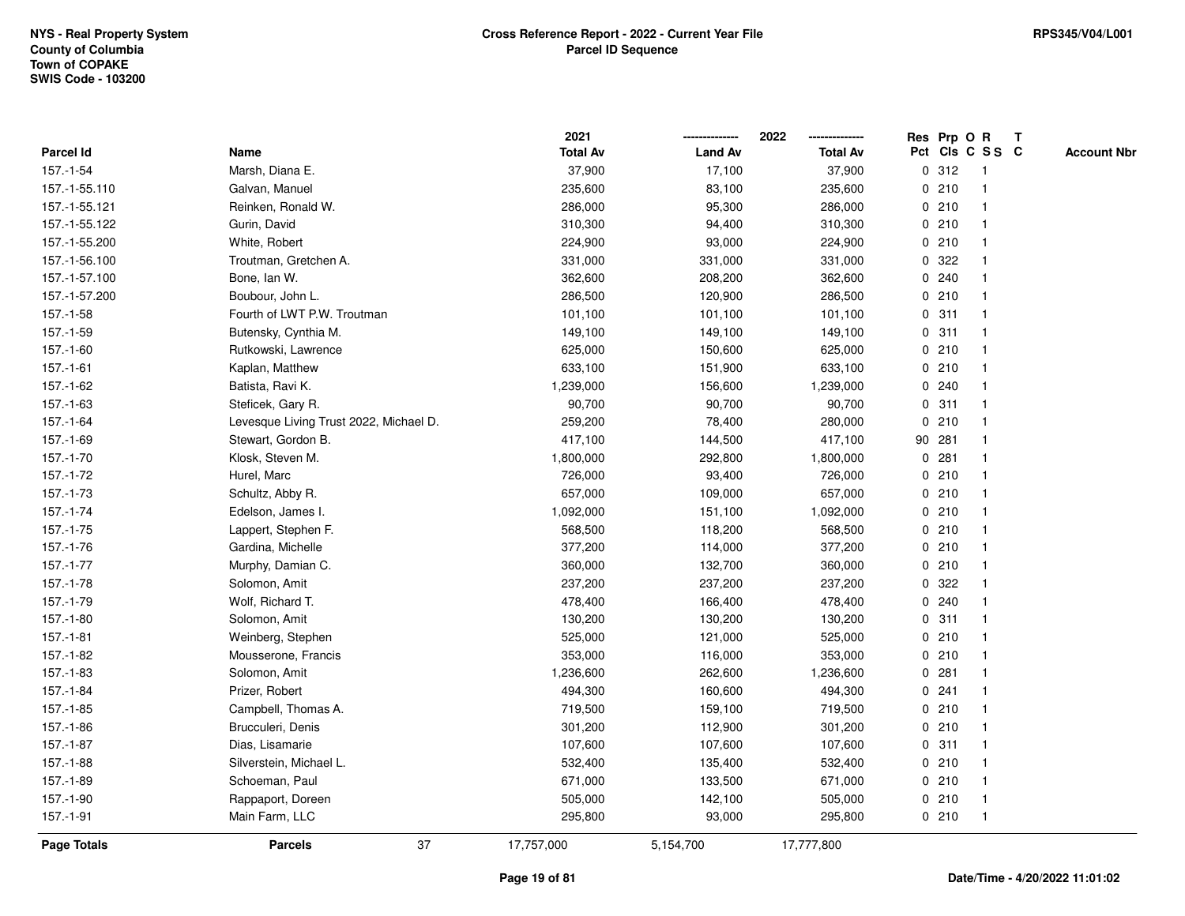NYS - Real Property System
County of Columbia
Town of COPAKE
SWIS Code - 103200

**Cross Reference Report - 2022 - Current Year File**
**Parcel ID Sequence**

RPS345/V04/L001

| Parcel Id | Name | 2021 Total Av | 2022 Land Av | 2022 Total Av | Res Pct | Prp Cls | O C | R S S | T C | Account Nbr |
|---|---|---|---|---|---|---|---|---|---|---|
| 157.-1-54 | Marsh, Diana E. | 37,900 | 17,100 | 37,900 | 0 | 312 | | 1 | | |
| 157.-1-55.110 | Galvan, Manuel | 235,600 | 83,100 | 235,600 | 0 | 210 | | 1 | | |
| 157.-1-55.121 | Reinken, Ronald W. | 286,000 | 95,300 | 286,000 | 0 | 210 | | 1 | | |
| 157.-1-55.122 | Gurin, David | 310,300 | 94,400 | 310,300 | 0 | 210 | | 1 | | |
| 157.-1-55.200 | White, Robert | 224,900 | 93,000 | 224,900 | 0 | 210 | | 1 | | |
| 157.-1-56.100 | Troutman, Gretchen A. | 331,000 | 331,000 | 331,000 | 0 | 322 | | 1 | | |
| 157.-1-57.100 | Bone, Ian W. | 362,600 | 208,200 | 362,600 | 0 | 240 | | 1 | | |
| 157.-1-57.200 | Boubour, John L. | 286,500 | 120,900 | 286,500 | 0 | 210 | | 1 | | |
| 157.-1-58 | Fourth of LWT P.W. Troutman | 101,100 | 101,100 | 101,100 | 0 | 311 | | 1 | | |
| 157.-1-59 | Butensky, Cynthia M. | 149,100 | 149,100 | 149,100 | 0 | 311 | | 1 | | |
| 157.-1-60 | Rutkowski, Lawrence | 625,000 | 150,600 | 625,000 | 0 | 210 | | 1 | | |
| 157.-1-61 | Kaplan, Matthew | 633,100 | 151,900 | 633,100 | 0 | 210 | | 1 | | |
| 157.-1-62 | Batista, Ravi K. | 1,239,000 | 156,600 | 1,239,000 | 0 | 240 | | 1 | | |
| 157.-1-63 | Steficek, Gary R. | 90,700 | 90,700 | 90,700 | 0 | 311 | | 1 | | |
| 157.-1-64 | Levesque Living Trust 2022, Michael D. | 259,200 | 78,400 | 280,000 | 0 | 210 | | 1 | | |
| 157.-1-69 | Stewart, Gordon B. | 417,100 | 144,500 | 417,100 | 90 | 281 | | 1 | | |
| 157.-1-70 | Klosk, Steven M. | 1,800,000 | 292,800 | 1,800,000 | 0 | 281 | | 1 | | |
| 157.-1-72 | Hurel, Marc | 726,000 | 93,400 | 726,000 | 0 | 210 | | 1 | | |
| 157.-1-73 | Schultz, Abby R. | 657,000 | 109,000 | 657,000 | 0 | 210 | | 1 | | |
| 157.-1-74 | Edelson, James I. | 1,092,000 | 151,100 | 1,092,000 | 0 | 210 | | 1 | | |
| 157.-1-75 | Lappert, Stephen F. | 568,500 | 118,200 | 568,500 | 0 | 210 | | 1 | | |
| 157.-1-76 | Gardina, Michelle | 377,200 | 114,000 | 377,200 | 0 | 210 | | 1 | | |
| 157.-1-77 | Murphy, Damian C. | 360,000 | 132,700 | 360,000 | 0 | 210 | | 1 | | |
| 157.-1-78 | Solomon, Amit | 237,200 | 237,200 | 237,200 | 0 | 322 | | 1 | | |
| 157.-1-79 | Wolf, Richard T. | 478,400 | 166,400 | 478,400 | 0 | 240 | | 1 | | |
| 157.-1-80 | Solomon, Amit | 130,200 | 130,200 | 130,200 | 0 | 311 | | 1 | | |
| 157.-1-81 | Weinberg, Stephen | 525,000 | 121,000 | 525,000 | 0 | 210 | | 1 | | |
| 157.-1-82 | Mousserone, Francis | 353,000 | 116,000 | 353,000 | 0 | 210 | | 1 | | |
| 157.-1-83 | Solomon, Amit | 1,236,600 | 262,600 | 1,236,600 | 0 | 281 | | 1 | | |
| 157.-1-84 | Prizer, Robert | 494,300 | 160,600 | 494,300 | 0 | 241 | | 1 | | |
| 157.-1-85 | Campbell, Thomas A. | 719,500 | 159,100 | 719,500 | 0 | 210 | | 1 | | |
| 157.-1-86 | Brucculeri, Denis | 301,200 | 112,900 | 301,200 | 0 | 210 | | 1 | | |
| 157.-1-87 | Dias, Lisamarie | 107,600 | 107,600 | 107,600 | 0 | 311 | | 1 | | |
| 157.-1-88 | Silverstein, Michael L. | 532,400 | 135,400 | 532,400 | 0 | 210 | | 1 | | |
| 157.-1-89 | Schoeman, Paul | 671,000 | 133,500 | 671,000 | 0 | 210 | | 1 | | |
| 157.-1-90 | Rappaport, Doreen | 505,000 | 142,100 | 505,000 | 0 | 210 | | 1 | | |
| 157.-1-91 | Main Farm, LLC | 295,800 | 93,000 | 295,800 | 0 | 210 | | 1 | | |
| **Page Totals** | **Parcels** 37 | 17,757,000 | 5,154,700 | 17,777,800 | | | | | | |

Date/Time - 4/20/2022 11:01:02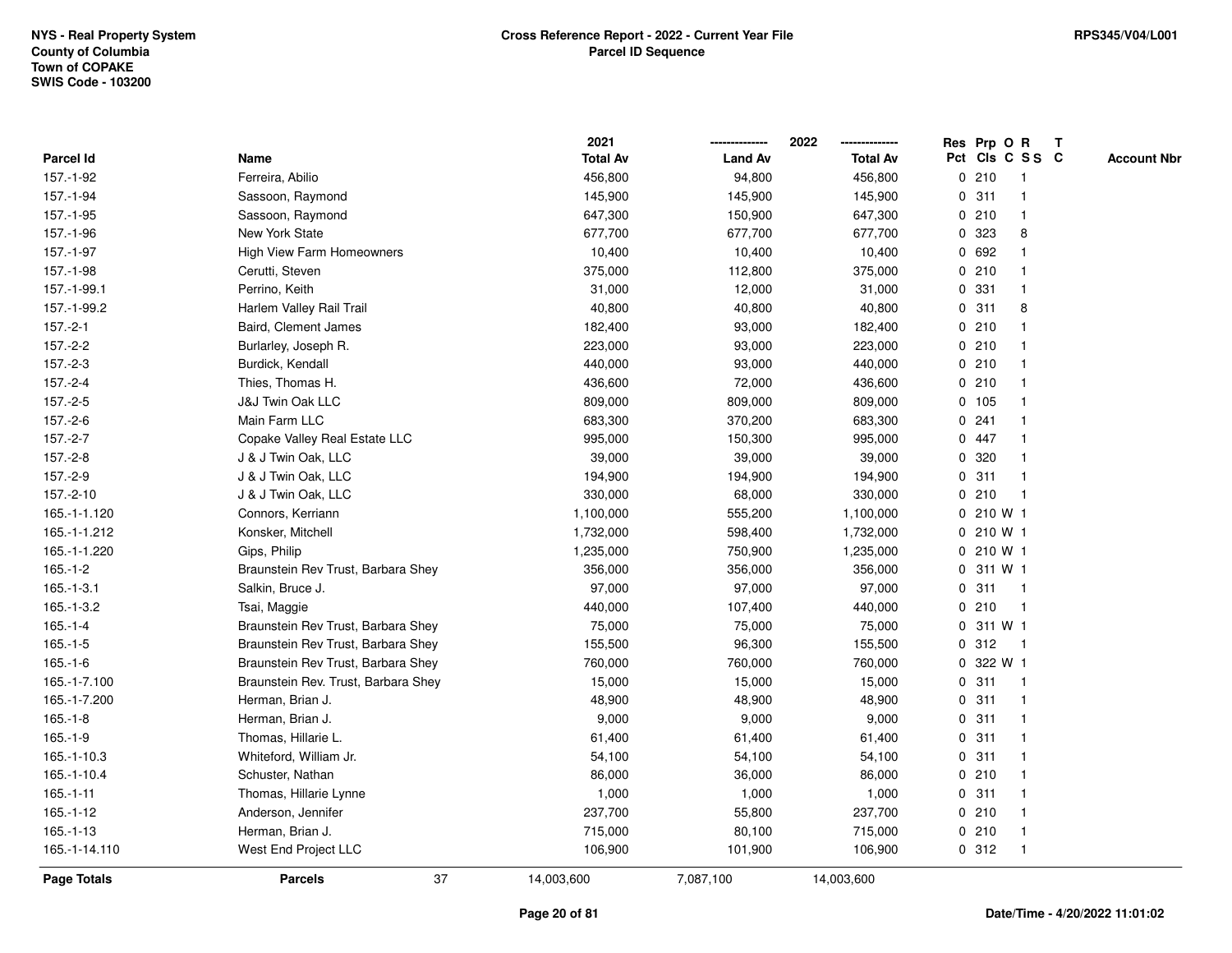NYS - Real Property System
County of Columbia
Town of COPAKE
SWIS Code - 103200

**Cross Reference Report - 2022 - Current Year File**
**Parcel ID Sequence**

RPS345/V04/L001

| Parcel Id | Name | 2021 Total Av | 2022 Land Av | 2022 Total Av | Res Pct | Prp Cls | O C | R S S | T C | Account Nbr |
|---|---|---|---|---|---|---|---|---|---|---|
| 157.-1-92 | Ferreira, Abilio | 456,800 | 94,800 | 456,800 | 0 | 210 | | 1 | | |
| 157.-1-94 | Sassoon, Raymond | 145,900 | 145,900 | 145,900 | 0 | 311 | | 1 | | |
| 157.-1-95 | Sassoon, Raymond | 647,300 | 150,900 | 647,300 | 0 | 210 | | 1 | | |
| 157.-1-96 | New York State | 677,700 | 677,700 | 677,700 | 0 | 323 | | 8 | | |
| 157.-1-97 | High View Farm Homeowners | 10,400 | 10,400 | 10,400 | 0 | 692 | | 1 | | |
| 157.-1-98 | Cerutti, Steven | 375,000 | 112,800 | 375,000 | 0 | 210 | | 1 | | |
| 157.-1-99.1 | Perrino, Keith | 31,000 | 12,000 | 31,000 | 0 | 331 | | 1 | | |
| 157.-1-99.2 | Harlem Valley Rail Trail | 40,800 | 40,800 | 40,800 | 0 | 311 | | 8 | | |
| 157.-2-1 | Baird, Clement James | 182,400 | 93,000 | 182,400 | 0 | 210 | | 1 | | |
| 157.-2-2 | Burlarley, Joseph R. | 223,000 | 93,000 | 223,000 | 0 | 210 | | 1 | | |
| 157.-2-3 | Burdick, Kendall | 440,000 | 93,000 | 440,000 | 0 | 210 | | 1 | | |
| 157.-2-4 | Thies, Thomas H. | 436,600 | 72,000 | 436,600 | 0 | 210 | | 1 | | |
| 157.-2-5 | J&J Twin Oak LLC | 809,000 | 809,000 | 809,000 | 0 | 105 | | 1 | | |
| 157.-2-6 | Main Farm LLC | 683,300 | 370,200 | 683,300 | 0 | 241 | | 1 | | |
| 157.-2-7 | Copake Valley Real Estate LLC | 995,000 | 150,300 | 995,000 | 0 | 447 | | 1 | | |
| 157.-2-8 | J & J Twin Oak, LLC | 39,000 | 39,000 | 39,000 | 0 | 320 | | 1 | | |
| 157.-2-9 | J & J Twin Oak, LLC | 194,900 | 194,900 | 194,900 | 0 | 311 | | 1 | | |
| 157.-2-10 | J & J Twin Oak, LLC | 330,000 | 68,000 | 330,000 | 0 | 210 | | 1 | | |
| 165.-1-1.120 | Connors, Kerriann | 1,100,000 | 555,200 | 1,100,000 | 0 | 210 | W | 1 | | |
| 165.-1-1.212 | Konsker, Mitchell | 1,732,000 | 598,400 | 1,732,000 | 0 | 210 | W | 1 | | |
| 165.-1-1.220 | Gips, Philip | 1,235,000 | 750,900 | 1,235,000 | 0 | 210 | W | 1 | | |
| 165.-1-2 | Braunstein Rev Trust, Barbara Shey | 356,000 | 356,000 | 356,000 | 0 | 311 | W | 1 | | |
| 165.-1-3.1 | Salkin, Bruce J. | 97,000 | 97,000 | 97,000 | 0 | 311 | | 1 | | |
| 165.-1-3.2 | Tsai, Maggie | 440,000 | 107,400 | 440,000 | 0 | 210 | | 1 | | |
| 165.-1-4 | Braunstein Rev Trust, Barbara Shey | 75,000 | 75,000 | 75,000 | 0 | 311 | W | 1 | | |
| 165.-1-5 | Braunstein Rev Trust, Barbara Shey | 155,500 | 96,300 | 155,500 | 0 | 312 | | 1 | | |
| 165.-1-6 | Braunstein Rev Trust, Barbara Shey | 760,000 | 760,000 | 760,000 | 0 | 322 | W | 1 | | |
| 165.-1-7.100 | Braunstein Rev. Trust, Barbara Shey | 15,000 | 15,000 | 15,000 | 0 | 311 | | 1 | | |
| 165.-1-7.200 | Herman, Brian J. | 48,900 | 48,900 | 48,900 | 0 | 311 | | 1 | | |
| 165.-1-8 | Herman, Brian J. | 9,000 | 9,000 | 9,000 | 0 | 311 | | 1 | | |
| 165.-1-9 | Thomas, Hillarie L. | 61,400 | 61,400 | 61,400 | 0 | 311 | | 1 | | |
| 165.-1-10.3 | Whiteford, William Jr. | 54,100 | 54,100 | 54,100 | 0 | 311 | | 1 | | |
| 165.-1-10.4 | Schuster, Nathan | 86,000 | 36,000 | 86,000 | 0 | 210 | | 1 | | |
| 165.-1-11 | Thomas, Hillarie Lynne | 1,000 | 1,000 | 1,000 | 0 | 311 | | 1 | | |
| 165.-1-12 | Anderson, Jennifer | 237,700 | 55,800 | 237,700 | 0 | 210 | | 1 | | |
| 165.-1-13 | Herman, Brian J. | 715,000 | 80,100 | 715,000 | 0 | 210 | | 1 | | |
| 165.-1-14.110 | West End Project LLC | 106,900 | 101,900 | 106,900 | 0 | 312 | | 1 | | |
| **Page Totals** | **Parcels** 37 | 14,003,600 | 7,087,100 | 14,003,600 | | | | | | |

Date/Time - 4/20/2022 11:01:02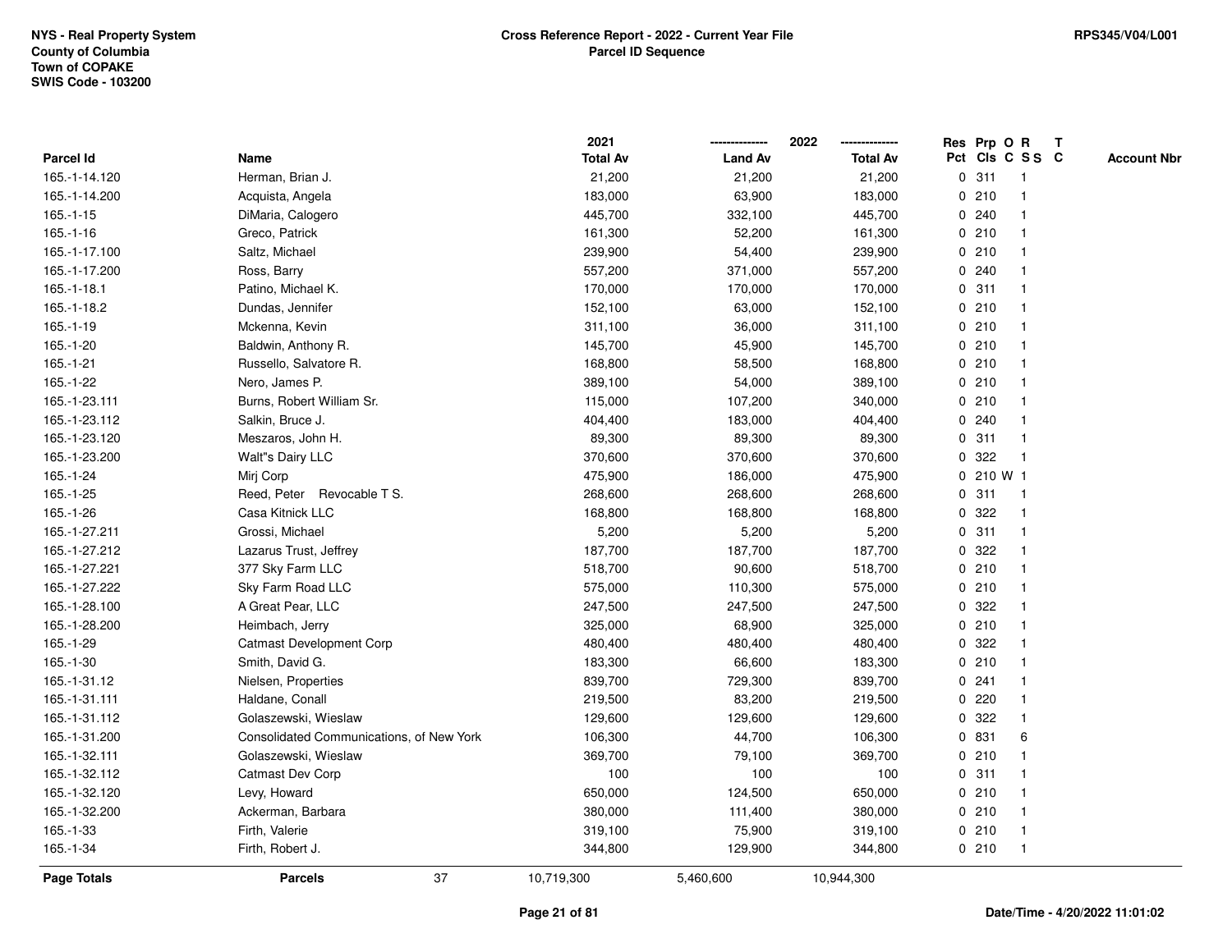NYS - Real Property System
County of Columbia
Town of COPAKE
SWIS Code - 103200

**Cross Reference Report - 2022 - Current Year File**
**Parcel ID Sequence**

RPS345/V04/L001

| Parcel Id | Name | 2021 Total Av | 2022 Land Av | 2022 Total Av | Res Pct | Prp Cls | O C | R S S | T C | Account Nbr |
|---|---|---|---|---|---|---|---|---|---|---|
| 165.-1-14.120 | Herman, Brian J. | 21,200 | 21,200 | 21,200 | 0 | 311 | | 1 | | |
| 165.-1-14.200 | Acquista, Angela | 183,000 | 63,900 | 183,000 | 0 | 210 | | 1 | | |
| 165.-1-15 | DiMaria, Calogero | 445,700 | 332,100 | 445,700 | 0 | 240 | | 1 | | |
| 165.-1-16 | Greco, Patrick | 161,300 | 52,200 | 161,300 | 0 | 210 | | 1 | | |
| 165.-1-17.100 | Saltz, Michael | 239,900 | 54,400 | 239,900 | 0 | 210 | | 1 | | |
| 165.-1-17.200 | Ross, Barry | 557,200 | 371,000 | 557,200 | 0 | 240 | | 1 | | |
| 165.-1-18.1 | Patino, Michael K. | 170,000 | 170,000 | 170,000 | 0 | 311 | | 1 | | |
| 165.-1-18.2 | Dundas, Jennifer | 152,100 | 63,000 | 152,100 | 0 | 210 | | 1 | | |
| 165.-1-19 | Mckenna, Kevin | 311,100 | 36,000 | 311,100 | 0 | 210 | | 1 | | |
| 165.-1-20 | Baldwin, Anthony R. | 145,700 | 45,900 | 145,700 | 0 | 210 | | 1 | | |
| 165.-1-21 | Russello, Salvatore R. | 168,800 | 58,500 | 168,800 | 0 | 210 | | 1 | | |
| 165.-1-22 | Nero, James P. | 389,100 | 54,000 | 389,100 | 0 | 210 | | 1 | | |
| 165.-1-23.111 | Burns, Robert William Sr. | 115,000 | 107,200 | 340,000 | 0 | 210 | | 1 | | |
| 165.-1-23.112 | Salkin, Bruce J. | 404,400 | 183,000 | 404,400 | 0 | 240 | | 1 | | |
| 165.-1-23.120 | Meszaros, John H. | 89,300 | 89,300 | 89,300 | 0 | 311 | | 1 | | |
| 165.-1-23.200 | Walt"s Dairy LLC | 370,600 | 370,600 | 370,600 | 0 | 322 | | 1 | | |
| 165.-1-24 | Mirj Corp | 475,900 | 186,000 | 475,900 | 0 | 210 | W | 1 | | |
| 165.-1-25 | Reed, Peter Revocable T S. | 268,600 | 268,600 | 268,600 | 0 | 311 | | 1 | | |
| 165.-1-26 | Casa Kitnick LLC | 168,800 | 168,800 | 168,800 | 0 | 322 | | 1 | | |
| 165.-1-27.211 | Grossi, Michael | 5,200 | 5,200 | 5,200 | 0 | 311 | | 1 | | |
| 165.-1-27.212 | Lazarus Trust, Jeffrey | 187,700 | 187,700 | 187,700 | 0 | 322 | | 1 | | |
| 165.-1-27.221 | 377 Sky Farm LLC | 518,700 | 90,600 | 518,700 | 0 | 210 | | 1 | | |
| 165.-1-27.222 | Sky Farm Road LLC | 575,000 | 110,300 | 575,000 | 0 | 210 | | 1 | | |
| 165.-1-28.100 | A Great Pear, LLC | 247,500 | 247,500 | 247,500 | 0 | 322 | | 1 | | |
| 165.-1-28.200 | Heimbach, Jerry | 325,000 | 68,900 | 325,000 | 0 | 210 | | 1 | | |
| 165.-1-29 | Catmast Development Corp | 480,400 | 480,400 | 480,400 | 0 | 322 | | 1 | | |
| 165.-1-30 | Smith, David G. | 183,300 | 66,600 | 183,300 | 0 | 210 | | 1 | | |
| 165.-1-31.12 | Nielsen, Properties | 839,700 | 729,300 | 839,700 | 0 | 241 | | 1 | | |
| 165.-1-31.111 | Haldane, Conall | 219,500 | 83,200 | 219,500 | 0 | 220 | | 1 | | |
| 165.-1-31.112 | Golaszewski, Wieslaw | 129,600 | 129,600 | 129,600 | 0 | 322 | | 1 | | |
| 165.-1-31.200 | Consolidated Communications, of New York | 106,300 | 44,700 | 106,300 | 0 | 831 | | 6 | | |
| 165.-1-32.111 | Golaszewski, Wieslaw | 369,700 | 79,100 | 369,700 | 0 | 210 | | 1 | | |
| 165.-1-32.112 | Catmast Dev Corp | 100 | 100 | 100 | 0 | 311 | | 1 | | |
| 165.-1-32.120 | Levy, Howard | 650,000 | 124,500 | 650,000 | 0 | 210 | | 1 | | |
| 165.-1-32.200 | Ackerman, Barbara | 380,000 | 111,400 | 380,000 | 0 | 210 | | 1 | | |
| 165.-1-33 | Firth, Valerie | 319,100 | 75,900 | 319,100 | 0 | 210 | | 1 | | |
| 165.-1-34 | Firth, Robert J. | 344,800 | 129,900 | 344,800 | 0 | 210 | | 1 | | |
| **Page Totals** | **Parcels** 37 | 10,719,300 | 5,460,600 | 10,944,300 | | | | | | |

Date/Time - 4/20/2022 11:01:02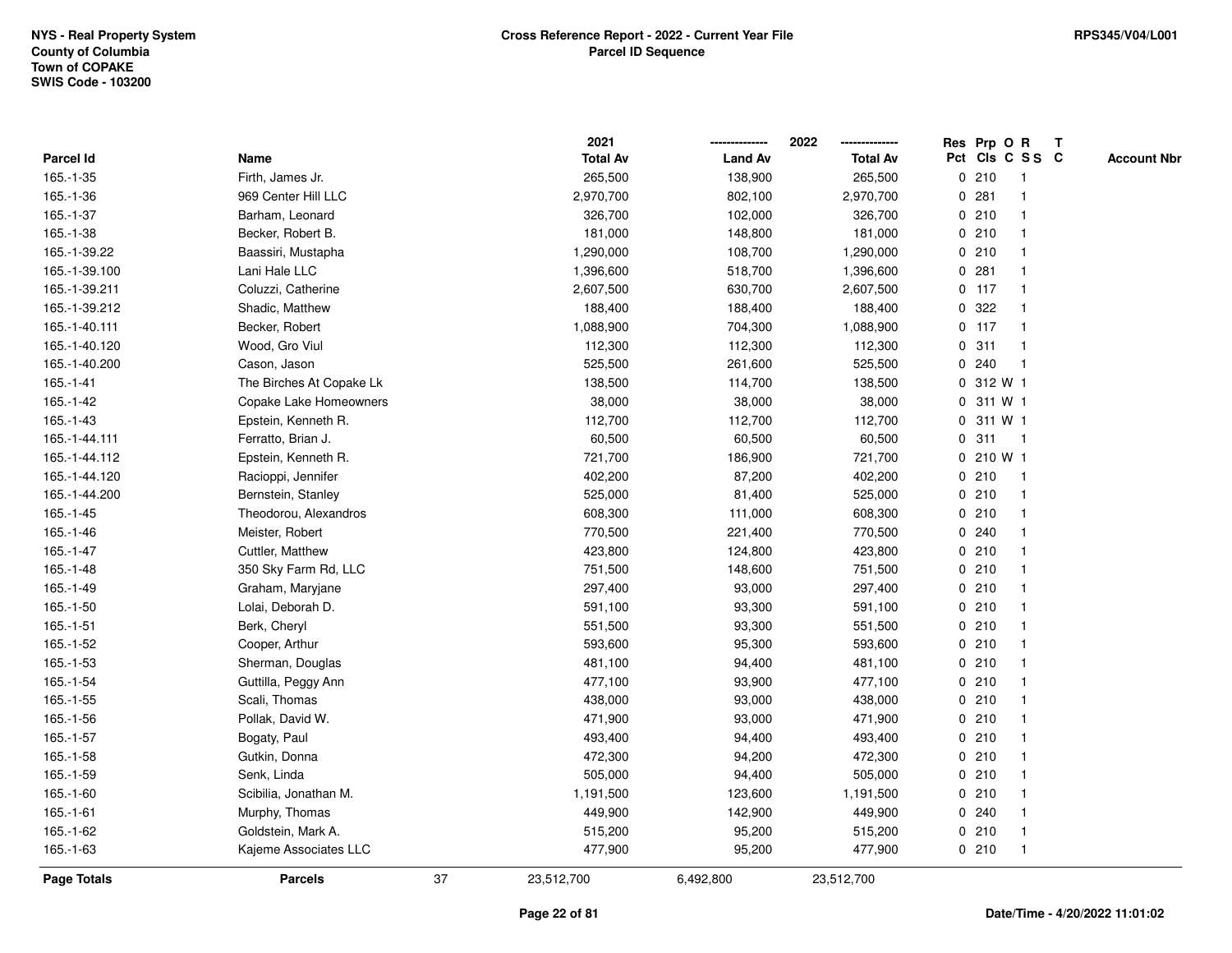NYS - Real Property System
County of Columbia
Town of COPAKE
SWIS Code - 103200

**Cross Reference Report - 2022 - Current Year File**
**Parcel ID Sequence**

RPS345/V04/L001

| Parcel Id | Name | 2021 Total Av | 2022 Land Av | 2022 Total Av | Res Pct | Prp Cls | O C | R S S | T C | Account Nbr |
|---|---|---|---|---|---|---|---|---|---|---|
| 165.-1-35 | Firth, James Jr. | 265,500 | 138,900 | 265,500 | 0 | 210 | | 1 | | |
| 165.-1-36 | 969 Center Hill LLC | 2,970,700 | 802,100 | 2,970,700 | 0 | 281 | | 1 | | |
| 165.-1-37 | Barham, Leonard | 326,700 | 102,000 | 326,700 | 0 | 210 | | 1 | | |
| 165.-1-38 | Becker, Robert B. | 181,000 | 148,800 | 181,000 | 0 | 210 | | 1 | | |
| 165.-1-39.22 | Baassiri, Mustapha | 1,290,000 | 108,700 | 1,290,000 | 0 | 210 | | 1 | | |
| 165.-1-39.100 | Lani Hale LLC | 1,396,600 | 518,700 | 1,396,600 | 0 | 281 | | 1 | | |
| 165.-1-39.211 | Coluzzi, Catherine | 2,607,500 | 630,700 | 2,607,500 | 0 | 117 | | 1 | | |
| 165.-1-39.212 | Shadic, Matthew | 188,400 | 188,400 | 188,400 | 0 | 322 | | 1 | | |
| 165.-1-40.111 | Becker, Robert | 1,088,900 | 704,300 | 1,088,900 | 0 | 117 | | 1 | | |
| 165.-1-40.120 | Wood, Gro Viul | 112,300 | 112,300 | 112,300 | 0 | 311 | | 1 | | |
| 165.-1-40.200 | Cason, Jason | 525,500 | 261,600 | 525,500 | 0 | 240 | | 1 | | |
| 165.-1-41 | The Birches At Copake Lk | 138,500 | 114,700 | 138,500 | 0 | 312 | W | 1 | | |
| 165.-1-42 | Copake Lake Homeowners | 38,000 | 38,000 | 38,000 | 0 | 311 | W | 1 | | |
| 165.-1-43 | Epstein, Kenneth R. | 112,700 | 112,700 | 112,700 | 0 | 311 | W | 1 | | |
| 165.-1-44.111 | Ferratto, Brian J. | 60,500 | 60,500 | 60,500 | 0 | 311 | | 1 | | |
| 165.-1-44.112 | Epstein, Kenneth R. | 721,700 | 186,900 | 721,700 | 0 | 210 | W | 1 | | |
| 165.-1-44.120 | Racioppi, Jennifer | 402,200 | 87,200 | 402,200 | 0 | 210 | | 1 | | |
| 165.-1-44.200 | Bernstein, Stanley | 525,000 | 81,400 | 525,000 | 0 | 210 | | 1 | | |
| 165.-1-45 | Theodorou, Alexandros | 608,300 | 111,000 | 608,300 | 0 | 210 | | 1 | | |
| 165.-1-46 | Meister, Robert | 770,500 | 221,400 | 770,500 | 0 | 240 | | 1 | | |
| 165.-1-47 | Cuttler, Matthew | 423,800 | 124,800 | 423,800 | 0 | 210 | | 1 | | |
| 165.-1-48 | 350 Sky Farm Rd, LLC | 751,500 | 148,600 | 751,500 | 0 | 210 | | 1 | | |
| 165.-1-49 | Graham, Maryjane | 297,400 | 93,000 | 297,400 | 0 | 210 | | 1 | | |
| 165.-1-50 | Lolai, Deborah D. | 591,100 | 93,300 | 591,100 | 0 | 210 | | 1 | | |
| 165.-1-51 | Berk, Cheryl | 551,500 | 93,300 | 551,500 | 0 | 210 | | 1 | | |
| 165.-1-52 | Cooper, Arthur | 593,600 | 95,300 | 593,600 | 0 | 210 | | 1 | | |
| 165.-1-53 | Sherman, Douglas | 481,100 | 94,400 | 481,100 | 0 | 210 | | 1 | | |
| 165.-1-54 | Guttilla, Peggy Ann | 477,100 | 93,900 | 477,100 | 0 | 210 | | 1 | | |
| 165.-1-55 | Scali, Thomas | 438,000 | 93,000 | 438,000 | 0 | 210 | | 1 | | |
| 165.-1-56 | Pollak, David W. | 471,900 | 93,000 | 471,900 | 0 | 210 | | 1 | | |
| 165.-1-57 | Bogaty, Paul | 493,400 | 94,400 | 493,400 | 0 | 210 | | 1 | | |
| 165.-1-58 | Gutkin, Donna | 472,300 | 94,200 | 472,300 | 0 | 210 | | 1 | | |
| 165.-1-59 | Senk, Linda | 505,000 | 94,400 | 505,000 | 0 | 210 | | 1 | | |
| 165.-1-60 | Scibilia, Jonathan M. | 1,191,500 | 123,600 | 1,191,500 | 0 | 210 | | 1 | | |
| 165.-1-61 | Murphy, Thomas | 449,900 | 142,900 | 449,900 | 0 | 240 | | 1 | | |
| 165.-1-62 | Goldstein, Mark A. | 515,200 | 95,200 | 515,200 | 0 | 210 | | 1 | | |
| 165.-1-63 | Kajeme Associates LLC | 477,900 | 95,200 | 477,900 | 0 | 210 | | 1 | | |
| **Page Totals** | **Parcels** 37 | 23,512,700 | 6,492,800 | 23,512,700 | | | | | | |

Date/Time - 4/20/2022 11:01:02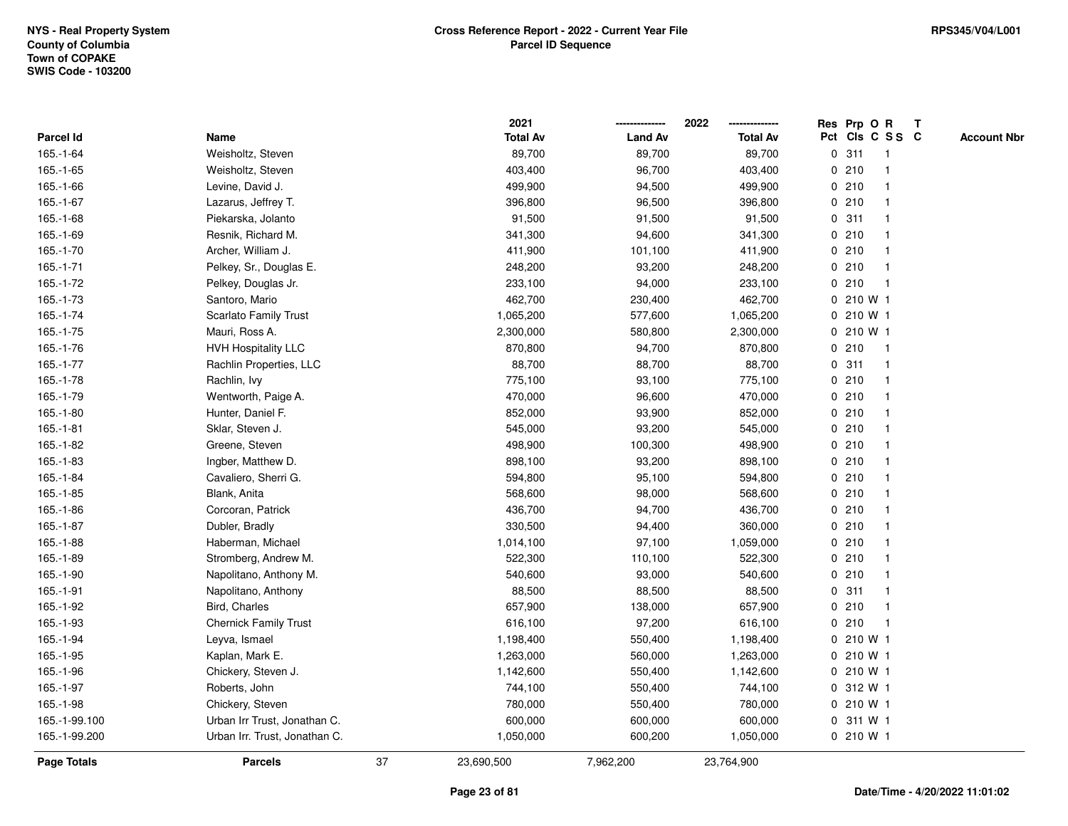NYS - Real Property System
County of Columbia
Town of COPAKE
SWIS Code - 103200

**Cross Reference Report - 2022 - Current Year File**
**Parcel ID Sequence**

RPS345/V04/L001

| Parcel Id | Name | 2021 Total Av | 2022 Land Av | 2022 Total Av | Res Pct | Prp Cls | O C | R S S | T C | Account Nbr |
|---|---|---|---|---|---|---|---|---|---|---|
| 165.-1-64 | Weisholtz, Steven | 89,700 | 89,700 | 89,700 | 0 | 311 | | 1 | | |
| 165.-1-65 | Weisholtz, Steven | 403,400 | 96,700 | 403,400 | 0 | 210 | | 1 | | |
| 165.-1-66 | Levine, David J. | 499,900 | 94,500 | 499,900 | 0 | 210 | | 1 | | |
| 165.-1-67 | Lazarus, Jeffrey T. | 396,800 | 96,500 | 396,800 | 0 | 210 | | 1 | | |
| 165.-1-68 | Piekarska, Jolanto | 91,500 | 91,500 | 91,500 | 0 | 311 | | 1 | | |
| 165.-1-69 | Resnik, Richard M. | 341,300 | 94,600 | 341,300 | 0 | 210 | | 1 | | |
| 165.-1-70 | Archer, William J. | 411,900 | 101,100 | 411,900 | 0 | 210 | | 1 | | |
| 165.-1-71 | Pelkey, Sr., Douglas E. | 248,200 | 93,200 | 248,200 | 0 | 210 | | 1 | | |
| 165.-1-72 | Pelkey, Douglas Jr. | 233,100 | 94,000 | 233,100 | 0 | 210 | | 1 | | |
| 165.-1-73 | Santoro, Mario | 462,700 | 230,400 | 462,700 | 0 | 210 | W | 1 | | |
| 165.-1-74 | Scarlato Family Trust | 1,065,200 | 577,600 | 1,065,200 | 0 | 210 | W | 1 | | |
| 165.-1-75 | Mauri, Ross A. | 2,300,000 | 580,800 | 2,300,000 | 0 | 210 | W | 1 | | |
| 165.-1-76 | HVH Hospitality LLC | 870,800 | 94,700 | 870,800 | 0 | 210 | | 1 | | |
| 165.-1-77 | Rachlin Properties, LLC | 88,700 | 88,700 | 88,700 | 0 | 311 | | 1 | | |
| 165.-1-78 | Rachlin, Ivy | 775,100 | 93,100 | 775,100 | 0 | 210 | | 1 | | |
| 165.-1-79 | Wentworth, Paige A. | 470,000 | 96,600 | 470,000 | 0 | 210 | | 1 | | |
| 165.-1-80 | Hunter, Daniel F. | 852,000 | 93,900 | 852,000 | 0 | 210 | | 1 | | |
| 165.-1-81 | Sklar, Steven J. | 545,000 | 93,200 | 545,000 | 0 | 210 | | 1 | | |
| 165.-1-82 | Greene, Steven | 498,900 | 100,300 | 498,900 | 0 | 210 | | 1 | | |
| 165.-1-83 | Ingber, Matthew D. | 898,100 | 93,200 | 898,100 | 0 | 210 | | 1 | | |
| 165.-1-84 | Cavaliero, Sherri G. | 594,800 | 95,100 | 594,800 | 0 | 210 | | 1 | | |
| 165.-1-85 | Blank, Anita | 568,600 | 98,000 | 568,600 | 0 | 210 | | 1 | | |
| 165.-1-86 | Corcoran, Patrick | 436,700 | 94,700 | 436,700 | 0 | 210 | | 1 | | |
| 165.-1-87 | Dubler, Bradly | 330,500 | 94,400 | 360,000 | 0 | 210 | | 1 | | |
| 165.-1-88 | Haberman, Michael | 1,014,100 | 97,100 | 1,059,000 | 0 | 210 | | 1 | | |
| 165.-1-89 | Stromberg, Andrew M. | 522,300 | 110,100 | 522,300 | 0 | 210 | | 1 | | |
| 165.-1-90 | Napolitano, Anthony M. | 540,600 | 93,000 | 540,600 | 0 | 210 | | 1 | | |
| 165.-1-91 | Napolitano, Anthony | 88,500 | 88,500 | 88,500 | 0 | 311 | | 1 | | |
| 165.-1-92 | Bird, Charles | 657,900 | 138,000 | 657,900 | 0 | 210 | | 1 | | |
| 165.-1-93 | Chernick Family Trust | 616,100 | 97,200 | 616,100 | 0 | 210 | | 1 | | |
| 165.-1-94 | Leyva, Ismael | 1,198,400 | 550,400 | 1,198,400 | 0 | 210 | W | 1 | | |
| 165.-1-95 | Kaplan, Mark E. | 1,263,000 | 560,000 | 1,263,000 | 0 | 210 | W | 1 | | |
| 165.-1-96 | Chickery, Steven J. | 1,142,600 | 550,400 | 1,142,600 | 0 | 210 | W | 1 | | |
| 165.-1-97 | Roberts, John | 744,100 | 550,400 | 744,100 | 0 | 312 | W | 1 | | |
| 165.-1-98 | Chickery, Steven | 780,000 | 550,400 | 780,000 | 0 | 210 | W | 1 | | |
| 165.-1-99.100 | Urban Irr Trust, Jonathan C. | 600,000 | 600,000 | 600,000 | 0 | 311 | W | 1 | | |
| 165.-1-99.200 | Urban Irr. Trust, Jonathan C. | 1,050,000 | 600,200 | 1,050,000 | 0 | 210 | W | 1 | | |
| **Page Totals** | **Parcels** 37 | 23,690,500 | 7,962,200 | 23,764,900 | | | | | | |

Date/Time - 4/20/2022 11:01:02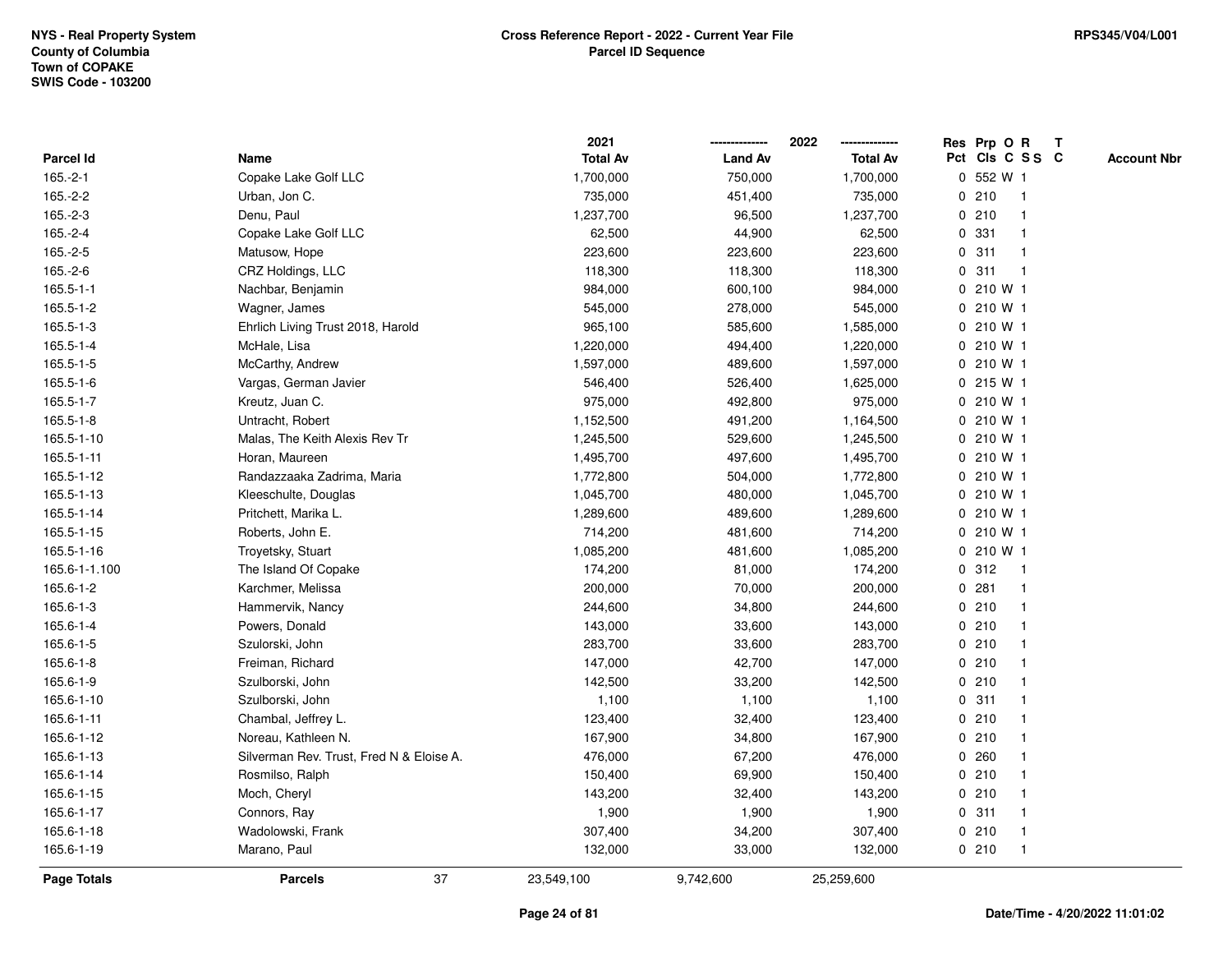NYS - Real Property System
County of Columbia
Town of COPAKE
SWIS Code - 103200

**Cross Reference Report - 2022 - Current Year File**
**Parcel ID Sequence**

RPS345/V04/L001

| Parcel Id | Name | 2021 Total Av | 2022 Land Av | 2022 Total Av | Res Pct | Prp Cls | O C | R SS | T C | Account Nbr |
|---|---|---|---|---|---|---|---|---|---|---|
| 165.-2-1 | Copake Lake Golf LLC | 1,700,000 | 750,000 | 1,700,000 | 0 | 552 | W | 1 | | |
| 165.-2-2 | Urban, Jon C. | 735,000 | 451,400 | 735,000 | 0 | 210 | | 1 | | |
| 165.-2-3 | Denu, Paul | 1,237,700 | 96,500 | 1,237,700 | 0 | 210 | | 1 | | |
| 165.-2-4 | Copake Lake Golf LLC | 62,500 | 44,900 | 62,500 | 0 | 331 | | 1 | | |
| 165.-2-5 | Matusow, Hope | 223,600 | 223,600 | 223,600 | 0 | 311 | | 1 | | |
| 165.-2-6 | CRZ Holdings, LLC | 118,300 | 118,300 | 118,300 | 0 | 311 | | 1 | | |
| 165.5-1-1 | Nachbar, Benjamin | 984,000 | 600,100 | 984,000 | 0 | 210 | W | 1 | | |
| 165.5-1-2 | Wagner, James | 545,000 | 278,000 | 545,000 | 0 | 210 | W | 1 | | |
| 165.5-1-3 | Ehrlich Living Trust 2018, Harold | 965,100 | 585,600 | 1,585,000 | 0 | 210 | W | 1 | | |
| 165.5-1-4 | McHale, Lisa | 1,220,000 | 494,400 | 1,220,000 | 0 | 210 | W | 1 | | |
| 165.5-1-5 | McCarthy, Andrew | 1,597,000 | 489,600 | 1,597,000 | 0 | 210 | W | 1 | | |
| 165.5-1-6 | Vargas, German Javier | 546,400 | 526,400 | 1,625,000 | 0 | 215 | W | 1 | | |
| 165.5-1-7 | Kreutz, Juan C. | 975,000 | 492,800 | 975,000 | 0 | 210 | W | 1 | | |
| 165.5-1-8 | Untracht, Robert | 1,152,500 | 491,200 | 1,164,500 | 0 | 210 | W | 1 | | |
| 165.5-1-10 | Malas, The Keith Alexis Rev Tr | 1,245,500 | 529,600 | 1,245,500 | 0 | 210 | W | 1 | | |
| 165.5-1-11 | Horan, Maureen | 1,495,700 | 497,600 | 1,495,700 | 0 | 210 | W | 1 | | |
| 165.5-1-12 | Randazzaaka Zadrima, Maria | 1,772,800 | 504,000 | 1,772,800 | 0 | 210 | W | 1 | | |
| 165.5-1-13 | Kleeschulte, Douglas | 1,045,700 | 480,000 | 1,045,700 | 0 | 210 | W | 1 | | |
| 165.5-1-14 | Pritchett, Marika L. | 1,289,600 | 489,600 | 1,289,600 | 0 | 210 | W | 1 | | |
| 165.5-1-15 | Roberts, John E. | 714,200 | 481,600 | 714,200 | 0 | 210 | W | 1 | | |
| 165.5-1-16 | Troyetsky, Stuart | 1,085,200 | 481,600 | 1,085,200 | 0 | 210 | W | 1 | | |
| 165.6-1-1.100 | The Island Of Copake | 174,200 | 81,000 | 174,200 | 0 | 312 | | 1 | | |
| 165.6-1-2 | Karchmer, Melissa | 200,000 | 70,000 | 200,000 | 0 | 281 | | 1 | | |
| 165.6-1-3 | Hammervik, Nancy | 244,600 | 34,800 | 244,600 | 0 | 210 | | 1 | | |
| 165.6-1-4 | Powers, Donald | 143,000 | 33,600 | 143,000 | 0 | 210 | | 1 | | |
| 165.6-1-5 | Szulorski, John | 283,700 | 33,600 | 283,700 | 0 | 210 | | 1 | | |
| 165.6-1-8 | Freiman, Richard | 147,000 | 42,700 | 147,000 | 0 | 210 | | 1 | | |
| 165.6-1-9 | Szulborski, John | 142,500 | 33,200 | 142,500 | 0 | 210 | | 1 | | |
| 165.6-1-10 | Szulborski, John | 1,100 | 1,100 | 1,100 | 0 | 311 | | 1 | | |
| 165.6-1-11 | Chambal, Jeffrey L. | 123,400 | 32,400 | 123,400 | 0 | 210 | | 1 | | |
| 165.6-1-12 | Noreau, Kathleen N. | 167,900 | 34,800 | 167,900 | 0 | 210 | | 1 | | |
| 165.6-1-13 | Silverman Rev. Trust, Fred N & Eloise A. | 476,000 | 67,200 | 476,000 | 0 | 260 | | 1 | | |
| 165.6-1-14 | Rosmilso, Ralph | 150,400 | 69,900 | 150,400 | 0 | 210 | | 1 | | |
| 165.6-1-15 | Moch, Cheryl | 143,200 | 32,400 | 143,200 | 0 | 210 | | 1 | | |
| 165.6-1-17 | Connors, Ray | 1,900 | 1,900 | 1,900 | 0 | 311 | | 1 | | |
| 165.6-1-18 | Wadolowski, Frank | 307,400 | 34,200 | 307,400 | 0 | 210 | | 1 | | |
| 165.6-1-19 | Marano, Paul | 132,000 | 33,000 | 132,000 | 0 | 210 | | 1 | | |
| **Page Totals** | **Parcels** 37 | 23,549,100 | 9,742,600 | 25,259,600 | | | | | | |

Date/Time - 4/20/2022 11:01:02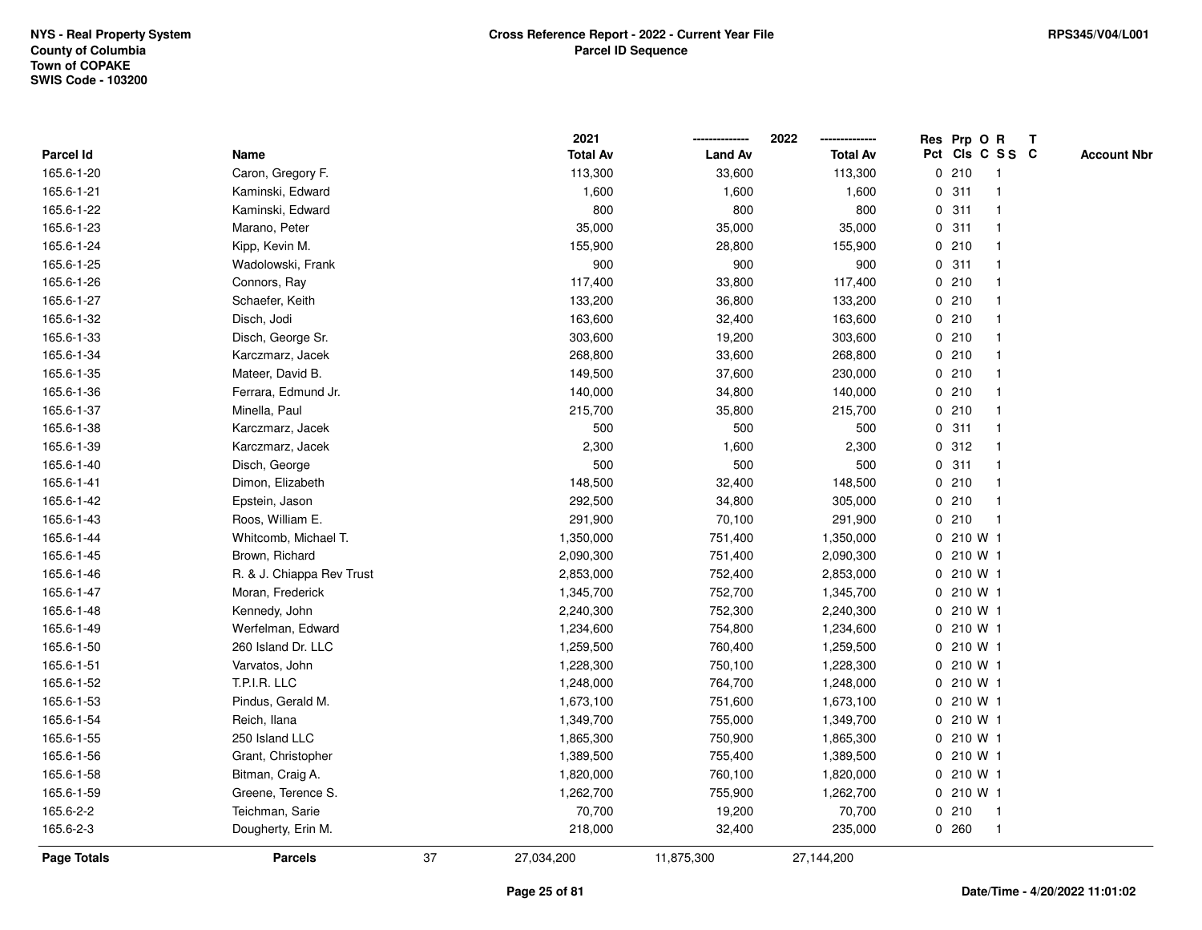NYS - Real Property System
County of Columbia
Town of COPAKE
SWIS Code - 103200

**Cross Reference Report - 2022 - Current Year File**
**Parcel ID Sequence**

RPS345/V04/L001

| Parcel Id | Name | 2021 Total Av | 2022 Land Av | 2022 Total Av | Res Pct | Prp Cls | O C | R S S | T C | Account Nbr |
|---|---|---|---|---|---|---|---|---|---|---|
| 165.6-1-20 | Caron, Gregory F. | 113,300 | 33,600 | 113,300 | 0 | 210 | | 1 | | |
| 165.6-1-21 | Kaminski, Edward | 1,600 | 1,600 | 1,600 | 0 | 311 | | 1 | | |
| 165.6-1-22 | Kaminski, Edward | 800 | 800 | 800 | 0 | 311 | | 1 | | |
| 165.6-1-23 | Marano, Peter | 35,000 | 35,000 | 35,000 | 0 | 311 | | 1 | | |
| 165.6-1-24 | Kipp, Kevin M. | 155,900 | 28,800 | 155,900 | 0 | 210 | | 1 | | |
| 165.6-1-25 | Wadolowski, Frank | 900 | 900 | 900 | 0 | 311 | | 1 | | |
| 165.6-1-26 | Connors, Ray | 117,400 | 33,800 | 117,400 | 0 | 210 | | 1 | | |
| 165.6-1-27 | Schaefer, Keith | 133,200 | 36,800 | 133,200 | 0 | 210 | | 1 | | |
| 165.6-1-32 | Disch, Jodi | 163,600 | 32,400 | 163,600 | 0 | 210 | | 1 | | |
| 165.6-1-33 | Disch, George Sr. | 303,600 | 19,200 | 303,600 | 0 | 210 | | 1 | | |
| 165.6-1-34 | Karczmarz, Jacek | 268,800 | 33,600 | 268,800 | 0 | 210 | | 1 | | |
| 165.6-1-35 | Mateer, David B. | 149,500 | 37,600 | 230,000 | 0 | 210 | | 1 | | |
| 165.6-1-36 | Ferrara, Edmund Jr. | 140,000 | 34,800 | 140,000 | 0 | 210 | | 1 | | |
| 165.6-1-37 | Minella, Paul | 215,700 | 35,800 | 215,700 | 0 | 210 | | 1 | | |
| 165.6-1-38 | Karczmarz, Jacek | 500 | 500 | 500 | 0 | 311 | | 1 | | |
| 165.6-1-39 | Karczmarz, Jacek | 2,300 | 1,600 | 2,300 | 0 | 312 | | 1 | | |
| 165.6-1-40 | Disch, George | 500 | 500 | 500 | 0 | 311 | | 1 | | |
| 165.6-1-41 | Dimon, Elizabeth | 148,500 | 32,400 | 148,500 | 0 | 210 | | 1 | | |
| 165.6-1-42 | Epstein, Jason | 292,500 | 34,800 | 305,000 | 0 | 210 | | 1 | | |
| 165.6-1-43 | Roos, William E. | 291,900 | 70,100 | 291,900 | 0 | 210 | | 1 | | |
| 165.6-1-44 | Whitcomb, Michael T. | 1,350,000 | 751,400 | 1,350,000 | 0 | 210 | W | 1 | | |
| 165.6-1-45 | Brown, Richard | 2,090,300 | 751,400 | 2,090,300 | 0 | 210 | W | 1 | | |
| 165.6-1-46 | R. & J. Chiappa Rev Trust | 2,853,000 | 752,400 | 2,853,000 | 0 | 210 | W | 1 | | |
| 165.6-1-47 | Moran, Frederick | 1,345,700 | 752,700 | 1,345,700 | 0 | 210 | W | 1 | | |
| 165.6-1-48 | Kennedy, John | 2,240,300 | 752,300 | 2,240,300 | 0 | 210 | W | 1 | | |
| 165.6-1-49 | Werfelman, Edward | 1,234,600 | 754,800 | 1,234,600 | 0 | 210 | W | 1 | | |
| 165.6-1-50 | 260 Island Dr. LLC | 1,259,500 | 760,400 | 1,259,500 | 0 | 210 | W | 1 | | |
| 165.6-1-51 | Varvatos, John | 1,228,300 | 750,100 | 1,228,300 | 0 | 210 | W | 1 | | |
| 165.6-1-52 | T.P.I.R. LLC | 1,248,000 | 764,700 | 1,248,000 | 0 | 210 | W | 1 | | |
| 165.6-1-53 | Pindus, Gerald M. | 1,673,100 | 751,600 | 1,673,100 | 0 | 210 | W | 1 | | |
| 165.6-1-54 | Reich, Ilana | 1,349,700 | 755,000 | 1,349,700 | 0 | 210 | W | 1 | | |
| 165.6-1-55 | 250 Island LLC | 1,865,300 | 750,900 | 1,865,300 | 0 | 210 | W | 1 | | |
| 165.6-1-56 | Grant, Christopher | 1,389,500 | 755,400 | 1,389,500 | 0 | 210 | W | 1 | | |
| 165.6-1-58 | Bitman, Craig A. | 1,820,000 | 760,100 | 1,820,000 | 0 | 210 | W | 1 | | |
| 165.6-1-59 | Greene, Terence S. | 1,262,700 | 755,900 | 1,262,700 | 0 | 210 | W | 1 | | |
| 165.6-2-2 | Teichman, Sarie | 70,700 | 19,200 | 70,700 | 0 | 210 | | 1 | | |
| 165.6-2-3 | Dougherty, Erin M. | 218,000 | 32,400 | 235,000 | 0 | 260 | | 1 | | |
| **Page Totals** | **Parcels** 37 | 27,034,200 | 11,875,300 | 27,144,200 | | | | | | |

Date/Time - 4/20/2022 11:01:02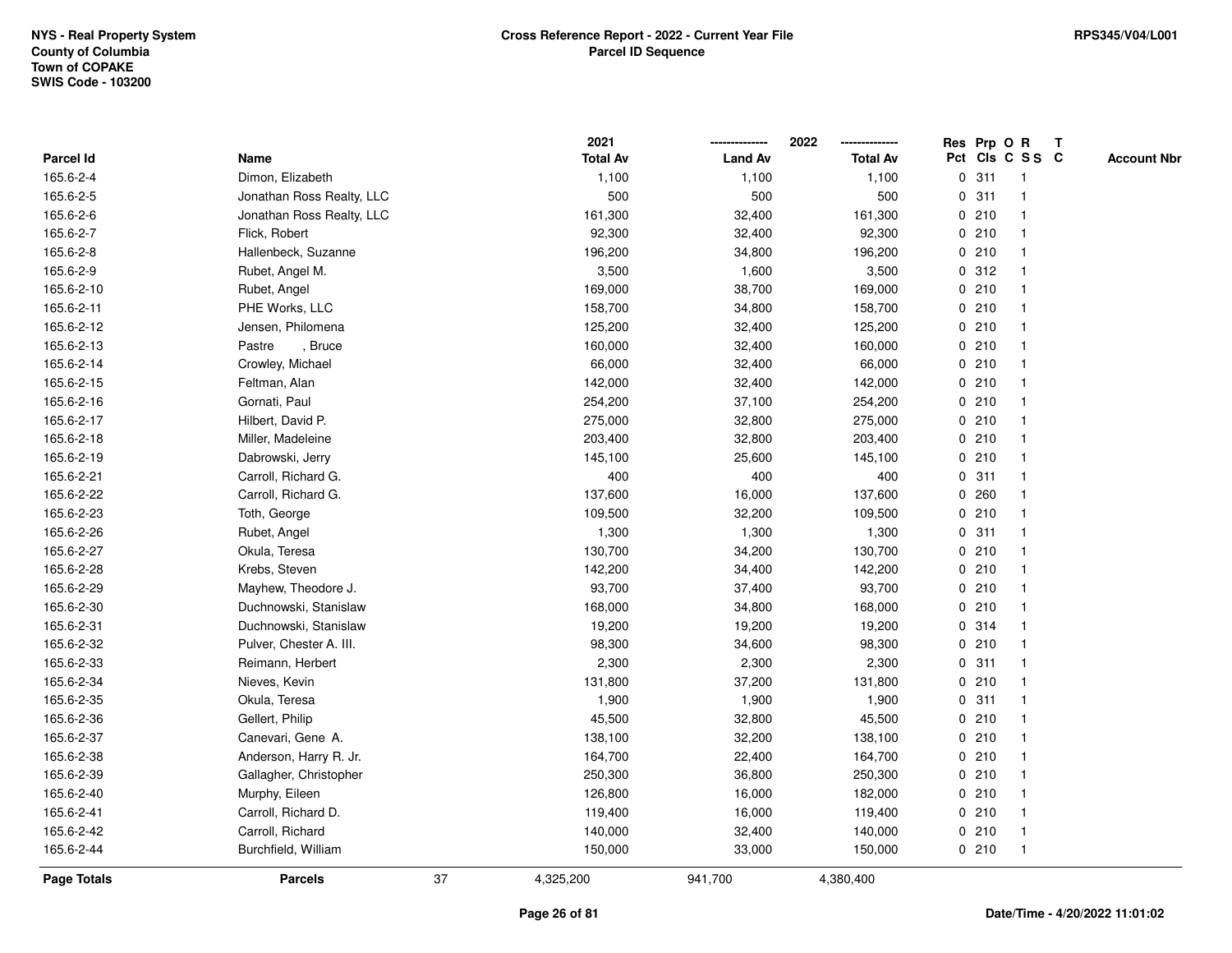NYS - Real Property System
County of Columbia
Town of COPAKE
SWIS Code - 103200

**Cross Reference Report - 2022 - Current Year File**
**Parcel ID Sequence**

RPS345/V04/L001

| Parcel Id | Name | 2021 Total Av | 2022 Land Av | 2022 Total Av | Res Pct | Prp Cls | O C | R S S | T C | Account Nbr |
|---|---|---|---|---|---|---|---|---|---|---|
| 165.6-2-4 | Dimon, Elizabeth | 1,100 | 1,100 | 1,100 | 0 | 311 | | 1 | | |
| 165.6-2-5 | Jonathan Ross Realty, LLC | 500 | 500 | 500 | 0 | 311 | | 1 | | |
| 165.6-2-6 | Jonathan Ross Realty, LLC | 161,300 | 32,400 | 161,300 | 0 | 210 | | 1 | | |
| 165.6-2-7 | Flick, Robert | 92,300 | 32,400 | 92,300 | 0 | 210 | | 1 | | |
| 165.6-2-8 | Hallenbeck, Suzanne | 196,200 | 34,800 | 196,200 | 0 | 210 | | 1 | | |
| 165.6-2-9 | Rubet, Angel M. | 3,500 | 1,600 | 3,500 | 0 | 312 | | 1 | | |
| 165.6-2-10 | Rubet, Angel | 169,000 | 38,700 | 169,000 | 0 | 210 | | 1 | | |
| 165.6-2-11 | PHE Works, LLC | 158,700 | 34,800 | 158,700 | 0 | 210 | | 1 | | |
| 165.6-2-12 | Jensen, Philomena | 125,200 | 32,400 | 125,200 | 0 | 210 | | 1 | | |
| 165.6-2-13 | Pastre , Bruce | 160,000 | 32,400 | 160,000 | 0 | 210 | | 1 | | |
| 165.6-2-14 | Crowley, Michael | 66,000 | 32,400 | 66,000 | 0 | 210 | | 1 | | |
| 165.6-2-15 | Feltman, Alan | 142,000 | 32,400 | 142,000 | 0 | 210 | | 1 | | |
| 165.6-2-16 | Gornati, Paul | 254,200 | 37,100 | 254,200 | 0 | 210 | | 1 | | |
| 165.6-2-17 | Hilbert, David P. | 275,000 | 32,800 | 275,000 | 0 | 210 | | 1 | | |
| 165.6-2-18 | Miller, Madeleine | 203,400 | 32,800 | 203,400 | 0 | 210 | | 1 | | |
| 165.6-2-19 | Dabrowski, Jerry | 145,100 | 25,600 | 145,100 | 0 | 210 | | 1 | | |
| 165.6-2-21 | Carroll, Richard G. | 400 | 400 | 400 | 0 | 311 | | 1 | | |
| 165.6-2-22 | Carroll, Richard G. | 137,600 | 16,000 | 137,600 | 0 | 260 | | 1 | | |
| 165.6-2-23 | Toth, George | 109,500 | 32,200 | 109,500 | 0 | 210 | | 1 | | |
| 165.6-2-26 | Rubet, Angel | 1,300 | 1,300 | 1,300 | 0 | 311 | | 1 | | |
| 165.6-2-27 | Okula, Teresa | 130,700 | 34,200 | 130,700 | 0 | 210 | | 1 | | |
| 165.6-2-28 | Krebs, Steven | 142,200 | 34,400 | 142,200 | 0 | 210 | | 1 | | |
| 165.6-2-29 | Mayhew, Theodore J. | 93,700 | 37,400 | 93,700 | 0 | 210 | | 1 | | |
| 165.6-2-30 | Duchnowski, Stanislaw | 168,000 | 34,800 | 168,000 | 0 | 210 | | 1 | | |
| 165.6-2-31 | Duchnowski, Stanislaw | 19,200 | 19,200 | 19,200 | 0 | 314 | | 1 | | |
| 165.6-2-32 | Pulver, Chester A. III. | 98,300 | 34,600 | 98,300 | 0 | 210 | | 1 | | |
| 165.6-2-33 | Reimann, Herbert | 2,300 | 2,300 | 2,300 | 0 | 311 | | 1 | | |
| 165.6-2-34 | Nieves, Kevin | 131,800 | 37,200 | 131,800 | 0 | 210 | | 1 | | |
| 165.6-2-35 | Okula, Teresa | 1,900 | 1,900 | 1,900 | 0 | 311 | | 1 | | |
| 165.6-2-36 | Gellert, Philip | 45,500 | 32,800 | 45,500 | 0 | 210 | | 1 | | |
| 165.6-2-37 | Canevari, Gene A. | 138,100 | 32,200 | 138,100 | 0 | 210 | | 1 | | |
| 165.6-2-38 | Anderson, Harry R. Jr. | 164,700 | 22,400 | 164,700 | 0 | 210 | | 1 | | |
| 165.6-2-39 | Gallagher, Christopher | 250,300 | 36,800 | 250,300 | 0 | 210 | | 1 | | |
| 165.6-2-40 | Murphy, Eileen | 126,800 | 16,000 | 182,000 | 0 | 210 | | 1 | | |
| 165.6-2-41 | Carroll, Richard D. | 119,400 | 16,000 | 119,400 | 0 | 210 | | 1 | | |
| 165.6-2-42 | Carroll, Richard | 140,000 | 32,400 | 140,000 | 0 | 210 | | 1 | | |
| 165.6-2-44 | Burchfield, William | 150,000 | 33,000 | 150,000 | 0 | 210 | | 1 | | |
| **Page Totals** | **Parcels** 37 | 4,325,200 | 941,700 | 4,380,400 | | | | | | |

Date/Time - 4/20/2022 11:01:02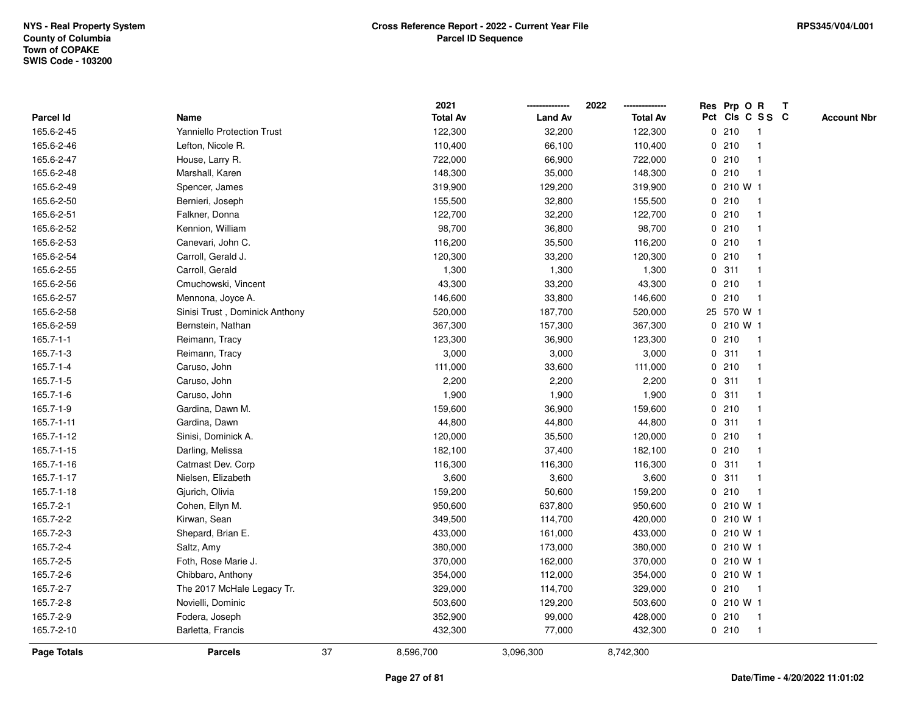NYS - Real Property System
County of Columbia
Town of COPAKE
SWIS Code - 103200

**Cross Reference Report - 2022 - Current Year File**
**Parcel ID Sequence**

RPS345/V04/L001

| Parcel Id | Name | 2021 Total Av | 2022 Land Av | 2022 Total Av | Res Pct | Prp Cls | O C | R S S | T C | Account Nbr |
|---|---|---|---|---|---|---|---|---|---|---|
| 165.6-2-45 | Yanniello Protection Trust | 122,300 | 32,200 | 122,300 | 0 | 210 | | 1 | | |
| 165.6-2-46 | Lefton, Nicole R. | 110,400 | 66,100 | 110,400 | 0 | 210 | | 1 | | |
| 165.6-2-47 | House, Larry R. | 722,000 | 66,900 | 722,000 | 0 | 210 | | 1 | | |
| 165.6-2-48 | Marshall, Karen | 148,300 | 35,000 | 148,300 | 0 | 210 | | 1 | | |
| 165.6-2-49 | Spencer, James | 319,900 | 129,200 | 319,900 | 0 | 210 | W | 1 | | |
| 165.6-2-50 | Bernieri, Joseph | 155,500 | 32,800 | 155,500 | 0 | 210 | | 1 | | |
| 165.6-2-51 | Falkner, Donna | 122,700 | 32,200 | 122,700 | 0 | 210 | | 1 | | |
| 165.6-2-52 | Kennion, William | 98,700 | 36,800 | 98,700 | 0 | 210 | | 1 | | |
| 165.6-2-53 | Canevari, John C. | 116,200 | 35,500 | 116,200 | 0 | 210 | | 1 | | |
| 165.6-2-54 | Carroll, Gerald J. | 120,300 | 33,200 | 120,300 | 0 | 210 | | 1 | | |
| 165.6-2-55 | Carroll, Gerald | 1,300 | 1,300 | 1,300 | 0 | 311 | | 1 | | |
| 165.6-2-56 | Cmuchowski, Vincent | 43,300 | 33,200 | 43,300 | 0 | 210 | | 1 | | |
| 165.6-2-57 | Mennona, Joyce A. | 146,600 | 33,800 | 146,600 | 0 | 210 | | 1 | | |
| 165.6-2-58 | Sinisi Trust , Dominick Anthony | 520,000 | 187,700 | 520,000 | 25 | 570 | W | 1 | | |
| 165.6-2-59 | Bernstein, Nathan | 367,300 | 157,300 | 367,300 | 0 | 210 | W | 1 | | |
| 165.7-1-1 | Reimann, Tracy | 123,300 | 36,900 | 123,300 | 0 | 210 | | 1 | | |
| 165.7-1-3 | Reimann, Tracy | 3,000 | 3,000 | 3,000 | 0 | 311 | | 1 | | |
| 165.7-1-4 | Caruso, John | 111,000 | 33,600 | 111,000 | 0 | 210 | | 1 | | |
| 165.7-1-5 | Caruso, John | 2,200 | 2,200 | 2,200 | 0 | 311 | | 1 | | |
| 165.7-1-6 | Caruso, John | 1,900 | 1,900 | 1,900 | 0 | 311 | | 1 | | |
| 165.7-1-9 | Gardina, Dawn M. | 159,600 | 36,900 | 159,600 | 0 | 210 | | 1 | | |
| 165.7-1-11 | Gardina, Dawn | 44,800 | 44,800 | 44,800 | 0 | 311 | | 1 | | |
| 165.7-1-12 | Sinisi, Dominick A. | 120,000 | 35,500 | 120,000 | 0 | 210 | | 1 | | |
| 165.7-1-15 | Darling, Melissa | 182,100 | 37,400 | 182,100 | 0 | 210 | | 1 | | |
| 165.7-1-16 | Catmast Dev. Corp | 116,300 | 116,300 | 116,300 | 0 | 311 | | 1 | | |
| 165.7-1-17 | Nielsen, Elizabeth | 3,600 | 3,600 | 3,600 | 0 | 311 | | 1 | | |
| 165.7-1-18 | Gjurich, Olivia | 159,200 | 50,600 | 159,200 | 0 | 210 | | 1 | | |
| 165.7-2-1 | Cohen, Ellyn M. | 950,600 | 637,800 | 950,600 | 0 | 210 | W | 1 | | |
| 165.7-2-2 | Kirwan, Sean | 349,500 | 114,700 | 420,000 | 0 | 210 | W | 1 | | |
| 165.7-2-3 | Shepard, Brian E. | 433,000 | 161,000 | 433,000 | 0 | 210 | W | 1 | | |
| 165.7-2-4 | Saltz, Amy | 380,000 | 173,000 | 380,000 | 0 | 210 | W | 1 | | |
| 165.7-2-5 | Foth, Rose Marie J. | 370,000 | 162,000 | 370,000 | 0 | 210 | W | 1 | | |
| 165.7-2-6 | Chibbaro, Anthony | 354,000 | 112,000 | 354,000 | 0 | 210 | W | 1 | | |
| 165.7-2-7 | The 2017 McHale Legacy Tr. | 329,000 | 114,700 | 329,000 | 0 | 210 | | 1 | | |
| 165.7-2-8 | Novielli, Dominic | 503,600 | 129,200 | 503,600 | 0 | 210 | W | 1 | | |
| 165.7-2-9 | Fodera, Joseph | 352,900 | 99,000 | 428,000 | 0 | 210 | | 1 | | |
| 165.7-2-10 | Barletta, Francis | 432,300 | 77,000 | 432,300 | 0 | 210 | | 1 | | |
| **Page Totals** | **Parcels** 37 | 8,596,700 | 3,096,300 | 8,742,300 | | | | | | |

Date/Time - 4/20/2022 11:01:02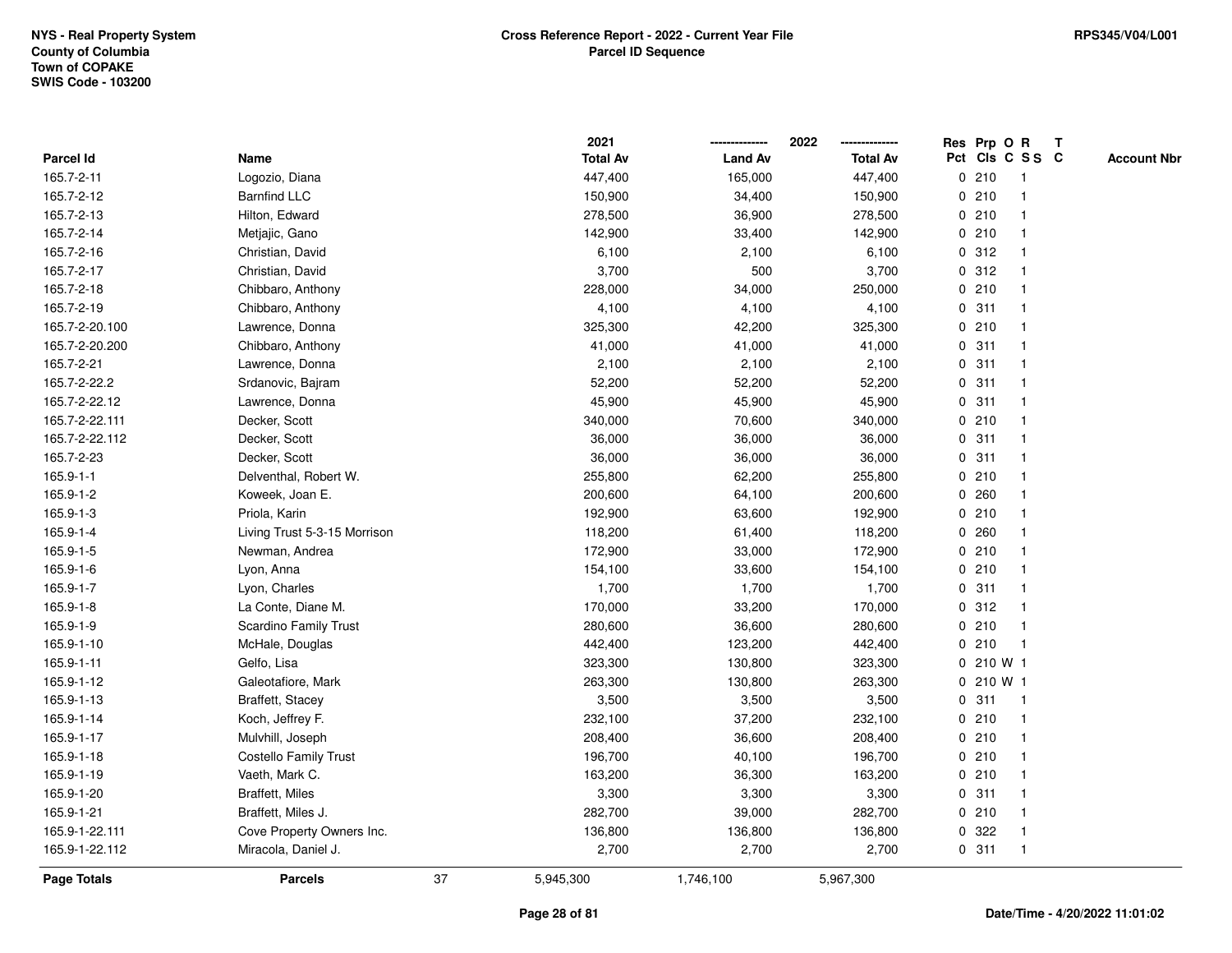NYS - Real Property System
County of Columbia
Town of COPAKE
SWIS Code - 103200

**Cross Reference Report - 2022 - Current Year File**
**Parcel ID Sequence**

RPS345/V04/L001

| Parcel Id | Name | 2021 Total Av | 2022 Land Av | 2022 Total Av | Res Pct | Prp Cls | O C | R SS | T C | Account Nbr |
|---|---|---|---|---|---|---|---|---|---|---|
| 165.7-2-11 | Logozio, Diana | 447,400 | 165,000 | 447,400 | 0 | 210 | | 1 | | |
| 165.7-2-12 | Barnfind LLC | 150,900 | 34,400 | 150,900 | 0 | 210 | | 1 | | |
| 165.7-2-13 | Hilton, Edward | 278,500 | 36,900 | 278,500 | 0 | 210 | | 1 | | |
| 165.7-2-14 | Metjajic, Gano | 142,900 | 33,400 | 142,900 | 0 | 210 | | 1 | | |
| 165.7-2-16 | Christian, David | 6,100 | 2,100 | 6,100 | 0 | 312 | | 1 | | |
| 165.7-2-17 | Christian, David | 3,700 | 500 | 3,700 | 0 | 312 | | 1 | | |
| 165.7-2-18 | Chibbaro, Anthony | 228,000 | 34,000 | 250,000 | 0 | 210 | | 1 | | |
| 165.7-2-19 | Chibbaro, Anthony | 4,100 | 4,100 | 4,100 | 0 | 311 | | 1 | | |
| 165.7-2-20.100 | Lawrence, Donna | 325,300 | 42,200 | 325,300 | 0 | 210 | | 1 | | |
| 165.7-2-20.200 | Chibbaro, Anthony | 41,000 | 41,000 | 41,000 | 0 | 311 | | 1 | | |
| 165.7-2-21 | Lawrence, Donna | 2,100 | 2,100 | 2,100 | 0 | 311 | | 1 | | |
| 165.7-2-22.2 | Srdanovic, Bajram | 52,200 | 52,200 | 52,200 | 0 | 311 | | 1 | | |
| 165.7-2-22.12 | Lawrence, Donna | 45,900 | 45,900 | 45,900 | 0 | 311 | | 1 | | |
| 165.7-2-22.111 | Decker, Scott | 340,000 | 70,600 | 340,000 | 0 | 210 | | 1 | | |
| 165.7-2-22.112 | Decker, Scott | 36,000 | 36,000 | 36,000 | 0 | 311 | | 1 | | |
| 165.7-2-23 | Decker, Scott | 36,000 | 36,000 | 36,000 | 0 | 311 | | 1 | | |
| 165.9-1-1 | Delventhal, Robert W. | 255,800 | 62,200 | 255,800 | 0 | 210 | | 1 | | |
| 165.9-1-2 | Koweek, Joan E. | 200,600 | 64,100 | 200,600 | 0 | 260 | | 1 | | |
| 165.9-1-3 | Priola, Karin | 192,900 | 63,600 | 192,900 | 0 | 210 | | 1 | | |
| 165.9-1-4 | Living Trust 5-3-15 Morrison | 118,200 | 61,400 | 118,200 | 0 | 260 | | 1 | | |
| 165.9-1-5 | Newman, Andrea | 172,900 | 33,000 | 172,900 | 0 | 210 | | 1 | | |
| 165.9-1-6 | Lyon, Anna | 154,100 | 33,600 | 154,100 | 0 | 210 | | 1 | | |
| 165.9-1-7 | Lyon, Charles | 1,700 | 1,700 | 1,700 | 0 | 311 | | 1 | | |
| 165.9-1-8 | La Conte, Diane M. | 170,000 | 33,200 | 170,000 | 0 | 312 | | 1 | | |
| 165.9-1-9 | Scardino Family Trust | 280,600 | 36,600 | 280,600 | 0 | 210 | | 1 | | |
| 165.9-1-10 | McHale, Douglas | 442,400 | 123,200 | 442,400 | 0 | 210 | | 1 | | |
| 165.9-1-11 | Gelfo, Lisa | 323,300 | 130,800 | 323,300 | 0 | 210 | W | 1 | | |
| 165.9-1-12 | Galeotafiore, Mark | 263,300 | 130,800 | 263,300 | 0 | 210 | W | 1 | | |
| 165.9-1-13 | Braffett, Stacey | 3,500 | 3,500 | 3,500 | 0 | 311 | | 1 | | |
| 165.9-1-14 | Koch, Jeffrey F. | 232,100 | 37,200 | 232,100 | 0 | 210 | | 1 | | |
| 165.9-1-17 | Mulvhill, Joseph | 208,400 | 36,600 | 208,400 | 0 | 210 | | 1 | | |
| 165.9-1-18 | Costello Family Trust | 196,700 | 40,100 | 196,700 | 0 | 210 | | 1 | | |
| 165.9-1-19 | Vaeth, Mark C. | 163,200 | 36,300 | 163,200 | 0 | 210 | | 1 | | |
| 165.9-1-20 | Braffett, Miles | 3,300 | 3,300 | 3,300 | 0 | 311 | | 1 | | |
| 165.9-1-21 | Braffett, Miles J. | 282,700 | 39,000 | 282,700 | 0 | 210 | | 1 | | |
| 165.9-1-22.111 | Cove Property Owners Inc. | 136,800 | 136,800 | 136,800 | 0 | 322 | | 1 | | |
| 165.9-1-22.112 | Miracola, Daniel J. | 2,700 | 2,700 | 2,700 | 0 | 311 | | 1 | | |
| **Page Totals** | **Parcels** 37 | 5,945,300 | 1,746,100 | 5,967,300 | | | | | | |

Date/Time - 4/20/2022 11:01:02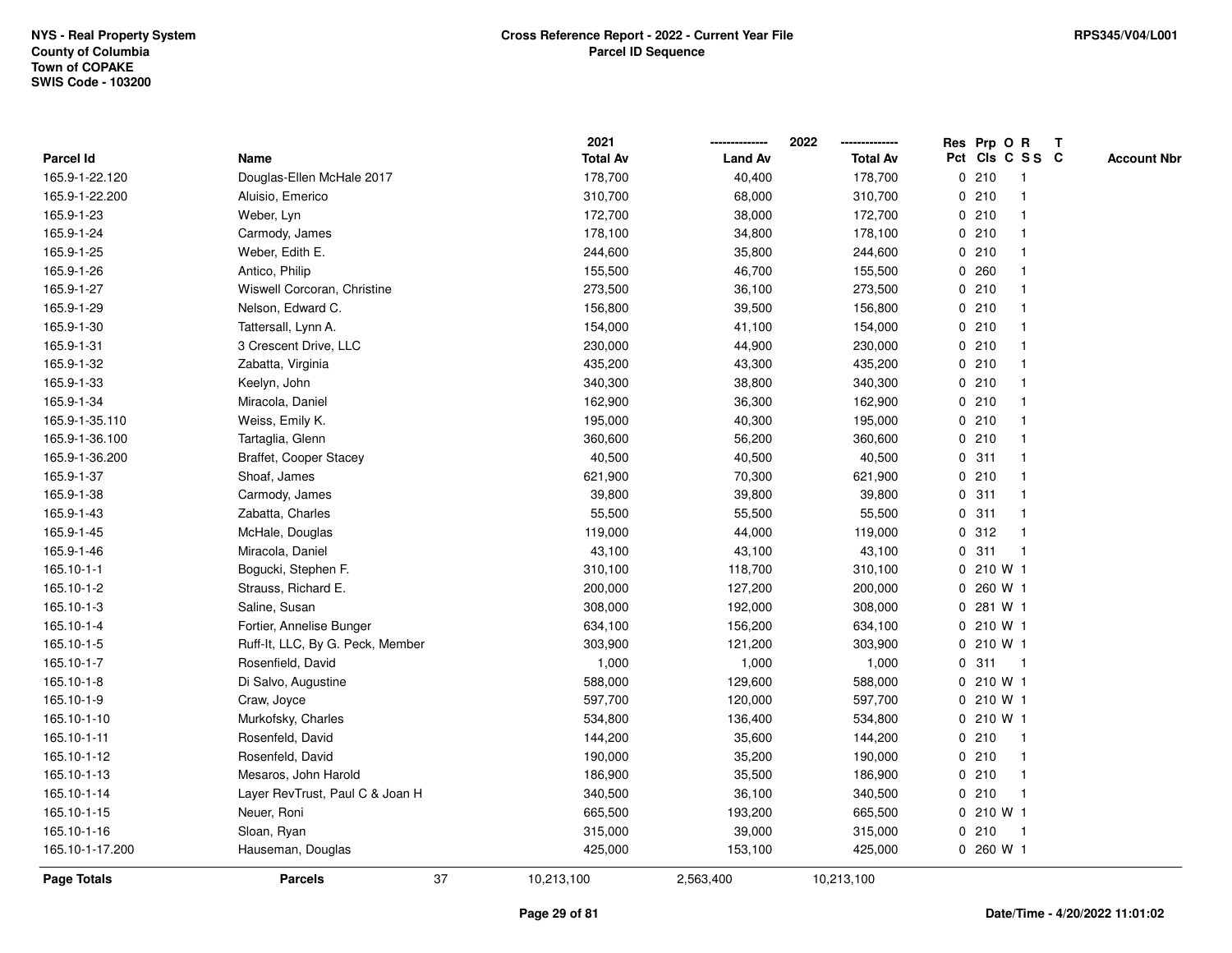NYS - Real Property System
County of Columbia
Town of COPAKE
SWIS Code - 103200

RPS345/V04/L001

**Cross Reference Report - 2022 - Current Year File**
**Parcel ID Sequence**

| Parcel Id | Name | 2021 Total Av | 2022 Land Av | 2022 Total Av | Res Pct | Prp Cls | O C | R S S | T C | Account Nbr |
|---|---|---|---|---|---|---|---|---|---|---|
| 165.9-1-22.120 | Douglas-Ellen McHale 2017 | 178,700 | 40,400 | 178,700 | 0 | 210 | | 1 | | |
| 165.9-1-22.200 | Aluisio, Emerico | 310,700 | 68,000 | 310,700 | 0 | 210 | | 1 | | |
| 165.9-1-23 | Weber, Lyn | 172,700 | 38,000 | 172,700 | 0 | 210 | | 1 | | |
| 165.9-1-24 | Carmody, James | 178,100 | 34,800 | 178,100 | 0 | 210 | | 1 | | |
| 165.9-1-25 | Weber, Edith E. | 244,600 | 35,800 | 244,600 | 0 | 210 | | 1 | | |
| 165.9-1-26 | Antico, Philip | 155,500 | 46,700 | 155,500 | 0 | 260 | | 1 | | |
| 165.9-1-27 | Wiswell Corcoran, Christine | 273,500 | 36,100 | 273,500 | 0 | 210 | | 1 | | |
| 165.9-1-29 | Nelson, Edward C. | 156,800 | 39,500 | 156,800 | 0 | 210 | | 1 | | |
| 165.9-1-30 | Tattersall, Lynn A. | 154,000 | 41,100 | 154,000 | 0 | 210 | | 1 | | |
| 165.9-1-31 | 3 Crescent Drive, LLC | 230,000 | 44,900 | 230,000 | 0 | 210 | | 1 | | |
| 165.9-1-32 | Zabatta, Virginia | 435,200 | 43,300 | 435,200 | 0 | 210 | | 1 | | |
| 165.9-1-33 | Keelyn, John | 340,300 | 38,800 | 340,300 | 0 | 210 | | 1 | | |
| 165.9-1-34 | Miracola, Daniel | 162,900 | 36,300 | 162,900 | 0 | 210 | | 1 | | |
| 165.9-1-35.110 | Weiss, Emily K. | 195,000 | 40,300 | 195,000 | 0 | 210 | | 1 | | |
| 165.9-1-36.100 | Tartaglia, Glenn | 360,600 | 56,200 | 360,600 | 0 | 210 | | 1 | | |
| 165.9-1-36.200 | Braffet, Cooper Stacey | 40,500 | 40,500 | 40,500 | 0 | 311 | | 1 | | |
| 165.9-1-37 | Shoaf, James | 621,900 | 70,300 | 621,900 | 0 | 210 | | 1 | | |
| 165.9-1-38 | Carmody, James | 39,800 | 39,800 | 39,800 | 0 | 311 | | 1 | | |
| 165.9-1-43 | Zabatta, Charles | 55,500 | 55,500 | 55,500 | 0 | 311 | | 1 | | |
| 165.9-1-45 | McHale, Douglas | 119,000 | 44,000 | 119,000 | 0 | 312 | | 1 | | |
| 165.9-1-46 | Miracola, Daniel | 43,100 | 43,100 | 43,100 | 0 | 311 | | 1 | | |
| 165.10-1-1 | Bogucki, Stephen F. | 310,100 | 118,700 | 310,100 | 0 | 210 | W | 1 | | |
| 165.10-1-2 | Strauss, Richard E. | 200,000 | 127,200 | 200,000 | 0 | 260 | W | 1 | | |
| 165.10-1-3 | Saline, Susan | 308,000 | 192,000 | 308,000 | 0 | 281 | W | 1 | | |
| 165.10-1-4 | Fortier, Annelise Bunger | 634,100 | 156,200 | 634,100 | 0 | 210 | W | 1 | | |
| 165.10-1-5 | Ruff-It, LLC, By G. Peck, Member | 303,900 | 121,200 | 303,900 | 0 | 210 | W | 1 | | |
| 165.10-1-7 | Rosenfield, David | 1,000 | 1,000 | 1,000 | 0 | 311 | | 1 | | |
| 165.10-1-8 | Di Salvo, Augustine | 588,000 | 129,600 | 588,000 | 0 | 210 | W | 1 | | |
| 165.10-1-9 | Craw, Joyce | 597,700 | 120,000 | 597,700 | 0 | 210 | W | 1 | | |
| 165.10-1-10 | Murkofsky, Charles | 534,800 | 136,400 | 534,800 | 0 | 210 | W | 1 | | |
| 165.10-1-11 | Rosenfeld, David | 144,200 | 35,600 | 144,200 | 0 | 210 | | 1 | | |
| 165.10-1-12 | Rosenfeld, David | 190,000 | 35,200 | 190,000 | 0 | 210 | | 1 | | |
| 165.10-1-13 | Mesaros, John Harold | 186,900 | 35,500 | 186,900 | 0 | 210 | | 1 | | |
| 165.10-1-14 | Layer RevTrust, Paul C & Joan H | 340,500 | 36,100 | 340,500 | 0 | 210 | | 1 | | |
| 165.10-1-15 | Neuer, Roni | 665,500 | 193,200 | 665,500 | 0 | 210 | W | 1 | | |
| 165.10-1-16 | Sloan, Ryan | 315,000 | 39,000 | 315,000 | 0 | 210 | | 1 | | |
| 165.10-1-17.200 | Hauseman, Douglas | 425,000 | 153,100 | 425,000 | 0 | 260 | W | 1 | | |
| **Page Totals** | **Parcels** 37 | 10,213,100 | 2,563,400 | 10,213,100 | | | | | | |

Date/Time - 4/20/2022 11:01:02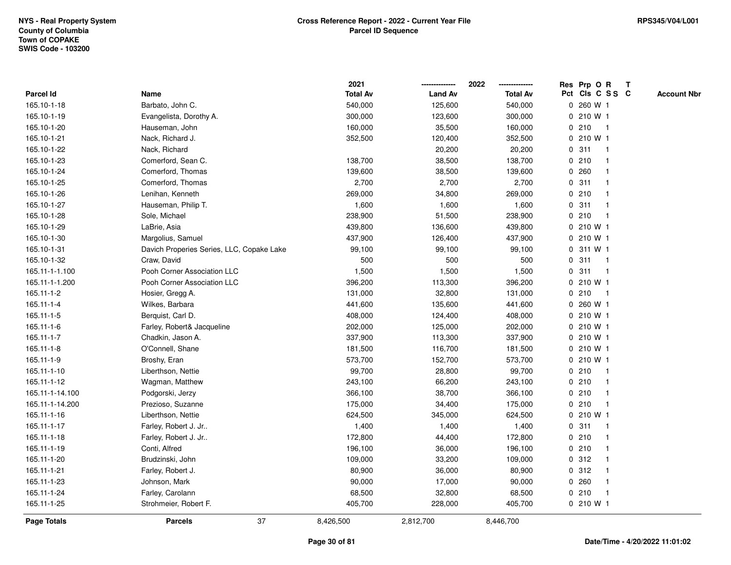NYS - Real Property System
County of Columbia
Town of COPAKE
SWIS Code - 103200

**Cross Reference Report - 2022 - Current Year File**
**Parcel ID Sequence**

RPS345/V04/L001

| Parcel Id | Name | 2021 Total Av | 2022 Land Av | 2022 Total Av | Res Pct | Prp Cls | O C | R S S | T C | Account Nbr |
|---|---|---|---|---|---|---|---|---|---|---|
| 165.10-1-18 | Barbato, John C. | 540,000 | 125,600 | 540,000 | 0 | 260 | W | 1 | | |
| 165.10-1-19 | Evangelista, Dorothy A. | 300,000 | 123,600 | 300,000 | 0 | 210 | W | 1 | | |
| 165.10-1-20 | Hauseman, John | 160,000 | 35,500 | 160,000 | 0 | 210 | | 1 | | |
| 165.10-1-21 | Nack, Richard J. | 352,500 | 120,400 | 352,500 | 0 | 210 | W | 1 | | |
| 165.10-1-22 | Nack, Richard | | 20,200 | 20,200 | 0 | 311 | | 1 | | |
| 165.10-1-23 | Comerford, Sean C. | 138,700 | 38,500 | 138,700 | 0 | 210 | | 1 | | |
| 165.10-1-24 | Comerford, Thomas | 139,600 | 38,500 | 139,600 | 0 | 260 | | 1 | | |
| 165.10-1-25 | Comerford, Thomas | 2,700 | 2,700 | 2,700 | 0 | 311 | | 1 | | |
| 165.10-1-26 | Lenihan, Kenneth | 269,000 | 34,800 | 269,000 | 0 | 210 | | 1 | | |
| 165.10-1-27 | Hauseman, Philip T. | 1,600 | 1,600 | 1,600 | 0 | 311 | | 1 | | |
| 165.10-1-28 | Sole, Michael | 238,900 | 51,500 | 238,900 | 0 | 210 | | 1 | | |
| 165.10-1-29 | LaBrie, Asia | 439,800 | 136,600 | 439,800 | 0 | 210 | W | 1 | | |
| 165.10-1-30 | Margolius, Samuel | 437,900 | 126,400 | 437,900 | 0 | 210 | W | 1 | | |
| 165.10-1-31 | Davich Properies Series, LLC, Copake Lake | 99,100 | 99,100 | 99,100 | 0 | 311 | W | 1 | | |
| 165.10-1-32 | Craw, David | 500 | 500 | 500 | 0 | 311 | | 1 | | |
| 165.11-1-1.100 | Pooh Corner Association LLC | 1,500 | 1,500 | 1,500 | 0 | 311 | | 1 | | |
| 165.11-1-1.200 | Pooh Corner Association LLC | 396,200 | 113,300 | 396,200 | 0 | 210 | W | 1 | | |
| 165.11-1-2 | Hosier, Gregg A. | 131,000 | 32,800 | 131,000 | 0 | 210 | | 1 | | |
| 165.11-1-4 | Wilkes, Barbara | 441,600 | 135,600 | 441,600 | 0 | 260 | W | 1 | | |
| 165.11-1-5 | Berquist, Carl D. | 408,000 | 124,400 | 408,000 | 0 | 210 | W | 1 | | |
| 165.11-1-6 | Farley, Robert& Jacqueline | 202,000 | 125,000 | 202,000 | 0 | 210 | W | 1 | | |
| 165.11-1-7 | Chadkin, Jason A. | 337,900 | 113,300 | 337,900 | 0 | 210 | W | 1 | | |
| 165.11-1-8 | O'Connell, Shane | 181,500 | 116,700 | 181,500 | 0 | 210 | W | 1 | | |
| 165.11-1-9 | Broshy, Eran | 573,700 | 152,700 | 573,700 | 0 | 210 | W | 1 | | |
| 165.11-1-10 | Liberthson, Nettie | 99,700 | 28,800 | 99,700 | 0 | 210 | | 1 | | |
| 165.11-1-12 | Wagman, Matthew | 243,100 | 66,200 | 243,100 | 0 | 210 | | 1 | | |
| 165.11-1-14.100 | Podgorski, Jerzy | 366,100 | 38,700 | 366,100 | 0 | 210 | | 1 | | |
| 165.11-1-14.200 | Prezioso, Suzanne | 175,000 | 34,400 | 175,000 | 0 | 210 | | 1 | | |
| 165.11-1-16 | Liberthson, Nettie | 624,500 | 345,000 | 624,500 | 0 | 210 | W | 1 | | |
| 165.11-1-17 | Farley, Robert J. Jr.. | 1,400 | 1,400 | 1,400 | 0 | 311 | | 1 | | |
| 165.11-1-18 | Farley, Robert J. Jr.. | 172,800 | 44,400 | 172,800 | 0 | 210 | | 1 | | |
| 165.11-1-19 | Conti, Alfred | 196,100 | 36,000 | 196,100 | 0 | 210 | | 1 | | |
| 165.11-1-20 | Brudzinski, John | 109,000 | 33,200 | 109,000 | 0 | 312 | | 1 | | |
| 165.11-1-21 | Farley, Robert J. | 80,900 | 36,000 | 80,900 | 0 | 312 | | 1 | | |
| 165.11-1-23 | Johnson, Mark | 90,000 | 17,000 | 90,000 | 0 | 260 | | 1 | | |
| 165.11-1-24 | Farley, Carolann | 68,500 | 32,800 | 68,500 | 0 | 210 | | 1 | | |
| 165.11-1-25 | Strohmeier, Robert F. | 405,700 | 228,000 | 405,700 | 0 | 210 | W | 1 | | |
| **Page Totals** | **Parcels** 37 | 8,426,500 | 2,812,700 | 8,446,700 | | | | | | |

Date/Time - 4/20/2022 11:01:02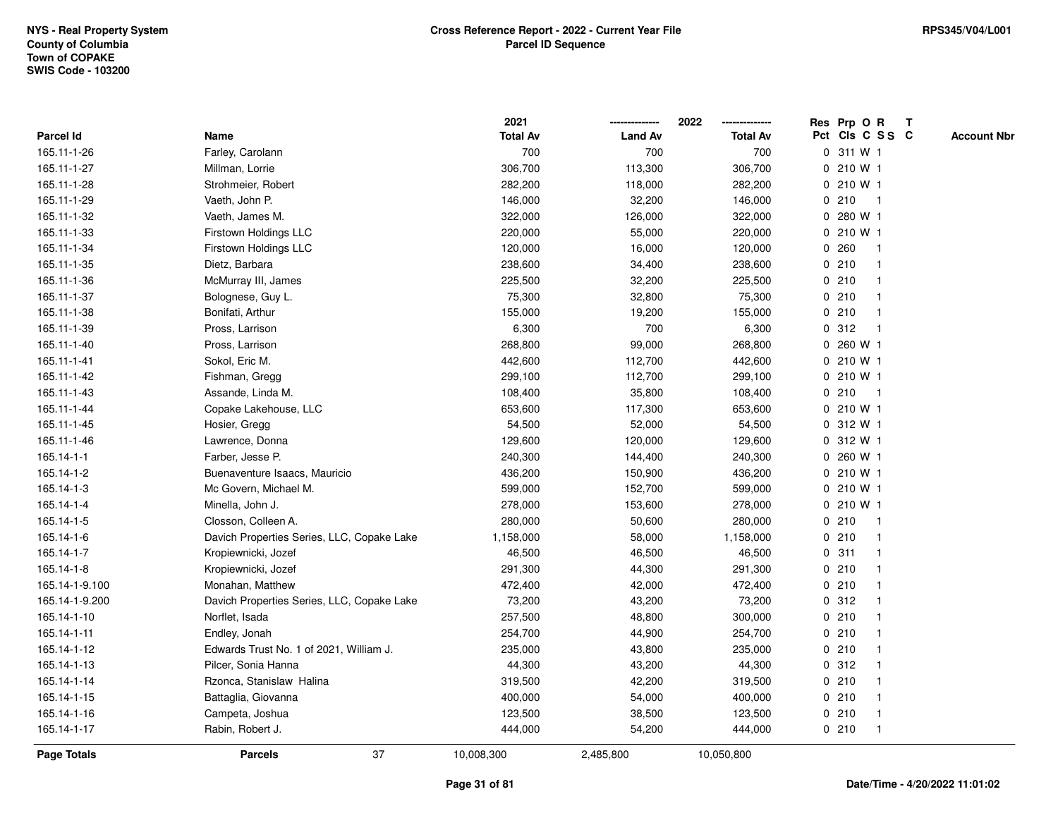NYS - Real Property System
County of Columbia
Town of COPAKE
SWIS Code - 103200

**Cross Reference Report - 2022 - Current Year File**
**Parcel ID Sequence**

RPS345/V04/L001

| Parcel Id | Name | 2021 Total Av | 2022 Land Av | 2022 Total Av | Res Pct | Prp Cls | O C | R S S | T C | Account Nbr |
|---|---|---|---|---|---|---|---|---|---|---|
| 165.11-1-26 | Farley, Carolann | 700 | 700 | 700 | 0 | 311 | W | 1 | | |
| 165.11-1-27 | Millman, Lorrie | 306,700 | 113,300 | 306,700 | 0 | 210 | W | 1 | | |
| 165.11-1-28 | Strohmeier, Robert | 282,200 | 118,000 | 282,200 | 0 | 210 | W | 1 | | |
| 165.11-1-29 | Vaeth, John P. | 146,000 | 32,200 | 146,000 | 0 | 210 | | 1 | | |
| 165.11-1-32 | Vaeth, James M. | 322,000 | 126,000 | 322,000 | 0 | 280 | W | 1 | | |
| 165.11-1-33 | Firstown Holdings LLC | 220,000 | 55,000 | 220,000 | 0 | 210 | W | 1 | | |
| 165.11-1-34 | Firstown Holdings LLC | 120,000 | 16,000 | 120,000 | 0 | 260 | | 1 | | |
| 165.11-1-35 | Dietz, Barbara | 238,600 | 34,400 | 238,600 | 0 | 210 | | 1 | | |
| 165.11-1-36 | McMurray III, James | 225,500 | 32,200 | 225,500 | 0 | 210 | | 1 | | |
| 165.11-1-37 | Bolognese, Guy L. | 75,300 | 32,800 | 75,300 | 0 | 210 | | 1 | | |
| 165.11-1-38 | Bonifati, Arthur | 155,000 | 19,200 | 155,000 | 0 | 210 | | 1 | | |
| 165.11-1-39 | Pross, Larrison | 6,300 | 700 | 6,300 | 0 | 312 | | 1 | | |
| 165.11-1-40 | Pross, Larrison | 268,800 | 99,000 | 268,800 | 0 | 260 | W | 1 | | |
| 165.11-1-41 | Sokol, Eric M. | 442,600 | 112,700 | 442,600 | 0 | 210 | W | 1 | | |
| 165.11-1-42 | Fishman, Gregg | 299,100 | 112,700 | 299,100 | 0 | 210 | W | 1 | | |
| 165.11-1-43 | Assande, Linda M. | 108,400 | 35,800 | 108,400 | 0 | 210 | | 1 | | |
| 165.11-1-44 | Copake Lakehouse, LLC | 653,600 | 117,300 | 653,600 | 0 | 210 | W | 1 | | |
| 165.11-1-45 | Hosier, Gregg | 54,500 | 52,000 | 54,500 | 0 | 312 | W | 1 | | |
| 165.11-1-46 | Lawrence, Donna | 129,600 | 120,000 | 129,600 | 0 | 312 | W | 1 | | |
| 165.14-1-1 | Farber, Jesse P. | 240,300 | 144,400 | 240,300 | 0 | 260 | W | 1 | | |
| 165.14-1-2 | Buenaventure Isaacs, Mauricio | 436,200 | 150,900 | 436,200 | 0 | 210 | W | 1 | | |
| 165.14-1-3 | Mc Govern, Michael M. | 599,000 | 152,700 | 599,000 | 0 | 210 | W | 1 | | |
| 165.14-1-4 | Minella, John J. | 278,000 | 153,600 | 278,000 | 0 | 210 | W | 1 | | |
| 165.14-1-5 | Closson, Colleen A. | 280,000 | 50,600 | 280,000 | 0 | 210 | | 1 | | |
| 165.14-1-6 | Davich Properties Series, LLC, Copake Lake | 1,158,000 | 58,000 | 1,158,000 | 0 | 210 | | 1 | | |
| 165.14-1-7 | Kropiewnicki, Jozef | 46,500 | 46,500 | 46,500 | 0 | 311 | | 1 | | |
| 165.14-1-8 | Kropiewnicki, Jozef | 291,300 | 44,300 | 291,300 | 0 | 210 | | 1 | | |
| 165.14-1-9.100 | Monahan, Matthew | 472,400 | 42,000 | 472,400 | 0 | 210 | | 1 | | |
| 165.14-1-9.200 | Davich Properties Series, LLC, Copake Lake | 73,200 | 43,200 | 73,200 | 0 | 312 | | 1 | | |
| 165.14-1-10 | Norflet, Isada | 257,500 | 48,800 | 300,000 | 0 | 210 | | 1 | | |
| 165.14-1-11 | Endley, Jonah | 254,700 | 44,900 | 254,700 | 0 | 210 | | 1 | | |
| 165.14-1-12 | Edwards Trust No. 1 of 2021, William J. | 235,000 | 43,800 | 235,000 | 0 | 210 | | 1 | | |
| 165.14-1-13 | Pilcer, Sonia Hanna | 44,300 | 43,200 | 44,300 | 0 | 312 | | 1 | | |
| 165.14-1-14 | Rzonca, Stanislaw Halina | 319,500 | 42,200 | 319,500 | 0 | 210 | | 1 | | |
| 165.14-1-15 | Battaglia, Giovanna | 400,000 | 54,000 | 400,000 | 0 | 210 | | 1 | | |
| 165.14-1-16 | Campeta, Joshua | 123,500 | 38,500 | 123,500 | 0 | 210 | | 1 | | |
| 165.14-1-17 | Rabin, Robert J. | 444,000 | 54,200 | 444,000 | 0 | 210 | | 1 | | |
| **Page Totals** | **Parcels** 37 | 10,008,300 | 2,485,800 | 10,050,800 | | | | | | |

Date/Time - 4/20/2022 11:01:02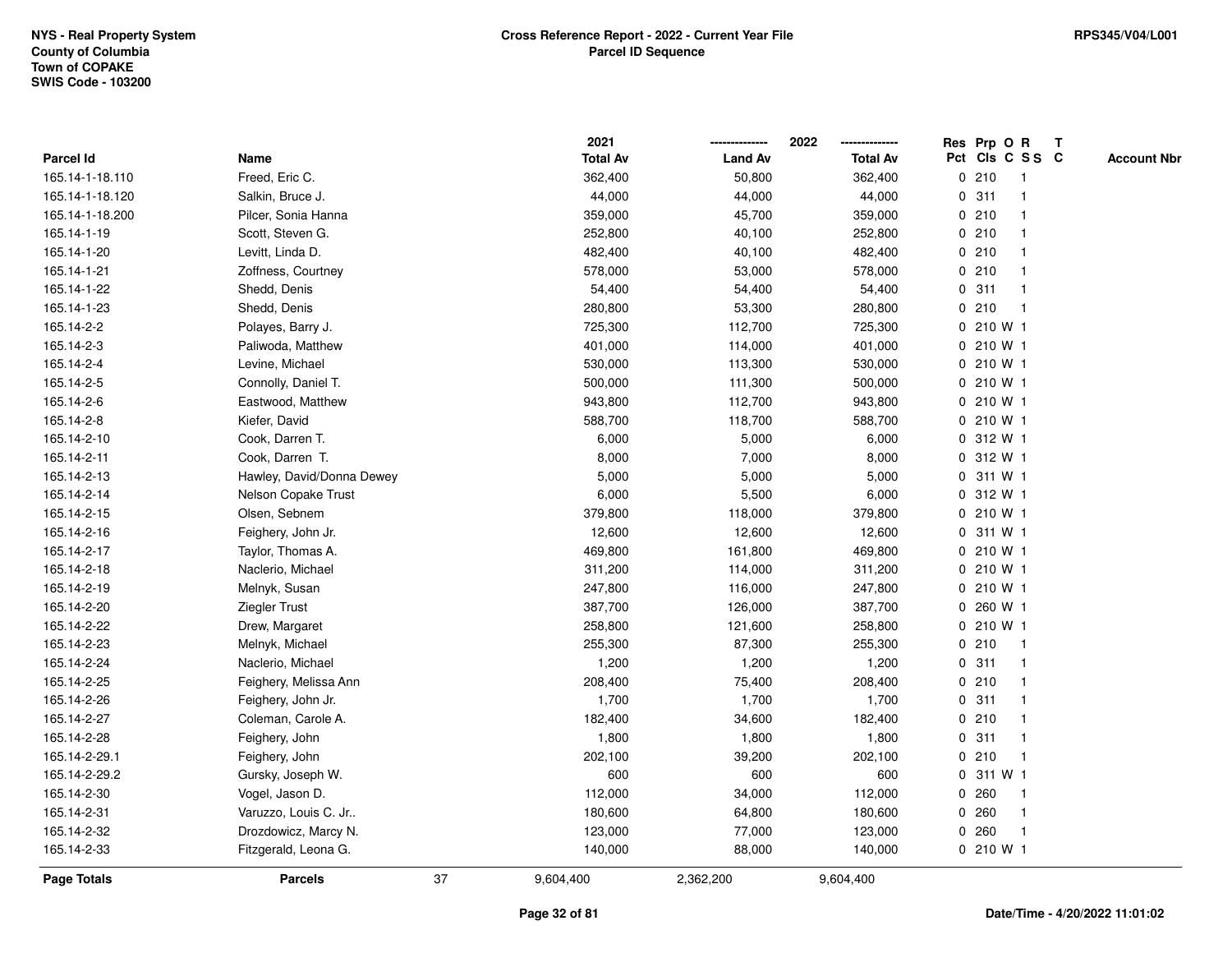NYS - Real Property System
County of Columbia
Town of COPAKE
SWIS Code - 103200

**Cross Reference Report - 2022 - Current Year File**
**Parcel ID Sequence**

RPS345/V04/L001

| Parcel Id | Name | 2021 Total Av | 2022 Land Av | 2022 Total Av | Res Pct | Prp Cls | O C | R S S | T C | Account Nbr |
|---|---|---|---|---|---|---|---|---|---|---|
| 165.14-1-18.110 | Freed, Eric C. | 362,400 | 50,800 | 362,400 | 0 | 210 | | 1 | | |
| 165.14-1-18.120 | Salkin, Bruce J. | 44,000 | 44,000 | 44,000 | 0 | 311 | | 1 | | |
| 165.14-1-18.200 | Pilcer, Sonia Hanna | 359,000 | 45,700 | 359,000 | 0 | 210 | | 1 | | |
| 165.14-1-19 | Scott, Steven G. | 252,800 | 40,100 | 252,800 | 0 | 210 | | 1 | | |
| 165.14-1-20 | Levitt, Linda D. | 482,400 | 40,100 | 482,400 | 0 | 210 | | 1 | | |
| 165.14-1-21 | Zoffness, Courtney | 578,000 | 53,000 | 578,000 | 0 | 210 | | 1 | | |
| 165.14-1-22 | Shedd, Denis | 54,400 | 54,400 | 54,400 | 0 | 311 | | 1 | | |
| 165.14-1-23 | Shedd, Denis | 280,800 | 53,300 | 280,800 | 0 | 210 | | 1 | | |
| 165.14-2-2 | Polayes, Barry J. | 725,300 | 112,700 | 725,300 | 0 | 210 | W | 1 | | |
| 165.14-2-3 | Paliwoda, Matthew | 401,000 | 114,000 | 401,000 | 0 | 210 | W | 1 | | |
| 165.14-2-4 | Levine, Michael | 530,000 | 113,300 | 530,000 | 0 | 210 | W | 1 | | |
| 165.14-2-5 | Connolly, Daniel T. | 500,000 | 111,300 | 500,000 | 0 | 210 | W | 1 | | |
| 165.14-2-6 | Eastwood, Matthew | 943,800 | 112,700 | 943,800 | 0 | 210 | W | 1 | | |
| 165.14-2-8 | Kiefer, David | 588,700 | 118,700 | 588,700 | 0 | 210 | W | 1 | | |
| 165.14-2-10 | Cook, Darren T. | 6,000 | 5,000 | 6,000 | 0 | 312 | W | 1 | | |
| 165.14-2-11 | Cook, Darren T. | 8,000 | 7,000 | 8,000 | 0 | 312 | W | 1 | | |
| 165.14-2-13 | Hawley, David/Donna Dewey | 5,000 | 5,000 | 5,000 | 0 | 311 | W | 1 | | |
| 165.14-2-14 | Nelson Copake Trust | 6,000 | 5,500 | 6,000 | 0 | 312 | W | 1 | | |
| 165.14-2-15 | Olsen, Sebnem | 379,800 | 118,000 | 379,800 | 0 | 210 | W | 1 | | |
| 165.14-2-16 | Feighery, John Jr. | 12,600 | 12,600 | 12,600 | 0 | 311 | W | 1 | | |
| 165.14-2-17 | Taylor, Thomas A. | 469,800 | 161,800 | 469,800 | 0 | 210 | W | 1 | | |
| 165.14-2-18 | Naclerio, Michael | 311,200 | 114,000 | 311,200 | 0 | 210 | W | 1 | | |
| 165.14-2-19 | Melnyk, Susan | 247,800 | 116,000 | 247,800 | 0 | 210 | W | 1 | | |
| 165.14-2-20 | Ziegler Trust | 387,700 | 126,000 | 387,700 | 0 | 260 | W | 1 | | |
| 165.14-2-22 | Drew, Margaret | 258,800 | 121,600 | 258,800 | 0 | 210 | W | 1 | | |
| 165.14-2-23 | Melnyk, Michael | 255,300 | 87,300 | 255,300 | 0 | 210 | | 1 | | |
| 165.14-2-24 | Naclerio, Michael | 1,200 | 1,200 | 1,200 | 0 | 311 | | 1 | | |
| 165.14-2-25 | Feighery, Melissa Ann | 208,400 | 75,400 | 208,400 | 0 | 210 | | 1 | | |
| 165.14-2-26 | Feighery, John Jr. | 1,700 | 1,700 | 1,700 | 0 | 311 | | 1 | | |
| 165.14-2-27 | Coleman, Carole A. | 182,400 | 34,600 | 182,400 | 0 | 210 | | 1 | | |
| 165.14-2-28 | Feighery, John | 1,800 | 1,800 | 1,800 | 0 | 311 | | 1 | | |
| 165.14-2-29.1 | Feighery, John | 202,100 | 39,200 | 202,100 | 0 | 210 | | 1 | | |
| 165.14-2-29.2 | Gursky, Joseph W. | 600 | 600 | 600 | 0 | 311 | W | 1 | | |
| 165.14-2-30 | Vogel, Jason D. | 112,000 | 34,000 | 112,000 | 0 | 260 | | 1 | | |
| 165.14-2-31 | Varuzzo, Louis C. Jr.. | 180,600 | 64,800 | 180,600 | 0 | 260 | | 1 | | |
| 165.14-2-32 | Drozdowicz, Marcy N. | 123,000 | 77,000 | 123,000 | 0 | 260 | | 1 | | |
| 165.14-2-33 | Fitzgerald, Leona G. | 140,000 | 88,000 | 140,000 | 0 | 210 | W | 1 | | |
| **Page Totals** | **Parcels** 37 | 9,604,400 | 2,362,200 | 9,604,400 | | | | | | |

Date/Time - 4/20/2022 11:01:02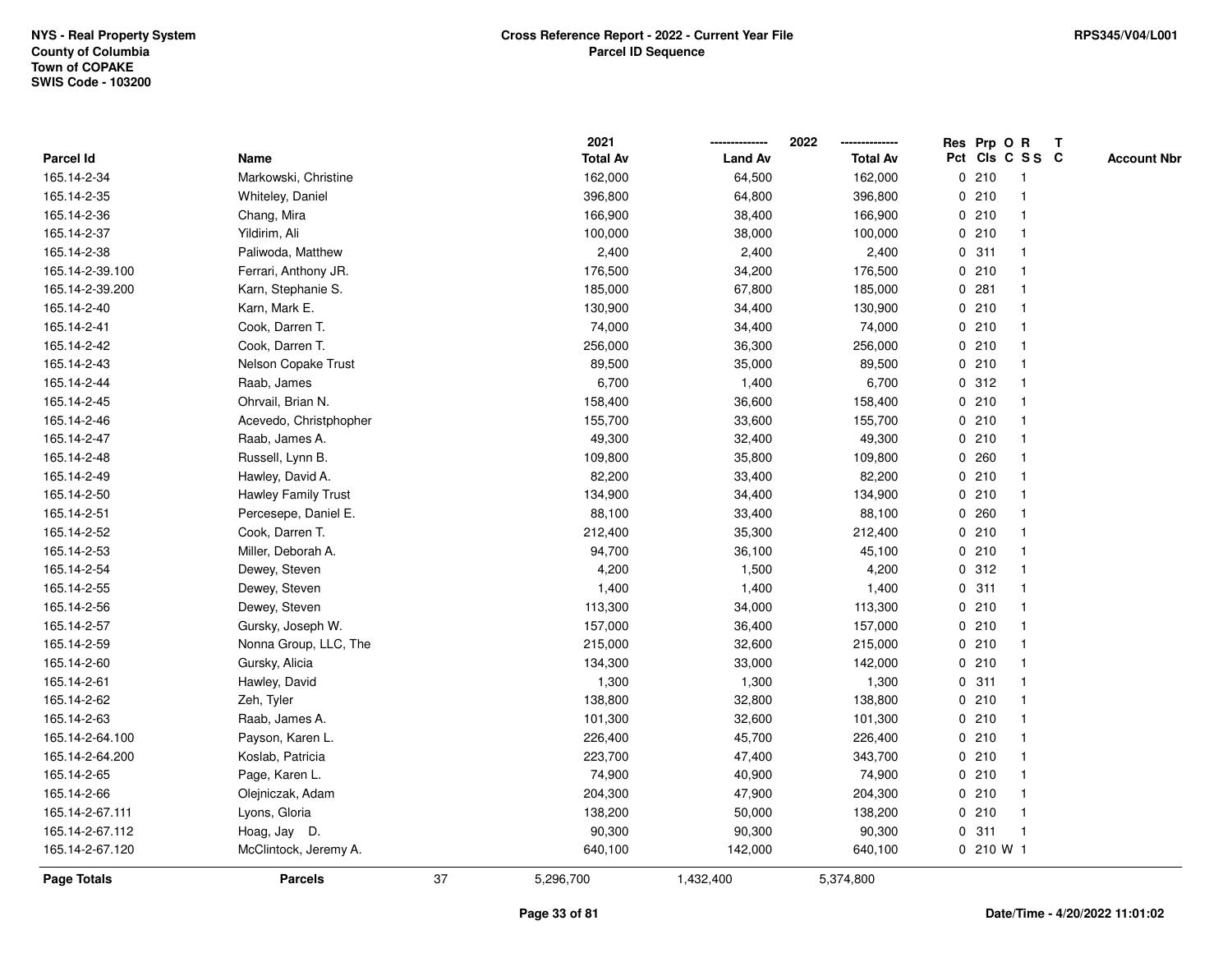NYS - Real Property System
County of Columbia
Town of COPAKE
SWIS Code - 103200

**Cross Reference Report - 2022 - Current Year File**
**Parcel ID Sequence**

RPS345/V04/L001

| Parcel Id | Name | 2021 Total Av | 2022 Land Av | 2022 Total Av | Res Pct | Prp Cls | O C | R S S | T C | Account Nbr |
|---|---|---|---|---|---|---|---|---|---|---|
| 165.14-2-34 | Markowski, Christine | 162,000 | 64,500 | 162,000 | 0 | 210 | | 1 | | |
| 165.14-2-35 | Whiteley, Daniel | 396,800 | 64,800 | 396,800 | 0 | 210 | | 1 | | |
| 165.14-2-36 | Chang, Mira | 166,900 | 38,400 | 166,900 | 0 | 210 | | 1 | | |
| 165.14-2-37 | Yildirim, Ali | 100,000 | 38,000 | 100,000 | 0 | 210 | | 1 | | |
| 165.14-2-38 | Paliwoda, Matthew | 2,400 | 2,400 | 2,400 | 0 | 311 | | 1 | | |
| 165.14-2-39.100 | Ferrari, Anthony JR. | 176,500 | 34,200 | 176,500 | 0 | 210 | | 1 | | |
| 165.14-2-39.200 | Karn, Stephanie S. | 185,000 | 67,800 | 185,000 | 0 | 281 | | 1 | | |
| 165.14-2-40 | Karn, Mark E. | 130,900 | 34,400 | 130,900 | 0 | 210 | | 1 | | |
| 165.14-2-41 | Cook, Darren T. | 74,000 | 34,400 | 74,000 | 0 | 210 | | 1 | | |
| 165.14-2-42 | Cook, Darren T. | 256,000 | 36,300 | 256,000 | 0 | 210 | | 1 | | |
| 165.14-2-43 | Nelson Copake Trust | 89,500 | 35,000 | 89,500 | 0 | 210 | | 1 | | |
| 165.14-2-44 | Raab, James | 6,700 | 1,400 | 6,700 | 0 | 312 | | 1 | | |
| 165.14-2-45 | Ohrvail, Brian N. | 158,400 | 36,600 | 158,400 | 0 | 210 | | 1 | | |
| 165.14-2-46 | Acevedo, Christphopher | 155,700 | 33,600 | 155,700 | 0 | 210 | | 1 | | |
| 165.14-2-47 | Raab, James A. | 49,300 | 32,400 | 49,300 | 0 | 210 | | 1 | | |
| 165.14-2-48 | Russell, Lynn B. | 109,800 | 35,800 | 109,800 | 0 | 260 | | 1 | | |
| 165.14-2-49 | Hawley, David A. | 82,200 | 33,400 | 82,200 | 0 | 210 | | 1 | | |
| 165.14-2-50 | Hawley Family Trust | 134,900 | 34,400 | 134,900 | 0 | 210 | | 1 | | |
| 165.14-2-51 | Percesepe, Daniel E. | 88,100 | 33,400 | 88,100 | 0 | 260 | | 1 | | |
| 165.14-2-52 | Cook, Darren T. | 212,400 | 35,300 | 212,400 | 0 | 210 | | 1 | | |
| 165.14-2-53 | Miller, Deborah A. | 94,700 | 36,100 | 45,100 | 0 | 210 | | 1 | | |
| 165.14-2-54 | Dewey, Steven | 4,200 | 1,500 | 4,200 | 0 | 312 | | 1 | | |
| 165.14-2-55 | Dewey, Steven | 1,400 | 1,400 | 1,400 | 0 | 311 | | 1 | | |
| 165.14-2-56 | Dewey, Steven | 113,300 | 34,000 | 113,300 | 0 | 210 | | 1 | | |
| 165.14-2-57 | Gursky, Joseph W. | 157,000 | 36,400 | 157,000 | 0 | 210 | | 1 | | |
| 165.14-2-59 | Nonna Group, LLC, The | 215,000 | 32,600 | 215,000 | 0 | 210 | | 1 | | |
| 165.14-2-60 | Gursky, Alicia | 134,300 | 33,000 | 142,000 | 0 | 210 | | 1 | | |
| 165.14-2-61 | Hawley, David | 1,300 | 1,300 | 1,300 | 0 | 311 | | 1 | | |
| 165.14-2-62 | Zeh, Tyler | 138,800 | 32,800 | 138,800 | 0 | 210 | | 1 | | |
| 165.14-2-63 | Raab, James A. | 101,300 | 32,600 | 101,300 | 0 | 210 | | 1 | | |
| 165.14-2-64.100 | Payson, Karen L. | 226,400 | 45,700 | 226,400 | 0 | 210 | | 1 | | |
| 165.14-2-64.200 | Koslab, Patricia | 223,700 | 47,400 | 343,700 | 0 | 210 | | 1 | | |
| 165.14-2-65 | Page, Karen L. | 74,900 | 40,900 | 74,900 | 0 | 210 | | 1 | | |
| 165.14-2-66 | Olejniczak, Adam | 204,300 | 47,900 | 204,300 | 0 | 210 | | 1 | | |
| 165.14-2-67.111 | Lyons, Gloria | 138,200 | 50,000 | 138,200 | 0 | 210 | | 1 | | |
| 165.14-2-67.112 | Hoag, Jay D. | 90,300 | 90,300 | 90,300 | 0 | 311 | | 1 | | |
| 165.14-2-67.120 | McClintock, Jeremy A. | 640,100 | 142,000 | 640,100 | 0 | 210 | W | 1 | | |
| **Page Totals** | **Parcels** 37 | 5,296,700 | 1,432,400 | 5,374,800 | | | | | | |

**Date/Time - 4/20/2022 11:01:02**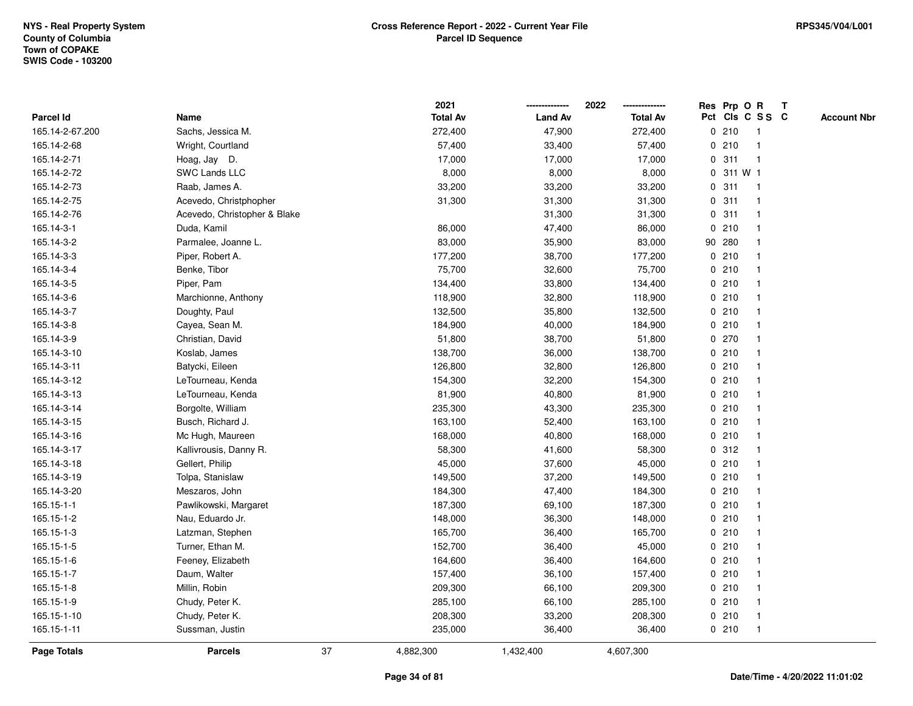NYS - Real Property System
County of Columbia
Town of COPAKE
SWIS Code - 103200

**Cross Reference Report - 2022 - Current Year File**
**Parcel ID Sequence**

RPS345/V04/L001

| Parcel Id | Name | 2021 Total Av | 2022 Land Av | 2022 Total Av | Res Pct | Prp Cls | O C | R S S | T C | Account Nbr |
|---|---|---|---|---|---|---|---|---|---|---|
| 165.14-2-67.200 | Sachs, Jessica M. | 272,400 | 47,900 | 272,400 | 0 | 210 | | 1 | | |
| 165.14-2-68 | Wright, Courtland | 57,400 | 33,400 | 57,400 | 0 | 210 | | 1 | | |
| 165.14-2-71 | Hoag, Jay D. | 17,000 | 17,000 | 17,000 | 0 | 311 | | 1 | | |
| 165.14-2-72 | SWC Lands LLC | 8,000 | 8,000 | 8,000 | 0 | 311 | W | 1 | | |
| 165.14-2-73 | Raab, James A. | 33,200 | 33,200 | 33,200 | 0 | 311 | | 1 | | |
| 165.14-2-75 | Acevedo, Christphopher | 31,300 | 31,300 | 31,300 | 0 | 311 | | 1 | | |
| 165.14-2-76 | Acevedo, Christopher & Blake | | 31,300 | 31,300 | 0 | 311 | | 1 | | |
| 165.14-3-1 | Duda, Kamil | 86,000 | 47,400 | 86,000 | 0 | 210 | | 1 | | |
| 165.14-3-2 | Parmalee, Joanne L. | 83,000 | 35,900 | 83,000 | 90 | 280 | | 1 | | |
| 165.14-3-3 | Piper, Robert A. | 177,200 | 38,700 | 177,200 | 0 | 210 | | 1 | | |
| 165.14-3-4 | Benke, Tibor | 75,700 | 32,600 | 75,700 | 0 | 210 | | 1 | | |
| 165.14-3-5 | Piper, Pam | 134,400 | 33,800 | 134,400 | 0 | 210 | | 1 | | |
| 165.14-3-6 | Marchionne, Anthony | 118,900 | 32,800 | 118,900 | 0 | 210 | | 1 | | |
| 165.14-3-7 | Doughty, Paul | 132,500 | 35,800 | 132,500 | 0 | 210 | | 1 | | |
| 165.14-3-8 | Cayea, Sean M. | 184,900 | 40,000 | 184,900 | 0 | 210 | | 1 | | |
| 165.14-3-9 | Christian, David | 51,800 | 38,700 | 51,800 | 0 | 270 | | 1 | | |
| 165.14-3-10 | Koslab, James | 138,700 | 36,000 | 138,700 | 0 | 210 | | 1 | | |
| 165.14-3-11 | Batycki, Eileen | 126,800 | 32,800 | 126,800 | 0 | 210 | | 1 | | |
| 165.14-3-12 | LeTourneau, Kenda | 154,300 | 32,200 | 154,300 | 0 | 210 | | 1 | | |
| 165.14-3-13 | LeTourneau, Kenda | 81,900 | 40,800 | 81,900 | 0 | 210 | | 1 | | |
| 165.14-3-14 | Borgolte, William | 235,300 | 43,300 | 235,300 | 0 | 210 | | 1 | | |
| 165.14-3-15 | Busch, Richard J. | 163,100 | 52,400 | 163,100 | 0 | 210 | | 1 | | |
| 165.14-3-16 | Mc Hugh, Maureen | 168,000 | 40,800 | 168,000 | 0 | 210 | | 1 | | |
| 165.14-3-17 | Kallivrousis, Danny R. | 58,300 | 41,600 | 58,300 | 0 | 312 | | 1 | | |
| 165.14-3-18 | Gellert, Philip | 45,000 | 37,600 | 45,000 | 0 | 210 | | 1 | | |
| 165.14-3-19 | Tolpa, Stanislaw | 149,500 | 37,200 | 149,500 | 0 | 210 | | 1 | | |
| 165.14-3-20 | Meszaros, John | 184,300 | 47,400 | 184,300 | 0 | 210 | | 1 | | |
| 165.15-1-1 | Pawlikowski, Margaret | 187,300 | 69,100 | 187,300 | 0 | 210 | | 1 | | |
| 165.15-1-2 | Nau, Eduardo Jr. | 148,000 | 36,300 | 148,000 | 0 | 210 | | 1 | | |
| 165.15-1-3 | Latzman, Stephen | 165,700 | 36,400 | 165,700 | 0 | 210 | | 1 | | |
| 165.15-1-5 | Turner, Ethan M. | 152,700 | 36,400 | 45,000 | 0 | 210 | | 1 | | |
| 165.15-1-6 | Feeney, Elizabeth | 164,600 | 36,400 | 164,600 | 0 | 210 | | 1 | | |
| 165.15-1-7 | Daum, Walter | 157,400 | 36,100 | 157,400 | 0 | 210 | | 1 | | |
| 165.15-1-8 | Millin, Robin | 209,300 | 66,100 | 209,300 | 0 | 210 | | 1 | | |
| 165.15-1-9 | Chudy, Peter K. | 285,100 | 66,100 | 285,100 | 0 | 210 | | 1 | | |
| 165.15-1-10 | Chudy, Peter K. | 208,300 | 33,200 | 208,300 | 0 | 210 | | 1 | | |
| 165.15-1-11 | Sussman, Justin | 235,000 | 36,400 | 36,400 | 0 | 210 | | 1 | | |
| **Page Totals** | **Parcels** 37 | 4,882,300 | 1,432,400 | 4,607,300 | | | | | | |

Date/Time - 4/20/2022 11:01:02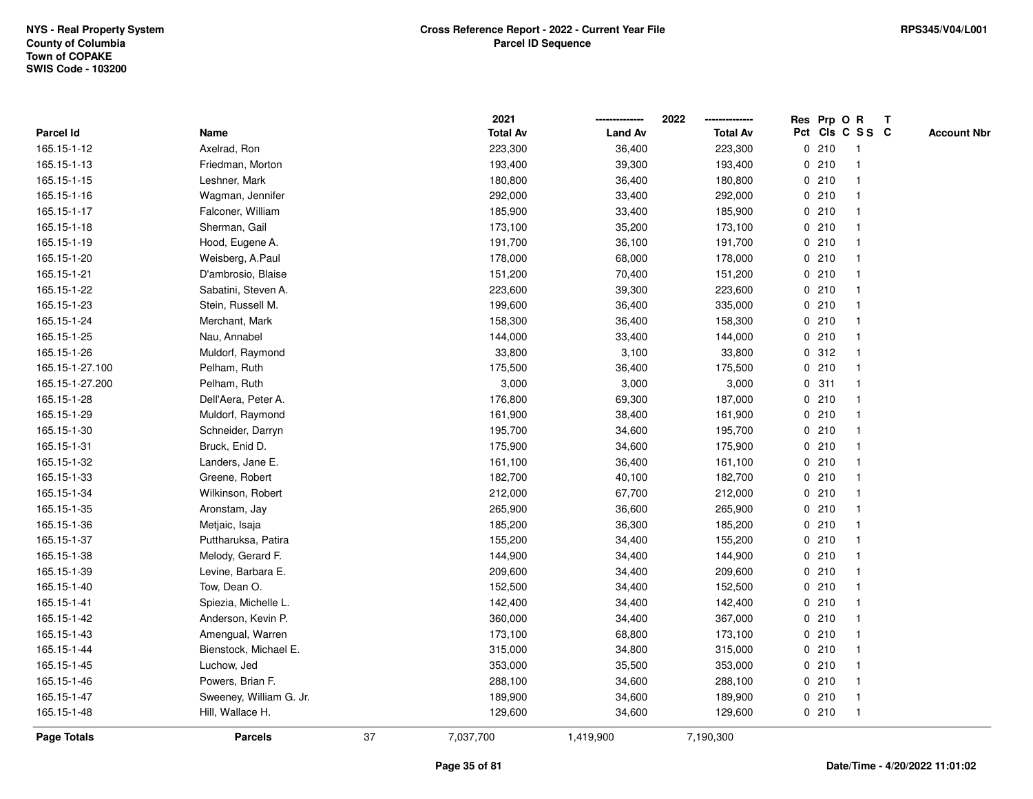NYS - Real Property System
County of Columbia
Town of COPAKE
SWIS Code - 103200

**Cross Reference Report - 2022 - Current Year File**
**Parcel ID Sequence**

RPS345/V04/L001

| Parcel Id | Name | 2021 Total Av | 2022 Land Av | 2022 Total Av | Res Pct | Prp Cls | O C | R S S | T C | Account Nbr |
|---|---|---|---|---|---|---|---|---|---|---|
| 165.15-1-12 | Axelrad, Ron | 223,300 | 36,400 | 223,300 | 0 | 210 | | 1 | | |
| 165.15-1-13 | Friedman, Morton | 193,400 | 39,300 | 193,400 | 0 | 210 | | 1 | | |
| 165.15-1-15 | Leshner, Mark | 180,800 | 36,400 | 180,800 | 0 | 210 | | 1 | | |
| 165.15-1-16 | Wagman, Jennifer | 292,000 | 33,400 | 292,000 | 0 | 210 | | 1 | | |
| 165.15-1-17 | Falconer, William | 185,900 | 33,400 | 185,900 | 0 | 210 | | 1 | | |
| 165.15-1-18 | Sherman, Gail | 173,100 | 35,200 | 173,100 | 0 | 210 | | 1 | | |
| 165.15-1-19 | Hood, Eugene A. | 191,700 | 36,100 | 191,700 | 0 | 210 | | 1 | | |
| 165.15-1-20 | Weisberg, A.Paul | 178,000 | 68,000 | 178,000 | 0 | 210 | | 1 | | |
| 165.15-1-21 | D'ambrosio, Blaise | 151,200 | 70,400 | 151,200 | 0 | 210 | | 1 | | |
| 165.15-1-22 | Sabatini, Steven A. | 223,600 | 39,300 | 223,600 | 0 | 210 | | 1 | | |
| 165.15-1-23 | Stein, Russell M. | 199,600 | 36,400 | 335,000 | 0 | 210 | | 1 | | |
| 165.15-1-24 | Merchant, Mark | 158,300 | 36,400 | 158,300 | 0 | 210 | | 1 | | |
| 165.15-1-25 | Nau, Annabel | 144,000 | 33,400 | 144,000 | 0 | 210 | | 1 | | |
| 165.15-1-26 | Muldorf, Raymond | 33,800 | 3,100 | 33,800 | 0 | 312 | | 1 | | |
| 165.15-1-27.100 | Pelham, Ruth | 175,500 | 36,400 | 175,500 | 0 | 210 | | 1 | | |
| 165.15-1-27.200 | Pelham, Ruth | 3,000 | 3,000 | 3,000 | 0 | 311 | | 1 | | |
| 165.15-1-28 | Dell'Aera, Peter A. | 176,800 | 69,300 | 187,000 | 0 | 210 | | 1 | | |
| 165.15-1-29 | Muldorf, Raymond | 161,900 | 38,400 | 161,900 | 0 | 210 | | 1 | | |
| 165.15-1-30 | Schneider, Darryn | 195,700 | 34,600 | 195,700 | 0 | 210 | | 1 | | |
| 165.15-1-31 | Bruck, Enid D. | 175,900 | 34,600 | 175,900 | 0 | 210 | | 1 | | |
| 165.15-1-32 | Landers, Jane E. | 161,100 | 36,400 | 161,100 | 0 | 210 | | 1 | | |
| 165.15-1-33 | Greene, Robert | 182,700 | 40,100 | 182,700 | 0 | 210 | | 1 | | |
| 165.15-1-34 | Wilkinson, Robert | 212,000 | 67,700 | 212,000 | 0 | 210 | | 1 | | |
| 165.15-1-35 | Aronstam, Jay | 265,900 | 36,600 | 265,900 | 0 | 210 | | 1 | | |
| 165.15-1-36 | Metjaic, Isaja | 185,200 | 36,300 | 185,200 | 0 | 210 | | 1 | | |
| 165.15-1-37 | Puttharuksa, Patira | 155,200 | 34,400 | 155,200 | 0 | 210 | | 1 | | |
| 165.15-1-38 | Melody, Gerard F. | 144,900 | 34,400 | 144,900 | 0 | 210 | | 1 | | |
| 165.15-1-39 | Levine, Barbara E. | 209,600 | 34,400 | 209,600 | 0 | 210 | | 1 | | |
| 165.15-1-40 | Tow, Dean O. | 152,500 | 34,400 | 152,500 | 0 | 210 | | 1 | | |
| 165.15-1-41 | Spiezia, Michelle L. | 142,400 | 34,400 | 142,400 | 0 | 210 | | 1 | | |
| 165.15-1-42 | Anderson, Kevin P. | 360,000 | 34,400 | 367,000 | 0 | 210 | | 1 | | |
| 165.15-1-43 | Amengual, Warren | 173,100 | 68,800 | 173,100 | 0 | 210 | | 1 | | |
| 165.15-1-44 | Bienstock, Michael E. | 315,000 | 34,800 | 315,000 | 0 | 210 | | 1 | | |
| 165.15-1-45 | Luchow, Jed | 353,000 | 35,500 | 353,000 | 0 | 210 | | 1 | | |
| 165.15-1-46 | Powers, Brian F. | 288,100 | 34,600 | 288,100 | 0 | 210 | | 1 | | |
| 165.15-1-47 | Sweeney, William G. Jr. | 189,900 | 34,600 | 189,900 | 0 | 210 | | 1 | | |
| 165.15-1-48 | Hill, Wallace H. | 129,600 | 34,600 | 129,600 | 0 | 210 | | 1 | | |
| **Page Totals** | **Parcels** 37 | 7,037,700 | 1,419,900 | 7,190,300 | | | | | | |

Date/Time - 4/20/2022 11:01:02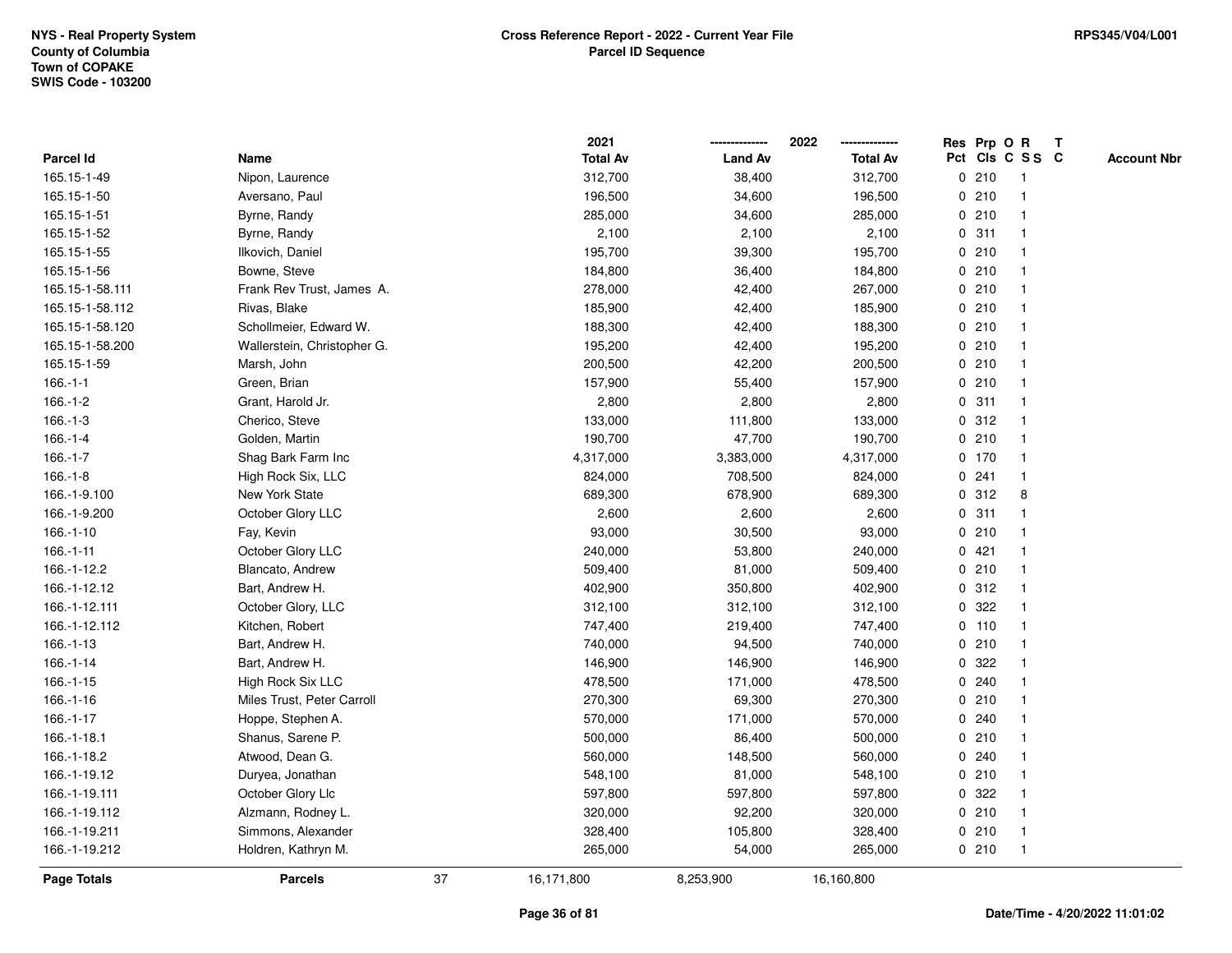NYS - Real Property System
County of Columbia
Town of COPAKE
SWIS Code - 103200

## Cross Reference Report - 2022 - Current Year File
### Parcel ID Sequence

RPS345/V04/L001

| Parcel Id | Name | 2021 Total Av | 2022 Land Av | 2022 Total Av | Res Pct | Prp Cls | O C | R S S | T C | Account Nbr |
|---|---|---|---|---|---|---|---|---|---|---|
| 165.15-1-49 | Nipon, Laurence | 312,700 | 38,400 | 312,700 | 0 | 210 | | 1 | | |
| 165.15-1-50 | Aversano, Paul | 196,500 | 34,600 | 196,500 | 0 | 210 | | 1 | | |
| 165.15-1-51 | Byrne, Randy | 285,000 | 34,600 | 285,000 | 0 | 210 | | 1 | | |
| 165.15-1-52 | Byrne, Randy | 2,100 | 2,100 | 2,100 | 0 | 311 | | 1 | | |
| 165.15-1-55 | Ilkovich, Daniel | 195,700 | 39,300 | 195,700 | 0 | 210 | | 1 | | |
| 165.15-1-56 | Bowne, Steve | 184,800 | 36,400 | 184,800 | 0 | 210 | | 1 | | |
| 165.15-1-58.111 | Frank Rev Trust, James A. | 278,000 | 42,400 | 267,000 | 0 | 210 | | 1 | | |
| 165.15-1-58.112 | Rivas, Blake | 185,900 | 42,400 | 185,900 | 0 | 210 | | 1 | | |
| 165.15-1-58.120 | Schollmeier, Edward W. | 188,300 | 42,400 | 188,300 | 0 | 210 | | 1 | | |
| 165.15-1-58.200 | Wallerstein, Christopher G. | 195,200 | 42,400 | 195,200 | 0 | 210 | | 1 | | |
| 165.15-1-59 | Marsh, John | 200,500 | 42,200 | 200,500 | 0 | 210 | | 1 | | |
| 166.-1-1 | Green, Brian | 157,900 | 55,400 | 157,900 | 0 | 210 | | 1 | | |
| 166.-1-2 | Grant, Harold Jr. | 2,800 | 2,800 | 2,800 | 0 | 311 | | 1 | | |
| 166.-1-3 | Cherico, Steve | 133,000 | 111,800 | 133,000 | 0 | 312 | | 1 | | |
| 166.-1-4 | Golden, Martin | 190,700 | 47,700 | 190,700 | 0 | 210 | | 1 | | |
| 166.-1-7 | Shag Bark Farm Inc | 4,317,000 | 3,383,000 | 4,317,000 | 0 | 170 | | 1 | | |
| 166.-1-8 | High Rock Six, LLC | 824,000 | 708,500 | 824,000 | 0 | 241 | | 1 | | |
| 166.-1-9.100 | New York State | 689,300 | 678,900 | 689,300 | 0 | 312 | | 8 | | |
| 166.-1-9.200 | October Glory LLC | 2,600 | 2,600 | 2,600 | 0 | 311 | | 1 | | |
| 166.-1-10 | Fay, Kevin | 93,000 | 30,500 | 93,000 | 0 | 210 | | 1 | | |
| 166.-1-11 | October Glory LLC | 240,000 | 53,800 | 240,000 | 0 | 421 | | 1 | | |
| 166.-1-12.2 | Blancato, Andrew | 509,400 | 81,000 | 509,400 | 0 | 210 | | 1 | | |
| 166.-1-12.12 | Bart, Andrew H. | 402,900 | 350,800 | 402,900 | 0 | 312 | | 1 | | |
| 166.-1-12.111 | October Glory, LLC | 312,100 | 312,100 | 312,100 | 0 | 322 | | 1 | | |
| 166.-1-12.112 | Kitchen, Robert | 747,400 | 219,400 | 747,400 | 0 | 110 | | 1 | | |
| 166.-1-13 | Bart, Andrew H. | 740,000 | 94,500 | 740,000 | 0 | 210 | | 1 | | |
| 166.-1-14 | Bart, Andrew H. | 146,900 | 146,900 | 146,900 | 0 | 322 | | 1 | | |
| 166.-1-15 | High Rock Six LLC | 478,500 | 171,000 | 478,500 | 0 | 240 | | 1 | | |
| 166.-1-16 | Miles Trust, Peter Carroll | 270,300 | 69,300 | 270,300 | 0 | 210 | | 1 | | |
| 166.-1-17 | Hoppe, Stephen A. | 570,000 | 171,000 | 570,000 | 0 | 240 | | 1 | | |
| 166.-1-18.1 | Shanus, Sarene P. | 500,000 | 86,400 | 500,000 | 0 | 210 | | 1 | | |
| 166.-1-18.2 | Atwood, Dean G. | 560,000 | 148,500 | 560,000 | 0 | 240 | | 1 | | |
| 166.-1-19.12 | Duryea, Jonathan | 548,100 | 81,000 | 548,100 | 0 | 210 | | 1 | | |
| 166.-1-19.111 | October Glory Llc | 597,800 | 597,800 | 597,800 | 0 | 322 | | 1 | | |
| 166.-1-19.112 | Alzmann, Rodney L. | 320,000 | 92,200 | 320,000 | 0 | 210 | | 1 | | |
| 166.-1-19.211 | Simmons, Alexander | 328,400 | 105,800 | 328,400 | 0 | 210 | | 1 | | |
| 166.-1-19.212 | Holdren, Kathryn M. | 265,000 | 54,000 | 265,000 | 0 | 210 | | 1 | | |
| **Page Totals** | **Parcels** 37 | 16,171,800 | 8,253,900 | 16,160,800 | | | | | | |

Date/Time - 4/20/2022 11:01:02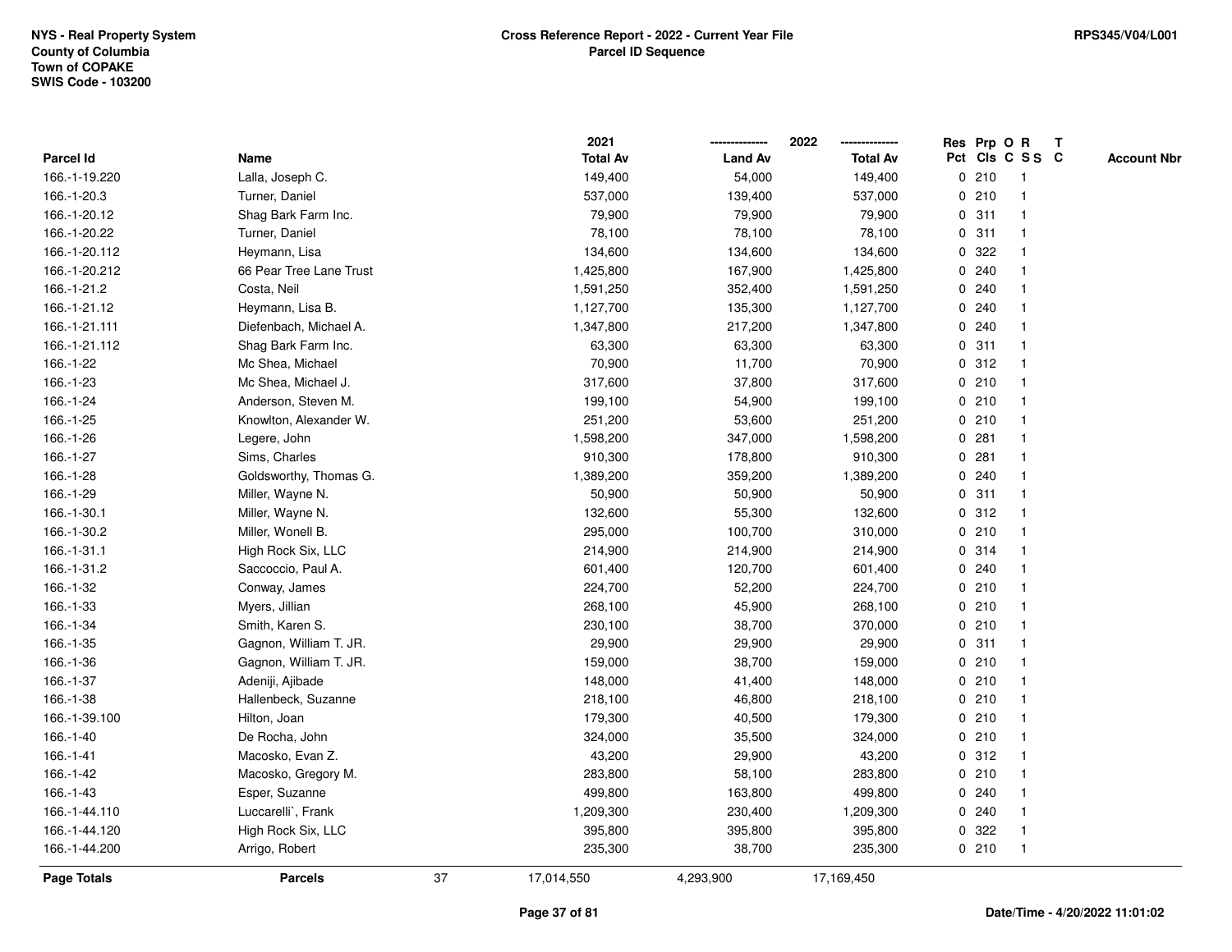NYS - Real Property System
County of Columbia
Town of COPAKE
SWIS Code - 103200

**Cross Reference Report - 2022 - Current Year File**
**Parcel ID Sequence**

RPS345/V04/L001

| Parcel Id | Name | 2021 Total Av | 2022 Land Av | 2022 Total Av | Res Pct | Prp Cls | O C | R S S | T C | Account Nbr |
|---|---|---|---|---|---|---|---|---|---|---|
| 166.-1-19.220 | Lalla, Joseph C. | 149,400 | 54,000 | 149,400 | 0 | 210 | | 1 | | |
| 166.-1-20.3 | Turner, Daniel | 537,000 | 139,400 | 537,000 | 0 | 210 | | 1 | | |
| 166.-1-20.12 | Shag Bark Farm Inc. | 79,900 | 79,900 | 79,900 | 0 | 311 | | 1 | | |
| 166.-1-20.22 | Turner, Daniel | 78,100 | 78,100 | 78,100 | 0 | 311 | | 1 | | |
| 166.-1-20.112 | Heymann, Lisa | 134,600 | 134,600 | 134,600 | 0 | 322 | | 1 | | |
| 166.-1-20.212 | 66 Pear Tree Lane Trust | 1,425,800 | 167,900 | 1,425,800 | 0 | 240 | | 1 | | |
| 166.-1-21.2 | Costa, Neil | 1,591,250 | 352,400 | 1,591,250 | 0 | 240 | | 1 | | |
| 166.-1-21.12 | Heymann, Lisa B. | 1,127,700 | 135,300 | 1,127,700 | 0 | 240 | | 1 | | |
| 166.-1-21.111 | Diefenbach, Michael A. | 1,347,800 | 217,200 | 1,347,800 | 0 | 240 | | 1 | | |
| 166.-1-21.112 | Shag Bark Farm Inc. | 63,300 | 63,300 | 63,300 | 0 | 311 | | 1 | | |
| 166.-1-22 | Mc Shea, Michael | 70,900 | 11,700 | 70,900 | 0 | 312 | | 1 | | |
| 166.-1-23 | Mc Shea, Michael J. | 317,600 | 37,800 | 317,600 | 0 | 210 | | 1 | | |
| 166.-1-24 | Anderson, Steven M. | 199,100 | 54,900 | 199,100 | 0 | 210 | | 1 | | |
| 166.-1-25 | Knowlton, Alexander W. | 251,200 | 53,600 | 251,200 | 0 | 210 | | 1 | | |
| 166.-1-26 | Legere, John | 1,598,200 | 347,000 | 1,598,200 | 0 | 281 | | 1 | | |
| 166.-1-27 | Sims, Charles | 910,300 | 178,800 | 910,300 | 0 | 281 | | 1 | | |
| 166.-1-28 | Goldsworthy, Thomas G. | 1,389,200 | 359,200 | 1,389,200 | 0 | 240 | | 1 | | |
| 166.-1-29 | Miller, Wayne N. | 50,900 | 50,900 | 50,900 | 0 | 311 | | 1 | | |
| 166.-1-30.1 | Miller, Wayne N. | 132,600 | 55,300 | 132,600 | 0 | 312 | | 1 | | |
| 166.-1-30.2 | Miller, Wonell B. | 295,000 | 100,700 | 310,000 | 0 | 210 | | 1 | | |
| 166.-1-31.1 | High Rock Six, LLC | 214,900 | 214,900 | 214,900 | 0 | 314 | | 1 | | |
| 166.-1-31.2 | Saccoccio, Paul A. | 601,400 | 120,700 | 601,400 | 0 | 240 | | 1 | | |
| 166.-1-32 | Conway, James | 224,700 | 52,200 | 224,700 | 0 | 210 | | 1 | | |
| 166.-1-33 | Myers, Jillian | 268,100 | 45,900 | 268,100 | 0 | 210 | | 1 | | |
| 166.-1-34 | Smith, Karen S. | 230,100 | 38,700 | 370,000 | 0 | 210 | | 1 | | |
| 166.-1-35 | Gagnon, William T. JR. | 29,900 | 29,900 | 29,900 | 0 | 311 | | 1 | | |
| 166.-1-36 | Gagnon, William T. JR. | 159,000 | 38,700 | 159,000 | 0 | 210 | | 1 | | |
| 166.-1-37 | Adeniji, Ajibade | 148,000 | 41,400 | 148,000 | 0 | 210 | | 1 | | |
| 166.-1-38 | Hallenbeck, Suzanne | 218,100 | 46,800 | 218,100 | 0 | 210 | | 1 | | |
| 166.-1-39.100 | Hilton, Joan | 179,300 | 40,500 | 179,300 | 0 | 210 | | 1 | | |
| 166.-1-40 | De Rocha, John | 324,000 | 35,500 | 324,000 | 0 | 210 | | 1 | | |
| 166.-1-41 | Macosko, Evan Z. | 43,200 | 29,900 | 43,200 | 0 | 312 | | 1 | | |
| 166.-1-42 | Macosko, Gregory M. | 283,800 | 58,100 | 283,800 | 0 | 210 | | 1 | | |
| 166.-1-43 | Esper, Suzanne | 499,800 | 163,800 | 499,800 | 0 | 240 | | 1 | | |
| 166.-1-44.110 | Luccarelli`, Frank | 1,209,300 | 230,400 | 1,209,300 | 0 | 240 | | 1 | | |
| 166.-1-44.120 | High Rock Six, LLC | 395,800 | 395,800 | 395,800 | 0 | 322 | | 1 | | |
| 166.-1-44.200 | Arrigo, Robert | 235,300 | 38,700 | 235,300 | 0 | 210 | | 1 | | |
| **Page Totals** | **Parcels** 37 | 17,014,550 | 4,293,900 | 17,169,450 | | | | | | |

Date/Time - 4/20/2022 11:01:02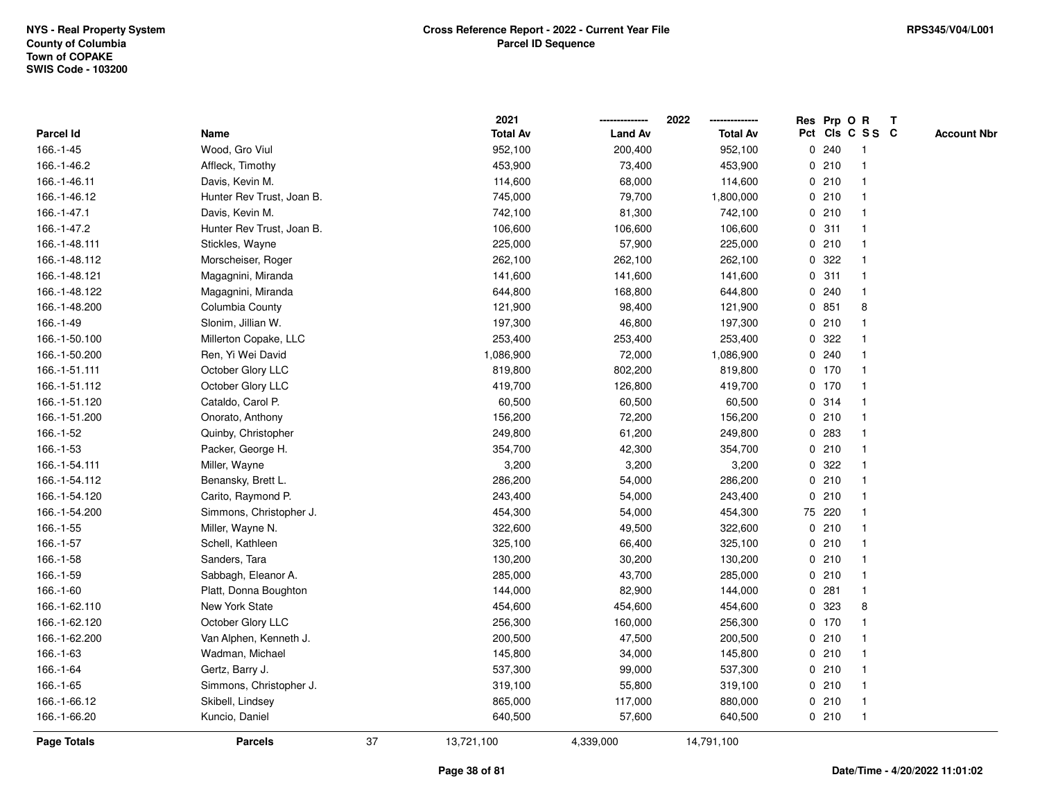NYS - Real Property System
County of Columbia
Town of COPAKE
SWIS Code - 103200

# Cross Reference Report - 2022 - Current Year File
## Parcel ID Sequence

RPS345/V04/L001

| Parcel Id | Name | 2021 Total Av | 2022 Land Av | 2022 Total Av | Res Pct | Prp Cls | O C | R S S | T C | Account Nbr |
|---|---|---|---|---|---|---|---|---|---|---|
| 166.-1-45 | Wood, Gro Viul | 952,100 | 200,400 | 952,100 | 0 | 240 | | 1 | | |
| 166.-1-46.2 | Affleck, Timothy | 453,900 | 73,400 | 453,900 | 0 | 210 | | 1 | | |
| 166.-1-46.11 | Davis, Kevin M. | 114,600 | 68,000 | 114,600 | 0 | 210 | | 1 | | |
| 166.-1-46.12 | Hunter Rev Trust, Joan B. | 745,000 | 79,700 | 1,800,000 | 0 | 210 | | 1 | | |
| 166.-1-47.1 | Davis, Kevin M. | 742,100 | 81,300 | 742,100 | 0 | 210 | | 1 | | |
| 166.-1-47.2 | Hunter Rev Trust, Joan B. | 106,600 | 106,600 | 106,600 | 0 | 311 | | 1 | | |
| 166.-1-48.111 | Stickles, Wayne | 225,000 | 57,900 | 225,000 | 0 | 210 | | 1 | | |
| 166.-1-48.112 | Morscheiser, Roger | 262,100 | 262,100 | 262,100 | 0 | 322 | | 1 | | |
| 166.-1-48.121 | Magagnini, Miranda | 141,600 | 141,600 | 141,600 | 0 | 311 | | 1 | | |
| 166.-1-48.122 | Magagnini, Miranda | 644,800 | 168,800 | 644,800 | 0 | 240 | | 1 | | |
| 166.-1-48.200 | Columbia County | 121,900 | 98,400 | 121,900 | 0 | 851 | | 8 | | |
| 166.-1-49 | Slonim, Jillian W. | 197,300 | 46,800 | 197,300 | 0 | 210 | | 1 | | |
| 166.-1-50.100 | Millerton Copake, LLC | 253,400 | 253,400 | 253,400 | 0 | 322 | | 1 | | |
| 166.-1-50.200 | Ren, Yi Wei David | 1,086,900 | 72,000 | 1,086,900 | 0 | 240 | | 1 | | |
| 166.-1-51.111 | October Glory LLC | 819,800 | 802,200 | 819,800 | 0 | 170 | | 1 | | |
| 166.-1-51.112 | October Glory LLC | 419,700 | 126,800 | 419,700 | 0 | 170 | | 1 | | |
| 166.-1-51.120 | Cataldo, Carol P. | 60,500 | 60,500 | 60,500 | 0 | 314 | | 1 | | |
| 166.-1-51.200 | Onorato, Anthony | 156,200 | 72,200 | 156,200 | 0 | 210 | | 1 | | |
| 166.-1-52 | Quinby, Christopher | 249,800 | 61,200 | 249,800 | 0 | 283 | | 1 | | |
| 166.-1-53 | Packer, George H. | 354,700 | 42,300 | 354,700 | 0 | 210 | | 1 | | |
| 166.-1-54.111 | Miller, Wayne | 3,200 | 3,200 | 3,200 | 0 | 322 | | 1 | | |
| 166.-1-54.112 | Benansky, Brett L. | 286,200 | 54,000 | 286,200 | 0 | 210 | | 1 | | |
| 166.-1-54.120 | Carito, Raymond P. | 243,400 | 54,000 | 243,400 | 0 | 210 | | 1 | | |
| 166.-1-54.200 | Simmons, Christopher J. | 454,300 | 54,000 | 454,300 | 75 | 220 | | 1 | | |
| 166.-1-55 | Miller, Wayne N. | 322,600 | 49,500 | 322,600 | 0 | 210 | | 1 | | |
| 166.-1-57 | Schell, Kathleen | 325,100 | 66,400 | 325,100 | 0 | 210 | | 1 | | |
| 166.-1-58 | Sanders, Tara | 130,200 | 30,200 | 130,200 | 0 | 210 | | 1 | | |
| 166.-1-59 | Sabbagh, Eleanor A. | 285,000 | 43,700 | 285,000 | 0 | 210 | | 1 | | |
| 166.-1-60 | Platt, Donna Boughton | 144,000 | 82,900 | 144,000 | 0 | 281 | | 1 | | |
| 166.-1-62.110 | New York State | 454,600 | 454,600 | 454,600 | 0 | 323 | | 8 | | |
| 166.-1-62.120 | October Glory LLC | 256,300 | 160,000 | 256,300 | 0 | 170 | | 1 | | |
| 166.-1-62.200 | Van Alphen, Kenneth J. | 200,500 | 47,500 | 200,500 | 0 | 210 | | 1 | | |
| 166.-1-63 | Wadman, Michael | 145,800 | 34,000 | 145,800 | 0 | 210 | | 1 | | |
| 166.-1-64 | Gertz, Barry J. | 537,300 | 99,000 | 537,300 | 0 | 210 | | 1 | | |
| 166.-1-65 | Simmons, Christopher J. | 319,100 | 55,800 | 319,100 | 0 | 210 | | 1 | | |
| 166.-1-66.12 | Skibell, Lindsey | 865,000 | 117,000 | 880,000 | 0 | 210 | | 1 | | |
| 166.-1-66.20 | Kuncio, Daniel | 640,500 | 57,600 | 640,500 | 0 | 210 | | 1 | | |
| **Page Totals** | **Parcels** 37 | 13,721,100 | 4,339,000 | 14,791,100 | | | | | | |

Date/Time - 4/20/2022 11:01:02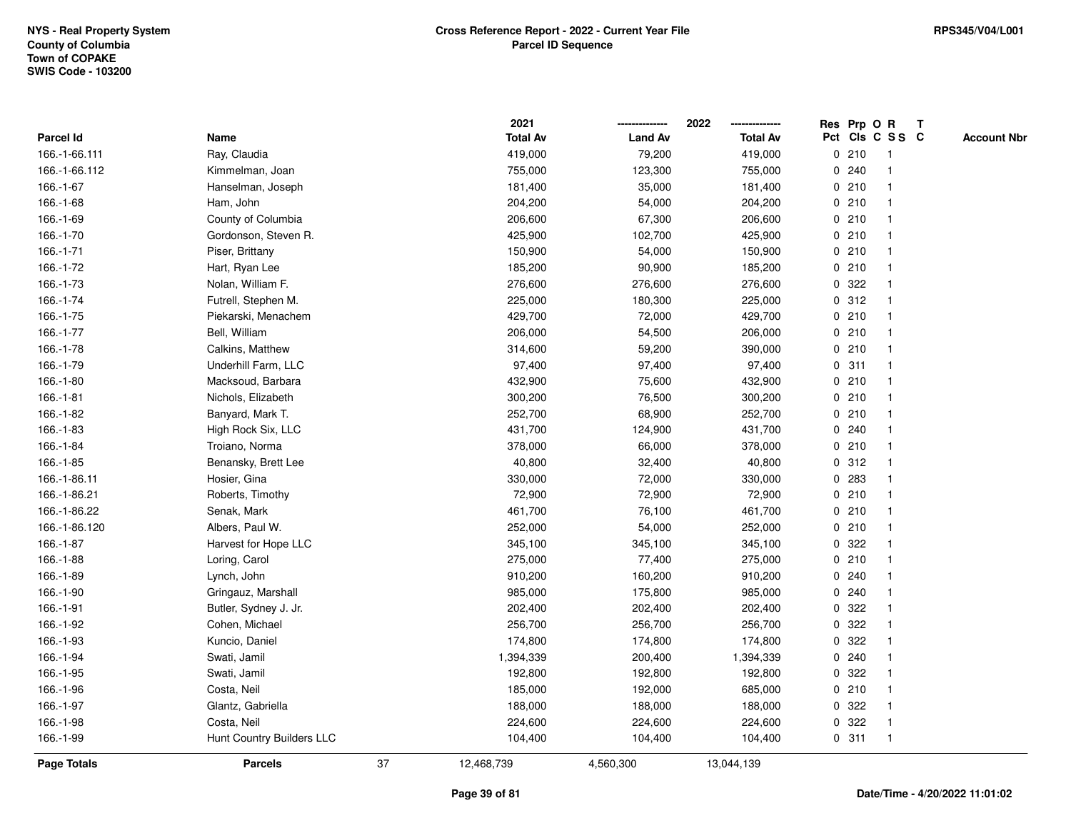NYS - Real Property System
County of Columbia
Town of COPAKE
SWIS Code - 103200

**Cross Reference Report - 2022 - Current Year File**
**Parcel ID Sequence**

RPS345/V04/L001

| Parcel Id | Name | | 2021 Total Av | 2022 Land Av | 2022 Total Av | Res Pct | Prp Cls | O C | R S S | T C | Account Nbr |
|---|---|---|---|---|---|---|---|---|---|---|---|
| 166.-1-66.111 | Ray, Claudia | | 419,000 | 79,200 | 419,000 | 0 | 210 | | 1 | | |
| 166.-1-66.112 | Kimmelman, Joan | | 755,000 | 123,300 | 755,000 | 0 | 240 | | 1 | | |
| 166.-1-67 | Hanselman, Joseph | | 181,400 | 35,000 | 181,400 | 0 | 210 | | 1 | | |
| 166.-1-68 | Ham, John | | 204,200 | 54,000 | 204,200 | 0 | 210 | | 1 | | |
| 166.-1-69 | County of Columbia | | 206,600 | 67,300 | 206,600 | 0 | 210 | | 1 | | |
| 166.-1-70 | Gordonson, Steven R. | | 425,900 | 102,700 | 425,900 | 0 | 210 | | 1 | | |
| 166.-1-71 | Piser, Brittany | | 150,900 | 54,000 | 150,900 | 0 | 210 | | 1 | | |
| 166.-1-72 | Hart, Ryan Lee | | 185,200 | 90,900 | 185,200 | 0 | 210 | | 1 | | |
| 166.-1-73 | Nolan, William F. | | 276,600 | 276,600 | 276,600 | 0 | 322 | | 1 | | |
| 166.-1-74 | Futrell, Stephen M. | | 225,000 | 180,300 | 225,000 | 0 | 312 | | 1 | | |
| 166.-1-75 | Piekarski, Menachem | | 429,700 | 72,000 | 429,700 | 0 | 210 | | 1 | | |
| 166.-1-77 | Bell, William | | 206,000 | 54,500 | 206,000 | 0 | 210 | | 1 | | |
| 166.-1-78 | Calkins, Matthew | | 314,600 | 59,200 | 390,000 | 0 | 210 | | 1 | | |
| 166.-1-79 | Underhill Farm, LLC | | 97,400 | 97,400 | 97,400 | 0 | 311 | | 1 | | |
| 166.-1-80 | Macksoud, Barbara | | 432,900 | 75,600 | 432,900 | 0 | 210 | | 1 | | |
| 166.-1-81 | Nichols, Elizabeth | | 300,200 | 76,500 | 300,200 | 0 | 210 | | 1 | | |
| 166.-1-82 | Banyard, Mark T. | | 252,700 | 68,900 | 252,700 | 0 | 210 | | 1 | | |
| 166.-1-83 | High Rock Six, LLC | | 431,700 | 124,900 | 431,700 | 0 | 240 | | 1 | | |
| 166.-1-84 | Troiano, Norma | | 378,000 | 66,000 | 378,000 | 0 | 210 | | 1 | | |
| 166.-1-85 | Benansky, Brett Lee | | 40,800 | 32,400 | 40,800 | 0 | 312 | | 1 | | |
| 166.-1-86.11 | Hosier, Gina | | 330,000 | 72,000 | 330,000 | 0 | 283 | | 1 | | |
| 166.-1-86.21 | Roberts, Timothy | | 72,900 | 72,900 | 72,900 | 0 | 210 | | 1 | | |
| 166.-1-86.22 | Senak, Mark | | 461,700 | 76,100 | 461,700 | 0 | 210 | | 1 | | |
| 166.-1-86.120 | Albers, Paul W. | | 252,000 | 54,000 | 252,000 | 0 | 210 | | 1 | | |
| 166.-1-87 | Harvest for Hope LLC | | 345,100 | 345,100 | 345,100 | 0 | 322 | | 1 | | |
| 166.-1-88 | Loring, Carol | | 275,000 | 77,400 | 275,000 | 0 | 210 | | 1 | | |
| 166.-1-89 | Lynch, John | | 910,200 | 160,200 | 910,200 | 0 | 240 | | 1 | | |
| 166.-1-90 | Gringauz, Marshall | | 985,000 | 175,800 | 985,000 | 0 | 240 | | 1 | | |
| 166.-1-91 | Butler, Sydney J. Jr. | | 202,400 | 202,400 | 202,400 | 0 | 322 | | 1 | | |
| 166.-1-92 | Cohen, Michael | | 256,700 | 256,700 | 256,700 | 0 | 322 | | 1 | | |
| 166.-1-93 | Kuncio, Daniel | | 174,800 | 174,800 | 174,800 | 0 | 322 | | 1 | | |
| 166.-1-94 | Swati, Jamil | | 1,394,339 | 200,400 | 1,394,339 | 0 | 240 | | 1 | | |
| 166.-1-95 | Swati, Jamil | | 192,800 | 192,800 | 192,800 | 0 | 322 | | 1 | | |
| 166.-1-96 | Costa, Neil | | 185,000 | 192,000 | 685,000 | 0 | 210 | | 1 | | |
| 166.-1-97 | Glantz, Gabriella | | 188,000 | 188,000 | 188,000 | 0 | 322 | | 1 | | |
| 166.-1-98 | Costa, Neil | | 224,600 | 224,600 | 224,600 | 0 | 322 | | 1 | | |
| 166.-1-99 | Hunt Country Builders LLC | | 104,400 | 104,400 | 104,400 | 0 | 311 | | 1 | | |
| **Page Totals** | **Parcels** | 37 | 12,468,739 | 4,560,300 | 13,044,139 | | | | | | |

Date/Time - 4/20/2022 11:01:02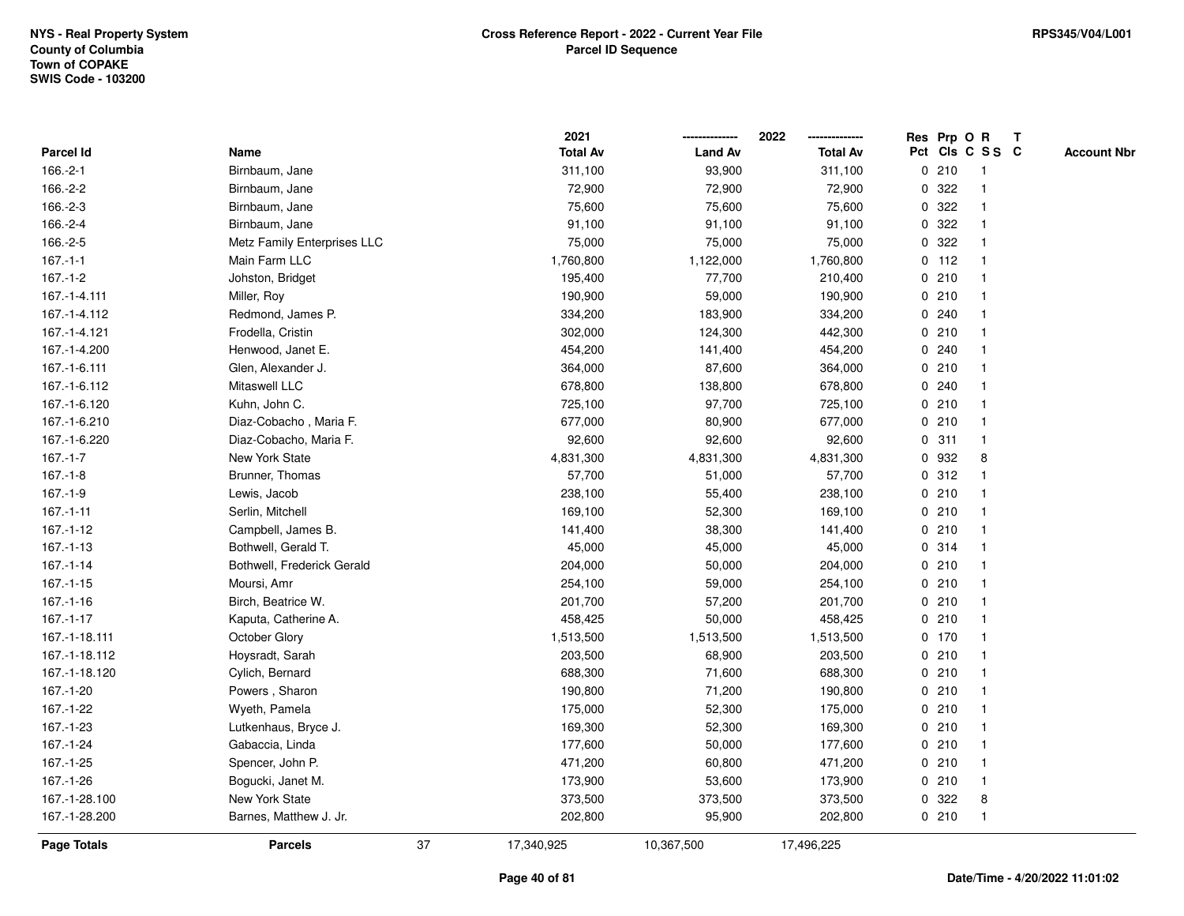NYS - Real Property System
County of Columbia
Town of COPAKE
SWIS Code - 103200

**Cross Reference Report - 2022 - Current Year File**
**Parcel ID Sequence**

RPS345/V04/L001

| Parcel Id | Name | 2021 Total Av | 2022 Land Av | 2022 Total Av | Res Pct | Prp Cls | O C | R S S | T C | Account Nbr |
|---|---|---|---|---|---|---|---|---|---|---|
| 166.-2-1 | Birnbaum, Jane | 311,100 | 93,900 | 311,100 | 0 | 210 | | 1 | | |
| 166.-2-2 | Birnbaum, Jane | 72,900 | 72,900 | 72,900 | 0 | 322 | | 1 | | |
| 166.-2-3 | Birnbaum, Jane | 75,600 | 75,600 | 75,600 | 0 | 322 | | 1 | | |
| 166.-2-4 | Birnbaum, Jane | 91,100 | 91,100 | 91,100 | 0 | 322 | | 1 | | |
| 166.-2-5 | Metz Family Enterprises LLC | 75,000 | 75,000 | 75,000 | 0 | 322 | | 1 | | |
| 167.-1-1 | Main Farm LLC | 1,760,800 | 1,122,000 | 1,760,800 | 0 | 112 | | 1 | | |
| 167.-1-2 | Johston, Bridget | 195,400 | 77,700 | 210,400 | 0 | 210 | | 1 | | |
| 167.-1-4.111 | Miller, Roy | 190,900 | 59,000 | 190,900 | 0 | 210 | | 1 | | |
| 167.-1-4.112 | Redmond, James P. | 334,200 | 183,900 | 334,200 | 0 | 240 | | 1 | | |
| 167.-1-4.121 | Frodella, Cristin | 302,000 | 124,300 | 442,300 | 0 | 210 | | 1 | | |
| 167.-1-4.200 | Henwood, Janet E. | 454,200 | 141,400 | 454,200 | 0 | 240 | | 1 | | |
| 167.-1-6.111 | Glen, Alexander J. | 364,000 | 87,600 | 364,000 | 0 | 210 | | 1 | | |
| 167.-1-6.112 | Mitaswell LLC | 678,800 | 138,800 | 678,800 | 0 | 240 | | 1 | | |
| 167.-1-6.120 | Kuhn, John C. | 725,100 | 97,700 | 725,100 | 0 | 210 | | 1 | | |
| 167.-1-6.210 | Diaz-Cobacho , Maria F. | 677,000 | 80,900 | 677,000 | 0 | 210 | | 1 | | |
| 167.-1-6.220 | Diaz-Cobacho, Maria F. | 92,600 | 92,600 | 92,600 | 0 | 311 | | 1 | | |
| 167.-1-7 | New York State | 4,831,300 | 4,831,300 | 4,831,300 | 0 | 932 | | 8 | | |
| 167.-1-8 | Brunner, Thomas | 57,700 | 51,000 | 57,700 | 0 | 312 | | 1 | | |
| 167.-1-9 | Lewis, Jacob | 238,100 | 55,400 | 238,100 | 0 | 210 | | 1 | | |
| 167.-1-11 | Serlin, Mitchell | 169,100 | 52,300 | 169,100 | 0 | 210 | | 1 | | |
| 167.-1-12 | Campbell, James B. | 141,400 | 38,300 | 141,400 | 0 | 210 | | 1 | | |
| 167.-1-13 | Bothwell, Gerald T. | 45,000 | 45,000 | 45,000 | 0 | 314 | | 1 | | |
| 167.-1-14 | Bothwell, Frederick Gerald | 204,000 | 50,000 | 204,000 | 0 | 210 | | 1 | | |
| 167.-1-15 | Moursi, Amr | 254,100 | 59,000 | 254,100 | 0 | 210 | | 1 | | |
| 167.-1-16 | Birch, Beatrice W. | 201,700 | 57,200 | 201,700 | 0 | 210 | | 1 | | |
| 167.-1-17 | Kaputa, Catherine A. | 458,425 | 50,000 | 458,425 | 0 | 210 | | 1 | | |
| 167.-1-18.111 | October Glory | 1,513,500 | 1,513,500 | 1,513,500 | 0 | 170 | | 1 | | |
| 167.-1-18.112 | Hoysradt, Sarah | 203,500 | 68,900 | 203,500 | 0 | 210 | | 1 | | |
| 167.-1-18.120 | Cylich, Bernard | 688,300 | 71,600 | 688,300 | 0 | 210 | | 1 | | |
| 167.-1-20 | Powers , Sharon | 190,800 | 71,200 | 190,800 | 0 | 210 | | 1 | | |
| 167.-1-22 | Wyeth, Pamela | 175,000 | 52,300 | 175,000 | 0 | 210 | | 1 | | |
| 167.-1-23 | Lutkenhaus, Bryce J. | 169,300 | 52,300 | 169,300 | 0 | 210 | | 1 | | |
| 167.-1-24 | Gabaccia, Linda | 177,600 | 50,000 | 177,600 | 0 | 210 | | 1 | | |
| 167.-1-25 | Spencer, John P. | 471,200 | 60,800 | 471,200 | 0 | 210 | | 1 | | |
| 167.-1-26 | Bogucki, Janet M. | 173,900 | 53,600 | 173,900 | 0 | 210 | | 1 | | |
| 167.-1-28.100 | New York State | 373,500 | 373,500 | 373,500 | 0 | 322 | | 8 | | |
| 167.-1-28.200 | Barnes, Matthew J. Jr. | 202,800 | 95,900 | 202,800 | 0 | 210 | | 1 | | |
| **Page Totals** | **Parcels** 37 | 17,340,925 | 10,367,500 | 17,496,225 | | | | | | |

Date/Time - 4/20/2022 11:01:02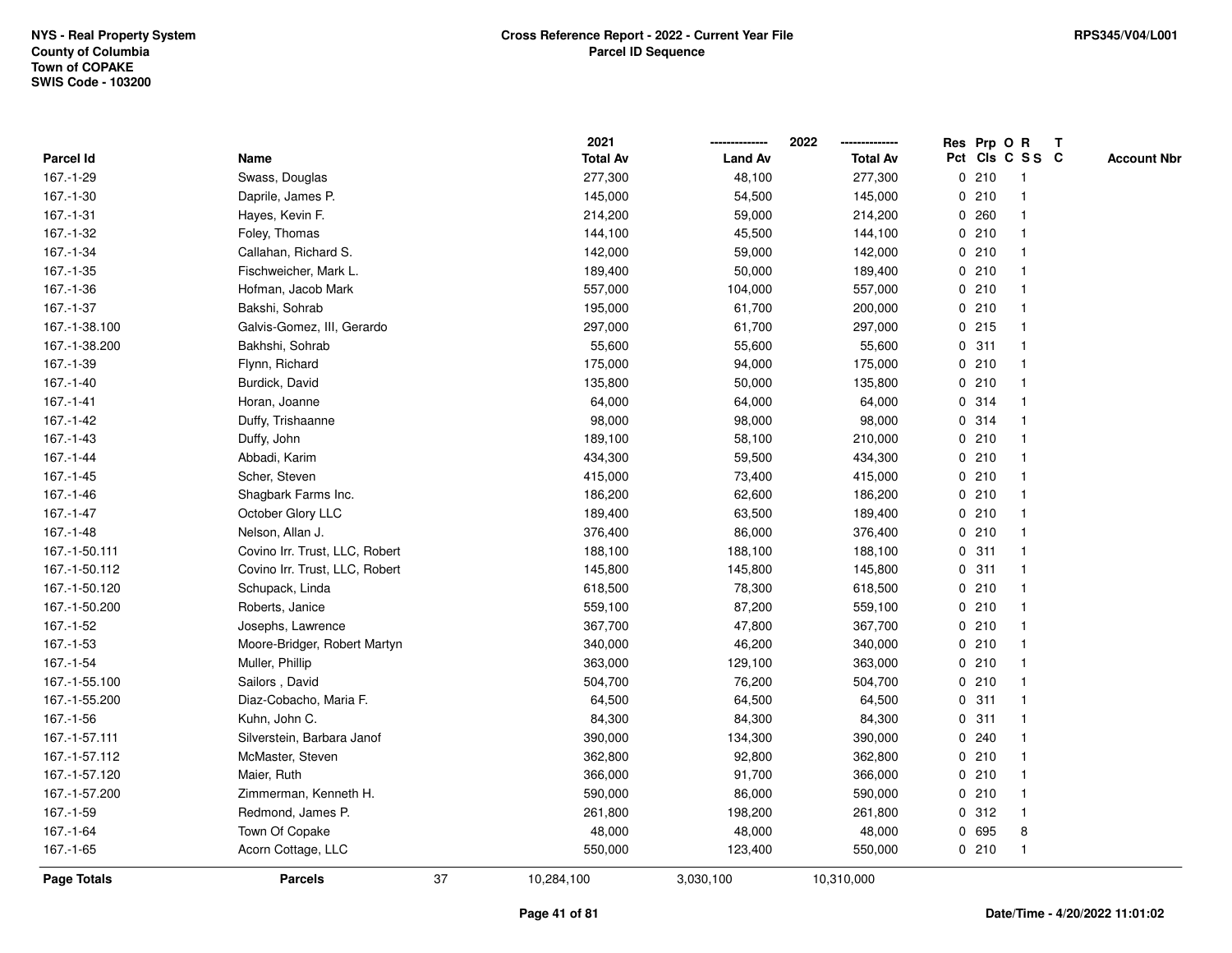**NYS - Real Property System**
**County of Columbia**
**Town of COPAKE**
**SWIS Code - 103200**

**Cross Reference Report - 2022 - Current Year File**
**Parcel ID Sequence**

**RPS345/V04/L001**

| Parcel Id | Name | 2021 Total Av | 2022 Land Av | 2022 Total Av | Res Pct | Prp Cls | O C | R S S | T C | Account Nbr |
|---|---|---|---|---|---|---|---|---|---|---|
| 167.-1-29 | Swass, Douglas | 277,300 | 48,100 | 277,300 | 0 | 210 | | 1 | | |
| 167.-1-30 | Daprile, James P. | 145,000 | 54,500 | 145,000 | 0 | 210 | | 1 | | |
| 167.-1-31 | Hayes, Kevin F. | 214,200 | 59,000 | 214,200 | 0 | 260 | | 1 | | |
| 167.-1-32 | Foley, Thomas | 144,100 | 45,500 | 144,100 | 0 | 210 | | 1 | | |
| 167.-1-34 | Callahan, Richard S. | 142,000 | 59,000 | 142,000 | 0 | 210 | | 1 | | |
| 167.-1-35 | Fischweicher, Mark L. | 189,400 | 50,000 | 189,400 | 0 | 210 | | 1 | | |
| 167.-1-36 | Hofman, Jacob Mark | 557,000 | 104,000 | 557,000 | 0 | 210 | | 1 | | |
| 167.-1-37 | Bakshi, Sohrab | 195,000 | 61,700 | 200,000 | 0 | 210 | | 1 | | |
| 167.-1-38.100 | Galvis-Gomez, III, Gerardo | 297,000 | 61,700 | 297,000 | 0 | 215 | | 1 | | |
| 167.-1-38.200 | Bakhshi, Sohrab | 55,600 | 55,600 | 55,600 | 0 | 311 | | 1 | | |
| 167.-1-39 | Flynn, Richard | 175,000 | 94,000 | 175,000 | 0 | 210 | | 1 | | |
| 167.-1-40 | Burdick, David | 135,800 | 50,000 | 135,800 | 0 | 210 | | 1 | | |
| 167.-1-41 | Horan, Joanne | 64,000 | 64,000 | 64,000 | 0 | 314 | | 1 | | |
| 167.-1-42 | Duffy, Trishaanne | 98,000 | 98,000 | 98,000 | 0 | 314 | | 1 | | |
| 167.-1-43 | Duffy, John | 189,100 | 58,100 | 210,000 | 0 | 210 | | 1 | | |
| 167.-1-44 | Abbadi, Karim | 434,300 | 59,500 | 434,300 | 0 | 210 | | 1 | | |
| 167.-1-45 | Scher, Steven | 415,000 | 73,400 | 415,000 | 0 | 210 | | 1 | | |
| 167.-1-46 | Shagbark Farms Inc. | 186,200 | 62,600 | 186,200 | 0 | 210 | | 1 | | |
| 167.-1-47 | October Glory LLC | 189,400 | 63,500 | 189,400 | 0 | 210 | | 1 | | |
| 167.-1-48 | Nelson, Allan J. | 376,400 | 86,000 | 376,400 | 0 | 210 | | 1 | | |
| 167.-1-50.111 | Covino Irr. Trust, LLC, Robert | 188,100 | 188,100 | 188,100 | 0 | 311 | | 1 | | |
| 167.-1-50.112 | Covino Irr. Trust, LLC, Robert | 145,800 | 145,800 | 145,800 | 0 | 311 | | 1 | | |
| 167.-1-50.120 | Schupack, Linda | 618,500 | 78,300 | 618,500 | 0 | 210 | | 1 | | |
| 167.-1-50.200 | Roberts, Janice | 559,100 | 87,200 | 559,100 | 0 | 210 | | 1 | | |
| 167.-1-52 | Josephs, Lawrence | 367,700 | 47,800 | 367,700 | 0 | 210 | | 1 | | |
| 167.-1-53 | Moore-Bridger, Robert Martyn | 340,000 | 46,200 | 340,000 | 0 | 210 | | 1 | | |
| 167.-1-54 | Muller, Phillip | 363,000 | 129,100 | 363,000 | 0 | 210 | | 1 | | |
| 167.-1-55.100 | Sailors , David | 504,700 | 76,200 | 504,700 | 0 | 210 | | 1 | | |
| 167.-1-55.200 | Diaz-Cobacho, Maria F. | 64,500 | 64,500 | 64,500 | 0 | 311 | | 1 | | |
| 167.-1-56 | Kuhn, John C. | 84,300 | 84,300 | 84,300 | 0 | 311 | | 1 | | |
| 167.-1-57.111 | Silverstein, Barbara Janof | 390,000 | 134,300 | 390,000 | 0 | 240 | | 1 | | |
| 167.-1-57.112 | McMaster, Steven | 362,800 | 92,800 | 362,800 | 0 | 210 | | 1 | | |
| 167.-1-57.120 | Maier, Ruth | 366,000 | 91,700 | 366,000 | 0 | 210 | | 1 | | |
| 167.-1-57.200 | Zimmerman, Kenneth H. | 590,000 | 86,000 | 590,000 | 0 | 210 | | 1 | | |
| 167.-1-59 | Redmond, James P. | 261,800 | 198,200 | 261,800 | 0 | 312 | | 1 | | |
| 167.-1-64 | Town Of Copake | 48,000 | 48,000 | 48,000 | 0 | 695 | | 8 | | |
| 167.-1-65 | Acorn Cottage, LLC | 550,000 | 123,400 | 550,000 | 0 | 210 | | 1 | | |
| **Page Totals** | **Parcels** 37 | 10,284,100 | 3,030,100 | 10,310,000 | | | | | | |

**Date/Time - 4/20/2022 11:01:02**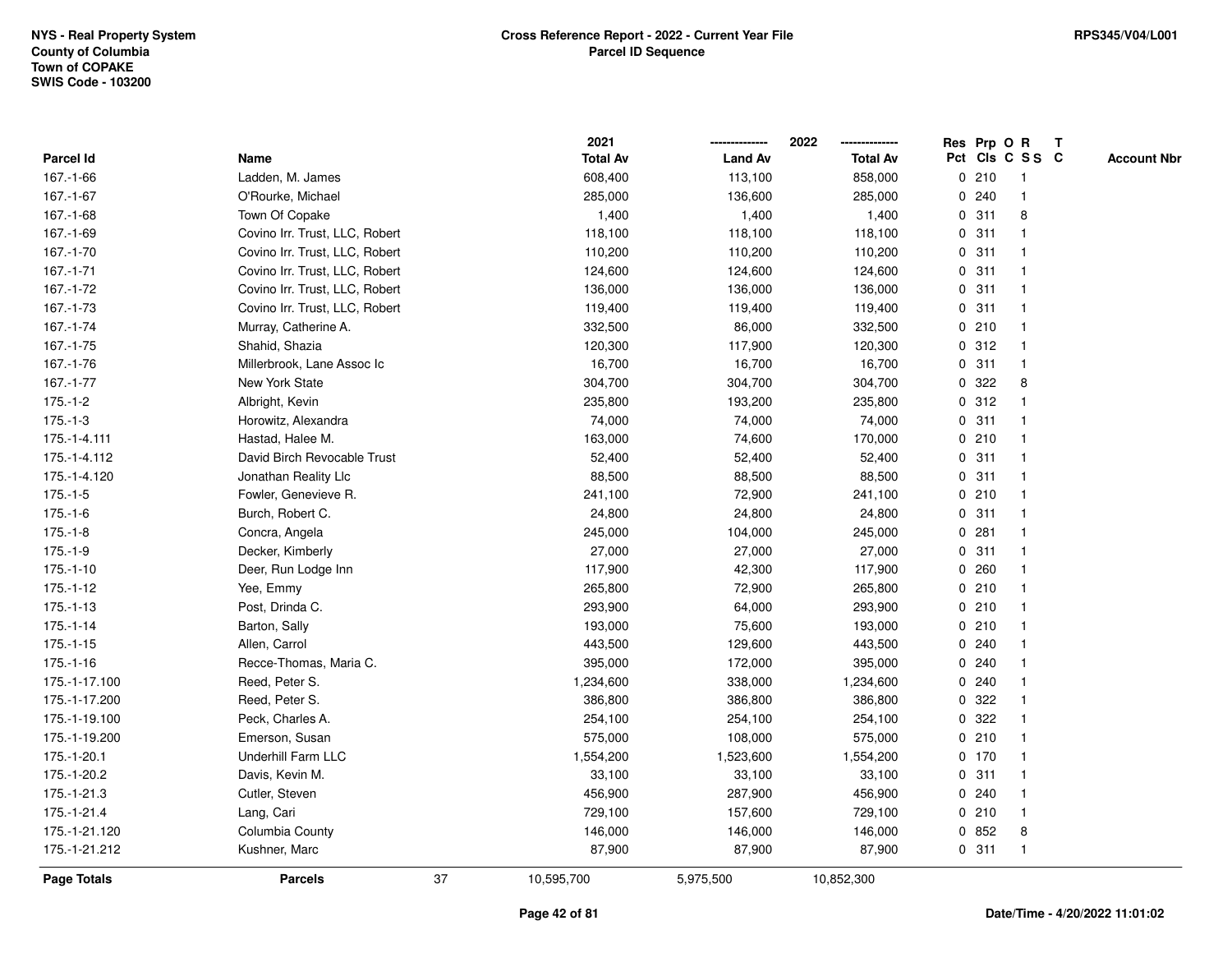NYS - Real Property System
County of Columbia
Town of COPAKE
SWIS Code - 103200

**Cross Reference Report - 2022 - Current Year File**
**Parcel ID Sequence**

RPS345/V04/L001

| Parcel Id | Name | 2021 Total Av | 2022 Land Av | 2022 Total Av | Res Pct | Prp Cls | O C | R S S | T C | Account Nbr |
|---|---|---|---|---|---|---|---|---|---|---|
| 167.-1-66 | Ladden, M. James | 608,400 | 113,100 | 858,000 | 0 | 210 | | 1 | | |
| 167.-1-67 | O'Rourke, Michael | 285,000 | 136,600 | 285,000 | 0 | 240 | | 1 | | |
| 167.-1-68 | Town Of Copake | 1,400 | 1,400 | 1,400 | 0 | 311 | | 8 | | |
| 167.-1-69 | Covino Irr. Trust, LLC, Robert | 118,100 | 118,100 | 118,100 | 0 | 311 | | 1 | | |
| 167.-1-70 | Covino Irr. Trust, LLC, Robert | 110,200 | 110,200 | 110,200 | 0 | 311 | | 1 | | |
| 167.-1-71 | Covino Irr. Trust, LLC, Robert | 124,600 | 124,600 | 124,600 | 0 | 311 | | 1 | | |
| 167.-1-72 | Covino Irr. Trust, LLC, Robert | 136,000 | 136,000 | 136,000 | 0 | 311 | | 1 | | |
| 167.-1-73 | Covino Irr. Trust, LLC, Robert | 119,400 | 119,400 | 119,400 | 0 | 311 | | 1 | | |
| 167.-1-74 | Murray, Catherine A. | 332,500 | 86,000 | 332,500 | 0 | 210 | | 1 | | |
| 167.-1-75 | Shahid, Shazia | 120,300 | 117,900 | 120,300 | 0 | 312 | | 1 | | |
| 167.-1-76 | Millerbrook, Lane Assoc Ic | 16,700 | 16,700 | 16,700 | 0 | 311 | | 1 | | |
| 167.-1-77 | New York State | 304,700 | 304,700 | 304,700 | 0 | 322 | | 8 | | |
| 175.-1-2 | Albright, Kevin | 235,800 | 193,200 | 235,800 | 0 | 312 | | 1 | | |
| 175.-1-3 | Horowitz, Alexandra | 74,000 | 74,000 | 74,000 | 0 | 311 | | 1 | | |
| 175.-1-4.111 | Hastad, Halee M. | 163,000 | 74,600 | 170,000 | 0 | 210 | | 1 | | |
| 175.-1-4.112 | David Birch Revocable Trust | 52,400 | 52,400 | 52,400 | 0 | 311 | | 1 | | |
| 175.-1-4.120 | Jonathan Reality Llc | 88,500 | 88,500 | 88,500 | 0 | 311 | | 1 | | |
| 175.-1-5 | Fowler, Genevieve R. | 241,100 | 72,900 | 241,100 | 0 | 210 | | 1 | | |
| 175.-1-6 | Burch, Robert C. | 24,800 | 24,800 | 24,800 | 0 | 311 | | 1 | | |
| 175.-1-8 | Concra, Angela | 245,000 | 104,000 | 245,000 | 0 | 281 | | 1 | | |
| 175.-1-9 | Decker, Kimberly | 27,000 | 27,000 | 27,000 | 0 | 311 | | 1 | | |
| 175.-1-10 | Deer, Run Lodge Inn | 117,900 | 42,300 | 117,900 | 0 | 260 | | 1 | | |
| 175.-1-12 | Yee, Emmy | 265,800 | 72,900 | 265,800 | 0 | 210 | | 1 | | |
| 175.-1-13 | Post, Drinda C. | 293,900 | 64,000 | 293,900 | 0 | 210 | | 1 | | |
| 175.-1-14 | Barton, Sally | 193,000 | 75,600 | 193,000 | 0 | 210 | | 1 | | |
| 175.-1-15 | Allen, Carrol | 443,500 | 129,600 | 443,500 | 0 | 240 | | 1 | | |
| 175.-1-16 | Recce-Thomas, Maria C. | 395,000 | 172,000 | 395,000 | 0 | 240 | | 1 | | |
| 175.-1-17.100 | Reed, Peter S. | 1,234,600 | 338,000 | 1,234,600 | 0 | 240 | | 1 | | |
| 175.-1-17.200 | Reed, Peter S. | 386,800 | 386,800 | 386,800 | 0 | 322 | | 1 | | |
| 175.-1-19.100 | Peck, Charles A. | 254,100 | 254,100 | 254,100 | 0 | 322 | | 1 | | |
| 175.-1-19.200 | Emerson, Susan | 575,000 | 108,000 | 575,000 | 0 | 210 | | 1 | | |
| 175.-1-20.1 | Underhill Farm LLC | 1,554,200 | 1,523,600 | 1,554,200 | 0 | 170 | | 1 | | |
| 175.-1-20.2 | Davis, Kevin M. | 33,100 | 33,100 | 33,100 | 0 | 311 | | 1 | | |
| 175.-1-21.3 | Cutler, Steven | 456,900 | 287,900 | 456,900 | 0 | 240 | | 1 | | |
| 175.-1-21.4 | Lang, Cari | 729,100 | 157,600 | 729,100 | 0 | 210 | | 1 | | |
| 175.-1-21.120 | Columbia County | 146,000 | 146,000 | 146,000 | 0 | 852 | | 8 | | |
| 175.-1-21.212 | Kushner, Marc | 87,900 | 87,900 | 87,900 | 0 | 311 | | 1 | | |
| **Page Totals** | **Parcels** 37 | 10,595,700 | 5,975,500 | 10,852,300 | | | | | | |

Date/Time - 4/20/2022 11:01:02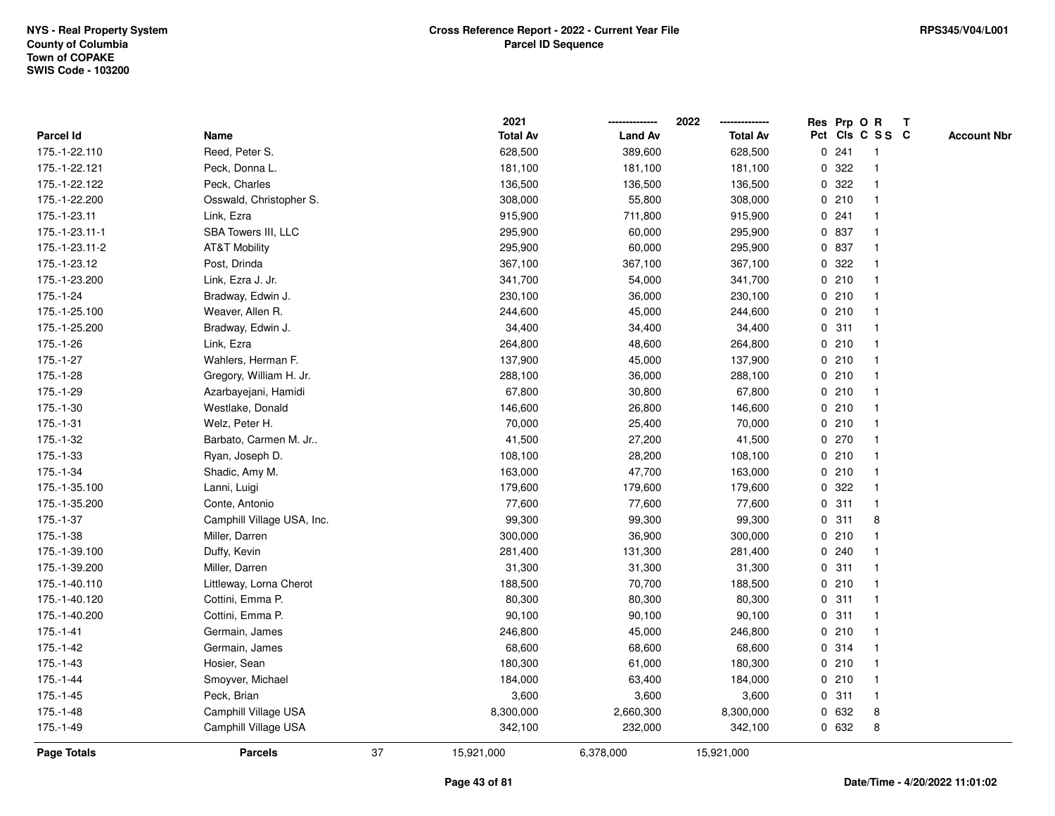NYS - Real Property System
County of Columbia
Town of COPAKE
SWIS Code - 103200

**Cross Reference Report - 2022 - Current Year File**
**Parcel ID Sequence**

RPS345/V04/L001

| Parcel Id | Name | 2021 Total Av | 2022 Land Av | 2022 Total Av | Res Pct | Prp Cls | O C | R S S | T C | Account Nbr |
|---|---|---|---|---|---|---|---|---|---|---|
| 175.-1-22.110 | Reed, Peter S. | 628,500 | 389,600 | 628,500 | 0 | 241 | | 1 | | |
| 175.-1-22.121 | Peck, Donna L. | 181,100 | 181,100 | 181,100 | 0 | 322 | | 1 | | |
| 175.-1-22.122 | Peck, Charles | 136,500 | 136,500 | 136,500 | 0 | 322 | | 1 | | |
| 175.-1-22.200 | Osswald, Christopher S. | 308,000 | 55,800 | 308,000 | 0 | 210 | | 1 | | |
| 175.-1-23.11 | Link, Ezra | 915,900 | 711,800 | 915,900 | 0 | 241 | | 1 | | |
| 175.-1-23.11-1 | SBA Towers III, LLC | 295,900 | 60,000 | 295,900 | 0 | 837 | | 1 | | |
| 175.-1-23.11-2 | AT&T Mobility | 295,900 | 60,000 | 295,900 | 0 | 837 | | 1 | | |
| 175.-1-23.12 | Post, Drinda | 367,100 | 367,100 | 367,100 | 0 | 322 | | 1 | | |
| 175.-1-23.200 | Link, Ezra J. Jr. | 341,700 | 54,000 | 341,700 | 0 | 210 | | 1 | | |
| 175.-1-24 | Bradway, Edwin J. | 230,100 | 36,000 | 230,100 | 0 | 210 | | 1 | | |
| 175.-1-25.100 | Weaver, Allen R. | 244,600 | 45,000 | 244,600 | 0 | 210 | | 1 | | |
| 175.-1-25.200 | Bradway, Edwin J. | 34,400 | 34,400 | 34,400 | 0 | 311 | | 1 | | |
| 175.-1-26 | Link, Ezra | 264,800 | 48,600 | 264,800 | 0 | 210 | | 1 | | |
| 175.-1-27 | Wahlers, Herman F. | 137,900 | 45,000 | 137,900 | 0 | 210 | | 1 | | |
| 175.-1-28 | Gregory, William H. Jr. | 288,100 | 36,000 | 288,100 | 0 | 210 | | 1 | | |
| 175.-1-29 | Azarbayejani, Hamidi | 67,800 | 30,800 | 67,800 | 0 | 210 | | 1 | | |
| 175.-1-30 | Westlake, Donald | 146,600 | 26,800 | 146,600 | 0 | 210 | | 1 | | |
| 175.-1-31 | Welz, Peter H. | 70,000 | 25,400 | 70,000 | 0 | 210 | | 1 | | |
| 175.-1-32 | Barbato, Carmen M. Jr.. | 41,500 | 27,200 | 41,500 | 0 | 270 | | 1 | | |
| 175.-1-33 | Ryan, Joseph D. | 108,100 | 28,200 | 108,100 | 0 | 210 | | 1 | | |
| 175.-1-34 | Shadic, Amy M. | 163,000 | 47,700 | 163,000 | 0 | 210 | | 1 | | |
| 175.-1-35.100 | Lanni, Luigi | 179,600 | 179,600 | 179,600 | 0 | 322 | | 1 | | |
| 175.-1-35.200 | Conte, Antonio | 77,600 | 77,600 | 77,600 | 0 | 311 | | 1 | | |
| 175.-1-37 | Camphill Village USA, Inc. | 99,300 | 99,300 | 99,300 | 0 | 311 | | 8 | | |
| 175.-1-38 | Miller, Darren | 300,000 | 36,900 | 300,000 | 0 | 210 | | 1 | | |
| 175.-1-39.100 | Duffy, Kevin | 281,400 | 131,300 | 281,400 | 0 | 240 | | 1 | | |
| 175.-1-39.200 | Miller, Darren | 31,300 | 31,300 | 31,300 | 0 | 311 | | 1 | | |
| 175.-1-40.110 | Littleway, Lorna Cherot | 188,500 | 70,700 | 188,500 | 0 | 210 | | 1 | | |
| 175.-1-40.120 | Cottini, Emma P. | 80,300 | 80,300 | 80,300 | 0 | 311 | | 1 | | |
| 175.-1-40.200 | Cottini, Emma P. | 90,100 | 90,100 | 90,100 | 0 | 311 | | 1 | | |
| 175.-1-41 | Germain, James | 246,800 | 45,000 | 246,800 | 0 | 210 | | 1 | | |
| 175.-1-42 | Germain, James | 68,600 | 68,600 | 68,600 | 0 | 314 | | 1 | | |
| 175.-1-43 | Hosier, Sean | 180,300 | 61,000 | 180,300 | 0 | 210 | | 1 | | |
| 175.-1-44 | Smoyver, Michael | 184,000 | 63,400 | 184,000 | 0 | 210 | | 1 | | |
| 175.-1-45 | Peck, Brian | 3,600 | 3,600 | 3,600 | 0 | 311 | | 1 | | |
| 175.-1-48 | Camphill Village USA | 8,300,000 | 2,660,300 | 8,300,000 | 0 | 632 | | 8 | | |
| 175.-1-49 | Camphill Village USA | 342,100 | 232,000 | 342,100 | 0 | 632 | | 8 | | |
| **Page Totals** | **Parcels** 37 | 15,921,000 | 6,378,000 | 15,921,000 | | | | | | |

Date/Time - 4/20/2022 11:01:02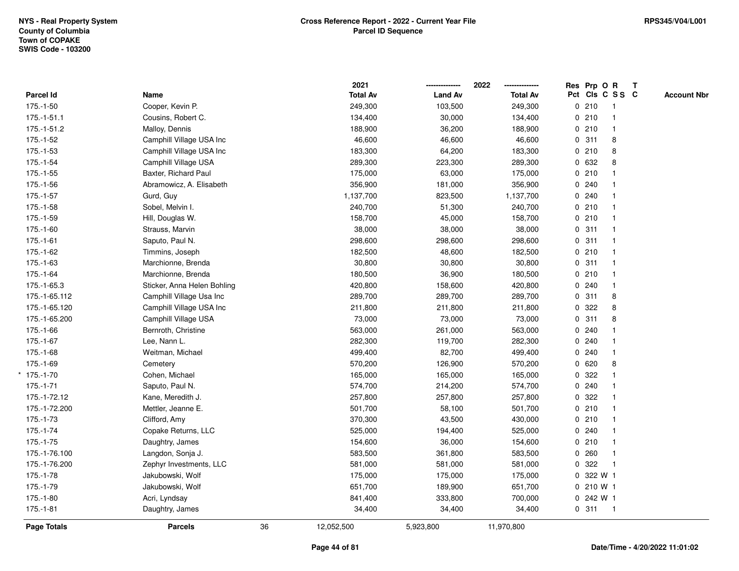NYS - Real Property System
County of Columbia
Town of COPAKE
SWIS Code - 103200

**Cross Reference Report - 2022 - Current Year File**
**Parcel ID Sequence**

RPS345/V04/L001

| Parcel Id | Name | 2021 Total Av | 2022 Land Av | 2022 Total Av | Res Pct | Prp Cls | O C | R S S | T C | Account Nbr |
|---|---|---|---|---|---|---|---|---|---|---|
| 175.-1-50 | Cooper, Kevin P. | 249,300 | 103,500 | 249,300 | 0 | 210 | | 1 | | |
| 175.-1-51.1 | Cousins, Robert C. | 134,400 | 30,000 | 134,400 | 0 | 210 | | 1 | | |
| 175.-1-51.2 | Malloy, Dennis | 188,900 | 36,200 | 188,900 | 0 | 210 | | 1 | | |
| 175.-1-52 | Camphill Village USA Inc | 46,600 | 46,600 | 46,600 | 0 | 311 | | 8 | | |
| 175.-1-53 | Camphill Village USA Inc | 183,300 | 64,200 | 183,300 | 0 | 210 | | 8 | | |
| 175.-1-54 | Camphill Village USA | 289,300 | 223,300 | 289,300 | 0 | 632 | | 8 | | |
| 175.-1-55 | Baxter, Richard Paul | 175,000 | 63,000 | 175,000 | 0 | 210 | | 1 | | |
| 175.-1-56 | Abramowicz, A. Elisabeth | 356,900 | 181,000 | 356,900 | 0 | 240 | | 1 | | |
| 175.-1-57 | Gurd, Guy | 1,137,700 | 823,500 | 1,137,700 | 0 | 240 | | 1 | | |
| 175.-1-58 | Sobel, Melvin I. | 240,700 | 51,300 | 240,700 | 0 | 210 | | 1 | | |
| 175.-1-59 | Hill, Douglas W. | 158,700 | 45,000 | 158,700 | 0 | 210 | | 1 | | |
| 175.-1-60 | Strauss, Marvin | 38,000 | 38,000 | 38,000 | 0 | 311 | | 1 | | |
| 175.-1-61 | Saputo, Paul N. | 298,600 | 298,600 | 298,600 | 0 | 311 | | 1 | | |
| 175.-1-62 | Timmins, Joseph | 182,500 | 48,600 | 182,500 | 0 | 210 | | 1 | | |
| 175.-1-63 | Marchionne, Brenda | 30,800 | 30,800 | 30,800 | 0 | 311 | | 1 | | |
| 175.-1-64 | Marchionne, Brenda | 180,500 | 36,900 | 180,500 | 0 | 210 | | 1 | | |
| 175.-1-65.3 | Sticker, Anna Helen Bohling | 420,800 | 158,600 | 420,800 | 0 | 240 | | 1 | | |
| 175.-1-65.112 | Camphill Village Usa Inc | 289,700 | 289,700 | 289,700 | 0 | 311 | | 8 | | |
| 175.-1-65.120 | Camphill Village USA Inc | 211,800 | 211,800 | 211,800 | 0 | 322 | | 8 | | |
| 175.-1-65.200 | Camphill Village USA | 73,000 | 73,000 | 73,000 | 0 | 311 | | 8 | | |
| 175.-1-66 | Bernroth, Christine | 563,000 | 261,000 | 563,000 | 0 | 240 | | 1 | | |
| 175.-1-67 | Lee, Nann L. | 282,300 | 119,700 | 282,300 | 0 | 240 | | 1 | | |
| 175.-1-68 | Weitman, Michael | 499,400 | 82,700 | 499,400 | 0 | 240 | | 1 | | |
| 175.-1-69 | Cemetery | 570,200 | 126,900 | 570,200 | 0 | 620 | | 8 | | |
| * 175.-1-70 | Cohen, Michael | 165,000 | 165,000 | 165,000 | 0 | 322 | | 1 | | |
| 175.-1-71 | Saputo, Paul N. | 574,700 | 214,200 | 574,700 | 0 | 240 | | 1 | | |
| 175.-1-72.12 | Kane, Meredith J. | 257,800 | 257,800 | 257,800 | 0 | 322 | | 1 | | |
| 175.-1-72.200 | Mettler, Jeanne E. | 501,700 | 58,100 | 501,700 | 0 | 210 | | 1 | | |
| 175.-1-73 | Clifford, Amy | 370,300 | 43,500 | 430,000 | 0 | 210 | | 1 | | |
| 175.-1-74 | Copake Returns, LLC | 525,000 | 194,400 | 525,000 | 0 | 240 | | 1 | | |
| 175.-1-75 | Daughtry, James | 154,600 | 36,000 | 154,600 | 0 | 210 | | 1 | | |
| 175.-1-76.100 | Langdon, Sonja J. | 583,500 | 361,800 | 583,500 | 0 | 260 | | 1 | | |
| 175.-1-76.200 | Zephyr Investments, LLC | 581,000 | 581,000 | 581,000 | 0 | 322 | | 1 | | |
| 175.-1-78 | Jakubowski, Wolf | 175,000 | 175,000 | 175,000 | 0 | 322 | W | 1 | | |
| 175.-1-79 | Jakubowski, Wolf | 651,700 | 189,900 | 651,700 | 0 | 210 | W | 1 | | |
| 175.-1-80 | Acri, Lyndsay | 841,400 | 333,800 | 700,000 | 0 | 242 | W | 1 | | |
| 175.-1-81 | Daughtry, James | 34,400 | 34,400 | 34,400 | 0 | 311 | | 1 | | |
| **Page Totals** | **Parcels** 36 | 12,052,500 | 5,923,800 | 11,970,800 | | | | | | |

Date/Time - 4/20/2022 11:01:02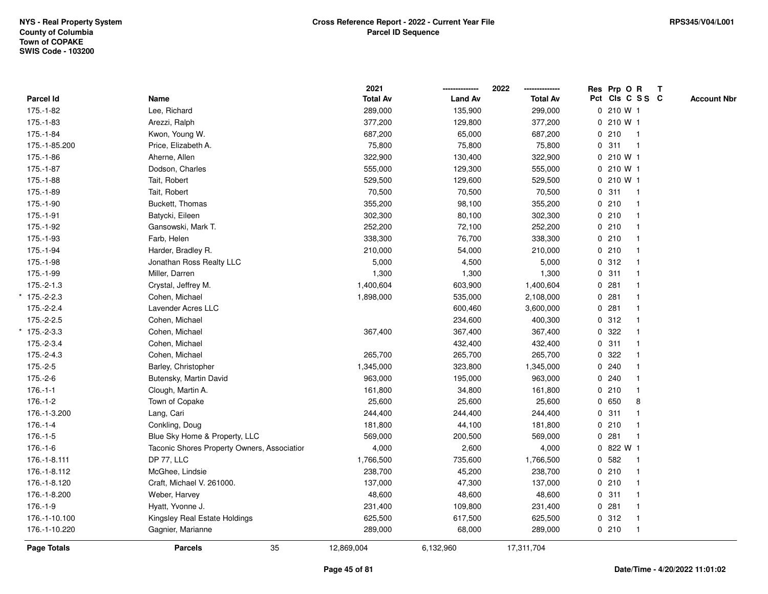NYS - Real Property System
County of Columbia
Town of COPAKE
SWIS Code - 103200

**Cross Reference Report - 2022 - Current Year File**
**Parcel ID Sequence**

RPS345/V04/L001

| | Parcel Id | Name | 2021 Total Av | 2022 Land Av | 2022 Total Av | Res Pct | Prp Cls | O C | R S S | T C | Account Nbr |
|---|---|---|---|---|---|---|---|---|---|---|---|
| | 175.-1-82 | Lee, Richard | 289,000 | 135,900 | 299,000 | 0 | 210 | W | 1 | | |
| | 175.-1-83 | Arezzi, Ralph | 377,200 | 129,800 | 377,200 | 0 | 210 | W | 1 | | |
| | 175.-1-84 | Kwon, Young W. | 687,200 | 65,000 | 687,200 | 0 | 210 | | 1 | | |
| | 175.-1-85.200 | Price, Elizabeth A. | 75,800 | 75,800 | 75,800 | 0 | 311 | | 1 | | |
| | 175.-1-86 | Aherne, Allen | 322,900 | 130,400 | 322,900 | 0 | 210 | W | 1 | | |
| | 175.-1-87 | Dodson, Charles | 555,000 | 129,300 | 555,000 | 0 | 210 | W | 1 | | |
| | 175.-1-88 | Tait, Robert | 529,500 | 129,600 | 529,500 | 0 | 210 | W | 1 | | |
| | 175.-1-89 | Tait, Robert | 70,500 | 70,500 | 70,500 | 0 | 311 | | 1 | | |
| | 175.-1-90 | Buckett, Thomas | 355,200 | 98,100 | 355,200 | 0 | 210 | | 1 | | |
| | 175.-1-91 | Batycki, Eileen | 302,300 | 80,100 | 302,300 | 0 | 210 | | 1 | | |
| | 175.-1-92 | Gansowski, Mark T. | 252,200 | 72,100 | 252,200 | 0 | 210 | | 1 | | |
| | 175.-1-93 | Farb, Helen | 338,300 | 76,700 | 338,300 | 0 | 210 | | 1 | | |
| | 175.-1-94 | Harder, Bradley R. | 210,000 | 54,000 | 210,000 | 0 | 210 | | 1 | | |
| | 175.-1-98 | Jonathan Ross Realty LLC | 5,000 | 4,500 | 5,000 | 0 | 312 | | 1 | | |
| | 175.-1-99 | Miller, Darren | 1,300 | 1,300 | 1,300 | 0 | 311 | | 1 | | |
| | 175.-2-1.3 | Crystal, Jeffrey M. | 1,400,604 | 603,900 | 1,400,604 | 0 | 281 | | 1 | | |
| * | 175.-2-2.3 | Cohen, Michael | 1,898,000 | 535,000 | 2,108,000 | 0 | 281 | | 1 | | |
| | 175.-2-2.4 | Lavender Acres LLC | | 600,460 | 3,600,000 | 0 | 281 | | 1 | | |
| | 175.-2-2.5 | Cohen, Michael | | 234,600 | 400,300 | 0 | 312 | | 1 | | |
| * | 175.-2-3.3 | Cohen, Michael | 367,400 | 367,400 | 367,400 | 0 | 322 | | 1 | | |
| | 175.-2-3.4 | Cohen, Michael | | 432,400 | 432,400 | 0 | 311 | | 1 | | |
| | 175.-2-4.3 | Cohen, Michael | 265,700 | 265,700 | 265,700 | 0 | 322 | | 1 | | |
| | 175.-2-5 | Barley, Christopher | 1,345,000 | 323,800 | 1,345,000 | 0 | 240 | | 1 | | |
| | 175.-2-6 | Butensky, Martin David | 963,000 | 195,000 | 963,000 | 0 | 240 | | 1 | | |
| | 176.-1-1 | Clough, Martin A. | 161,800 | 34,800 | 161,800 | 0 | 210 | | 1 | | |
| | 176.-1-2 | Town of Copake | 25,600 | 25,600 | 25,600 | 0 | 650 | | 8 | | |
| | 176.-1-3.200 | Lang, Cari | 244,400 | 244,400 | 244,400 | 0 | 311 | | 1 | | |
| | 176.-1-4 | Conkling, Doug | 181,800 | 44,100 | 181,800 | 0 | 210 | | 1 | | |
| | 176.-1-5 | Blue Sky Home & Property, LLC | 569,000 | 200,500 | 569,000 | 0 | 281 | | 1 | | |
| | 176.-1-6 | Taconic Shores Property Owners, Associatior | 4,000 | 2,600 | 4,000 | 0 | 822 | W | 1 | | |
| | 176.-1-8.111 | DP 77, LLC | 1,766,500 | 735,600 | 1,766,500 | 0 | 582 | | 1 | | |
| | 176.-1-8.112 | McGhee, Lindsie | 238,700 | 45,200 | 238,700 | 0 | 210 | | 1 | | |
| | 176.-1-8.120 | Craft, Michael V. 261000. | 137,000 | 47,300 | 137,000 | 0 | 210 | | 1 | | |
| | 176.-1-8.200 | Weber, Harvey | 48,600 | 48,600 | 48,600 | 0 | 311 | | 1 | | |
| | 176.-1-9 | Hyatt, Yvonne J. | 231,400 | 109,800 | 231,400 | 0 | 281 | | 1 | | |
| | 176.-1-10.100 | Kingsley Real Estate Holdings | 625,500 | 617,500 | 625,500 | 0 | 312 | | 1 | | |
| | 176.-1-10.220 | Gagnier, Marianne | 289,000 | 68,000 | 289,000 | 0 | 210 | | 1 | | |
| | **Page Totals** | **Parcels** 35 | 12,869,004 | 6,132,960 | 17,311,704 | | | | | | |

Date/Time - 4/20/2022 11:01:02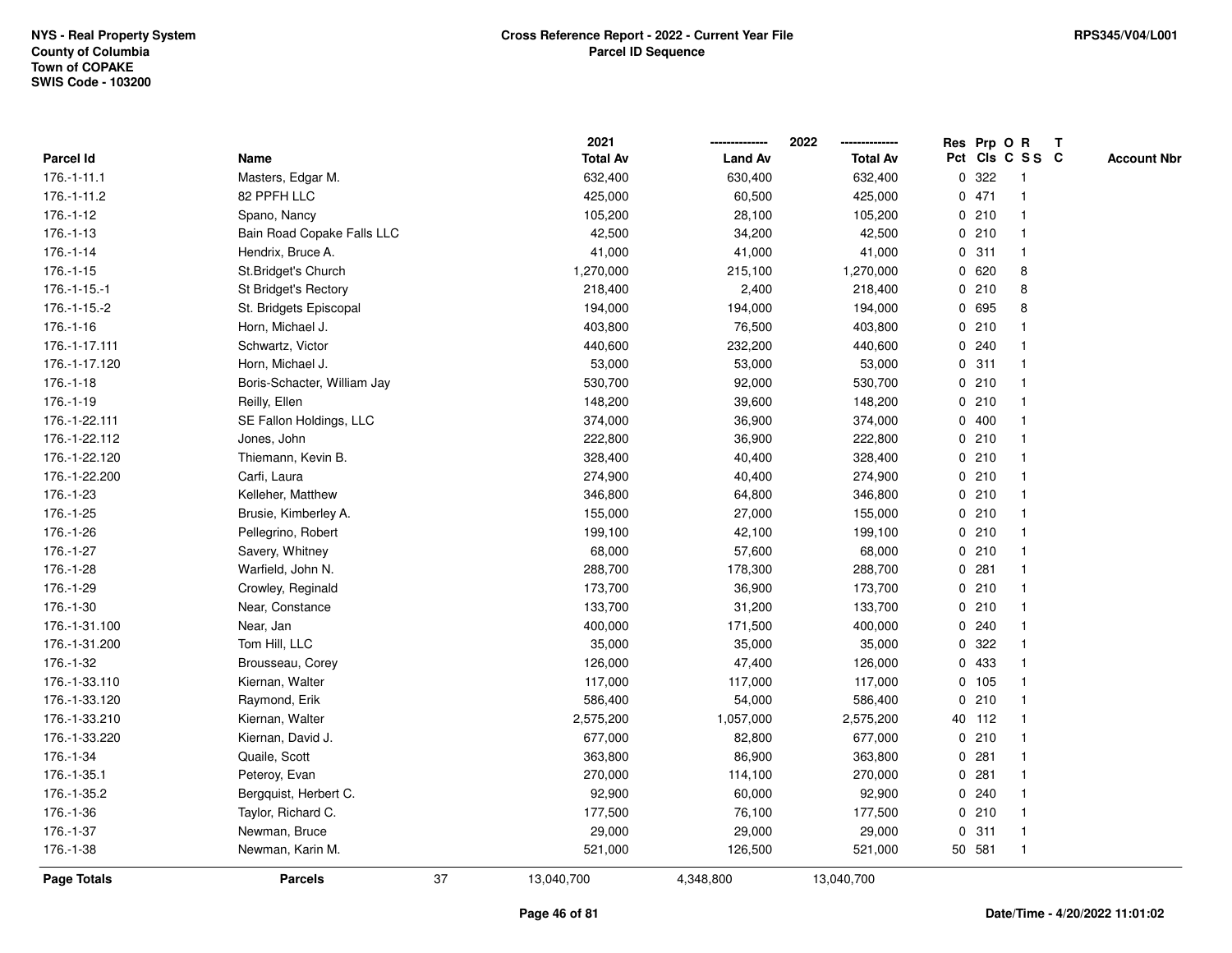NYS - Real Property System
County of Columbia
Town of COPAKE
SWIS Code - 103200

**Cross Reference Report - 2022 - Current Year File**
**Parcel ID Sequence**

RPS345/V04/L001

| Parcel Id | Name | 2021 Total Av | 2022 Land Av | 2022 Total Av | Res Pct | Prp Cls | O C | R S S | T C | Account Nbr |
|---|---|---|---|---|---|---|---|---|---|---|
| 176.-1-11.1 | Masters, Edgar M. | 632,400 | 630,400 | 632,400 | 0 | 322 | | 1 | | |
| 176.-1-11.2 | 82 PPFH LLC | 425,000 | 60,500 | 425,000 | 0 | 471 | | 1 | | |
| 176.-1-12 | Spano, Nancy | 105,200 | 28,100 | 105,200 | 0 | 210 | | 1 | | |
| 176.-1-13 | Bain Road Copake Falls LLC | 42,500 | 34,200 | 42,500 | 0 | 210 | | 1 | | |
| 176.-1-14 | Hendrix, Bruce A. | 41,000 | 41,000 | 41,000 | 0 | 311 | | 1 | | |
| 176.-1-15 | St.Bridget's Church | 1,270,000 | 215,100 | 1,270,000 | 0 | 620 | | 8 | | |
| 176.-1-15.-1 | St Bridget's Rectory | 218,400 | 2,400 | 218,400 | 0 | 210 | | 8 | | |
| 176.-1-15.-2 | St. Bridgets Episcopal | 194,000 | 194,000 | 194,000 | 0 | 695 | | 8 | | |
| 176.-1-16 | Horn, Michael J. | 403,800 | 76,500 | 403,800 | 0 | 210 | | 1 | | |
| 176.-1-17.111 | Schwartz, Victor | 440,600 | 232,200 | 440,600 | 0 | 240 | | 1 | | |
| 176.-1-17.120 | Horn, Michael J. | 53,000 | 53,000 | 53,000 | 0 | 311 | | 1 | | |
| 176.-1-18 | Boris-Schacter, William Jay | 530,700 | 92,000 | 530,700 | 0 | 210 | | 1 | | |
| 176.-1-19 | Reilly, Ellen | 148,200 | 39,600 | 148,200 | 0 | 210 | | 1 | | |
| 176.-1-22.111 | SE Fallon Holdings, LLC | 374,000 | 36,900 | 374,000 | 0 | 400 | | 1 | | |
| 176.-1-22.112 | Jones, John | 222,800 | 36,900 | 222,800 | 0 | 210 | | 1 | | |
| 176.-1-22.120 | Thiemann, Kevin B. | 328,400 | 40,400 | 328,400 | 0 | 210 | | 1 | | |
| 176.-1-22.200 | Carfi, Laura | 274,900 | 40,400 | 274,900 | 0 | 210 | | 1 | | |
| 176.-1-23 | Kelleher, Matthew | 346,800 | 64,800 | 346,800 | 0 | 210 | | 1 | | |
| 176.-1-25 | Brusie, Kimberley A. | 155,000 | 27,000 | 155,000 | 0 | 210 | | 1 | | |
| 176.-1-26 | Pellegrino, Robert | 199,100 | 42,100 | 199,100 | 0 | 210 | | 1 | | |
| 176.-1-27 | Savery, Whitney | 68,000 | 57,600 | 68,000 | 0 | 210 | | 1 | | |
| 176.-1-28 | Warfield, John N. | 288,700 | 178,300 | 288,700 | 0 | 281 | | 1 | | |
| 176.-1-29 | Crowley, Reginald | 173,700 | 36,900 | 173,700 | 0 | 210 | | 1 | | |
| 176.-1-30 | Near, Constance | 133,700 | 31,200 | 133,700 | 0 | 210 | | 1 | | |
| 176.-1-31.100 | Near, Jan | 400,000 | 171,500 | 400,000 | 0 | 240 | | 1 | | |
| 176.-1-31.200 | Tom Hill, LLC | 35,000 | 35,000 | 35,000 | 0 | 322 | | 1 | | |
| 176.-1-32 | Brousseau, Corey | 126,000 | 47,400 | 126,000 | 0 | 433 | | 1 | | |
| 176.-1-33.110 | Kiernan, Walter | 117,000 | 117,000 | 117,000 | 0 | 105 | | 1 | | |
| 176.-1-33.120 | Raymond, Erik | 586,400 | 54,000 | 586,400 | 0 | 210 | | 1 | | |
| 176.-1-33.210 | Kiernan, Walter | 2,575,200 | 1,057,000 | 2,575,200 | 40 | 112 | | 1 | | |
| 176.-1-33.220 | Kiernan, David J. | 677,000 | 82,800 | 677,000 | 0 | 210 | | 1 | | |
| 176.-1-34 | Quaile, Scott | 363,800 | 86,900 | 363,800 | 0 | 281 | | 1 | | |
| 176.-1-35.1 | Peteroy, Evan | 270,000 | 114,100 | 270,000 | 0 | 281 | | 1 | | |
| 176.-1-35.2 | Bergquist, Herbert C. | 92,900 | 60,000 | 92,900 | 0 | 240 | | 1 | | |
| 176.-1-36 | Taylor, Richard C. | 177,500 | 76,100 | 177,500 | 0 | 210 | | 1 | | |
| 176.-1-37 | Newman, Bruce | 29,000 | 29,000 | 29,000 | 0 | 311 | | 1 | | |
| 176.-1-38 | Newman, Karin M. | 521,000 | 126,500 | 521,000 | 50 | 581 | | 1 | | |
| **Page Totals** | **Parcels** 37 | 13,040,700 | 4,348,800 | 13,040,700 | | | | | | |

Date/Time - 4/20/2022 11:01:02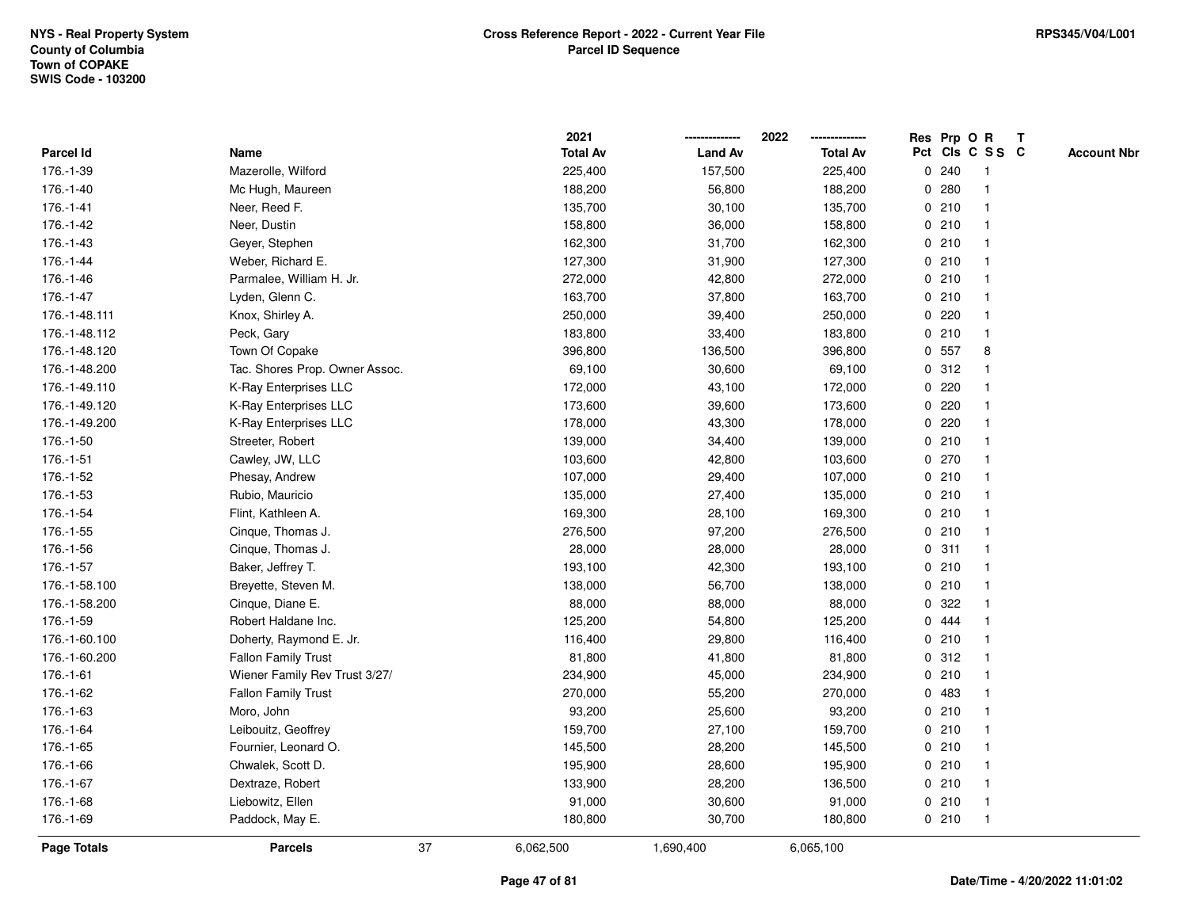NYS - Real Property System
County of Columbia
Town of COPAKE
SWIS Code - 103200

**Cross Reference Report - 2022 - Current Year File**
**Parcel ID Sequence**

RPS345/V04/L001

| Parcel Id | Name | 2021 Total Av | 2022 Land Av | 2022 Total Av | Res Pct | Prp Cls | O C | R S S | T C | Account Nbr |
|---|---|---|---|---|---|---|---|---|---|---|
| 176.-1-39 | Mazerolle, Wilford | 225,400 | 157,500 | 225,400 | 0 | 240 | | 1 | | |
| 176.-1-40 | Mc Hugh, Maureen | 188,200 | 56,800 | 188,200 | 0 | 280 | | 1 | | |
| 176.-1-41 | Neer, Reed F. | 135,700 | 30,100 | 135,700 | 0 | 210 | | 1 | | |
| 176.-1-42 | Neer, Dustin | 158,800 | 36,000 | 158,800 | 0 | 210 | | 1 | | |
| 176.-1-43 | Geyer, Stephen | 162,300 | 31,700 | 162,300 | 0 | 210 | | 1 | | |
| 176.-1-44 | Weber, Richard E. | 127,300 | 31,900 | 127,300 | 0 | 210 | | 1 | | |
| 176.-1-46 | Parmalee, William H. Jr. | 272,000 | 42,800 | 272,000 | 0 | 210 | | 1 | | |
| 176.-1-47 | Lyden, Glenn C. | 163,700 | 37,800 | 163,700 | 0 | 210 | | 1 | | |
| 176.-1-48.111 | Knox, Shirley A. | 250,000 | 39,400 | 250,000 | 0 | 220 | | 1 | | |
| 176.-1-48.112 | Peck, Gary | 183,800 | 33,400 | 183,800 | 0 | 210 | | 1 | | |
| 176.-1-48.120 | Town Of Copake | 396,800 | 136,500 | 396,800 | 0 | 557 | | 8 | | |
| 176.-1-48.200 | Tac. Shores Prop. Owner Assoc. | 69,100 | 30,600 | 69,100 | 0 | 312 | | 1 | | |
| 176.-1-49.110 | K-Ray Enterprises LLC | 172,000 | 43,100 | 172,000 | 0 | 220 | | 1 | | |
| 176.-1-49.120 | K-Ray Enterprises LLC | 173,600 | 39,600 | 173,600 | 0 | 220 | | 1 | | |
| 176.-1-49.200 | K-Ray Enterprises LLC | 178,000 | 43,300 | 178,000 | 0 | 220 | | 1 | | |
| 176.-1-50 | Streeter, Robert | 139,000 | 34,400 | 139,000 | 0 | 210 | | 1 | | |
| 176.-1-51 | Cawley, JW, LLC | 103,600 | 42,800 | 103,600 | 0 | 270 | | 1 | | |
| 176.-1-52 | Phesay, Andrew | 107,000 | 29,400 | 107,000 | 0 | 210 | | 1 | | |
| 176.-1-53 | Rubio, Mauricio | 135,000 | 27,400 | 135,000 | 0 | 210 | | 1 | | |
| 176.-1-54 | Flint, Kathleen A. | 169,300 | 28,100 | 169,300 | 0 | 210 | | 1 | | |
| 176.-1-55 | Cinque, Thomas J. | 276,500 | 97,200 | 276,500 | 0 | 210 | | 1 | | |
| 176.-1-56 | Cinque, Thomas J. | 28,000 | 28,000 | 28,000 | 0 | 311 | | 1 | | |
| 176.-1-57 | Baker, Jeffrey T. | 193,100 | 42,300 | 193,100 | 0 | 210 | | 1 | | |
| 176.-1-58.100 | Breyette, Steven M. | 138,000 | 56,700 | 138,000 | 0 | 210 | | 1 | | |
| 176.-1-58.200 | Cinque, Diane E. | 88,000 | 88,000 | 88,000 | 0 | 322 | | 1 | | |
| 176.-1-59 | Robert Haldane Inc. | 125,200 | 54,800 | 125,200 | 0 | 444 | | 1 | | |
| 176.-1-60.100 | Doherty, Raymond E. Jr. | 116,400 | 29,800 | 116,400 | 0 | 210 | | 1 | | |
| 176.-1-60.200 | Fallon Family Trust | 81,800 | 41,800 | 81,800 | 0 | 312 | | 1 | | |
| 176.-1-61 | Wiener Family Rev Trust 3/27/ | 234,900 | 45,000 | 234,900 | 0 | 210 | | 1 | | |
| 176.-1-62 | Fallon Family Trust | 270,000 | 55,200 | 270,000 | 0 | 483 | | 1 | | |
| 176.-1-63 | Moro, John | 93,200 | 25,600 | 93,200 | 0 | 210 | | 1 | | |
| 176.-1-64 | Leibouitz, Geoffrey | 159,700 | 27,100 | 159,700 | 0 | 210 | | 1 | | |
| 176.-1-65 | Fournier, Leonard O. | 145,500 | 28,200 | 145,500 | 0 | 210 | | 1 | | |
| 176.-1-66 | Chwalek, Scott D. | 195,900 | 28,600 | 195,900 | 0 | 210 | | 1 | | |
| 176.-1-67 | Dextraze, Robert | 133,900 | 28,200 | 136,500 | 0 | 210 | | 1 | | |
| 176.-1-68 | Liebowitz, Ellen | 91,000 | 30,600 | 91,000 | 0 | 210 | | 1 | | |
| 176.-1-69 | Paddock, May E. | 180,800 | 30,700 | 180,800 | 0 | 210 | | 1 | | |
| **Page Totals** | **Parcels** 37 | 6,062,500 | 1,690,400 | 6,065,100 | | | | | | |

Date/Time - 4/20/2022 11:01:02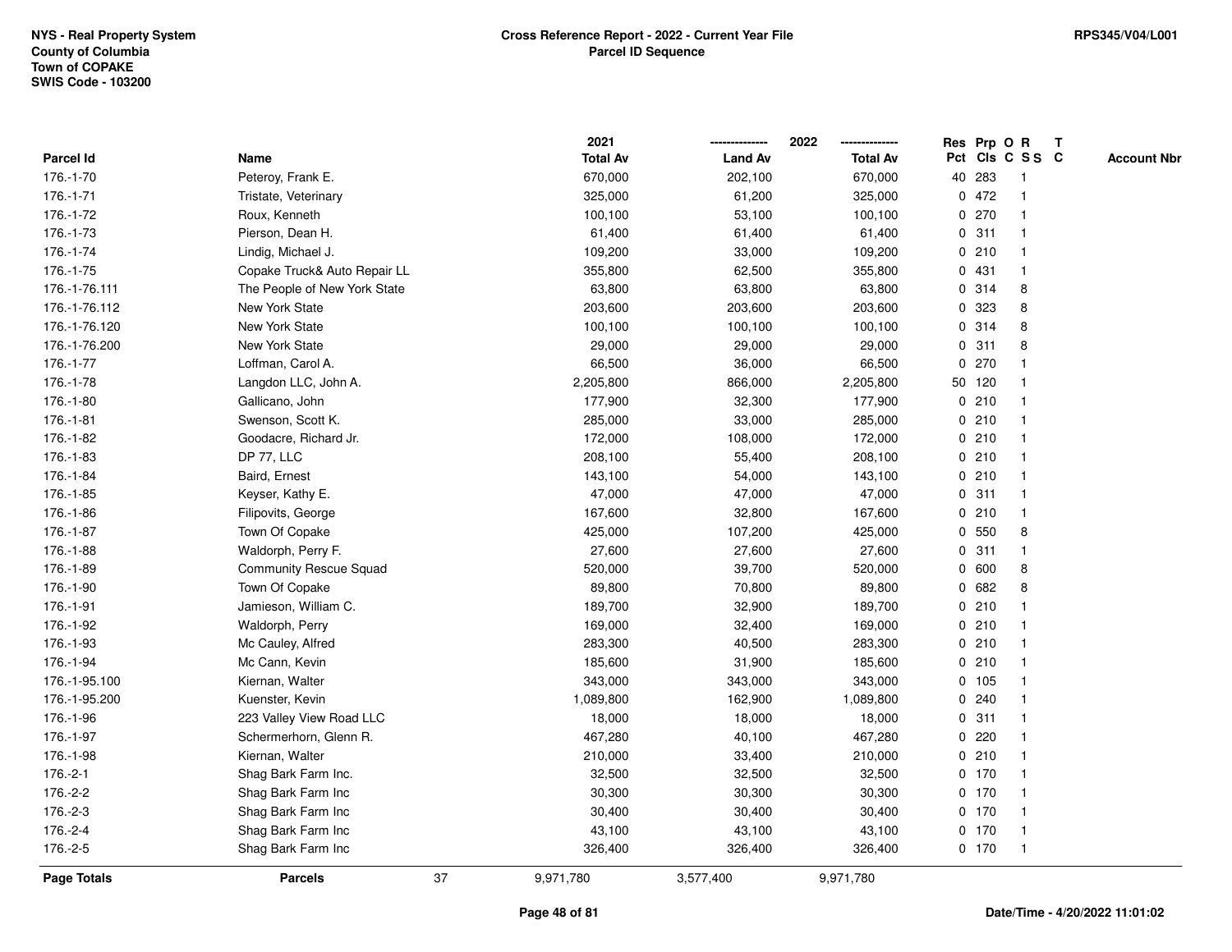NYS - Real Property System
County of Columbia
Town of COPAKE
SWIS Code - 103200

**Cross Reference Report - 2022 - Current Year File**
**Parcel ID Sequence**

RPS345/V04/L001

| Parcel Id | Name | 2021 Total Av | 2022 Land Av | 2022 Total Av | Res Pct | Prp Cls | O C | R S S | T C | Account Nbr |
|---|---|---|---|---|---|---|---|---|---|---|
| 176.-1-70 | Peteroy, Frank E. | 670,000 | 202,100 | 670,000 | 40 | 283 | | 1 | | |
| 176.-1-71 | Tristate, Veterinary | 325,000 | 61,200 | 325,000 | 0 | 472 | | 1 | | |
| 176.-1-72 | Roux, Kenneth | 100,100 | 53,100 | 100,100 | 0 | 270 | | 1 | | |
| 176.-1-73 | Pierson, Dean H. | 61,400 | 61,400 | 61,400 | 0 | 311 | | 1 | | |
| 176.-1-74 | Lindig, Michael J. | 109,200 | 33,000 | 109,200 | 0 | 210 | | 1 | | |
| 176.-1-75 | Copake Truck& Auto Repair LL | 355,800 | 62,500 | 355,800 | 0 | 431 | | 1 | | |
| 176.-1-76.111 | The People of New York State | 63,800 | 63,800 | 63,800 | 0 | 314 | | 8 | | |
| 176.-1-76.112 | New York State | 203,600 | 203,600 | 203,600 | 0 | 323 | | 8 | | |
| 176.-1-76.120 | New York State | 100,100 | 100,100 | 100,100 | 0 | 314 | | 8 | | |
| 176.-1-76.200 | New York State | 29,000 | 29,000 | 29,000 | 0 | 311 | | 8 | | |
| 176.-1-77 | Loffman, Carol A. | 66,500 | 36,000 | 66,500 | 0 | 270 | | 1 | | |
| 176.-1-78 | Langdon LLC, John A. | 2,205,800 | 866,000 | 2,205,800 | 50 | 120 | | 1 | | |
| 176.-1-80 | Gallicano, John | 177,900 | 32,300 | 177,900 | 0 | 210 | | 1 | | |
| 176.-1-81 | Swenson, Scott K. | 285,000 | 33,000 | 285,000 | 0 | 210 | | 1 | | |
| 176.-1-82 | Goodacre, Richard Jr. | 172,000 | 108,000 | 172,000 | 0 | 210 | | 1 | | |
| 176.-1-83 | DP 77, LLC | 208,100 | 55,400 | 208,100 | 0 | 210 | | 1 | | |
| 176.-1-84 | Baird, Ernest | 143,100 | 54,000 | 143,100 | 0 | 210 | | 1 | | |
| 176.-1-85 | Keyser, Kathy E. | 47,000 | 47,000 | 47,000 | 0 | 311 | | 1 | | |
| 176.-1-86 | Filipovits, George | 167,600 | 32,800 | 167,600 | 0 | 210 | | 1 | | |
| 176.-1-87 | Town Of Copake | 425,000 | 107,200 | 425,000 | 0 | 550 | | 8 | | |
| 176.-1-88 | Waldorph, Perry F. | 27,600 | 27,600 | 27,600 | 0 | 311 | | 1 | | |
| 176.-1-89 | Community Rescue Squad | 520,000 | 39,700 | 520,000 | 0 | 600 | | 8 | | |
| 176.-1-90 | Town Of Copake | 89,800 | 70,800 | 89,800 | 0 | 682 | | 8 | | |
| 176.-1-91 | Jamieson, William C. | 189,700 | 32,900 | 189,700 | 0 | 210 | | 1 | | |
| 176.-1-92 | Waldorph, Perry | 169,000 | 32,400 | 169,000 | 0 | 210 | | 1 | | |
| 176.-1-93 | Mc Cauley, Alfred | 283,300 | 40,500 | 283,300 | 0 | 210 | | 1 | | |
| 176.-1-94 | Mc Cann, Kevin | 185,600 | 31,900 | 185,600 | 0 | 210 | | 1 | | |
| 176.-1-95.100 | Kiernan, Walter | 343,000 | 343,000 | 343,000 | 0 | 105 | | 1 | | |
| 176.-1-95.200 | Kuenster, Kevin | 1,089,800 | 162,900 | 1,089,800 | 0 | 240 | | 1 | | |
| 176.-1-96 | 223 Valley View Road LLC | 18,000 | 18,000 | 18,000 | 0 | 311 | | 1 | | |
| 176.-1-97 | Schermerhorn, Glenn R. | 467,280 | 40,100 | 467,280 | 0 | 220 | | 1 | | |
| 176.-1-98 | Kiernan, Walter | 210,000 | 33,400 | 210,000 | 0 | 210 | | 1 | | |
| 176.-2-1 | Shag Bark Farm Inc. | 32,500 | 32,500 | 32,500 | 0 | 170 | | 1 | | |
| 176.-2-2 | Shag Bark Farm Inc | 30,300 | 30,300 | 30,300 | 0 | 170 | | 1 | | |
| 176.-2-3 | Shag Bark Farm Inc | 30,400 | 30,400 | 30,400 | 0 | 170 | | 1 | | |
| 176.-2-4 | Shag Bark Farm Inc | 43,100 | 43,100 | 43,100 | 0 | 170 | | 1 | | |
| 176.-2-5 | Shag Bark Farm Inc | 326,400 | 326,400 | 326,400 | 0 | 170 | | 1 | | |
| **Page Totals** | **Parcels** 37 | 9,971,780 | 3,577,400 | 9,971,780 | | | | | | |

Date/Time - 4/20/2022 11:01:02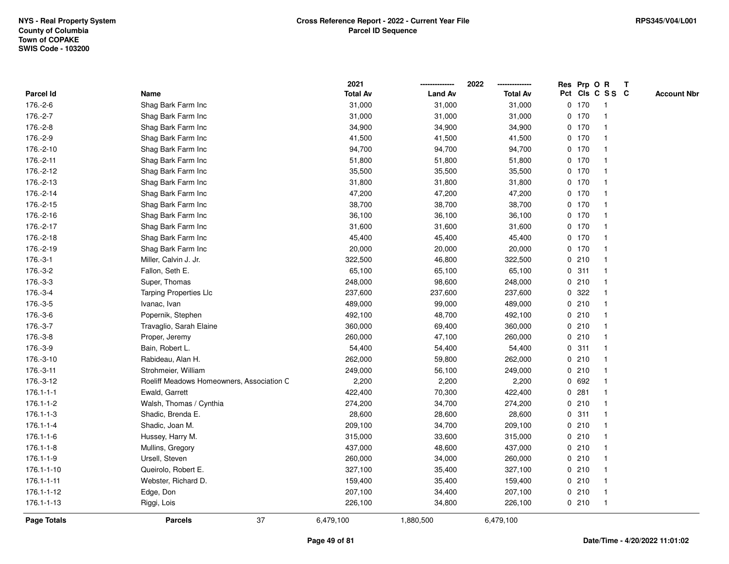NYS - Real Property System
County of Columbia
Town of COPAKE
SWIS Code - 103200

**Cross Reference Report - 2022 - Current Year File**
**Parcel ID Sequence**

RPS345/V04/L001

| Parcel Id | Name | 2021 Total Av | 2022 Land Av | 2022 Total Av | Res Pct | Prp Cls | O C | R S S | T C | Account Nbr |
|---|---|---|---|---|---|---|---|---|---|---|
| 176.-2-6 | Shag Bark Farm Inc | 31,000 | 31,000 | 31,000 | 0 | 170 | | 1 | | |
| 176.-2-7 | Shag Bark Farm Inc | 31,000 | 31,000 | 31,000 | 0 | 170 | | 1 | | |
| 176.-2-8 | Shag Bark Farm Inc | 34,900 | 34,900 | 34,900 | 0 | 170 | | 1 | | |
| 176.-2-9 | Shag Bark Farm Inc | 41,500 | 41,500 | 41,500 | 0 | 170 | | 1 | | |
| 176.-2-10 | Shag Bark Farm Inc | 94,700 | 94,700 | 94,700 | 0 | 170 | | 1 | | |
| 176.-2-11 | Shag Bark Farm Inc | 51,800 | 51,800 | 51,800 | 0 | 170 | | 1 | | |
| 176.-2-12 | Shag Bark Farm Inc | 35,500 | 35,500 | 35,500 | 0 | 170 | | 1 | | |
| 176.-2-13 | Shag Bark Farm Inc | 31,800 | 31,800 | 31,800 | 0 | 170 | | 1 | | |
| 176.-2-14 | Shag Bark Farm Inc | 47,200 | 47,200 | 47,200 | 0 | 170 | | 1 | | |
| 176.-2-15 | Shag Bark Farm Inc | 38,700 | 38,700 | 38,700 | 0 | 170 | | 1 | | |
| 176.-2-16 | Shag Bark Farm Inc | 36,100 | 36,100 | 36,100 | 0 | 170 | | 1 | | |
| 176.-2-17 | Shag Bark Farm Inc | 31,600 | 31,600 | 31,600 | 0 | 170 | | 1 | | |
| 176.-2-18 | Shag Bark Farm Inc | 45,400 | 45,400 | 45,400 | 0 | 170 | | 1 | | |
| 176.-2-19 | Shag Bark Farm Inc | 20,000 | 20,000 | 20,000 | 0 | 170 | | 1 | | |
| 176.-3-1 | Miller, Calvin J. Jr. | 322,500 | 46,800 | 322,500 | 0 | 210 | | 1 | | |
| 176.-3-2 | Fallon, Seth E. | 65,100 | 65,100 | 65,100 | 0 | 311 | | 1 | | |
| 176.-3-3 | Super, Thomas | 248,000 | 98,600 | 248,000 | 0 | 210 | | 1 | | |
| 176.-3-4 | Tarping Properties Llc | 237,600 | 237,600 | 237,600 | 0 | 322 | | 1 | | |
| 176.-3-5 | Ivanac, Ivan | 489,000 | 99,000 | 489,000 | 0 | 210 | | 1 | | |
| 176.-3-6 | Popernik, Stephen | 492,100 | 48,700 | 492,100 | 0 | 210 | | 1 | | |
| 176.-3-7 | Travaglio, Sarah Elaine | 360,000 | 69,400 | 360,000 | 0 | 210 | | 1 | | |
| 176.-3-8 | Proper, Jeremy | 260,000 | 47,100 | 260,000 | 0 | 210 | | 1 | | |
| 176.-3-9 | Bain, Robert L. | 54,400 | 54,400 | 54,400 | 0 | 311 | | 1 | | |
| 176.-3-10 | Rabideau, Alan H. | 262,000 | 59,800 | 262,000 | 0 | 210 | | 1 | | |
| 176.-3-11 | Strohmeier, William | 249,000 | 56,100 | 249,000 | 0 | 210 | | 1 | | |
| 176.-3-12 | Roeliff Meadows Homeowners, Association C | 2,200 | 2,200 | 2,200 | 0 | 692 | | 1 | | |
| 176.1-1-1 | Ewald, Garrett | 422,400 | 70,300 | 422,400 | 0 | 281 | | 1 | | |
| 176.1-1-2 | Walsh, Thomas / Cynthia | 274,200 | 34,700 | 274,200 | 0 | 210 | | 1 | | |
| 176.1-1-3 | Shadic, Brenda E. | 28,600 | 28,600 | 28,600 | 0 | 311 | | 1 | | |
| 176.1-1-4 | Shadic, Joan M. | 209,100 | 34,700 | 209,100 | 0 | 210 | | 1 | | |
| 176.1-1-6 | Hussey, Harry M. | 315,000 | 33,600 | 315,000 | 0 | 210 | | 1 | | |
| 176.1-1-8 | Mullins, Gregory | 437,000 | 48,600 | 437,000 | 0 | 210 | | 1 | | |
| 176.1-1-9 | Ursell, Steven | 260,000 | 34,000 | 260,000 | 0 | 210 | | 1 | | |
| 176.1-1-10 | Queirolo, Robert E. | 327,100 | 35,400 | 327,100 | 0 | 210 | | 1 | | |
| 176.1-1-11 | Webster, Richard D. | 159,400 | 35,400 | 159,400 | 0 | 210 | | 1 | | |
| 176.1-1-12 | Edge, Don | 207,100 | 34,400 | 207,100 | 0 | 210 | | 1 | | |
| 176.1-1-13 | Riggi, Lois | 226,100 | 34,800 | 226,100 | 0 | 210 | | 1 | | |
| **Page Totals** | **Parcels** 37 | 6,479,100 | 1,880,500 | 6,479,100 | | | | | | |

**Date/Time - 4/20/2022 11:01:02**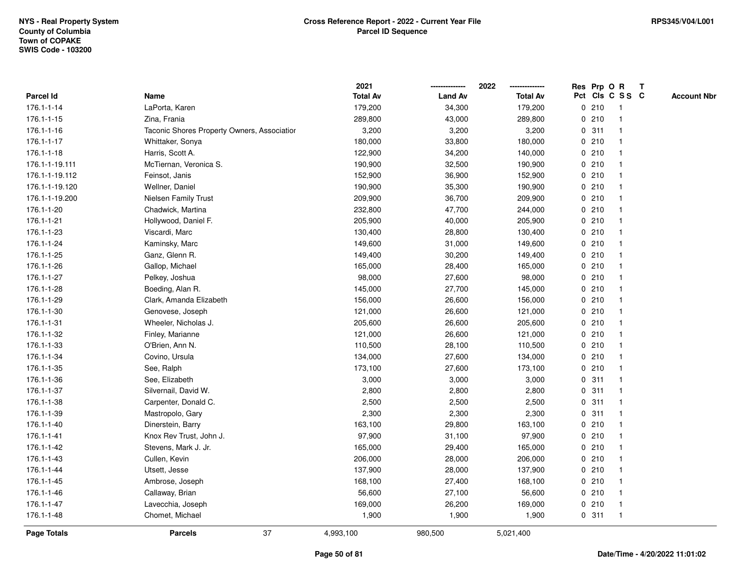NYS - Real Property System
County of Columbia
Town of COPAKE
SWIS Code - 103200

**Cross Reference Report - 2022 - Current Year File**
**Parcel ID Sequence**

RPS345/V04/L001

| Parcel Id | Name | 2021 Total Av | 2022 Land Av | 2022 Total Av | Res Pct | Prp Cls | O C | R S S | T C | Account Nbr |
|---|---|---|---|---|---|---|---|---|---|---|
| 176.1-1-14 | LaPorta, Karen | 179,200 | 34,300 | 179,200 | 0 | 210 | | 1 | | |
| 176.1-1-15 | Zina, Frania | 289,800 | 43,000 | 289,800 | 0 | 210 | | 1 | | |
| 176.1-1-16 | Taconic Shores Property Owners, Associatior | 3,200 | 3,200 | 3,200 | 0 | 311 | | 1 | | |
| 176.1-1-17 | Whittaker, Sonya | 180,000 | 33,800 | 180,000 | 0 | 210 | | 1 | | |
| 176.1-1-18 | Harris, Scott A. | 122,900 | 34,200 | 140,000 | 0 | 210 | | 1 | | |
| 176.1-1-19.111 | McTiernan, Veronica S. | 190,900 | 32,500 | 190,900 | 0 | 210 | | 1 | | |
| 176.1-1-19.112 | Feinsot, Janis | 152,900 | 36,900 | 152,900 | 0 | 210 | | 1 | | |
| 176.1-1-19.120 | Wellner, Daniel | 190,900 | 35,300 | 190,900 | 0 | 210 | | 1 | | |
| 176.1-1-19.200 | Nielsen Family Trust | 209,900 | 36,700 | 209,900 | 0 | 210 | | 1 | | |
| 176.1-1-20 | Chadwick, Martina | 232,800 | 47,700 | 244,000 | 0 | 210 | | 1 | | |
| 176.1-1-21 | Hollywood, Daniel F. | 205,900 | 40,000 | 205,900 | 0 | 210 | | 1 | | |
| 176.1-1-23 | Viscardi, Marc | 130,400 | 28,800 | 130,400 | 0 | 210 | | 1 | | |
| 176.1-1-24 | Kaminsky, Marc | 149,600 | 31,000 | 149,600 | 0 | 210 | | 1 | | |
| 176.1-1-25 | Ganz, Glenn R. | 149,400 | 30,200 | 149,400 | 0 | 210 | | 1 | | |
| 176.1-1-26 | Gallop, Michael | 165,000 | 28,400 | 165,000 | 0 | 210 | | 1 | | |
| 176.1-1-27 | Pelkey, Joshua | 98,000 | 27,600 | 98,000 | 0 | 210 | | 1 | | |
| 176.1-1-28 | Boeding, Alan R. | 145,000 | 27,700 | 145,000 | 0 | 210 | | 1 | | |
| 176.1-1-29 | Clark, Amanda Elizabeth | 156,000 | 26,600 | 156,000 | 0 | 210 | | 1 | | |
| 176.1-1-30 | Genovese, Joseph | 121,000 | 26,600 | 121,000 | 0 | 210 | | 1 | | |
| 176.1-1-31 | Wheeler, Nicholas J. | 205,600 | 26,600 | 205,600 | 0 | 210 | | 1 | | |
| 176.1-1-32 | Finley, Marianne | 121,000 | 26,600 | 121,000 | 0 | 210 | | 1 | | |
| 176.1-1-33 | O'Brien, Ann N. | 110,500 | 28,100 | 110,500 | 0 | 210 | | 1 | | |
| 176.1-1-34 | Covino, Ursula | 134,000 | 27,600 | 134,000 | 0 | 210 | | 1 | | |
| 176.1-1-35 | See, Ralph | 173,100 | 27,600 | 173,100 | 0 | 210 | | 1 | | |
| 176.1-1-36 | See, Elizabeth | 3,000 | 3,000 | 3,000 | 0 | 311 | | 1 | | |
| 176.1-1-37 | Silvernail, David W. | 2,800 | 2,800 | 2,800 | 0 | 311 | | 1 | | |
| 176.1-1-38 | Carpenter, Donald C. | 2,500 | 2,500 | 2,500 | 0 | 311 | | 1 | | |
| 176.1-1-39 | Mastropolo, Gary | 2,300 | 2,300 | 2,300 | 0 | 311 | | 1 | | |
| 176.1-1-40 | Dinerstein, Barry | 163,100 | 29,800 | 163,100 | 0 | 210 | | 1 | | |
| 176.1-1-41 | Knox Rev Trust, John J. | 97,900 | 31,100 | 97,900 | 0 | 210 | | 1 | | |
| 176.1-1-42 | Stevens, Mark J. Jr. | 165,000 | 29,400 | 165,000 | 0 | 210 | | 1 | | |
| 176.1-1-43 | Cullen, Kevin | 206,000 | 28,000 | 206,000 | 0 | 210 | | 1 | | |
| 176.1-1-44 | Utsett, Jesse | 137,900 | 28,000 | 137,900 | 0 | 210 | | 1 | | |
| 176.1-1-45 | Ambrose, Joseph | 168,100 | 27,400 | 168,100 | 0 | 210 | | 1 | | |
| 176.1-1-46 | Callaway, Brian | 56,600 | 27,100 | 56,600 | 0 | 210 | | 1 | | |
| 176.1-1-47 | Lavecchia, Joseph | 169,000 | 26,200 | 169,000 | 0 | 210 | | 1 | | |
| 176.1-1-48 | Chomet, Michael | 1,900 | 1,900 | 1,900 | 0 | 311 | | 1 | | |
| **Page Totals** | **Parcels** 37 | 4,993,100 | 980,500 | 5,021,400 | | | | | | |

Date/Time - 4/20/2022 11:01:02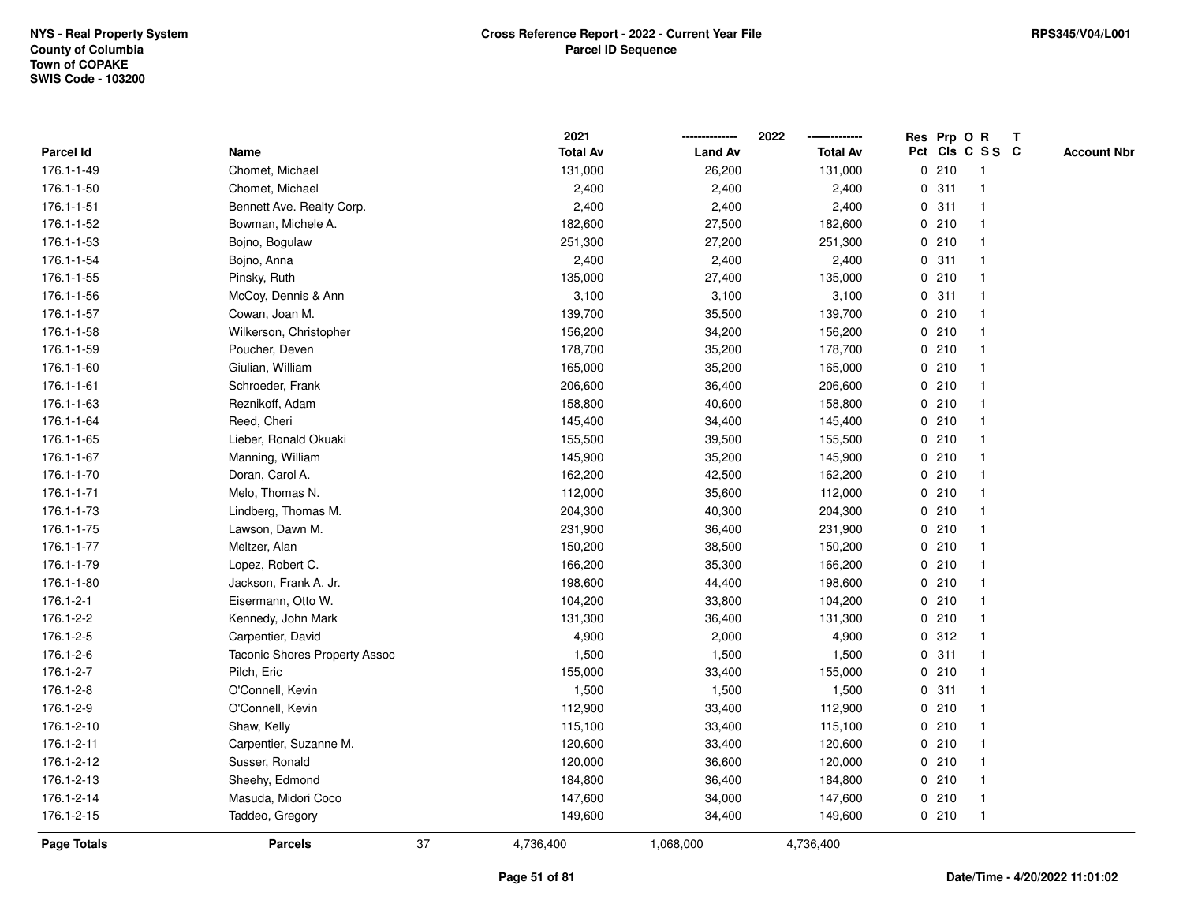NYS - Real Property System
County of Columbia
Town of COPAKE
SWIS Code - 103200

**Cross Reference Report - 2022 - Current Year File**
**Parcel ID Sequence**

RPS345/V04/L001

| Parcel Id | Name | 2021 Total Av | 2022 Land Av | 2022 Total Av | Res Pct | Prp Cls | O C | R S S | T C | Account Nbr |
|---|---|---|---|---|---|---|---|---|---|---|
| 176.1-1-49 | Chomet, Michael | 131,000 | 26,200 | 131,000 | 0 | 210 | | 1 | | |
| 176.1-1-50 | Chomet, Michael | 2,400 | 2,400 | 2,400 | 0 | 311 | | 1 | | |
| 176.1-1-51 | Bennett Ave. Realty Corp. | 2,400 | 2,400 | 2,400 | 0 | 311 | | 1 | | |
| 176.1-1-52 | Bowman, Michele A. | 182,600 | 27,500 | 182,600 | 0 | 210 | | 1 | | |
| 176.1-1-53 | Bojno, Bogulaw | 251,300 | 27,200 | 251,300 | 0 | 210 | | 1 | | |
| 176.1-1-54 | Bojno, Anna | 2,400 | 2,400 | 2,400 | 0 | 311 | | 1 | | |
| 176.1-1-55 | Pinsky, Ruth | 135,000 | 27,400 | 135,000 | 0 | 210 | | 1 | | |
| 176.1-1-56 | McCoy, Dennis & Ann | 3,100 | 3,100 | 3,100 | 0 | 311 | | 1 | | |
| 176.1-1-57 | Cowan, Joan M. | 139,700 | 35,500 | 139,700 | 0 | 210 | | 1 | | |
| 176.1-1-58 | Wilkerson, Christopher | 156,200 | 34,200 | 156,200 | 0 | 210 | | 1 | | |
| 176.1-1-59 | Poucher, Deven | 178,700 | 35,200 | 178,700 | 0 | 210 | | 1 | | |
| 176.1-1-60 | Giulian, William | 165,000 | 35,200 | 165,000 | 0 | 210 | | 1 | | |
| 176.1-1-61 | Schroeder, Frank | 206,600 | 36,400 | 206,600 | 0 | 210 | | 1 | | |
| 176.1-1-63 | Reznikoff, Adam | 158,800 | 40,600 | 158,800 | 0 | 210 | | 1 | | |
| 176.1-1-64 | Reed, Cheri | 145,400 | 34,400 | 145,400 | 0 | 210 | | 1 | | |
| 176.1-1-65 | Lieber, Ronald Okuaki | 155,500 | 39,500 | 155,500 | 0 | 210 | | 1 | | |
| 176.1-1-67 | Manning, William | 145,900 | 35,200 | 145,900 | 0 | 210 | | 1 | | |
| 176.1-1-70 | Doran, Carol A. | 162,200 | 42,500 | 162,200 | 0 | 210 | | 1 | | |
| 176.1-1-71 | Melo, Thomas N. | 112,000 | 35,600 | 112,000 | 0 | 210 | | 1 | | |
| 176.1-1-73 | Lindberg, Thomas M. | 204,300 | 40,300 | 204,300 | 0 | 210 | | 1 | | |
| 176.1-1-75 | Lawson, Dawn M. | 231,900 | 36,400 | 231,900 | 0 | 210 | | 1 | | |
| 176.1-1-77 | Meltzer, Alan | 150,200 | 38,500 | 150,200 | 0 | 210 | | 1 | | |
| 176.1-1-79 | Lopez, Robert C. | 166,200 | 35,300 | 166,200 | 0 | 210 | | 1 | | |
| 176.1-1-80 | Jackson, Frank A. Jr. | 198,600 | 44,400 | 198,600 | 0 | 210 | | 1 | | |
| 176.1-2-1 | Eisermann, Otto W. | 104,200 | 33,800 | 104,200 | 0 | 210 | | 1 | | |
| 176.1-2-2 | Kennedy, John Mark | 131,300 | 36,400 | 131,300 | 0 | 210 | | 1 | | |
| 176.1-2-5 | Carpentier, David | 4,900 | 2,000 | 4,900 | 0 | 312 | | 1 | | |
| 176.1-2-6 | Taconic Shores Property Assoc | 1,500 | 1,500 | 1,500 | 0 | 311 | | 1 | | |
| 176.1-2-7 | Pilch, Eric | 155,000 | 33,400 | 155,000 | 0 | 210 | | 1 | | |
| 176.1-2-8 | O'Connell, Kevin | 1,500 | 1,500 | 1,500 | 0 | 311 | | 1 | | |
| 176.1-2-9 | O'Connell, Kevin | 112,900 | 33,400 | 112,900 | 0 | 210 | | 1 | | |
| 176.1-2-10 | Shaw, Kelly | 115,100 | 33,400 | 115,100 | 0 | 210 | | 1 | | |
| 176.1-2-11 | Carpentier, Suzanne M. | 120,600 | 33,400 | 120,600 | 0 | 210 | | 1 | | |
| 176.1-2-12 | Susser, Ronald | 120,000 | 36,600 | 120,000 | 0 | 210 | | 1 | | |
| 176.1-2-13 | Sheehy, Edmond | 184,800 | 36,400 | 184,800 | 0 | 210 | | 1 | | |
| 176.1-2-14 | Masuda, Midori Coco | 147,600 | 34,000 | 147,600 | 0 | 210 | | 1 | | |
| 176.1-2-15 | Taddeo, Gregory | 149,600 | 34,400 | 149,600 | 0 | 210 | | 1 | | |
| **Page Totals** | **Parcels** 37 | 4,736,400 | 1,068,000 | 4,736,400 | | | | | | |

Date/Time - 4/20/2022 11:01:02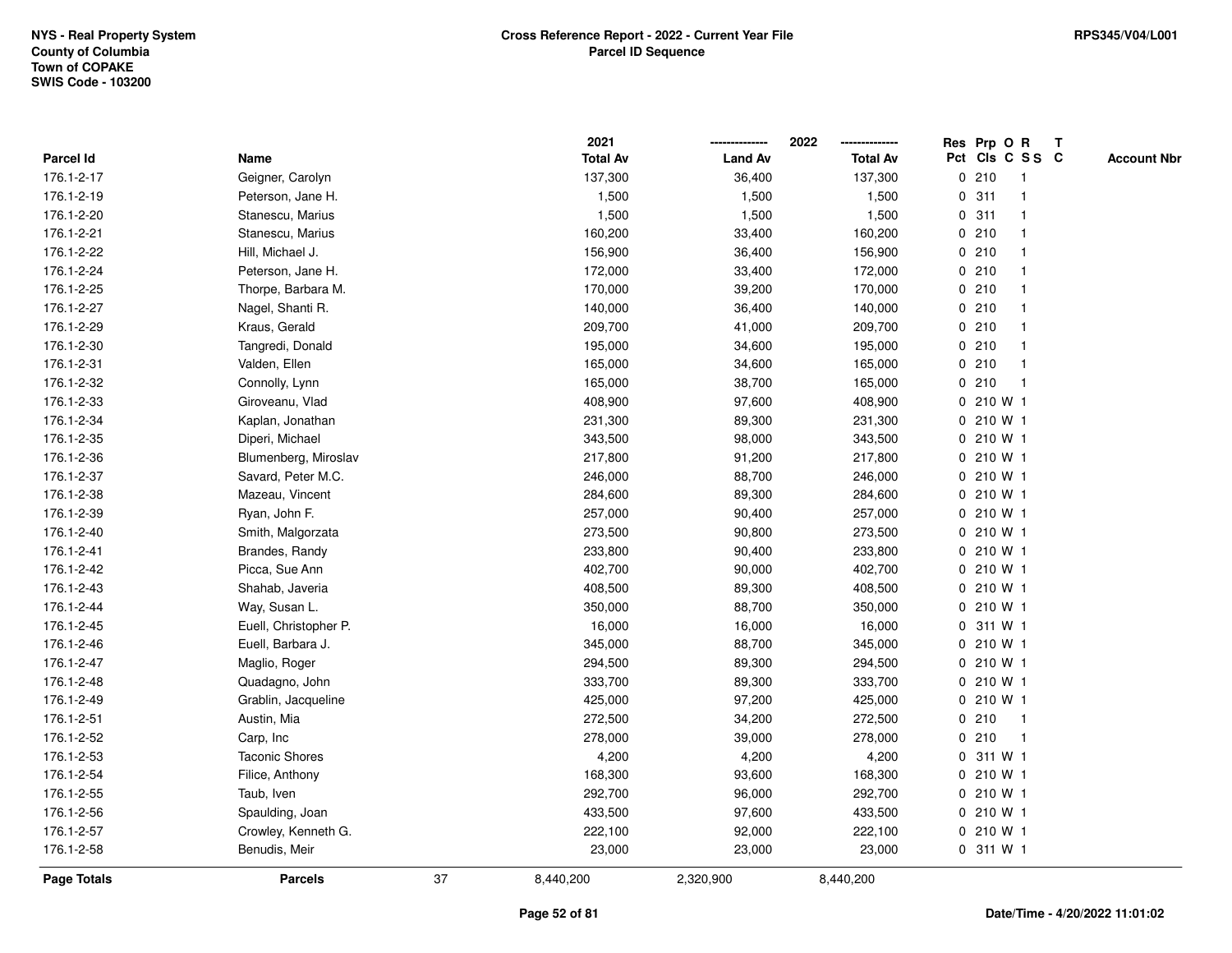**NYS - Real Property System**
**County of Columbia**
**Town of COPAKE**
**SWIS Code - 103200**

**Cross Reference Report - 2022 - Current Year File**
**Parcel ID Sequence**

**RPS345/V04/L001**

| Parcel Id | Name | 2021 Total Av | 2022 Land Av | 2022 Total Av | Res Pct | Prp Cls | O C | R S S | T C | Account Nbr |
|---|---|---|---|---|---|---|---|---|---|---|
| 176.1-2-17 | Geigner, Carolyn | 137,300 | 36,400 | 137,300 | 0 | 210 | | 1 | | |
| 176.1-2-19 | Peterson, Jane H. | 1,500 | 1,500 | 1,500 | 0 | 311 | | 1 | | |
| 176.1-2-20 | Stanescu, Marius | 1,500 | 1,500 | 1,500 | 0 | 311 | | 1 | | |
| 176.1-2-21 | Stanescu, Marius | 160,200 | 33,400 | 160,200 | 0 | 210 | | 1 | | |
| 176.1-2-22 | Hill, Michael J. | 156,900 | 36,400 | 156,900 | 0 | 210 | | 1 | | |
| 176.1-2-24 | Peterson, Jane H. | 172,000 | 33,400 | 172,000 | 0 | 210 | | 1 | | |
| 176.1-2-25 | Thorpe, Barbara M. | 170,000 | 39,200 | 170,000 | 0 | 210 | | 1 | | |
| 176.1-2-27 | Nagel, Shanti R. | 140,000 | 36,400 | 140,000 | 0 | 210 | | 1 | | |
| 176.1-2-29 | Kraus, Gerald | 209,700 | 41,000 | 209,700 | 0 | 210 | | 1 | | |
| 176.1-2-30 | Tangredi, Donald | 195,000 | 34,600 | 195,000 | 0 | 210 | | 1 | | |
| 176.1-2-31 | Valden, Ellen | 165,000 | 34,600 | 165,000 | 0 | 210 | | 1 | | |
| 176.1-2-32 | Connolly, Lynn | 165,000 | 38,700 | 165,000 | 0 | 210 | | 1 | | |
| 176.1-2-33 | Giroveanu, Vlad | 408,900 | 97,600 | 408,900 | 0 | 210 | W | 1 | | |
| 176.1-2-34 | Kaplan, Jonathan | 231,300 | 89,300 | 231,300 | 0 | 210 | W | 1 | | |
| 176.1-2-35 | Diperi, Michael | 343,500 | 98,000 | 343,500 | 0 | 210 | W | 1 | | |
| 176.1-2-36 | Blumenberg, Miroslav | 217,800 | 91,200 | 217,800 | 0 | 210 | W | 1 | | |
| 176.1-2-37 | Savard, Peter M.C. | 246,000 | 88,700 | 246,000 | 0 | 210 | W | 1 | | |
| 176.1-2-38 | Mazeau, Vincent | 284,600 | 89,300 | 284,600 | 0 | 210 | W | 1 | | |
| 176.1-2-39 | Ryan, John F. | 257,000 | 90,400 | 257,000 | 0 | 210 | W | 1 | | |
| 176.1-2-40 | Smith, Malgorzata | 273,500 | 90,800 | 273,500 | 0 | 210 | W | 1 | | |
| 176.1-2-41 | Brandes, Randy | 233,800 | 90,400 | 233,800 | 0 | 210 | W | 1 | | |
| 176.1-2-42 | Picca, Sue Ann | 402,700 | 90,000 | 402,700 | 0 | 210 | W | 1 | | |
| 176.1-2-43 | Shahab, Javeria | 408,500 | 89,300 | 408,500 | 0 | 210 | W | 1 | | |
| 176.1-2-44 | Way, Susan L. | 350,000 | 88,700 | 350,000 | 0 | 210 | W | 1 | | |
| 176.1-2-45 | Euell, Christopher P. | 16,000 | 16,000 | 16,000 | 0 | 311 | W | 1 | | |
| 176.1-2-46 | Euell, Barbara J. | 345,000 | 88,700 | 345,000 | 0 | 210 | W | 1 | | |
| 176.1-2-47 | Maglio, Roger | 294,500 | 89,300 | 294,500 | 0 | 210 | W | 1 | | |
| 176.1-2-48 | Quadagno, John | 333,700 | 89,300 | 333,700 | 0 | 210 | W | 1 | | |
| 176.1-2-49 | Grablin, Jacqueline | 425,000 | 97,200 | 425,000 | 0 | 210 | W | 1 | | |
| 176.1-2-51 | Austin, Mia | 272,500 | 34,200 | 272,500 | 0 | 210 | | 1 | | |
| 176.1-2-52 | Carp, Inc | 278,000 | 39,000 | 278,000 | 0 | 210 | | 1 | | |
| 176.1-2-53 | Taconic Shores | 4,200 | 4,200 | 4,200 | 0 | 311 | W | 1 | | |
| 176.1-2-54 | Filice, Anthony | 168,300 | 93,600 | 168,300 | 0 | 210 | W | 1 | | |
| 176.1-2-55 | Taub, Iven | 292,700 | 96,000 | 292,700 | 0 | 210 | W | 1 | | |
| 176.1-2-56 | Spaulding, Joan | 433,500 | 97,600 | 433,500 | 0 | 210 | W | 1 | | |
| 176.1-2-57 | Crowley, Kenneth G. | 222,100 | 92,000 | 222,100 | 0 | 210 | W | 1 | | |
| 176.1-2-58 | Benudis, Meir | 23,000 | 23,000 | 23,000 | 0 | 311 | W | 1 | | |
| **Page Totals** | **Parcels** 37 | 8,440,200 | 2,320,900 | 8,440,200 | | | | | | |

**Date/Time - 4/20/2022 11:01:02**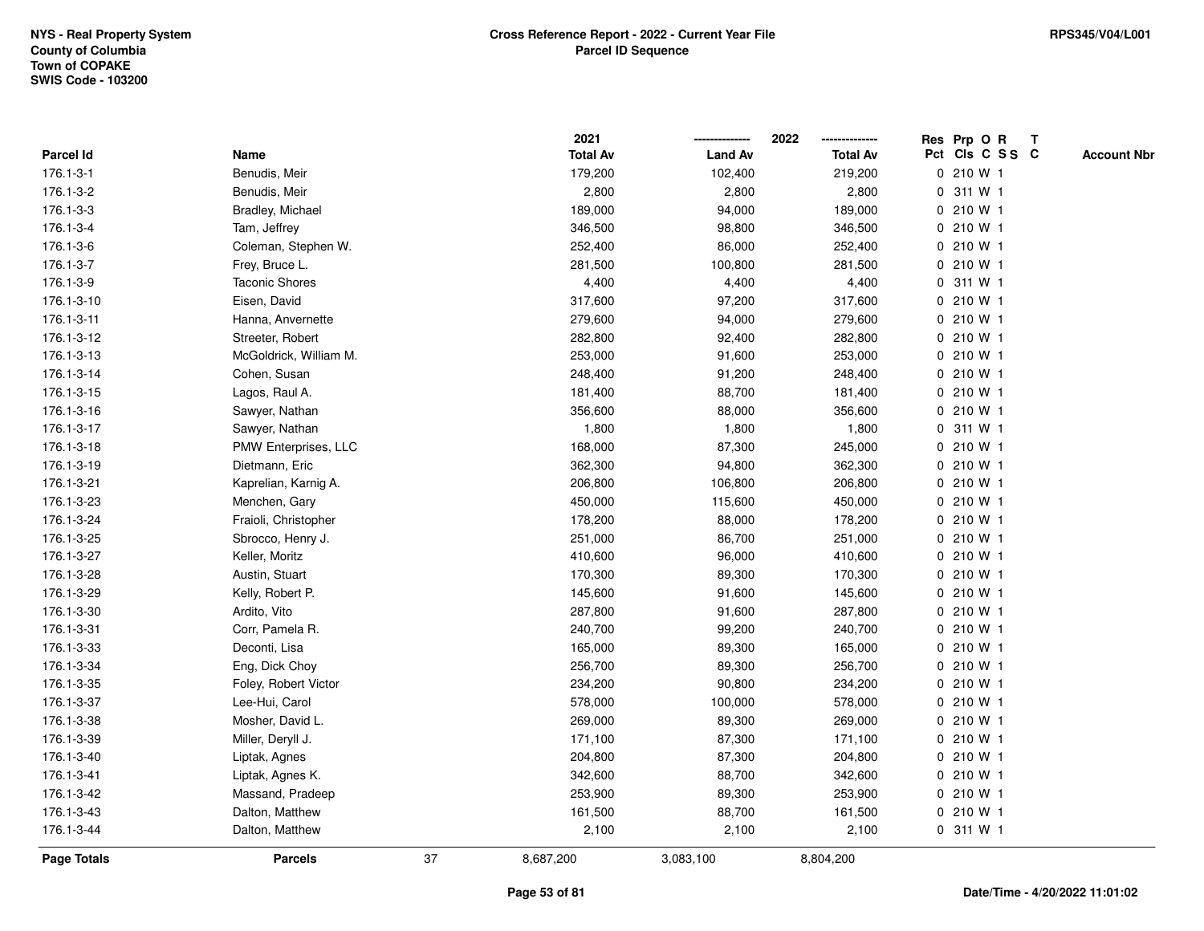NYS - Real Property System
County of Columbia
Town of COPAKE
SWIS Code - 103200

**Cross Reference Report - 2022 - Current Year File**
**Parcel ID Sequence**

RPS345/V04/L001

| Parcel Id | Name | 2021 Total Av | 2022 Land Av | 2022 Total Av | Res Pct | Prp Cls | O C | R S S | T C | Account Nbr |
|---|---|---|---|---|---|---|---|---|---|---|
| 176.1-3-1 | Benudis, Meir | 179,200 | 102,400 | 219,200 | 0 | 210 | W | 1 | | |
| 176.1-3-2 | Benudis, Meir | 2,800 | 2,800 | 2,800 | 0 | 311 | W | 1 | | |
| 176.1-3-3 | Bradley, Michael | 189,000 | 94,000 | 189,000 | 0 | 210 | W | 1 | | |
| 176.1-3-4 | Tam, Jeffrey | 346,500 | 98,800 | 346,500 | 0 | 210 | W | 1 | | |
| 176.1-3-6 | Coleman, Stephen W. | 252,400 | 86,000 | 252,400 | 0 | 210 | W | 1 | | |
| 176.1-3-7 | Frey, Bruce L. | 281,500 | 100,800 | 281,500 | 0 | 210 | W | 1 | | |
| 176.1-3-9 | Taconic Shores | 4,400 | 4,400 | 4,400 | 0 | 311 | W | 1 | | |
| 176.1-3-10 | Eisen, David | 317,600 | 97,200 | 317,600 | 0 | 210 | W | 1 | | |
| 176.1-3-11 | Hanna, Anvernette | 279,600 | 94,000 | 279,600 | 0 | 210 | W | 1 | | |
| 176.1-3-12 | Streeter, Robert | 282,800 | 92,400 | 282,800 | 0 | 210 | W | 1 | | |
| 176.1-3-13 | McGoldrick, William M. | 253,000 | 91,600 | 253,000 | 0 | 210 | W | 1 | | |
| 176.1-3-14 | Cohen, Susan | 248,400 | 91,200 | 248,400 | 0 | 210 | W | 1 | | |
| 176.1-3-15 | Lagos, Raul A. | 181,400 | 88,700 | 181,400 | 0 | 210 | W | 1 | | |
| 176.1-3-16 | Sawyer, Nathan | 356,600 | 88,000 | 356,600 | 0 | 210 | W | 1 | | |
| 176.1-3-17 | Sawyer, Nathan | 1,800 | 1,800 | 1,800 | 0 | 311 | W | 1 | | |
| 176.1-3-18 | PMW Enterprises, LLC | 168,000 | 87,300 | 245,000 | 0 | 210 | W | 1 | | |
| 176.1-3-19 | Dietmann, Eric | 362,300 | 94,800 | 362,300 | 0 | 210 | W | 1 | | |
| 176.1-3-21 | Kaprelian, Karnig A. | 206,800 | 106,800 | 206,800 | 0 | 210 | W | 1 | | |
| 176.1-3-23 | Menchen, Gary | 450,000 | 115,600 | 450,000 | 0 | 210 | W | 1 | | |
| 176.1-3-24 | Fraioli, Christopher | 178,200 | 88,000 | 178,200 | 0 | 210 | W | 1 | | |
| 176.1-3-25 | Sbrocco, Henry J. | 251,000 | 86,700 | 251,000 | 0 | 210 | W | 1 | | |
| 176.1-3-27 | Keller, Moritz | 410,600 | 96,000 | 410,600 | 0 | 210 | W | 1 | | |
| 176.1-3-28 | Austin, Stuart | 170,300 | 89,300 | 170,300 | 0 | 210 | W | 1 | | |
| 176.1-3-29 | Kelly, Robert P. | 145,600 | 91,600 | 145,600 | 0 | 210 | W | 1 | | |
| 176.1-3-30 | Ardito, Vito | 287,800 | 91,600 | 287,800 | 0 | 210 | W | 1 | | |
| 176.1-3-31 | Corr, Pamela R. | 240,700 | 99,200 | 240,700 | 0 | 210 | W | 1 | | |
| 176.1-3-33 | Deconti, Lisa | 165,000 | 89,300 | 165,000 | 0 | 210 | W | 1 | | |
| 176.1-3-34 | Eng, Dick Choy | 256,700 | 89,300 | 256,700 | 0 | 210 | W | 1 | | |
| 176.1-3-35 | Foley, Robert Victor | 234,200 | 90,800 | 234,200 | 0 | 210 | W | 1 | | |
| 176.1-3-37 | Lee-Hui, Carol | 578,000 | 100,000 | 578,000 | 0 | 210 | W | 1 | | |
| 176.1-3-38 | Mosher, David L. | 269,000 | 89,300 | 269,000 | 0 | 210 | W | 1 | | |
| 176.1-3-39 | Miller, Deryll J. | 171,100 | 87,300 | 171,100 | 0 | 210 | W | 1 | | |
| 176.1-3-40 | Liptak, Agnes | 204,800 | 87,300 | 204,800 | 0 | 210 | W | 1 | | |
| 176.1-3-41 | Liptak, Agnes K. | 342,600 | 88,700 | 342,600 | 0 | 210 | W | 1 | | |
| 176.1-3-42 | Massand, Pradeep | 253,900 | 89,300 | 253,900 | 0 | 210 | W | 1 | | |
| 176.1-3-43 | Dalton, Matthew | 161,500 | 88,700 | 161,500 | 0 | 210 | W | 1 | | |
| 176.1-3-44 | Dalton, Matthew | 2,100 | 2,100 | 2,100 | 0 | 311 | W | 1 | | |
| **Page Totals** | **Parcels** 37 | 8,687,200 | 3,083,100 | 8,804,200 | | | | | | |

Date/Time - 4/20/2022 11:01:02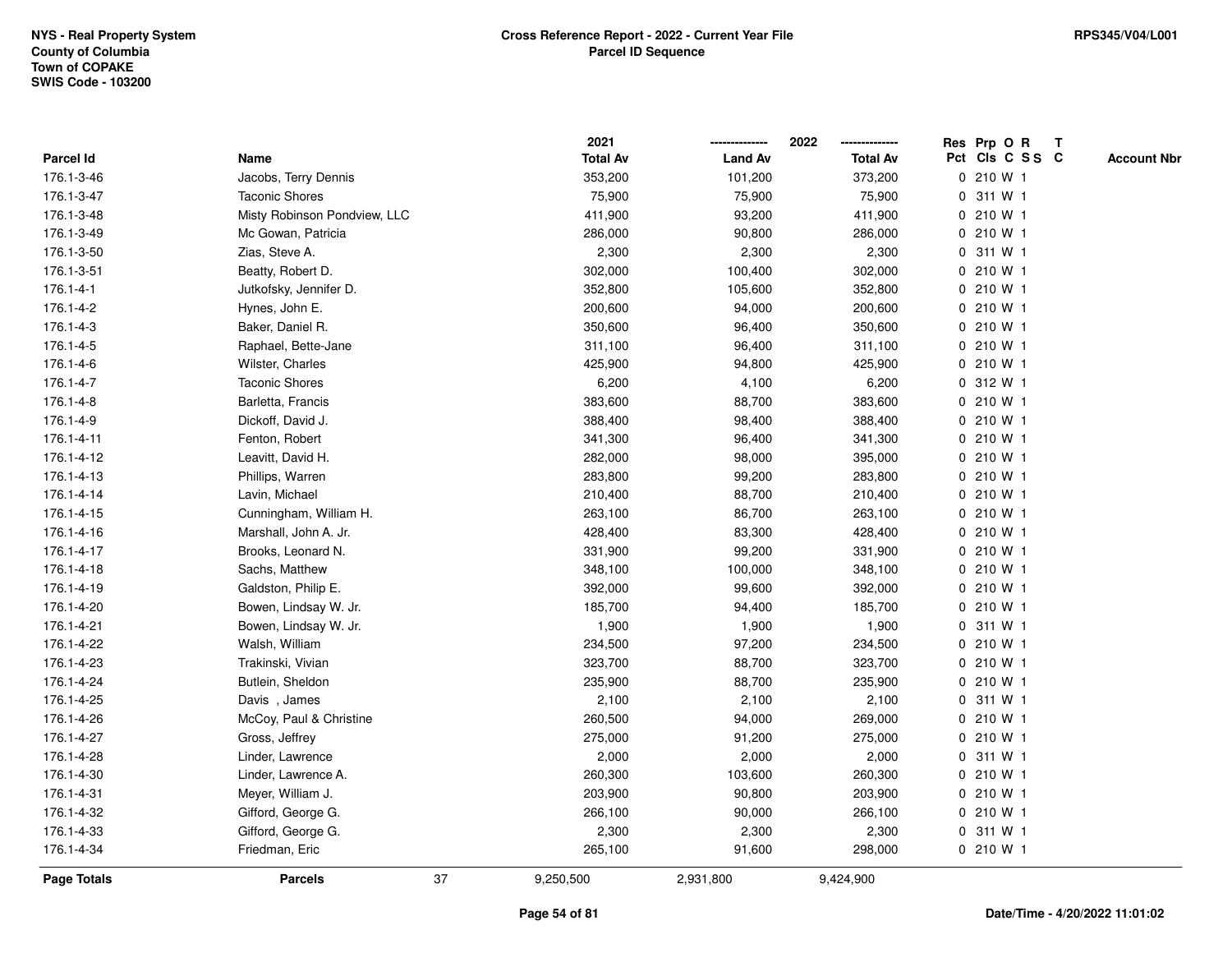NYS - Real Property System
County of Columbia
Town of COPAKE
SWIS Code - 103200

# Cross Reference Report - 2022 - Current Year File
## Parcel ID Sequence

RPS345/V04/L001

| Parcel Id | Name | 2021 Total Av | 2022 Land Av | 2022 Total Av | Res Pct | Prp Cls | O C | R S S | T C | Account Nbr |
|---|---|---|---|---|---|---|---|---|---|---|
| 176.1-3-46 | Jacobs, Terry Dennis | 353,200 | 101,200 | 373,200 | 0 | 210 | W | 1 | | |
| 176.1-3-47 | Taconic Shores | 75,900 | 75,900 | 75,900 | 0 | 311 | W | 1 | | |
| 176.1-3-48 | Misty Robinson Pondview, LLC | 411,900 | 93,200 | 411,900 | 0 | 210 | W | 1 | | |
| 176.1-3-49 | Mc Gowan, Patricia | 286,000 | 90,800 | 286,000 | 0 | 210 | W | 1 | | |
| 176.1-3-50 | Zias, Steve A. | 2,300 | 2,300 | 2,300 | 0 | 311 | W | 1 | | |
| 176.1-3-51 | Beatty, Robert D. | 302,000 | 100,400 | 302,000 | 0 | 210 | W | 1 | | |
| 176.1-4-1 | Jutkofsky, Jennifer D. | 352,800 | 105,600 | 352,800 | 0 | 210 | W | 1 | | |
| 176.1-4-2 | Hynes, John E. | 200,600 | 94,000 | 200,600 | 0 | 210 | W | 1 | | |
| 176.1-4-3 | Baker, Daniel R. | 350,600 | 96,400 | 350,600 | 0 | 210 | W | 1 | | |
| 176.1-4-5 | Raphael, Bette-Jane | 311,100 | 96,400 | 311,100 | 0 | 210 | W | 1 | | |
| 176.1-4-6 | Wilster, Charles | 425,900 | 94,800 | 425,900 | 0 | 210 | W | 1 | | |
| 176.1-4-7 | Taconic Shores | 6,200 | 4,100 | 6,200 | 0 | 312 | W | 1 | | |
| 176.1-4-8 | Barletta, Francis | 383,600 | 88,700 | 383,600 | 0 | 210 | W | 1 | | |
| 176.1-4-9 | Dickoff, David J. | 388,400 | 98,400 | 388,400 | 0 | 210 | W | 1 | | |
| 176.1-4-11 | Fenton, Robert | 341,300 | 96,400 | 341,300 | 0 | 210 | W | 1 | | |
| 176.1-4-12 | Leavitt, David H. | 282,000 | 98,000 | 395,000 | 0 | 210 | W | 1 | | |
| 176.1-4-13 | Phillips, Warren | 283,800 | 99,200 | 283,800 | 0 | 210 | W | 1 | | |
| 176.1-4-14 | Lavin, Michael | 210,400 | 88,700 | 210,400 | 0 | 210 | W | 1 | | |
| 176.1-4-15 | Cunningham, William H. | 263,100 | 86,700 | 263,100 | 0 | 210 | W | 1 | | |
| 176.1-4-16 | Marshall, John A. Jr. | 428,400 | 83,300 | 428,400 | 0 | 210 | W | 1 | | |
| 176.1-4-17 | Brooks, Leonard N. | 331,900 | 99,200 | 331,900 | 0 | 210 | W | 1 | | |
| 176.1-4-18 | Sachs, Matthew | 348,100 | 100,000 | 348,100 | 0 | 210 | W | 1 | | |
| 176.1-4-19 | Galdston, Philip E. | 392,000 | 99,600 | 392,000 | 0 | 210 | W | 1 | | |
| 176.1-4-20 | Bowen, Lindsay W. Jr. | 185,700 | 94,400 | 185,700 | 0 | 210 | W | 1 | | |
| 176.1-4-21 | Bowen, Lindsay W. Jr. | 1,900 | 1,900 | 1,900 | 0 | 311 | W | 1 | | |
| 176.1-4-22 | Walsh, William | 234,500 | 97,200 | 234,500 | 0 | 210 | W | 1 | | |
| 176.1-4-23 | Trakinski, Vivian | 323,700 | 88,700 | 323,700 | 0 | 210 | W | 1 | | |
| 176.1-4-24 | Butlein, Sheldon | 235,900 | 88,700 | 235,900 | 0 | 210 | W | 1 | | |
| 176.1-4-25 | Davis , James | 2,100 | 2,100 | 2,100 | 0 | 311 | W | 1 | | |
| 176.1-4-26 | McCoy, Paul & Christine | 260,500 | 94,000 | 269,000 | 0 | 210 | W | 1 | | |
| 176.1-4-27 | Gross, Jeffrey | 275,000 | 91,200 | 275,000 | 0 | 210 | W | 1 | | |
| 176.1-4-28 | Linder, Lawrence | 2,000 | 2,000 | 2,000 | 0 | 311 | W | 1 | | |
| 176.1-4-30 | Linder, Lawrence A. | 260,300 | 103,600 | 260,300 | 0 | 210 | W | 1 | | |
| 176.1-4-31 | Meyer, William J. | 203,900 | 90,800 | 203,900 | 0 | 210 | W | 1 | | |
| 176.1-4-32 | Gifford, George G. | 266,100 | 90,000 | 266,100 | 0 | 210 | W | 1 | | |
| 176.1-4-33 | Gifford, George G. | 2,300 | 2,300 | 2,300 | 0 | 311 | W | 1 | | |
| 176.1-4-34 | Friedman, Eric | 265,100 | 91,600 | 298,000 | 0 | 210 | W | 1 | | |
| **Page Totals** | **Parcels** 37 | 9,250,500 | 2,931,800 | 9,424,900 | | | | | | |

Date/Time - 4/20/2022 11:01:02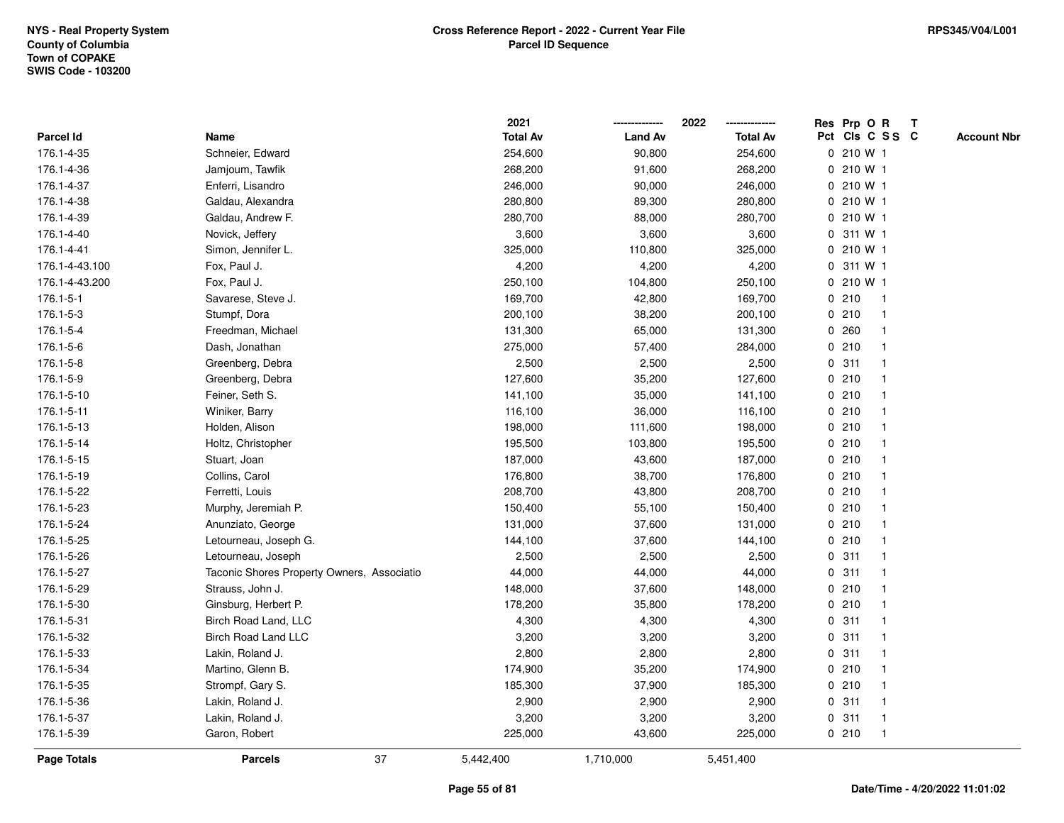NYS - Real Property System
County of Columbia
Town of COPAKE
SWIS Code - 103200

**Cross Reference Report - 2022 - Current Year File**
**Parcel ID Sequence**

RPS345/V04/L001

| Parcel Id | Name | 2021 Total Av | 2022 Land Av | 2022 Total Av | Res Pct | Prp Cls | O C | R S S | T C | Account Nbr |
|---|---|---|---|---|---|---|---|---|---|---|
| 176.1-4-35 | Schneier, Edward | 254,600 | 90,800 | 254,600 | 0 | 210 | W | 1 | | |
| 176.1-4-36 | Jamjoum, Tawfik | 268,200 | 91,600 | 268,200 | 0 | 210 | W | 1 | | |
| 176.1-4-37 | Enferri, Lisandro | 246,000 | 90,000 | 246,000 | 0 | 210 | W | 1 | | |
| 176.1-4-38 | Galdau, Alexandra | 280,800 | 89,300 | 280,800 | 0 | 210 | W | 1 | | |
| 176.1-4-39 | Galdau, Andrew F. | 280,700 | 88,000 | 280,700 | 0 | 210 | W | 1 | | |
| 176.1-4-40 | Novick, Jeffery | 3,600 | 3,600 | 3,600 | 0 | 311 | W | 1 | | |
| 176.1-4-41 | Simon, Jennifer L. | 325,000 | 110,800 | 325,000 | 0 | 210 | W | 1 | | |
| 176.1-4-43.100 | Fox, Paul J. | 4,200 | 4,200 | 4,200 | 0 | 311 | W | 1 | | |
| 176.1-4-43.200 | Fox, Paul J. | 250,100 | 104,800 | 250,100 | 0 | 210 | W | 1 | | |
| 176.1-5-1 | Savarese, Steve J. | 169,700 | 42,800 | 169,700 | 0 | 210 | | 1 | | |
| 176.1-5-3 | Stumpf, Dora | 200,100 | 38,200 | 200,100 | 0 | 210 | | 1 | | |
| 176.1-5-4 | Freedman, Michael | 131,300 | 65,000 | 131,300 | 0 | 260 | | 1 | | |
| 176.1-5-6 | Dash, Jonathan | 275,000 | 57,400 | 284,000 | 0 | 210 | | 1 | | |
| 176.1-5-8 | Greenberg, Debra | 2,500 | 2,500 | 2,500 | 0 | 311 | | 1 | | |
| 176.1-5-9 | Greenberg, Debra | 127,600 | 35,200 | 127,600 | 0 | 210 | | 1 | | |
| 176.1-5-10 | Feiner, Seth S. | 141,100 | 35,000 | 141,100 | 0 | 210 | | 1 | | |
| 176.1-5-11 | Winiker, Barry | 116,100 | 36,000 | 116,100 | 0 | 210 | | 1 | | |
| 176.1-5-13 | Holden, Alison | 198,000 | 111,600 | 198,000 | 0 | 210 | | 1 | | |
| 176.1-5-14 | Holtz, Christopher | 195,500 | 103,800 | 195,500 | 0 | 210 | | 1 | | |
| 176.1-5-15 | Stuart, Joan | 187,000 | 43,600 | 187,000 | 0 | 210 | | 1 | | |
| 176.1-5-19 | Collins, Carol | 176,800 | 38,700 | 176,800 | 0 | 210 | | 1 | | |
| 176.1-5-22 | Ferretti, Louis | 208,700 | 43,800 | 208,700 | 0 | 210 | | 1 | | |
| 176.1-5-23 | Murphy, Jeremiah P. | 150,400 | 55,100 | 150,400 | 0 | 210 | | 1 | | |
| 176.1-5-24 | Anunziato, George | 131,000 | 37,600 | 131,000 | 0 | 210 | | 1 | | |
| 176.1-5-25 | Letourneau, Joseph G. | 144,100 | 37,600 | 144,100 | 0 | 210 | | 1 | | |
| 176.1-5-26 | Letourneau, Joseph | 2,500 | 2,500 | 2,500 | 0 | 311 | | 1 | | |
| 176.1-5-27 | Taconic Shores Property Owners, Associatio | 44,000 | 44,000 | 44,000 | 0 | 311 | | 1 | | |
| 176.1-5-29 | Strauss, John J. | 148,000 | 37,600 | 148,000 | 0 | 210 | | 1 | | |
| 176.1-5-30 | Ginsburg, Herbert P. | 178,200 | 35,800 | 178,200 | 0 | 210 | | 1 | | |
| 176.1-5-31 | Birch Road Land, LLC | 4,300 | 4,300 | 4,300 | 0 | 311 | | 1 | | |
| 176.1-5-32 | Birch Road Land LLC | 3,200 | 3,200 | 3,200 | 0 | 311 | | 1 | | |
| 176.1-5-33 | Lakin, Roland J. | 2,800 | 2,800 | 2,800 | 0 | 311 | | 1 | | |
| 176.1-5-34 | Martino, Glenn B. | 174,900 | 35,200 | 174,900 | 0 | 210 | | 1 | | |
| 176.1-5-35 | Strompf, Gary S. | 185,300 | 37,900 | 185,300 | 0 | 210 | | 1 | | |
| 176.1-5-36 | Lakin, Roland J. | 2,900 | 2,900 | 2,900 | 0 | 311 | | 1 | | |
| 176.1-5-37 | Lakin, Roland J. | 3,200 | 3,200 | 3,200 | 0 | 311 | | 1 | | |
| 176.1-5-39 | Garon, Robert | 225,000 | 43,600 | 225,000 | 0 | 210 | | 1 | | |
| **Page Totals** | **Parcels** 37 | 5,442,400 | 1,710,000 | 5,451,400 | | | | | | |

Date/Time - 4/20/2022 11:01:02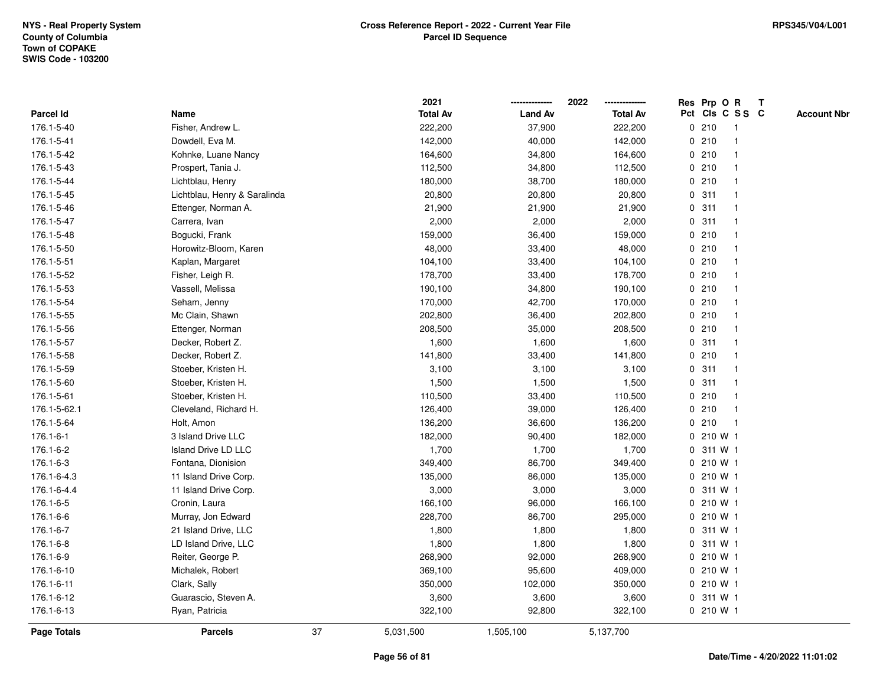NYS - Real Property System
County of Columbia
Town of COPAKE
SWIS Code - 103200

**Cross Reference Report - 2022 - Current Year File**
**Parcel ID Sequence**

RPS345/V04/L001

| Parcel Id | Name | 2021 Total Av | 2022 Land Av | 2022 Total Av | Res Pct | Prp Cls | O C | R SS | T C | Account Nbr |
|---|---|---|---|---|---|---|---|---|---|---|
| 176.1-5-40 | Fisher, Andrew L. | 222,200 | 37,900 | 222,200 | 0 | 210 | | 1 | | |
| 176.1-5-41 | Dowdell, Eva M. | 142,000 | 40,000 | 142,000 | 0 | 210 | | 1 | | |
| 176.1-5-42 | Kohnke, Luane Nancy | 164,600 | 34,800 | 164,600 | 0 | 210 | | 1 | | |
| 176.1-5-43 | Prospert, Tania J. | 112,500 | 34,800 | 112,500 | 0 | 210 | | 1 | | |
| 176.1-5-44 | Lichtblau, Henry | 180,000 | 38,700 | 180,000 | 0 | 210 | | 1 | | |
| 176.1-5-45 | Lichtblau, Henry & Saralinda | 20,800 | 20,800 | 20,800 | 0 | 311 | | 1 | | |
| 176.1-5-46 | Ettenger, Norman A. | 21,900 | 21,900 | 21,900 | 0 | 311 | | 1 | | |
| 176.1-5-47 | Carrera, Ivan | 2,000 | 2,000 | 2,000 | 0 | 311 | | 1 | | |
| 176.1-5-48 | Bogucki, Frank | 159,000 | 36,400 | 159,000 | 0 | 210 | | 1 | | |
| 176.1-5-50 | Horowitz-Bloom, Karen | 48,000 | 33,400 | 48,000 | 0 | 210 | | 1 | | |
| 176.1-5-51 | Kaplan, Margaret | 104,100 | 33,400 | 104,100 | 0 | 210 | | 1 | | |
| 176.1-5-52 | Fisher, Leigh R. | 178,700 | 33,400 | 178,700 | 0 | 210 | | 1 | | |
| 176.1-5-53 | Vassell, Melissa | 190,100 | 34,800 | 190,100 | 0 | 210 | | 1 | | |
| 176.1-5-54 | Seham, Jenny | 170,000 | 42,700 | 170,000 | 0 | 210 | | 1 | | |
| 176.1-5-55 | Mc Clain, Shawn | 202,800 | 36,400 | 202,800 | 0 | 210 | | 1 | | |
| 176.1-5-56 | Ettenger, Norman | 208,500 | 35,000 | 208,500 | 0 | 210 | | 1 | | |
| 176.1-5-57 | Decker, Robert Z. | 1,600 | 1,600 | 1,600 | 0 | 311 | | 1 | | |
| 176.1-5-58 | Decker, Robert Z. | 141,800 | 33,400 | 141,800 | 0 | 210 | | 1 | | |
| 176.1-5-59 | Stoeber, Kristen H. | 3,100 | 3,100 | 3,100 | 0 | 311 | | 1 | | |
| 176.1-5-60 | Stoeber, Kristen H. | 1,500 | 1,500 | 1,500 | 0 | 311 | | 1 | | |
| 176.1-5-61 | Stoeber, Kristen H. | 110,500 | 33,400 | 110,500 | 0 | 210 | | 1 | | |
| 176.1-5-62.1 | Cleveland, Richard H. | 126,400 | 39,000 | 126,400 | 0 | 210 | | 1 | | |
| 176.1-5-64 | Holt, Amon | 136,200 | 36,600 | 136,200 | 0 | 210 | | 1 | | |
| 176.1-6-1 | 3 Island Drive LLC | 182,000 | 90,400 | 182,000 | 0 | 210 | W | 1 | | |
| 176.1-6-2 | Island Drive LD LLC | 1,700 | 1,700 | 1,700 | 0 | 311 | W | 1 | | |
| 176.1-6-3 | Fontana, Dionision | 349,400 | 86,700 | 349,400 | 0 | 210 | W | 1 | | |
| 176.1-6-4.3 | 11 Island Drive Corp. | 135,000 | 86,000 | 135,000 | 0 | 210 | W | 1 | | |
| 176.1-6-4.4 | 11 Island Drive Corp. | 3,000 | 3,000 | 3,000 | 0 | 311 | W | 1 | | |
| 176.1-6-5 | Cronin, Laura | 166,100 | 96,000 | 166,100 | 0 | 210 | W | 1 | | |
| 176.1-6-6 | Murray, Jon Edward | 228,700 | 86,700 | 295,000 | 0 | 210 | W | 1 | | |
| 176.1-6-7 | 21 Island Drive, LLC | 1,800 | 1,800 | 1,800 | 0 | 311 | W | 1 | | |
| 176.1-6-8 | LD Island Drive, LLC | 1,800 | 1,800 | 1,800 | 0 | 311 | W | 1 | | |
| 176.1-6-9 | Reiter, George P. | 268,900 | 92,000 | 268,900 | 0 | 210 | W | 1 | | |
| 176.1-6-10 | Michalek, Robert | 369,100 | 95,600 | 409,000 | 0 | 210 | W | 1 | | |
| 176.1-6-11 | Clark, Sally | 350,000 | 102,000 | 350,000 | 0 | 210 | W | 1 | | |
| 176.1-6-12 | Guarascio, Steven A. | 3,600 | 3,600 | 3,600 | 0 | 311 | W | 1 | | |
| 176.1-6-13 | Ryan, Patricia | 322,100 | 92,800 | 322,100 | 0 | 210 | W | 1 | | |
| **Page Totals** | **Parcels** 37 | 5,031,500 | 1,505,100 | 5,137,700 | | | | | | |

Date/Time - 4/20/2022 11:01:02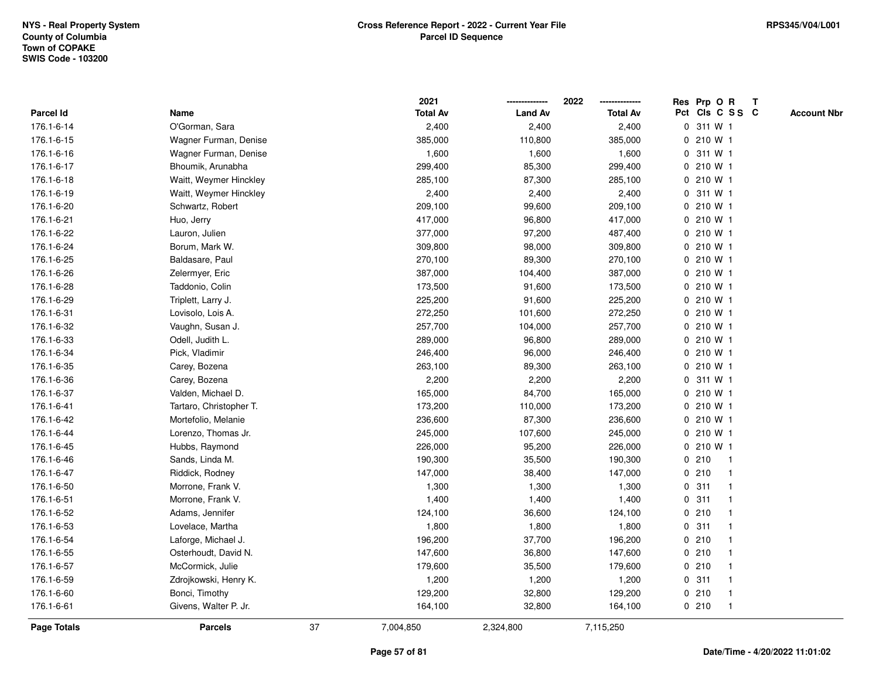NYS - Real Property System
County of Columbia
Town of COPAKE
SWIS Code - 103200

**Cross Reference Report - 2022 - Current Year File**
**Parcel ID Sequence**

RPS345/V04/L001

| Parcel Id | Name | 2021 Total Av | 2022 Land Av | 2022 Total Av | Res Pct | Prp Cls | O C | R SS | T C | Account Nbr |
|---|---|---|---|---|---|---|---|---|---|---|
| 176.1-6-14 | O'Gorman, Sara | 2,400 | 2,400 | 2,400 | 0 | 311 | W | 1 | | |
| 176.1-6-15 | Wagner Furman, Denise | 385,000 | 110,800 | 385,000 | 0 | 210 | W | 1 | | |
| 176.1-6-16 | Wagner Furman, Denise | 1,600 | 1,600 | 1,600 | 0 | 311 | W | 1 | | |
| 176.1-6-17 | Bhoumik, Arunabha | 299,400 | 85,300 | 299,400 | 0 | 210 | W | 1 | | |
| 176.1-6-18 | Waitt, Weymer Hinckley | 285,100 | 87,300 | 285,100 | 0 | 210 | W | 1 | | |
| 176.1-6-19 | Waitt, Weymer Hinckley | 2,400 | 2,400 | 2,400 | 0 | 311 | W | 1 | | |
| 176.1-6-20 | Schwartz, Robert | 209,100 | 99,600 | 209,100 | 0 | 210 | W | 1 | | |
| 176.1-6-21 | Huo, Jerry | 417,000 | 96,800 | 417,000 | 0 | 210 | W | 1 | | |
| 176.1-6-22 | Lauron, Julien | 377,000 | 97,200 | 487,400 | 0 | 210 | W | 1 | | |
| 176.1-6-24 | Borum, Mark W. | 309,800 | 98,000 | 309,800 | 0 | 210 | W | 1 | | |
| 176.1-6-25 | Baldasare, Paul | 270,100 | 89,300 | 270,100 | 0 | 210 | W | 1 | | |
| 176.1-6-26 | Zelermyer, Eric | 387,000 | 104,400 | 387,000 | 0 | 210 | W | 1 | | |
| 176.1-6-28 | Taddonio, Colin | 173,500 | 91,600 | 173,500 | 0 | 210 | W | 1 | | |
| 176.1-6-29 | Triplett, Larry J. | 225,200 | 91,600 | 225,200 | 0 | 210 | W | 1 | | |
| 176.1-6-31 | Lovisolo, Lois A. | 272,250 | 101,600 | 272,250 | 0 | 210 | W | 1 | | |
| 176.1-6-32 | Vaughn, Susan J. | 257,700 | 104,000 | 257,700 | 0 | 210 | W | 1 | | |
| 176.1-6-33 | Odell, Judith L. | 289,000 | 96,800 | 289,000 | 0 | 210 | W | 1 | | |
| 176.1-6-34 | Pick, Vladimir | 246,400 | 96,000 | 246,400 | 0 | 210 | W | 1 | | |
| 176.1-6-35 | Carey, Bozena | 263,100 | 89,300 | 263,100 | 0 | 210 | W | 1 | | |
| 176.1-6-36 | Carey, Bozena | 2,200 | 2,200 | 2,200 | 0 | 311 | W | 1 | | |
| 176.1-6-37 | Valden, Michael D. | 165,000 | 84,700 | 165,000 | 0 | 210 | W | 1 | | |
| 176.1-6-41 | Tartaro, Christopher T. | 173,200 | 110,000 | 173,200 | 0 | 210 | W | 1 | | |
| 176.1-6-42 | Mortefolio, Melanie | 236,600 | 87,300 | 236,600 | 0 | 210 | W | 1 | | |
| 176.1-6-44 | Lorenzo, Thomas Jr. | 245,000 | 107,600 | 245,000 | 0 | 210 | W | 1 | | |
| 176.1-6-45 | Hubbs, Raymond | 226,000 | 95,200 | 226,000 | 0 | 210 | W | 1 | | |
| 176.1-6-46 | Sands, Linda M. | 190,300 | 35,500 | 190,300 | 0 | 210 | | 1 | | |
| 176.1-6-47 | Riddick, Rodney | 147,000 | 38,400 | 147,000 | 0 | 210 | | 1 | | |
| 176.1-6-50 | Morrone, Frank V. | 1,300 | 1,300 | 1,300 | 0 | 311 | | 1 | | |
| 176.1-6-51 | Morrone, Frank V. | 1,400 | 1,400 | 1,400 | 0 | 311 | | 1 | | |
| 176.1-6-52 | Adams, Jennifer | 124,100 | 36,600 | 124,100 | 0 | 210 | | 1 | | |
| 176.1-6-53 | Lovelace, Martha | 1,800 | 1,800 | 1,800 | 0 | 311 | | 1 | | |
| 176.1-6-54 | Laforge, Michael J. | 196,200 | 37,700 | 196,200 | 0 | 210 | | 1 | | |
| 176.1-6-55 | Osterhoudt, David N. | 147,600 | 36,800 | 147,600 | 0 | 210 | | 1 | | |
| 176.1-6-57 | McCormick, Julie | 179,600 | 35,500 | 179,600 | 0 | 210 | | 1 | | |
| 176.1-6-59 | Zdrojkowski, Henry K. | 1,200 | 1,200 | 1,200 | 0 | 311 | | 1 | | |
| 176.1-6-60 | Bonci, Timothy | 129,200 | 32,800 | 129,200 | 0 | 210 | | 1 | | |
| 176.1-6-61 | Givens, Walter P. Jr. | 164,100 | 32,800 | 164,100 | 0 | 210 | | 1 | | |
| **Page Totals** | **Parcels** 37 | 7,004,850 | 2,324,800 | 7,115,250 | | | | | | |

Date/Time - 4/20/2022 11:01:02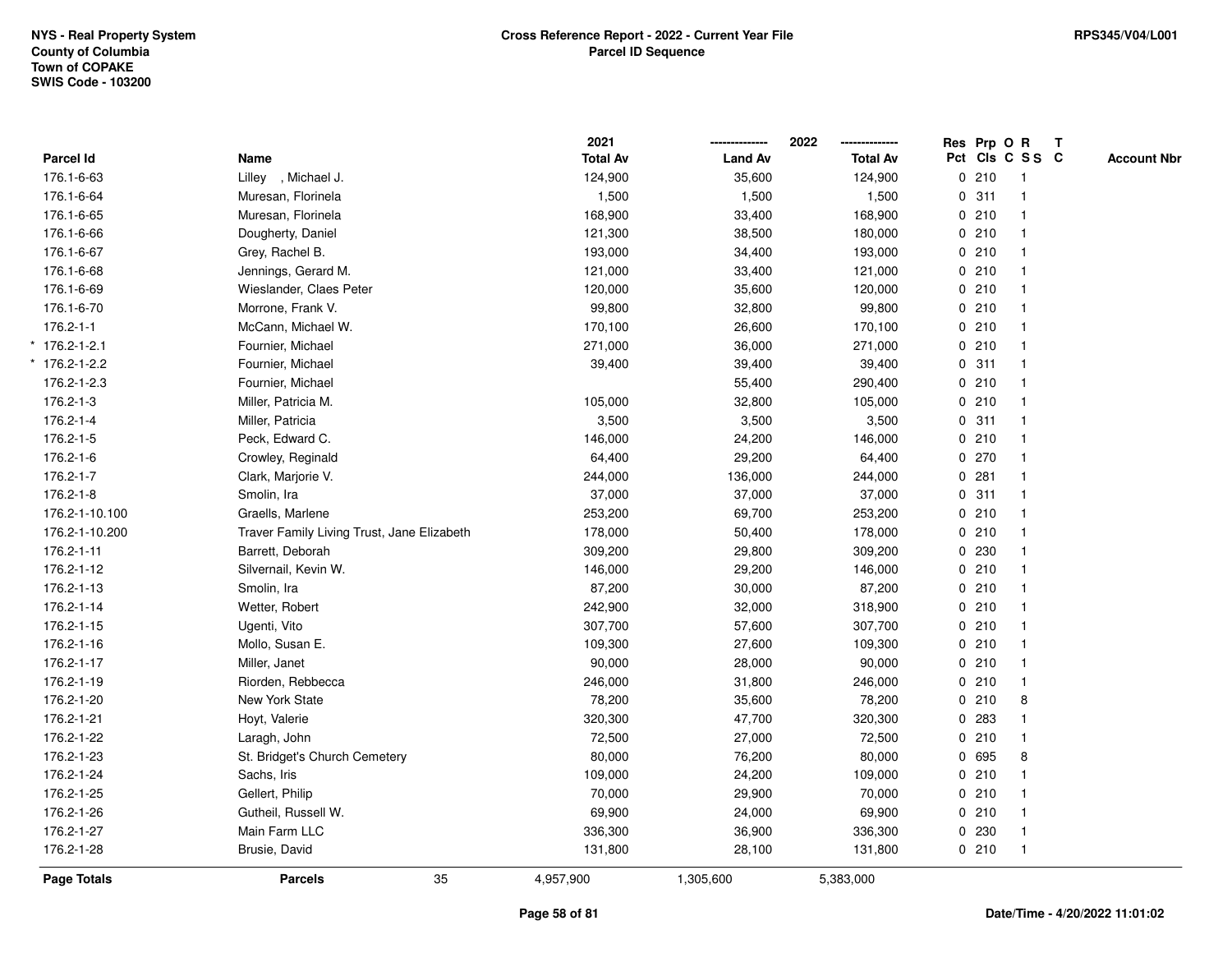NYS - Real Property System
County of Columbia
Town of COPAKE
SWIS Code - 103200

**Cross Reference Report - 2022 - Current Year File**
**Parcel ID Sequence**

RPS345/V04/L001

| Parcel Id | Name | 2021 Total Av | 2022 Land Av | 2022 Total Av | Res Pct | Prp Cls | O C | R S S | T C | Account Nbr |
|---|---|---|---|---|---|---|---|---|---|---|
| 176.1-6-63 | Lilley , Michael J. | 124,900 | 35,600 | 124,900 | 0 | 210 | | 1 | | |
| 176.1-6-64 | Muresan, Florinela | 1,500 | 1,500 | 1,500 | 0 | 311 | | 1 | | |
| 176.1-6-65 | Muresan, Florinela | 168,900 | 33,400 | 168,900 | 0 | 210 | | 1 | | |
| 176.1-6-66 | Dougherty, Daniel | 121,300 | 38,500 | 180,000 | 0 | 210 | | 1 | | |
| 176.1-6-67 | Grey, Rachel B. | 193,000 | 34,400 | 193,000 | 0 | 210 | | 1 | | |
| 176.1-6-68 | Jennings, Gerard M. | 121,000 | 33,400 | 121,000 | 0 | 210 | | 1 | | |
| 176.1-6-69 | Wieslander, Claes Peter | 120,000 | 35,600 | 120,000 | 0 | 210 | | 1 | | |
| 176.1-6-70 | Morrone, Frank V. | 99,800 | 32,800 | 99,800 | 0 | 210 | | 1 | | |
| 176.2-1-1 | McCann, Michael W. | 170,100 | 26,600 | 170,100 | 0 | 210 | | 1 | | |
| * 176.2-1-2.1 | Fournier, Michael | 271,000 | 36,000 | 271,000 | 0 | 210 | | 1 | | |
| * 176.2-1-2.2 | Fournier, Michael | 39,400 | 39,400 | 39,400 | 0 | 311 | | 1 | | |
| 176.2-1-2.3 | Fournier, Michael | | 55,400 | 290,400 | 0 | 210 | | 1 | | |
| 176.2-1-3 | Miller, Patricia M. | 105,000 | 32,800 | 105,000 | 0 | 210 | | 1 | | |
| 176.2-1-4 | Miller, Patricia | 3,500 | 3,500 | 3,500 | 0 | 311 | | 1 | | |
| 176.2-1-5 | Peck, Edward C. | 146,000 | 24,200 | 146,000 | 0 | 210 | | 1 | | |
| 176.2-1-6 | Crowley, Reginald | 64,400 | 29,200 | 64,400 | 0 | 270 | | 1 | | |
| 176.2-1-7 | Clark, Marjorie V. | 244,000 | 136,000 | 244,000 | 0 | 281 | | 1 | | |
| 176.2-1-8 | Smolin, Ira | 37,000 | 37,000 | 37,000 | 0 | 311 | | 1 | | |
| 176.2-1-10.100 | Graells, Marlene | 253,200 | 69,700 | 253,200 | 0 | 210 | | 1 | | |
| 176.2-1-10.200 | Traver Family Living Trust, Jane Elizabeth | 178,000 | 50,400 | 178,000 | 0 | 210 | | 1 | | |
| 176.2-1-11 | Barrett, Deborah | 309,200 | 29,800 | 309,200 | 0 | 230 | | 1 | | |
| 176.2-1-12 | Silvernail, Kevin W. | 146,000 | 29,200 | 146,000 | 0 | 210 | | 1 | | |
| 176.2-1-13 | Smolin, Ira | 87,200 | 30,000 | 87,200 | 0 | 210 | | 1 | | |
| 176.2-1-14 | Wetter, Robert | 242,900 | 32,000 | 318,900 | 0 | 210 | | 1 | | |
| 176.2-1-15 | Ugenti, Vito | 307,700 | 57,600 | 307,700 | 0 | 210 | | 1 | | |
| 176.2-1-16 | Mollo, Susan E. | 109,300 | 27,600 | 109,300 | 0 | 210 | | 1 | | |
| 176.2-1-17 | Miller, Janet | 90,000 | 28,000 | 90,000 | 0 | 210 | | 1 | | |
| 176.2-1-19 | Riorden, Rebbecca | 246,000 | 31,800 | 246,000 | 0 | 210 | | 1 | | |
| 176.2-1-20 | New York State | 78,200 | 35,600 | 78,200 | 0 | 210 | | 8 | | |
| 176.2-1-21 | Hoyt, Valerie | 320,300 | 47,700 | 320,300 | 0 | 283 | | 1 | | |
| 176.2-1-22 | Laragh, John | 72,500 | 27,000 | 72,500 | 0 | 210 | | 1 | | |
| 176.2-1-23 | St. Bridget's Church Cemetery | 80,000 | 76,200 | 80,000 | 0 | 695 | | 8 | | |
| 176.2-1-24 | Sachs, Iris | 109,000 | 24,200 | 109,000 | 0 | 210 | | 1 | | |
| 176.2-1-25 | Gellert, Philip | 70,000 | 29,900 | 70,000 | 0 | 210 | | 1 | | |
| 176.2-1-26 | Gutheil, Russell W. | 69,900 | 24,000 | 69,900 | 0 | 210 | | 1 | | |
| 176.2-1-27 | Main Farm LLC | 336,300 | 36,900 | 336,300 | 0 | 230 | | 1 | | |
| 176.2-1-28 | Brusie, David | 131,800 | 28,100 | 131,800 | 0 | 210 | | 1 | | |
| **Page Totals** | **Parcels** 35 | 4,957,900 | 1,305,600 | 5,383,000 | | | | | | |

Date/Time - 4/20/2022 11:01:02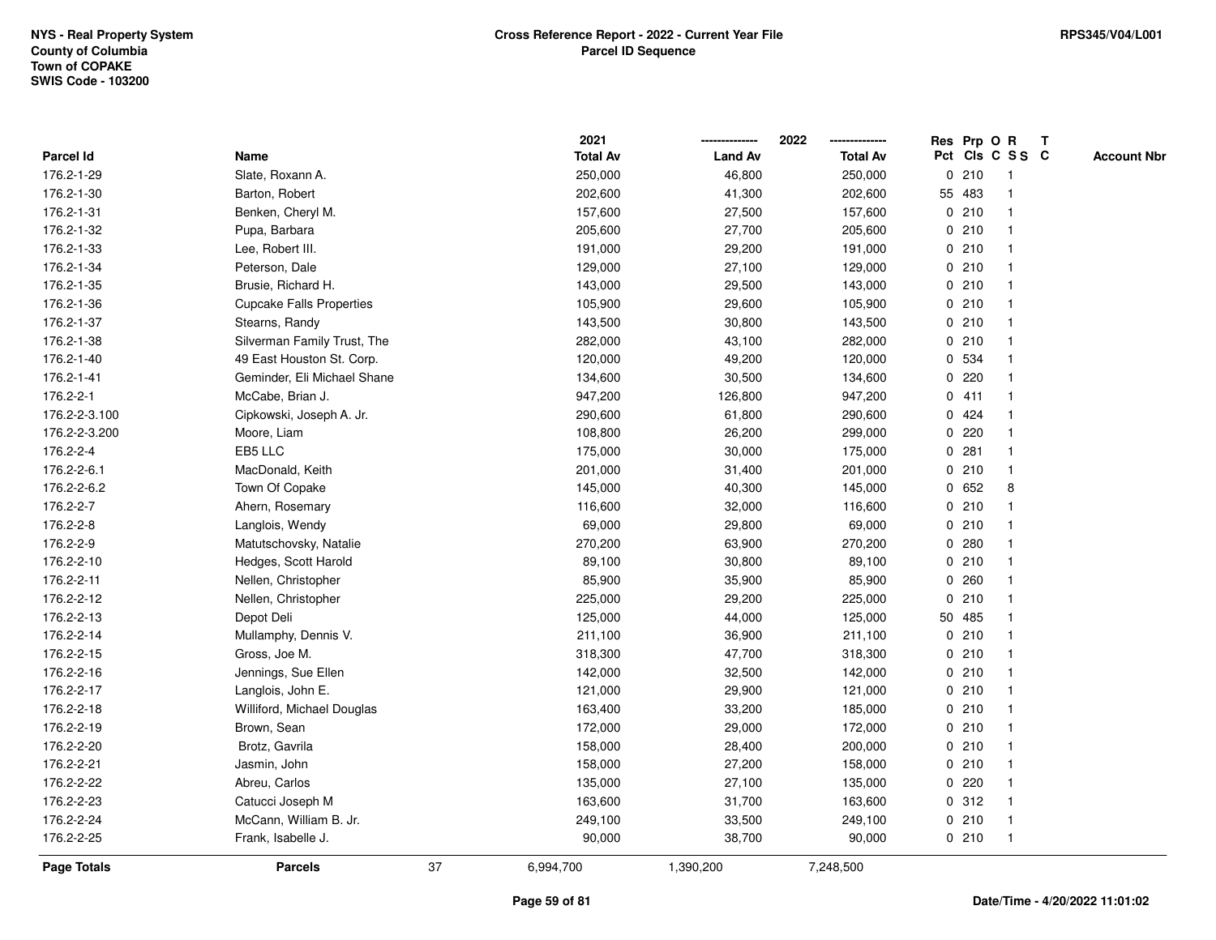NYS - Real Property System
County of Columbia
Town of COPAKE
SWIS Code - 103200

**Cross Reference Report - 2022 - Current Year File**
**Parcel ID Sequence**

RPS345/V04/L001

| Parcel Id | Name | 2021 Total Av | 2022 Land Av | 2022 Total Av | Res Pct | Prp Cls | O C | R SS | T C | Account Nbr |
|---|---|---|---|---|---|---|---|---|---|---|
| 176.2-1-29 | Slate, Roxann A. | 250,000 | 46,800 | 250,000 | 0 | 210 | | 1 | | |
| 176.2-1-30 | Barton, Robert | 202,600 | 41,300 | 202,600 | 55 | 483 | | 1 | | |
| 176.2-1-31 | Benken, Cheryl M. | 157,600 | 27,500 | 157,600 | 0 | 210 | | 1 | | |
| 176.2-1-32 | Pupa, Barbara | 205,600 | 27,700 | 205,600 | 0 | 210 | | 1 | | |
| 176.2-1-33 | Lee, Robert III. | 191,000 | 29,200 | 191,000 | 0 | 210 | | 1 | | |
| 176.2-1-34 | Peterson, Dale | 129,000 | 27,100 | 129,000 | 0 | 210 | | 1 | | |
| 176.2-1-35 | Brusie, Richard H. | 143,000 | 29,500 | 143,000 | 0 | 210 | | 1 | | |
| 176.2-1-36 | Cupcake Falls Properties | 105,900 | 29,600 | 105,900 | 0 | 210 | | 1 | | |
| 176.2-1-37 | Stearns, Randy | 143,500 | 30,800 | 143,500 | 0 | 210 | | 1 | | |
| 176.2-1-38 | Silverman Family Trust, The | 282,000 | 43,100 | 282,000 | 0 | 210 | | 1 | | |
| 176.2-1-40 | 49 East Houston St. Corp. | 120,000 | 49,200 | 120,000 | 0 | 534 | | 1 | | |
| 176.2-1-41 | Geminder, Eli Michael Shane | 134,600 | 30,500 | 134,600 | 0 | 220 | | 1 | | |
| 176.2-2-1 | McCabe, Brian J. | 947,200 | 126,800 | 947,200 | 0 | 411 | | 1 | | |
| 176.2-2-3.100 | Cipkowski, Joseph A. Jr. | 290,600 | 61,800 | 290,600 | 0 | 424 | | 1 | | |
| 176.2-2-3.200 | Moore, Liam | 108,800 | 26,200 | 299,000 | 0 | 220 | | 1 | | |
| 176.2-2-4 | EB5 LLC | 175,000 | 30,000 | 175,000 | 0 | 281 | | 1 | | |
| 176.2-2-6.1 | MacDonald, Keith | 201,000 | 31,400 | 201,000 | 0 | 210 | | 1 | | |
| 176.2-2-6.2 | Town Of Copake | 145,000 | 40,300 | 145,000 | 0 | 652 | | 8 | | |
| 176.2-2-7 | Ahern, Rosemary | 116,600 | 32,000 | 116,600 | 0 | 210 | | 1 | | |
| 176.2-2-8 | Langlois, Wendy | 69,000 | 29,800 | 69,000 | 0 | 210 | | 1 | | |
| 176.2-2-9 | Matutschovsky, Natalie | 270,200 | 63,900 | 270,200 | 0 | 280 | | 1 | | |
| 176.2-2-10 | Hedges, Scott Harold | 89,100 | 30,800 | 89,100 | 0 | 210 | | 1 | | |
| 176.2-2-11 | Nellen, Christopher | 85,900 | 35,900 | 85,900 | 0 | 260 | | 1 | | |
| 176.2-2-12 | Nellen, Christopher | 225,000 | 29,200 | 225,000 | 0 | 210 | | 1 | | |
| 176.2-2-13 | Depot Deli | 125,000 | 44,000 | 125,000 | 50 | 485 | | 1 | | |
| 176.2-2-14 | Mullamphy, Dennis V. | 211,100 | 36,900 | 211,100 | 0 | 210 | | 1 | | |
| 176.2-2-15 | Gross, Joe M. | 318,300 | 47,700 | 318,300 | 0 | 210 | | 1 | | |
| 176.2-2-16 | Jennings, Sue Ellen | 142,000 | 32,500 | 142,000 | 0 | 210 | | 1 | | |
| 176.2-2-17 | Langlois, John E. | 121,000 | 29,900 | 121,000 | 0 | 210 | | 1 | | |
| 176.2-2-18 | Williford, Michael Douglas | 163,400 | 33,200 | 185,000 | 0 | 210 | | 1 | | |
| 176.2-2-19 | Brown, Sean | 172,000 | 29,000 | 172,000 | 0 | 210 | | 1 | | |
| 176.2-2-20 | Brotz, Gavrila | 158,000 | 28,400 | 200,000 | 0 | 210 | | 1 | | |
| 176.2-2-21 | Jasmin, John | 158,000 | 27,200 | 158,000 | 0 | 210 | | 1 | | |
| 176.2-2-22 | Abreu, Carlos | 135,000 | 27,100 | 135,000 | 0 | 220 | | 1 | | |
| 176.2-2-23 | Catucci Joseph M | 163,600 | 31,700 | 163,600 | 0 | 312 | | 1 | | |
| 176.2-2-24 | McCann, William B. Jr. | 249,100 | 33,500 | 249,100 | 0 | 210 | | 1 | | |
| 176.2-2-25 | Frank, Isabelle J. | 90,000 | 38,700 | 90,000 | 0 | 210 | | 1 | | |
| **Page Totals** | **Parcels** 37 | 6,994,700 | 1,390,200 | 7,248,500 | | | | | | |

Date/Time - 4/20/2022 11:01:02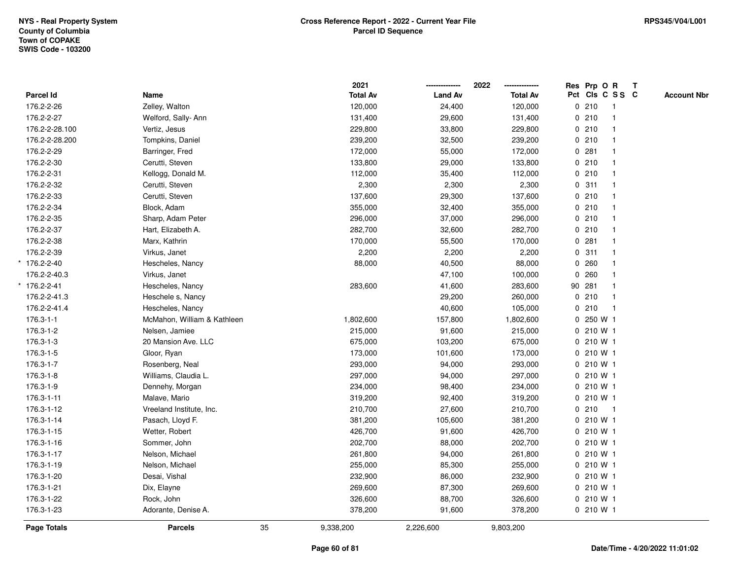NYS - Real Property System
County of Columbia
Town of COPAKE
SWIS Code - 103200

**Cross Reference Report - 2022 - Current Year File**
**Parcel ID Sequence**

RPS345/V04/L001

| | Parcel Id | Name | 2021 Total Av | 2022 Land Av | 2022 Total Av | Res Pct | Prp Cls | O C | R S S | T C | Account Nbr |
|---|---|---|---|---|---|---|---|---|---|---|---|
| | 176.2-2-26 | Zelley, Walton | 120,000 | 24,400 | 120,000 | 0 | 210 | | 1 | | |
| | 176.2-2-27 | Welford, Sally- Ann | 131,400 | 29,600 | 131,400 | 0 | 210 | | 1 | | |
| | 176.2-2-28.100 | Vertiz, Jesus | 229,800 | 33,800 | 229,800 | 0 | 210 | | 1 | | |
| | 176.2-2-28.200 | Tompkins, Daniel | 239,200 | 32,500 | 239,200 | 0 | 210 | | 1 | | |
| | 176.2-2-29 | Barringer, Fred | 172,000 | 55,000 | 172,000 | 0 | 281 | | 1 | | |
| | 176.2-2-30 | Cerutti, Steven | 133,800 | 29,000 | 133,800 | 0 | 210 | | 1 | | |
| | 176.2-2-31 | Kellogg, Donald M. | 112,000 | 35,400 | 112,000 | 0 | 210 | | 1 | | |
| | 176.2-2-32 | Cerutti, Steven | 2,300 | 2,300 | 2,300 | 0 | 311 | | 1 | | |
| | 176.2-2-33 | Cerutti, Steven | 137,600 | 29,300 | 137,600 | 0 | 210 | | 1 | | |
| | 176.2-2-34 | Block, Adam | 355,000 | 32,400 | 355,000 | 0 | 210 | | 1 | | |
| | 176.2-2-35 | Sharp, Adam Peter | 296,000 | 37,000 | 296,000 | 0 | 210 | | 1 | | |
| | 176.2-2-37 | Hart, Elizabeth A. | 282,700 | 32,600 | 282,700 | 0 | 210 | | 1 | | |
| | 176.2-2-38 | Marx, Kathrin | 170,000 | 55,500 | 170,000 | 0 | 281 | | 1 | | |
| | 176.2-2-39 | Virkus, Janet | 2,200 | 2,200 | 2,200 | 0 | 311 | | 1 | | |
| * | 176.2-2-40 | Hescheles, Nancy | 88,000 | 40,500 | 88,000 | 0 | 260 | | 1 | | |
| | 176.2-2-40.3 | Virkus, Janet | | 47,100 | 100,000 | 0 | 260 | | 1 | | |
| * | 176.2-2-41 | Hescheles, Nancy | 283,600 | 41,600 | 283,600 | 90 | 281 | | 1 | | |
| | 176.2-2-41.3 | Heschele s, Nancy | | 29,200 | 260,000 | 0 | 210 | | 1 | | |
| | 176.2-2-41.4 | Hescheles, Nancy | | 40,600 | 105,000 | 0 | 210 | | 1 | | |
| | 176.3-1-1 | McMahon, William & Kathleen | 1,802,600 | 157,800 | 1,802,600 | 0 | 250 | W | 1 | | |
| | 176.3-1-2 | Nelsen, Jamiee | 215,000 | 91,600 | 215,000 | 0 | 210 | W | 1 | | |
| | 176.3-1-3 | 20 Mansion Ave. LLC | 675,000 | 103,200 | 675,000 | 0 | 210 | W | 1 | | |
| | 176.3-1-5 | Gloor, Ryan | 173,000 | 101,600 | 173,000 | 0 | 210 | W | 1 | | |
| | 176.3-1-7 | Rosenberg, Neal | 293,000 | 94,000 | 293,000 | 0 | 210 | W | 1 | | |
| | 176.3-1-8 | Williams, Claudia L. | 297,000 | 94,000 | 297,000 | 0 | 210 | W | 1 | | |
| | 176.3-1-9 | Dennehy, Morgan | 234,000 | 98,400 | 234,000 | 0 | 210 | W | 1 | | |
| | 176.3-1-11 | Malave, Mario | 319,200 | 92,400 | 319,200 | 0 | 210 | W | 1 | | |
| | 176.3-1-12 | Vreeland Institute, Inc. | 210,700 | 27,600 | 210,700 | 0 | 210 | | 1 | | |
| | 176.3-1-14 | Pasach, Lloyd F. | 381,200 | 105,600 | 381,200 | 0 | 210 | W | 1 | | |
| | 176.3-1-15 | Wetter, Robert | 426,700 | 91,600 | 426,700 | 0 | 210 | W | 1 | | |
| | 176.3-1-16 | Sommer, John | 202,700 | 88,000 | 202,700 | 0 | 210 | W | 1 | | |
| | 176.3-1-17 | Nelson, Michael | 261,800 | 94,000 | 261,800 | 0 | 210 | W | 1 | | |
| | 176.3-1-19 | Nelson, Michael | 255,000 | 85,300 | 255,000 | 0 | 210 | W | 1 | | |
| | 176.3-1-20 | Desai, Vishal | 232,900 | 86,000 | 232,900 | 0 | 210 | W | 1 | | |
| | 176.3-1-21 | Dix, Elayne | 269,600 | 87,300 | 269,600 | 0 | 210 | W | 1 | | |
| | 176.3-1-22 | Rock, John | 326,600 | 88,700 | 326,600 | 0 | 210 | W | 1 | | |
| | 176.3-1-23 | Adorante, Denise A. | 378,200 | 91,600 | 378,200 | 0 | 210 | W | 1 | | |

| Page Totals | Parcels | 35 | 9,338,200 | 2,226,600 | 9,803,200 |
|---|---|---|---|---|---|

Date/Time - 4/20/2022 11:01:02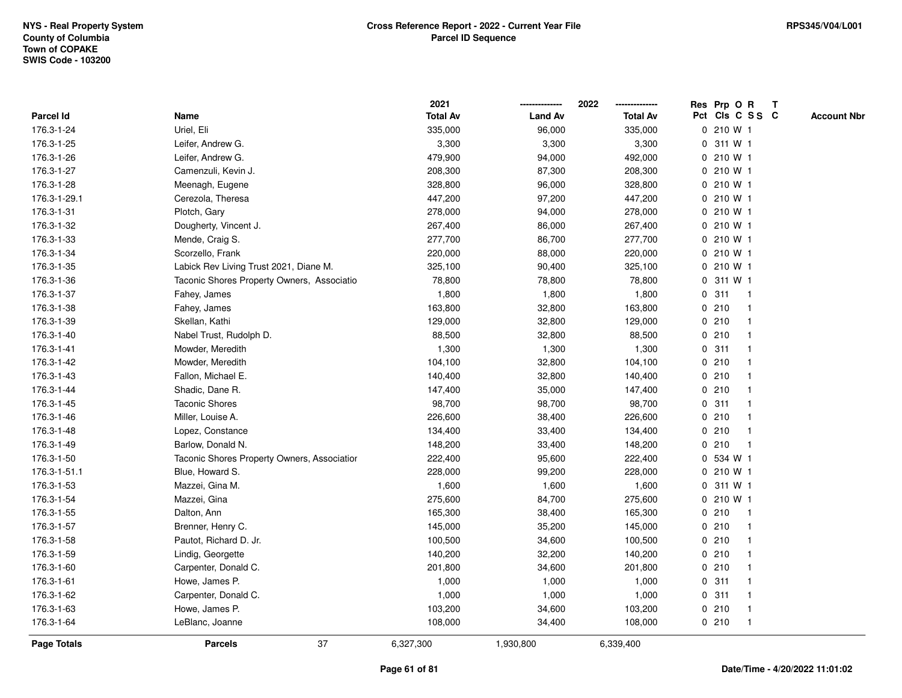NYS - Real Property System
County of Columbia
Town of COPAKE
SWIS Code - 103200

**Cross Reference Report - 2022 - Current Year File**
**Parcel ID Sequence**

RPS345/V04/L001

| Parcel Id | Name | 2021 Total Av | 2022 Land Av | 2022 Total Av | Res Pct | Prp Cls | O C | R S S | T C | Account Nbr |
|---|---|---|---|---|---|---|---|---|---|---|
| 176.3-1-24 | Uriel, Eli | 335,000 | 96,000 | 335,000 | 0 | 210 | W | 1 | | |
| 176.3-1-25 | Leifer, Andrew G. | 3,300 | 3,300 | 3,300 | 0 | 311 | W | 1 | | |
| 176.3-1-26 | Leifer, Andrew G. | 479,900 | 94,000 | 492,000 | 0 | 210 | W | 1 | | |
| 176.3-1-27 | Camenzuli, Kevin J. | 208,300 | 87,300 | 208,300 | 0 | 210 | W | 1 | | |
| 176.3-1-28 | Meenagh, Eugene | 328,800 | 96,000 | 328,800 | 0 | 210 | W | 1 | | |
| 176.3-1-29.1 | Cerezola, Theresa | 447,200 | 97,200 | 447,200 | 0 | 210 | W | 1 | | |
| 176.3-1-31 | Plotch, Gary | 278,000 | 94,000 | 278,000 | 0 | 210 | W | 1 | | |
| 176.3-1-32 | Dougherty, Vincent J. | 267,400 | 86,000 | 267,400 | 0 | 210 | W | 1 | | |
| 176.3-1-33 | Mende, Craig S. | 277,700 | 86,700 | 277,700 | 0 | 210 | W | 1 | | |
| 176.3-1-34 | Scorzello, Frank | 220,000 | 88,000 | 220,000 | 0 | 210 | W | 1 | | |
| 176.3-1-35 | Labick Rev Living Trust 2021, Diane M. | 325,100 | 90,400 | 325,100 | 0 | 210 | W | 1 | | |
| 176.3-1-36 | Taconic Shores Property Owners, Associatio | 78,800 | 78,800 | 78,800 | 0 | 311 | W | 1 | | |
| 176.3-1-37 | Fahey, James | 1,800 | 1,800 | 1,800 | 0 | 311 | | 1 | | |
| 176.3-1-38 | Fahey, James | 163,800 | 32,800 | 163,800 | 0 | 210 | | 1 | | |
| 176.3-1-39 | Skellan, Kathi | 129,000 | 32,800 | 129,000 | 0 | 210 | | 1 | | |
| 176.3-1-40 | Nabel Trust, Rudolph D. | 88,500 | 32,800 | 88,500 | 0 | 210 | | 1 | | |
| 176.3-1-41 | Mowder, Meredith | 1,300 | 1,300 | 1,300 | 0 | 311 | | 1 | | |
| 176.3-1-42 | Mowder, Meredith | 104,100 | 32,800 | 104,100 | 0 | 210 | | 1 | | |
| 176.3-1-43 | Fallon, Michael E. | 140,400 | 32,800 | 140,400 | 0 | 210 | | 1 | | |
| 176.3-1-44 | Shadic, Dane R. | 147,400 | 35,000 | 147,400 | 0 | 210 | | 1 | | |
| 176.3-1-45 | Taconic Shores | 98,700 | 98,700 | 98,700 | 0 | 311 | | 1 | | |
| 176.3-1-46 | Miller, Louise A. | 226,600 | 38,400 | 226,600 | 0 | 210 | | 1 | | |
| 176.3-1-48 | Lopez, Constance | 134,400 | 33,400 | 134,400 | 0 | 210 | | 1 | | |
| 176.3-1-49 | Barlow, Donald N. | 148,200 | 33,400 | 148,200 | 0 | 210 | | 1 | | |
| 176.3-1-50 | Taconic Shores Property Owners, Associatior | 222,400 | 95,600 | 222,400 | 0 | 534 | W | 1 | | |
| 176.3-1-51.1 | Blue, Howard S. | 228,000 | 99,200 | 228,000 | 0 | 210 | W | 1 | | |
| 176.3-1-53 | Mazzei, Gina M. | 1,600 | 1,600 | 1,600 | 0 | 311 | W | 1 | | |
| 176.3-1-54 | Mazzei, Gina | 275,600 | 84,700 | 275,600 | 0 | 210 | W | 1 | | |
| 176.3-1-55 | Dalton, Ann | 165,300 | 38,400 | 165,300 | 0 | 210 | | 1 | | |
| 176.3-1-57 | Brenner, Henry C. | 145,000 | 35,200 | 145,000 | 0 | 210 | | 1 | | |
| 176.3-1-58 | Pautot, Richard D. Jr. | 100,500 | 34,600 | 100,500 | 0 | 210 | | 1 | | |
| 176.3-1-59 | Lindig, Georgette | 140,200 | 32,200 | 140,200 | 0 | 210 | | 1 | | |
| 176.3-1-60 | Carpenter, Donald C. | 201,800 | 34,600 | 201,800 | 0 | 210 | | 1 | | |
| 176.3-1-61 | Howe, James P. | 1,000 | 1,000 | 1,000 | 0 | 311 | | 1 | | |
| 176.3-1-62 | Carpenter, Donald C. | 1,000 | 1,000 | 1,000 | 0 | 311 | | 1 | | |
| 176.3-1-63 | Howe, James P. | 103,200 | 34,600 | 103,200 | 0 | 210 | | 1 | | |
| 176.3-1-64 | LeBlanc, Joanne | 108,000 | 34,400 | 108,000 | 0 | 210 | | 1 | | |
| **Page Totals** | **Parcels** 37 | 6,327,300 | 1,930,800 | 6,339,400 | | | | | | |

Date/Time - 4/20/2022 11:01:02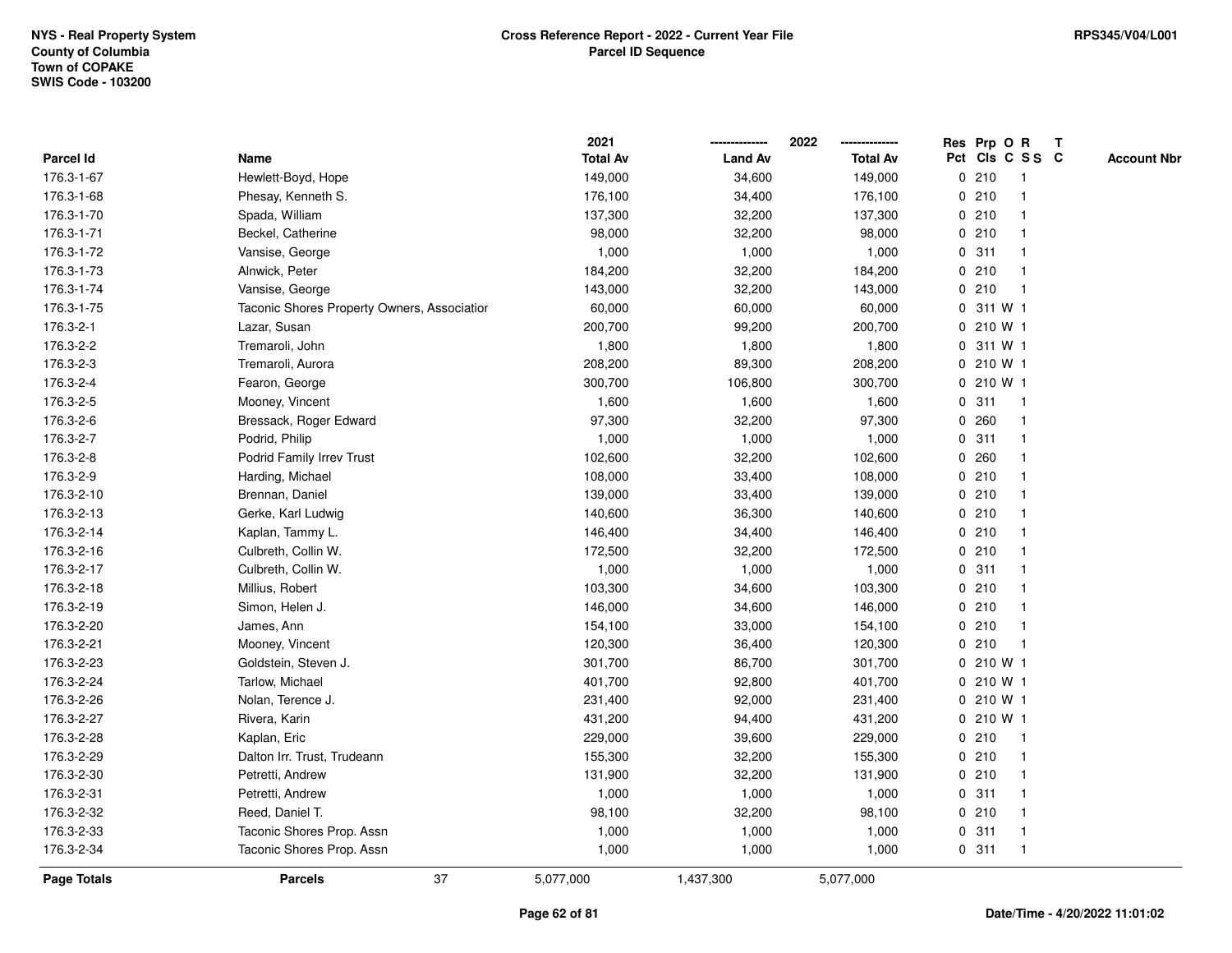| Parcel Id | Name | 2021 Total Av | 2022 Land Av | 2022 Total Av | Res Pct | Prp Cls | O C | R S S | T C | Account Nbr |
|---|---|---|---|---|---|---|---|---|---|---|
| 176.3-1-67 | Hewlett-Boyd, Hope | 149,000 | 34,600 | 149,000 | 0 | 210 | | 1 | | |
| 176.3-1-68 | Phesay, Kenneth S. | 176,100 | 34,400 | 176,100 | 0 | 210 | | 1 | | |
| 176.3-1-70 | Spada, William | 137,300 | 32,200 | 137,300 | 0 | 210 | | 1 | | |
| 176.3-1-71 | Beckel, Catherine | 98,000 | 32,200 | 98,000 | 0 | 210 | | 1 | | |
| 176.3-1-72 | Vansise, George | 1,000 | 1,000 | 1,000 | 0 | 311 | | 1 | | |
| 176.3-1-73 | Alnwick, Peter | 184,200 | 32,200 | 184,200 | 0 | 210 | | 1 | | |
| 176.3-1-74 | Vansise, George | 143,000 | 32,200 | 143,000 | 0 | 210 | | 1 | | |
| 176.3-1-75 | Taconic Shores Property Owners, Associatior | 60,000 | 60,000 | 60,000 | 0 | 311 | W | 1 | | |
| 176.3-2-1 | Lazar, Susan | 200,700 | 99,200 | 200,700 | 0 | 210 | W | 1 | | |
| 176.3-2-2 | Tremaroli, John | 1,800 | 1,800 | 1,800 | 0 | 311 | W | 1 | | |
| 176.3-2-3 | Tremaroli, Aurora | 208,200 | 89,300 | 208,200 | 0 | 210 | W | 1 | | |
| 176.3-2-4 | Fearon, George | 300,700 | 106,800 | 300,700 | 0 | 210 | W | 1 | | |
| 176.3-2-5 | Mooney, Vincent | 1,600 | 1,600 | 1,600 | 0 | 311 | | 1 | | |
| 176.3-2-6 | Bressack, Roger Edward | 97,300 | 32,200 | 97,300 | 0 | 260 | | 1 | | |
| 176.3-2-7 | Podrid, Philip | 1,000 | 1,000 | 1,000 | 0 | 311 | | 1 | | |
| 176.3-2-8 | Podrid Family Irrev Trust | 102,600 | 32,200 | 102,600 | 0 | 260 | | 1 | | |
| 176.3-2-9 | Harding, Michael | 108,000 | 33,400 | 108,000 | 0 | 210 | | 1 | | |
| 176.3-2-10 | Brennan, Daniel | 139,000 | 33,400 | 139,000 | 0 | 210 | | 1 | | |
| 176.3-2-13 | Gerke, Karl Ludwig | 140,600 | 36,300 | 140,600 | 0 | 210 | | 1 | | |
| 176.3-2-14 | Kaplan, Tammy L. | 146,400 | 34,400 | 146,400 | 0 | 210 | | 1 | | |
| 176.3-2-16 | Culbreth, Collin W. | 172,500 | 32,200 | 172,500 | 0 | 210 | | 1 | | |
| 176.3-2-17 | Culbreth, Collin W. | 1,000 | 1,000 | 1,000 | 0 | 311 | | 1 | | |
| 176.3-2-18 | Millius, Robert | 103,300 | 34,600 | 103,300 | 0 | 210 | | 1 | | |
| 176.3-2-19 | Simon, Helen J. | 146,000 | 34,600 | 146,000 | 0 | 210 | | 1 | | |
| 176.3-2-20 | James, Ann | 154,100 | 33,000 | 154,100 | 0 | 210 | | 1 | | |
| 176.3-2-21 | Mooney, Vincent | 120,300 | 36,400 | 120,300 | 0 | 210 | | 1 | | |
| 176.3-2-23 | Goldstein, Steven J. | 301,700 | 86,700 | 301,700 | 0 | 210 | W | 1 | | |
| 176.3-2-24 | Tarlow, Michael | 401,700 | 92,800 | 401,700 | 0 | 210 | W | 1 | | |
| 176.3-2-26 | Nolan, Terence J. | 231,400 | 92,000 | 231,400 | 0 | 210 | W | 1 | | |
| 176.3-2-27 | Rivera, Karin | 431,200 | 94,400 | 431,200 | 0 | 210 | W | 1 | | |
| 176.3-2-28 | Kaplan, Eric | 229,000 | 39,600 | 229,000 | 0 | 210 | | 1 | | |
| 176.3-2-29 | Dalton Irr. Trust, Trudeann | 155,300 | 32,200 | 155,300 | 0 | 210 | | 1 | | |
| 176.3-2-30 | Petretti, Andrew | 131,900 | 32,200 | 131,900 | 0 | 210 | | 1 | | |
| 176.3-2-31 | Petretti, Andrew | 1,000 | 1,000 | 1,000 | 0 | 311 | | 1 | | |
| 176.3-2-32 | Reed, Daniel T. | 98,100 | 32,200 | 98,100 | 0 | 210 | | 1 | | |
| 176.3-2-33 | Taconic Shores Prop. Assn | 1,000 | 1,000 | 1,000 | 0 | 311 | | 1 | | |
| 176.3-2-34 | Taconic Shores Prop. Assn | 1,000 | 1,000 | 1,000 | 0 | 311 | | 1 | | |
| **Page Totals** | **Parcels** 37 | 5,077,000 | 1,437,300 | 5,077,000 | | | | | | |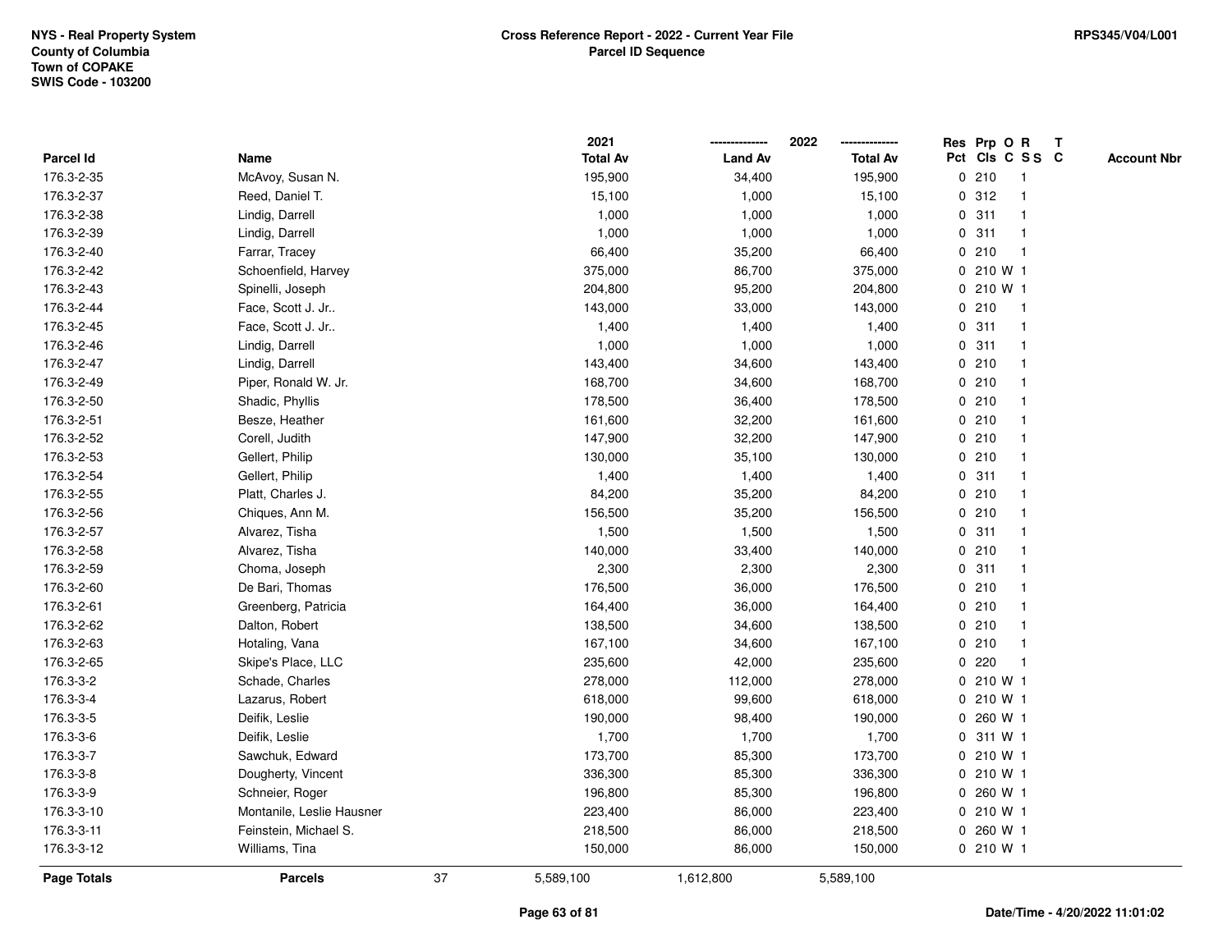NYS - Real Property System
County of Columbia
Town of COPAKE
SWIS Code - 103200

**Cross Reference Report - 2022 - Current Year File**
**Parcel ID Sequence**

RPS345/V04/L001

| Parcel Id | Name | 2021 Total Av | 2022 Land Av | 2022 Total Av | Res Pct | Prp Cls | O C | R S S | T C | Account Nbr |
|---|---|---|---|---|---|---|---|---|---|---|
| 176.3-2-35 | McAvoy, Susan N. | 195,900 | 34,400 | 195,900 | 0 | 210 | | 1 | | |
| 176.3-2-37 | Reed, Daniel T. | 15,100 | 1,000 | 15,100 | 0 | 312 | | 1 | | |
| 176.3-2-38 | Lindig, Darrell | 1,000 | 1,000 | 1,000 | 0 | 311 | | 1 | | |
| 176.3-2-39 | Lindig, Darrell | 1,000 | 1,000 | 1,000 | 0 | 311 | | 1 | | |
| 176.3-2-40 | Farrar, Tracey | 66,400 | 35,200 | 66,400 | 0 | 210 | | 1 | | |
| 176.3-2-42 | Schoenfield, Harvey | 375,000 | 86,700 | 375,000 | 0 | 210 | W | 1 | | |
| 176.3-2-43 | Spinelli, Joseph | 204,800 | 95,200 | 204,800 | 0 | 210 | W | 1 | | |
| 176.3-2-44 | Face, Scott J. Jr.. | 143,000 | 33,000 | 143,000 | 0 | 210 | | 1 | | |
| 176.3-2-45 | Face, Scott J. Jr.. | 1,400 | 1,400 | 1,400 | 0 | 311 | | 1 | | |
| 176.3-2-46 | Lindig, Darrell | 1,000 | 1,000 | 1,000 | 0 | 311 | | 1 | | |
| 176.3-2-47 | Lindig, Darrell | 143,400 | 34,600 | 143,400 | 0 | 210 | | 1 | | |
| 176.3-2-49 | Piper, Ronald W. Jr. | 168,700 | 34,600 | 168,700 | 0 | 210 | | 1 | | |
| 176.3-2-50 | Shadic, Phyllis | 178,500 | 36,400 | 178,500 | 0 | 210 | | 1 | | |
| 176.3-2-51 | Besze, Heather | 161,600 | 32,200 | 161,600 | 0 | 210 | | 1 | | |
| 176.3-2-52 | Corell, Judith | 147,900 | 32,200 | 147,900 | 0 | 210 | | 1 | | |
| 176.3-2-53 | Gellert, Philip | 130,000 | 35,100 | 130,000 | 0 | 210 | | 1 | | |
| 176.3-2-54 | Gellert, Philip | 1,400 | 1,400 | 1,400 | 0 | 311 | | 1 | | |
| 176.3-2-55 | Platt, Charles J. | 84,200 | 35,200 | 84,200 | 0 | 210 | | 1 | | |
| 176.3-2-56 | Chiques, Ann M. | 156,500 | 35,200 | 156,500 | 0 | 210 | | 1 | | |
| 176.3-2-57 | Alvarez, Tisha | 1,500 | 1,500 | 1,500 | 0 | 311 | | 1 | | |
| 176.3-2-58 | Alvarez, Tisha | 140,000 | 33,400 | 140,000 | 0 | 210 | | 1 | | |
| 176.3-2-59 | Choma, Joseph | 2,300 | 2,300 | 2,300 | 0 | 311 | | 1 | | |
| 176.3-2-60 | De Bari, Thomas | 176,500 | 36,000 | 176,500 | 0 | 210 | | 1 | | |
| 176.3-2-61 | Greenberg, Patricia | 164,400 | 36,000 | 164,400 | 0 | 210 | | 1 | | |
| 176.3-2-62 | Dalton, Robert | 138,500 | 34,600 | 138,500 | 0 | 210 | | 1 | | |
| 176.3-2-63 | Hotaling, Vana | 167,100 | 34,600 | 167,100 | 0 | 210 | | 1 | | |
| 176.3-2-65 | Skipe's Place, LLC | 235,600 | 42,000 | 235,600 | 0 | 220 | | 1 | | |
| 176.3-3-2 | Schade, Charles | 278,000 | 112,000 | 278,000 | 0 | 210 | W | 1 | | |
| 176.3-3-4 | Lazarus, Robert | 618,000 | 99,600 | 618,000 | 0 | 210 | W | 1 | | |
| 176.3-3-5 | Deifik, Leslie | 190,000 | 98,400 | 190,000 | 0 | 260 | W | 1 | | |
| 176.3-3-6 | Deifik, Leslie | 1,700 | 1,700 | 1,700 | 0 | 311 | W | 1 | | |
| 176.3-3-7 | Sawchuk, Edward | 173,700 | 85,300 | 173,700 | 0 | 210 | W | 1 | | |
| 176.3-3-8 | Dougherty, Vincent | 336,300 | 85,300 | 336,300 | 0 | 210 | W | 1 | | |
| 176.3-3-9 | Schneier, Roger | 196,800 | 85,300 | 196,800 | 0 | 260 | W | 1 | | |
| 176.3-3-10 | Montanile, Leslie Hausner | 223,400 | 86,000 | 223,400 | 0 | 210 | W | 1 | | |
| 176.3-3-11 | Feinstein, Michael S. | 218,500 | 86,000 | 218,500 | 0 | 260 | W | 1 | | |
| 176.3-3-12 | Williams, Tina | 150,000 | 86,000 | 150,000 | 0 | 210 | W | 1 | | |
| **Page Totals** | **Parcels** 37 | 5,589,100 | 1,612,800 | 5,589,100 | | | | | | |

Date/Time - 4/20/2022 11:01:02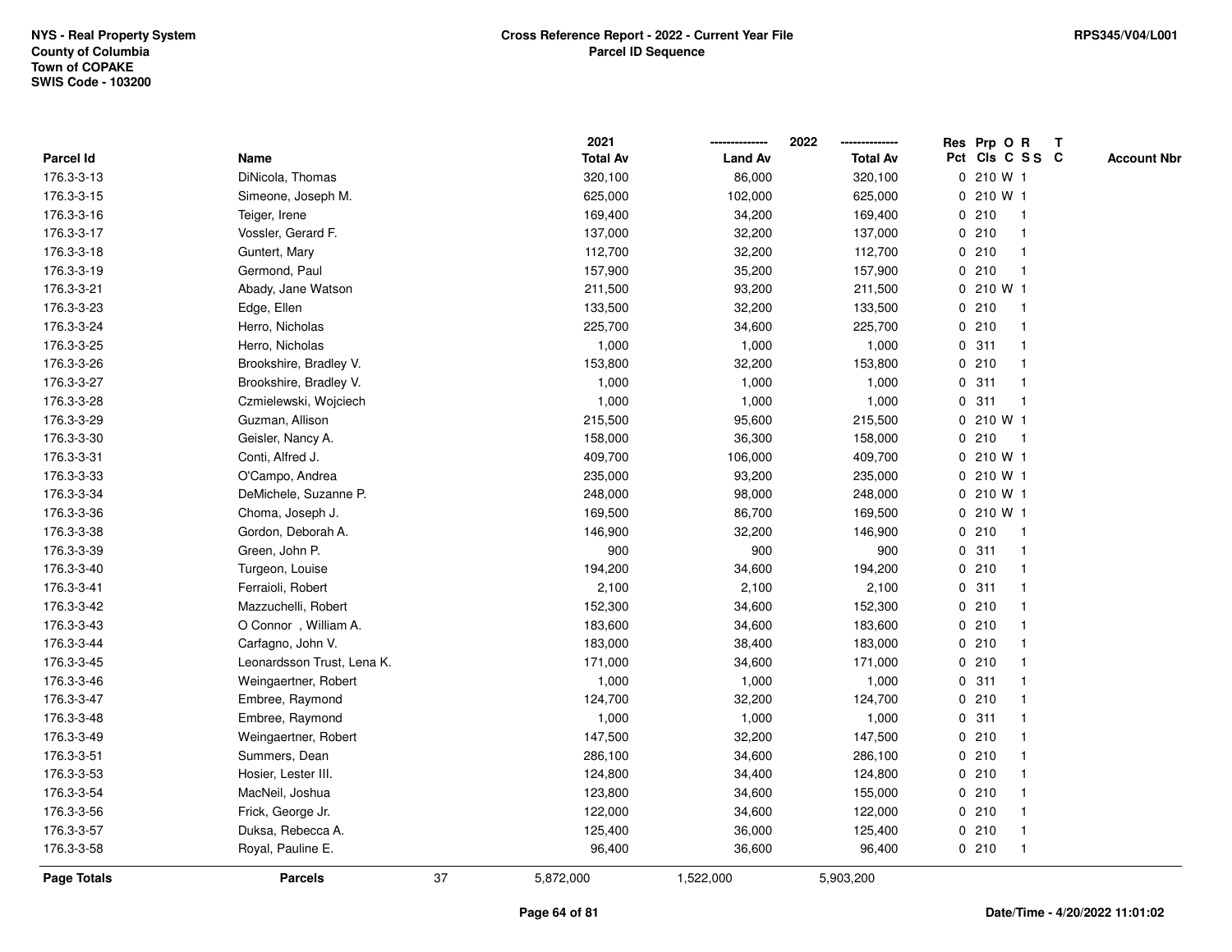NYS - Real Property System
County of Columbia
Town of COPAKE
SWIS Code - 103200

**Cross Reference Report - 2022 - Current Year File**
**Parcel ID Sequence**

RPS345/V04/L001

| Parcel Id | Name | 2021 Total Av | 2022 Land Av | 2022 Total Av | Res Pct | Prp Cls | O C | R S S | T C | Account Nbr |
|---|---|---|---|---|---|---|---|---|---|---|
| 176.3-3-13 | DiNicola, Thomas | 320,100 | 86,000 | 320,100 | 0 | 210 | W | 1 | | |
| 176.3-3-15 | Simeone, Joseph M. | 625,000 | 102,000 | 625,000 | 0 | 210 | W | 1 | | |
| 176.3-3-16 | Teiger, Irene | 169,400 | 34,200 | 169,400 | 0 | 210 | | 1 | | |
| 176.3-3-17 | Vossler, Gerard F. | 137,000 | 32,200 | 137,000 | 0 | 210 | | 1 | | |
| 176.3-3-18 | Guntert, Mary | 112,700 | 32,200 | 112,700 | 0 | 210 | | 1 | | |
| 176.3-3-19 | Germond, Paul | 157,900 | 35,200 | 157,900 | 0 | 210 | | 1 | | |
| 176.3-3-21 | Abady, Jane Watson | 211,500 | 93,200 | 211,500 | 0 | 210 | W | 1 | | |
| 176.3-3-23 | Edge, Ellen | 133,500 | 32,200 | 133,500 | 0 | 210 | | 1 | | |
| 176.3-3-24 | Herro, Nicholas | 225,700 | 34,600 | 225,700 | 0 | 210 | | 1 | | |
| 176.3-3-25 | Herro, Nicholas | 1,000 | 1,000 | 1,000 | 0 | 311 | | 1 | | |
| 176.3-3-26 | Brookshire, Bradley V. | 153,800 | 32,200 | 153,800 | 0 | 210 | | 1 | | |
| 176.3-3-27 | Brookshire, Bradley V. | 1,000 | 1,000 | 1,000 | 0 | 311 | | 1 | | |
| 176.3-3-28 | Czmielewski, Wojciech | 1,000 | 1,000 | 1,000 | 0 | 311 | | 1 | | |
| 176.3-3-29 | Guzman, Allison | 215,500 | 95,600 | 215,500 | 0 | 210 | W | 1 | | |
| 176.3-3-30 | Geisler, Nancy A. | 158,000 | 36,300 | 158,000 | 0 | 210 | | 1 | | |
| 176.3-3-31 | Conti, Alfred J. | 409,700 | 106,000 | 409,700 | 0 | 210 | W | 1 | | |
| 176.3-3-33 | O'Campo, Andrea | 235,000 | 93,200 | 235,000 | 0 | 210 | W | 1 | | |
| 176.3-3-34 | DeMichele, Suzanne P. | 248,000 | 98,000 | 248,000 | 0 | 210 | W | 1 | | |
| 176.3-3-36 | Choma, Joseph J. | 169,500 | 86,700 | 169,500 | 0 | 210 | W | 1 | | |
| 176.3-3-38 | Gordon, Deborah A. | 146,900 | 32,200 | 146,900 | 0 | 210 | | 1 | | |
| 176.3-3-39 | Green, John P. | 900 | 900 | 900 | 0 | 311 | | 1 | | |
| 176.3-3-40 | Turgeon, Louise | 194,200 | 34,600 | 194,200 | 0 | 210 | | 1 | | |
| 176.3-3-41 | Ferraioli, Robert | 2,100 | 2,100 | 2,100 | 0 | 311 | | 1 | | |
| 176.3-3-42 | Mazzuchelli, Robert | 152,300 | 34,600 | 152,300 | 0 | 210 | | 1 | | |
| 176.3-3-43 | O Connor , William A. | 183,600 | 34,600 | 183,600 | 0 | 210 | | 1 | | |
| 176.3-3-44 | Carfagno, John V. | 183,000 | 38,400 | 183,000 | 0 | 210 | | 1 | | |
| 176.3-3-45 | Leonardsson Trust, Lena K. | 171,000 | 34,600 | 171,000 | 0 | 210 | | 1 | | |
| 176.3-3-46 | Weingaertner, Robert | 1,000 | 1,000 | 1,000 | 0 | 311 | | 1 | | |
| 176.3-3-47 | Embree, Raymond | 124,700 | 32,200 | 124,700 | 0 | 210 | | 1 | | |
| 176.3-3-48 | Embree, Raymond | 1,000 | 1,000 | 1,000 | 0 | 311 | | 1 | | |
| 176.3-3-49 | Weingaertner, Robert | 147,500 | 32,200 | 147,500 | 0 | 210 | | 1 | | |
| 176.3-3-51 | Summers, Dean | 286,100 | 34,600 | 286,100 | 0 | 210 | | 1 | | |
| 176.3-3-53 | Hosier, Lester III. | 124,800 | 34,400 | 124,800 | 0 | 210 | | 1 | | |
| 176.3-3-54 | MacNeil, Joshua | 123,800 | 34,600 | 155,000 | 0 | 210 | | 1 | | |
| 176.3-3-56 | Frick, George Jr. | 122,000 | 34,600 | 122,000 | 0 | 210 | | 1 | | |
| 176.3-3-57 | Duksa, Rebecca A. | 125,400 | 36,000 | 125,400 | 0 | 210 | | 1 | | |
| 176.3-3-58 | Royal, Pauline E. | 96,400 | 36,600 | 96,400 | 0 | 210 | | 1 | | |
| **Page Totals** | **Parcels** 37 | 5,872,000 | 1,522,000 | 5,903,200 | | | | | | |

Date/Time - 4/20/2022 11:01:02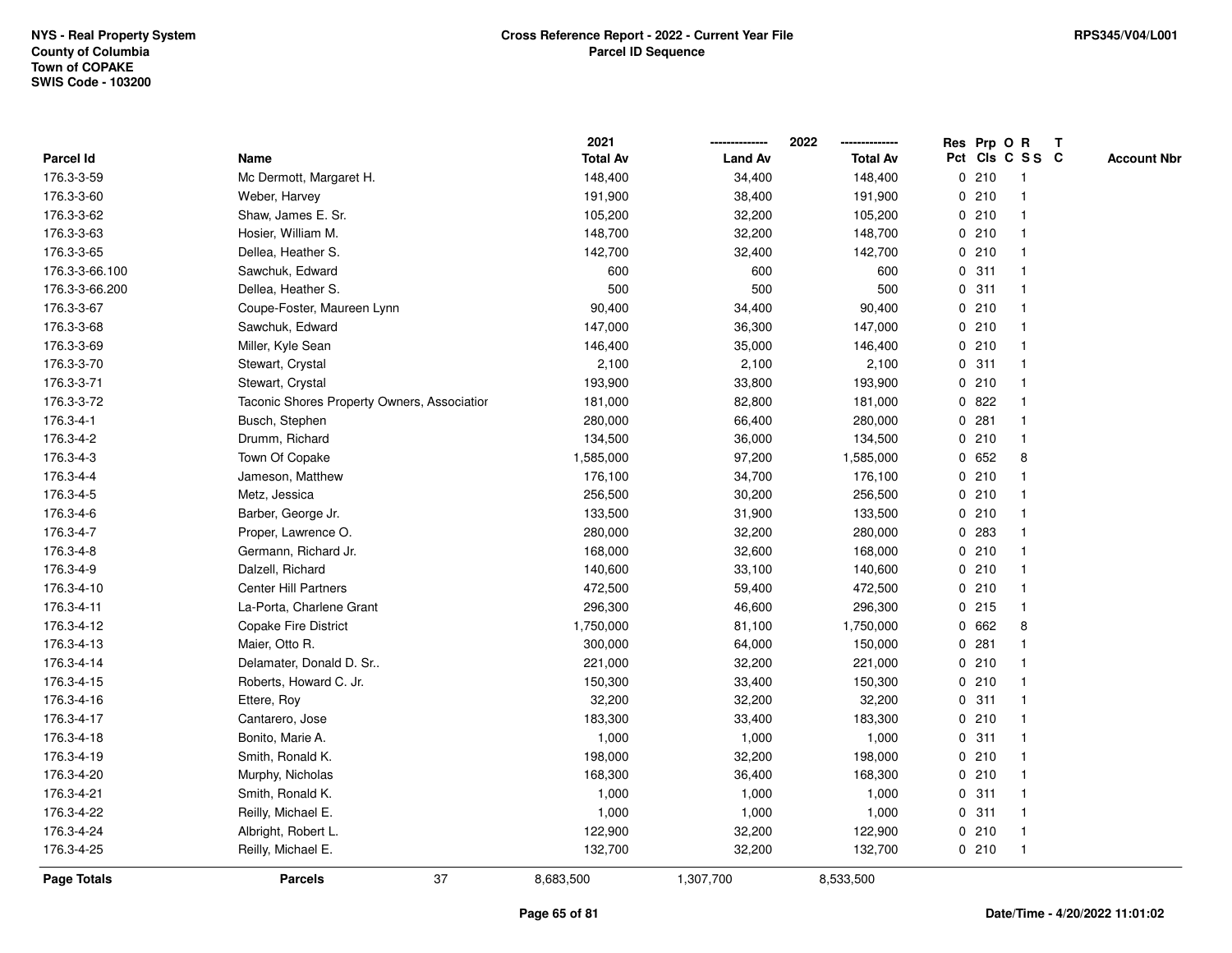NYS - Real Property System
County of Columbia
Town of COPAKE
SWIS Code - 103200

**Cross Reference Report - 2022 - Current Year File**
**Parcel ID Sequence**

RPS345/V04/L001

| Parcel Id | Name | 2021 Total Av | 2022 Land Av | 2022 Total Av | Res Pct | Prp Cls | O C | R S S | T C | Account Nbr |
|---|---|---|---|---|---|---|---|---|---|---|
| 176.3-3-59 | Mc Dermott, Margaret H. | 148,400 | 34,400 | 148,400 | 0 | 210 | | 1 | | |
| 176.3-3-60 | Weber, Harvey | 191,900 | 38,400 | 191,900 | 0 | 210 | | 1 | | |
| 176.3-3-62 | Shaw, James E. Sr. | 105,200 | 32,200 | 105,200 | 0 | 210 | | 1 | | |
| 176.3-3-63 | Hosier, William M. | 148,700 | 32,200 | 148,700 | 0 | 210 | | 1 | | |
| 176.3-3-65 | Dellea, Heather S. | 142,700 | 32,400 | 142,700 | 0 | 210 | | 1 | | |
| 176.3-3-66.100 | Sawchuk, Edward | 600 | 600 | 600 | 0 | 311 | | 1 | | |
| 176.3-3-66.200 | Dellea, Heather S. | 500 | 500 | 500 | 0 | 311 | | 1 | | |
| 176.3-3-67 | Coupe-Foster, Maureen Lynn | 90,400 | 34,400 | 90,400 | 0 | 210 | | 1 | | |
| 176.3-3-68 | Sawchuk, Edward | 147,000 | 36,300 | 147,000 | 0 | 210 | | 1 | | |
| 176.3-3-69 | Miller, Kyle Sean | 146,400 | 35,000 | 146,400 | 0 | 210 | | 1 | | |
| 176.3-3-70 | Stewart, Crystal | 2,100 | 2,100 | 2,100 | 0 | 311 | | 1 | | |
| 176.3-3-71 | Stewart, Crystal | 193,900 | 33,800 | 193,900 | 0 | 210 | | 1 | | |
| 176.3-3-72 | Taconic Shores Property Owners, Associatior | 181,000 | 82,800 | 181,000 | 0 | 822 | | 1 | | |
| 176.3-4-1 | Busch, Stephen | 280,000 | 66,400 | 280,000 | 0 | 281 | | 1 | | |
| 176.3-4-2 | Drumm, Richard | 134,500 | 36,000 | 134,500 | 0 | 210 | | 1 | | |
| 176.3-4-3 | Town Of Copake | 1,585,000 | 97,200 | 1,585,000 | 0 | 652 | | 8 | | |
| 176.3-4-4 | Jameson, Matthew | 176,100 | 34,700 | 176,100 | 0 | 210 | | 1 | | |
| 176.3-4-5 | Metz, Jessica | 256,500 | 30,200 | 256,500 | 0 | 210 | | 1 | | |
| 176.3-4-6 | Barber, George Jr. | 133,500 | 31,900 | 133,500 | 0 | 210 | | 1 | | |
| 176.3-4-7 | Proper, Lawrence O. | 280,000 | 32,200 | 280,000 | 0 | 283 | | 1 | | |
| 176.3-4-8 | Germann, Richard Jr. | 168,000 | 32,600 | 168,000 | 0 | 210 | | 1 | | |
| 176.3-4-9 | Dalzell, Richard | 140,600 | 33,100 | 140,600 | 0 | 210 | | 1 | | |
| 176.3-4-10 | Center Hill Partners | 472,500 | 59,400 | 472,500 | 0 | 210 | | 1 | | |
| 176.3-4-11 | La-Porta, Charlene Grant | 296,300 | 46,600 | 296,300 | 0 | 215 | | 1 | | |
| 176.3-4-12 | Copake Fire District | 1,750,000 | 81,100 | 1,750,000 | 0 | 662 | | 8 | | |
| 176.3-4-13 | Maier, Otto R. | 300,000 | 64,000 | 150,000 | 0 | 281 | | 1 | | |
| 176.3-4-14 | Delamater, Donald D. Sr.. | 221,000 | 32,200 | 221,000 | 0 | 210 | | 1 | | |
| 176.3-4-15 | Roberts, Howard C. Jr. | 150,300 | 33,400 | 150,300 | 0 | 210 | | 1 | | |
| 176.3-4-16 | Ettere, Roy | 32,200 | 32,200 | 32,200 | 0 | 311 | | 1 | | |
| 176.3-4-17 | Cantarero, Jose | 183,300 | 33,400 | 183,300 | 0 | 210 | | 1 | | |
| 176.3-4-18 | Bonito, Marie A. | 1,000 | 1,000 | 1,000 | 0 | 311 | | 1 | | |
| 176.3-4-19 | Smith, Ronald K. | 198,000 | 32,200 | 198,000 | 0 | 210 | | 1 | | |
| 176.3-4-20 | Murphy, Nicholas | 168,300 | 36,400 | 168,300 | 0 | 210 | | 1 | | |
| 176.3-4-21 | Smith, Ronald K. | 1,000 | 1,000 | 1,000 | 0 | 311 | | 1 | | |
| 176.3-4-22 | Reilly, Michael E. | 1,000 | 1,000 | 1,000 | 0 | 311 | | 1 | | |
| 176.3-4-24 | Albright, Robert L. | 122,900 | 32,200 | 122,900 | 0 | 210 | | 1 | | |
| 176.3-4-25 | Reilly, Michael E. | 132,700 | 32,200 | 132,700 | 0 | 210 | | 1 | | |
| **Page Totals** | **Parcels** 37 | 8,683,500 | 1,307,700 | 8,533,500 | | | | | | |

Date/Time - 4/20/2022 11:01:02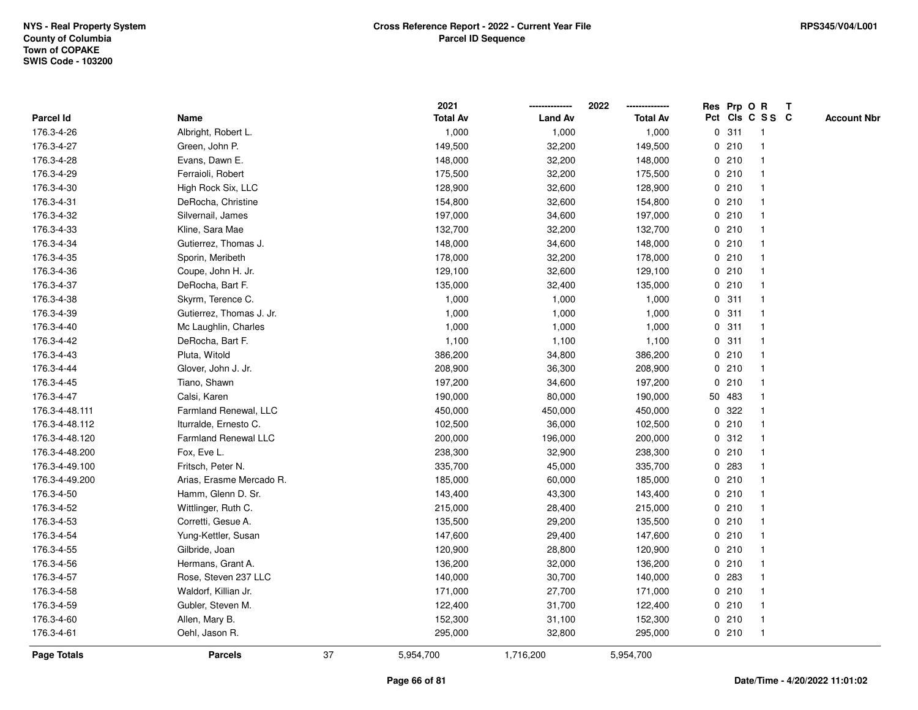NYS - Real Property System
County of Columbia
Town of COPAKE
SWIS Code - 103200

**Cross Reference Report - 2022 - Current Year File**
**Parcel ID Sequence**

RPS345/V04/L001

| Parcel Id | Name | 2021 Total Av | 2022 Land Av | 2022 Total Av | Res Pct | Prp Cls | O C | R S S | T C | Account Nbr |
|---|---|---|---|---|---|---|---|---|---|---|
| 176.3-4-26 | Albright, Robert L. | 1,000 | 1,000 | 1,000 | 0 | 311 | | 1 | | |
| 176.3-4-27 | Green, John P. | 149,500 | 32,200 | 149,500 | 0 | 210 | | 1 | | |
| 176.3-4-28 | Evans, Dawn E. | 148,000 | 32,200 | 148,000 | 0 | 210 | | 1 | | |
| 176.3-4-29 | Ferraioli, Robert | 175,500 | 32,200 | 175,500 | 0 | 210 | | 1 | | |
| 176.3-4-30 | High Rock Six, LLC | 128,900 | 32,600 | 128,900 | 0 | 210 | | 1 | | |
| 176.3-4-31 | DeRocha, Christine | 154,800 | 32,600 | 154,800 | 0 | 210 | | 1 | | |
| 176.3-4-32 | Silvernail, James | 197,000 | 34,600 | 197,000 | 0 | 210 | | 1 | | |
| 176.3-4-33 | Kline, Sara Mae | 132,700 | 32,200 | 132,700 | 0 | 210 | | 1 | | |
| 176.3-4-34 | Gutierrez, Thomas J. | 148,000 | 34,600 | 148,000 | 0 | 210 | | 1 | | |
| 176.3-4-35 | Sporin, Meribeth | 178,000 | 32,200 | 178,000 | 0 | 210 | | 1 | | |
| 176.3-4-36 | Coupe, John H. Jr. | 129,100 | 32,600 | 129,100 | 0 | 210 | | 1 | | |
| 176.3-4-37 | DeRocha, Bart F. | 135,000 | 32,400 | 135,000 | 0 | 210 | | 1 | | |
| 176.3-4-38 | Skyrm, Terence C. | 1,000 | 1,000 | 1,000 | 0 | 311 | | 1 | | |
| 176.3-4-39 | Gutierrez, Thomas J. Jr. | 1,000 | 1,000 | 1,000 | 0 | 311 | | 1 | | |
| 176.3-4-40 | Mc Laughlin, Charles | 1,000 | 1,000 | 1,000 | 0 | 311 | | 1 | | |
| 176.3-4-42 | DeRocha, Bart F. | 1,100 | 1,100 | 1,100 | 0 | 311 | | 1 | | |
| 176.3-4-43 | Pluta, Witold | 386,200 | 34,800 | 386,200 | 0 | 210 | | 1 | | |
| 176.3-4-44 | Glover, John J. Jr. | 208,900 | 36,300 | 208,900 | 0 | 210 | | 1 | | |
| 176.3-4-45 | Tiano, Shawn | 197,200 | 34,600 | 197,200 | 0 | 210 | | 1 | | |
| 176.3-4-47 | Calsi, Karen | 190,000 | 80,000 | 190,000 | 50 | 483 | | 1 | | |
| 176.3-4-48.111 | Farmland Renewal, LLC | 450,000 | 450,000 | 450,000 | 0 | 322 | | 1 | | |
| 176.3-4-48.112 | Iturralde, Ernesto C. | 102,500 | 36,000 | 102,500 | 0 | 210 | | 1 | | |
| 176.3-4-48.120 | Farmland Renewal LLC | 200,000 | 196,000 | 200,000 | 0 | 312 | | 1 | | |
| 176.3-4-48.200 | Fox, Eve L. | 238,300 | 32,900 | 238,300 | 0 | 210 | | 1 | | |
| 176.3-4-49.100 | Fritsch, Peter N. | 335,700 | 45,000 | 335,700 | 0 | 283 | | 1 | | |
| 176.3-4-49.200 | Arias, Erasme Mercado R. | 185,000 | 60,000 | 185,000 | 0 | 210 | | 1 | | |
| 176.3-4-50 | Hamm, Glenn D. Sr. | 143,400 | 43,300 | 143,400 | 0 | 210 | | 1 | | |
| 176.3-4-52 | Wittlinger, Ruth C. | 215,000 | 28,400 | 215,000 | 0 | 210 | | 1 | | |
| 176.3-4-53 | Corretti, Gesue A. | 135,500 | 29,200 | 135,500 | 0 | 210 | | 1 | | |
| 176.3-4-54 | Yung-Kettler, Susan | 147,600 | 29,400 | 147,600 | 0 | 210 | | 1 | | |
| 176.3-4-55 | Gilbride, Joan | 120,900 | 28,800 | 120,900 | 0 | 210 | | 1 | | |
| 176.3-4-56 | Hermans, Grant A. | 136,200 | 32,000 | 136,200 | 0 | 210 | | 1 | | |
| 176.3-4-57 | Rose, Steven 237 LLC | 140,000 | 30,700 | 140,000 | 0 | 283 | | 1 | | |
| 176.3-4-58 | Waldorf, Killian Jr. | 171,000 | 27,700 | 171,000 | 0 | 210 | | 1 | | |
| 176.3-4-59 | Gubler, Steven M. | 122,400 | 31,700 | 122,400 | 0 | 210 | | 1 | | |
| 176.3-4-60 | Allen, Mary B. | 152,300 | 31,100 | 152,300 | 0 | 210 | | 1 | | |
| 176.3-4-61 | Oehl, Jason R. | 295,000 | 32,800 | 295,000 | 0 | 210 | | 1 | | |

| Page Totals | Parcels | 37 | 5,954,700 | 1,716,200 | 5,954,700 |
|---|---|---|---|---|---|

Date/Time - 4/20/2022 11:01:02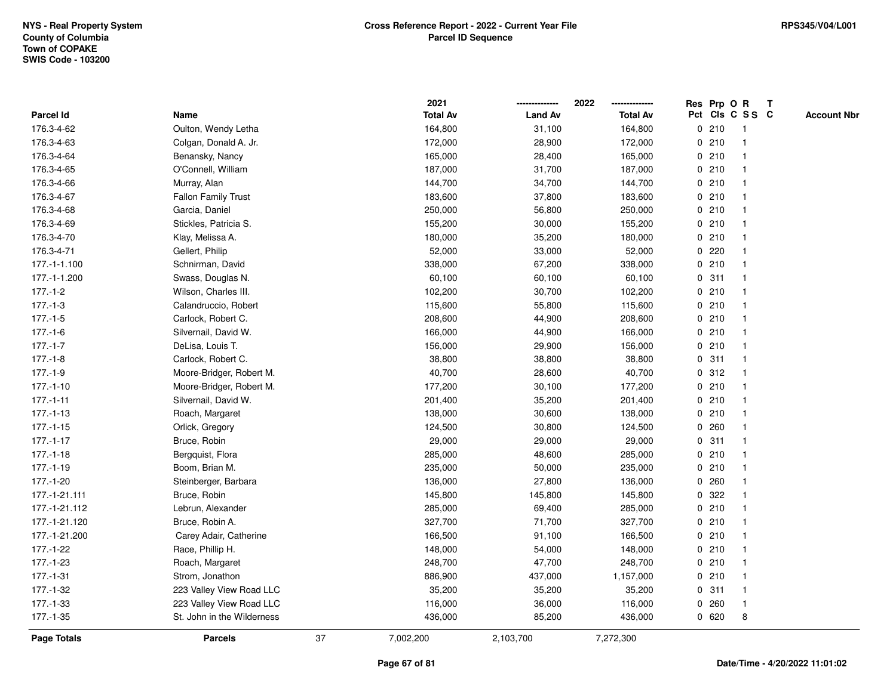NYS - Real Property System
County of Columbia
Town of COPAKE
SWIS Code - 103200

**Cross Reference Report - 2022 - Current Year File**
**Parcel ID Sequence**

RPS345/V04/L001

| Parcel Id | Name | 2021 Total Av | 2022 Land Av | 2022 Total Av | Res Pct | Prp Cls | O C | R SS | T C | Account Nbr |
|---|---|---|---|---|---|---|---|---|---|---|
| 176.3-4-62 | Oulton, Wendy Letha | 164,800 | 31,100 | 164,800 | 0 | 210 | | 1 | | |
| 176.3-4-63 | Colgan, Donald A. Jr. | 172,000 | 28,900 | 172,000 | 0 | 210 | | 1 | | |
| 176.3-4-64 | Benansky, Nancy | 165,000 | 28,400 | 165,000 | 0 | 210 | | 1 | | |
| 176.3-4-65 | O'Connell, William | 187,000 | 31,700 | 187,000 | 0 | 210 | | 1 | | |
| 176.3-4-66 | Murray, Alan | 144,700 | 34,700 | 144,700 | 0 | 210 | | 1 | | |
| 176.3-4-67 | Fallon Family Trust | 183,600 | 37,800 | 183,600 | 0 | 210 | | 1 | | |
| 176.3-4-68 | Garcia, Daniel | 250,000 | 56,800 | 250,000 | 0 | 210 | | 1 | | |
| 176.3-4-69 | Stickles, Patricia S. | 155,200 | 30,000 | 155,200 | 0 | 210 | | 1 | | |
| 176.3-4-70 | Klay, Melissa A. | 180,000 | 35,200 | 180,000 | 0 | 210 | | 1 | | |
| 176.3-4-71 | Gellert, Philip | 52,000 | 33,000 | 52,000 | 0 | 220 | | 1 | | |
| 177.-1-1.100 | Schnirman, David | 338,000 | 67,200 | 338,000 | 0 | 210 | | 1 | | |
| 177.-1-1.200 | Swass, Douglas N. | 60,100 | 60,100 | 60,100 | 0 | 311 | | 1 | | |
| 177.-1-2 | Wilson, Charles III. | 102,200 | 30,700 | 102,200 | 0 | 210 | | 1 | | |
| 177.-1-3 | Calandruccio, Robert | 115,600 | 55,800 | 115,600 | 0 | 210 | | 1 | | |
| 177.-1-5 | Carlock, Robert C. | 208,600 | 44,900 | 208,600 | 0 | 210 | | 1 | | |
| 177.-1-6 | Silvernail, David W. | 166,000 | 44,900 | 166,000 | 0 | 210 | | 1 | | |
| 177.-1-7 | DeLisa, Louis T. | 156,000 | 29,900 | 156,000 | 0 | 210 | | 1 | | |
| 177.-1-8 | Carlock, Robert C. | 38,800 | 38,800 | 38,800 | 0 | 311 | | 1 | | |
| 177.-1-9 | Moore-Bridger, Robert M. | 40,700 | 28,600 | 40,700 | 0 | 312 | | 1 | | |
| 177.-1-10 | Moore-Bridger, Robert M. | 177,200 | 30,100 | 177,200 | 0 | 210 | | 1 | | |
| 177.-1-11 | Silvernail, David W. | 201,400 | 35,200 | 201,400 | 0 | 210 | | 1 | | |
| 177.-1-13 | Roach, Margaret | 138,000 | 30,600 | 138,000 | 0 | 210 | | 1 | | |
| 177.-1-15 | Orlick, Gregory | 124,500 | 30,800 | 124,500 | 0 | 260 | | 1 | | |
| 177.-1-17 | Bruce, Robin | 29,000 | 29,000 | 29,000 | 0 | 311 | | 1 | | |
| 177.-1-18 | Bergquist, Flora | 285,000 | 48,600 | 285,000 | 0 | 210 | | 1 | | |
| 177.-1-19 | Boom, Brian M. | 235,000 | 50,000 | 235,000 | 0 | 210 | | 1 | | |
| 177.-1-20 | Steinberger, Barbara | 136,000 | 27,800 | 136,000 | 0 | 260 | | 1 | | |
| 177.-1-21.111 | Bruce, Robin | 145,800 | 145,800 | 145,800 | 0 | 322 | | 1 | | |
| 177.-1-21.112 | Lebrun, Alexander | 285,000 | 69,400 | 285,000 | 0 | 210 | | 1 | | |
| 177.-1-21.120 | Bruce, Robin A. | 327,700 | 71,700 | 327,700 | 0 | 210 | | 1 | | |
| 177.-1-21.200 | Carey Adair, Catherine | 166,500 | 91,100 | 166,500 | 0 | 210 | | 1 | | |
| 177.-1-22 | Race, Phillip H. | 148,000 | 54,000 | 148,000 | 0 | 210 | | 1 | | |
| 177.-1-23 | Roach, Margaret | 248,700 | 47,700 | 248,700 | 0 | 210 | | 1 | | |
| 177.-1-31 | Strom, Jonathon | 886,900 | 437,000 | 1,157,000 | 0 | 210 | | 1 | | |
| 177.-1-32 | 223 Valley View Road LLC | 35,200 | 35,200 | 35,200 | 0 | 311 | | 1 | | |
| 177.-1-33 | 223 Valley View Road LLC | 116,000 | 36,000 | 116,000 | 0 | 260 | | 1 | | |
| 177.-1-35 | St. John in the Wilderness | 436,000 | 85,200 | 436,000 | 0 | 620 | | 8 | | |
| **Page Totals** | **Parcels** 37 | 7,002,200 | 2,103,700 | 7,272,300 | | | | | | |

Date/Time - 4/20/2022 11:01:02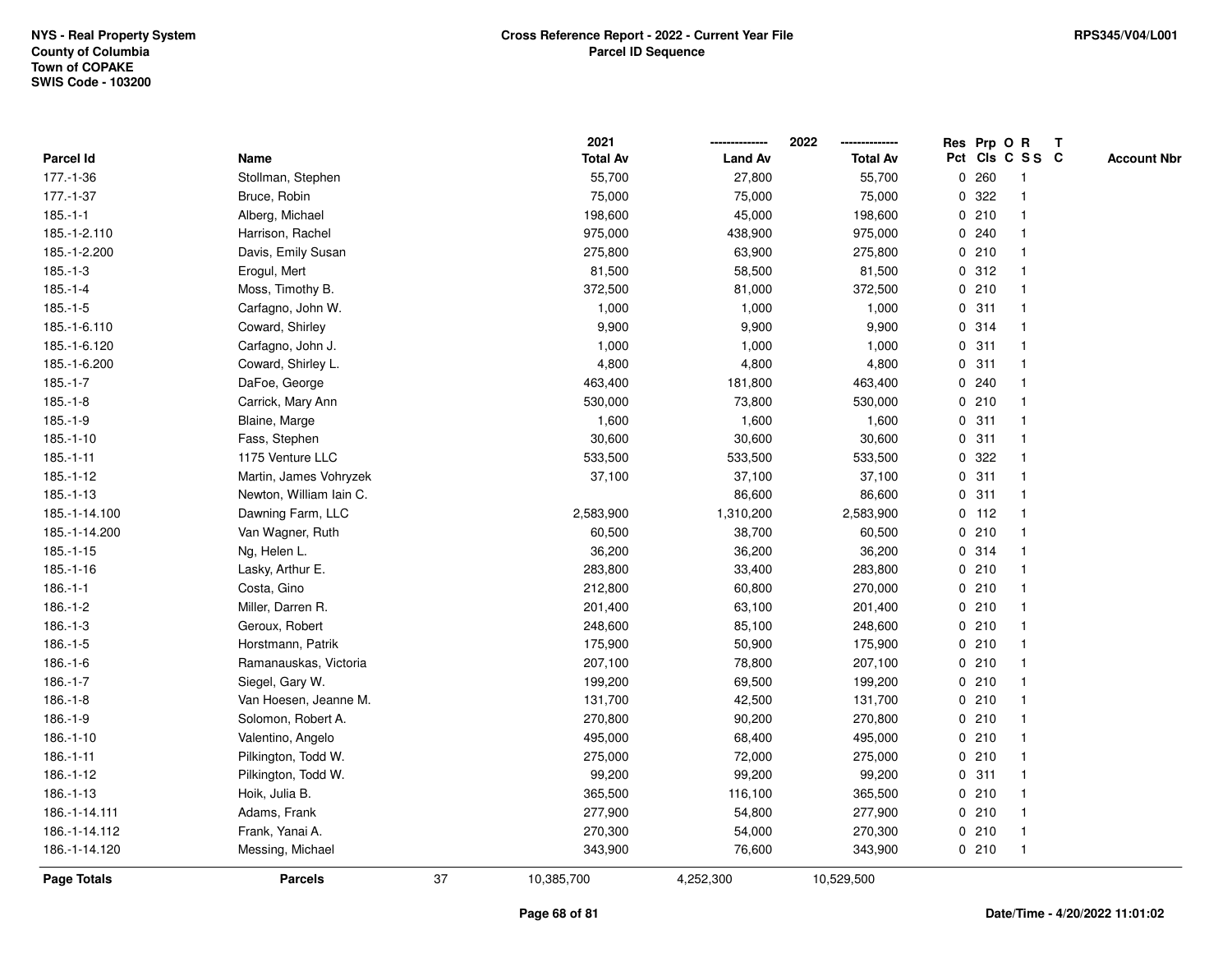NYS - Real Property System
County of Columbia
Town of COPAKE
SWIS Code - 103200

**Cross Reference Report - 2022 - Current Year File**
**Parcel ID Sequence**

RPS345/V04/L001

| Parcel Id | Name | 2021 Total Av | 2022 Land Av | 2022 Total Av | Res Pct | Prp Cls | O C | R S S | T C | Account Nbr |
|---|---|---|---|---|---|---|---|---|---|---|
| 177.-1-36 | Stollman, Stephen | 55,700 | 27,800 | 55,700 | 0 | 260 | | 1 | | |
| 177.-1-37 | Bruce, Robin | 75,000 | 75,000 | 75,000 | 0 | 322 | | 1 | | |
| 185.-1-1 | Alberg, Michael | 198,600 | 45,000 | 198,600 | 0 | 210 | | 1 | | |
| 185.-1-2.110 | Harrison, Rachel | 975,000 | 438,900 | 975,000 | 0 | 240 | | 1 | | |
| 185.-1-2.200 | Davis, Emily Susan | 275,800 | 63,900 | 275,800 | 0 | 210 | | 1 | | |
| 185.-1-3 | Erogul, Mert | 81,500 | 58,500 | 81,500 | 0 | 312 | | 1 | | |
| 185.-1-4 | Moss, Timothy B. | 372,500 | 81,000 | 372,500 | 0 | 210 | | 1 | | |
| 185.-1-5 | Carfagno, John W. | 1,000 | 1,000 | 1,000 | 0 | 311 | | 1 | | |
| 185.-1-6.110 | Coward, Shirley | 9,900 | 9,900 | 9,900 | 0 | 314 | | 1 | | |
| 185.-1-6.120 | Carfagno, John J. | 1,000 | 1,000 | 1,000 | 0 | 311 | | 1 | | |
| 185.-1-6.200 | Coward, Shirley L. | 4,800 | 4,800 | 4,800 | 0 | 311 | | 1 | | |
| 185.-1-7 | DaFoe, George | 463,400 | 181,800 | 463,400 | 0 | 240 | | 1 | | |
| 185.-1-8 | Carrick, Mary Ann | 530,000 | 73,800 | 530,000 | 0 | 210 | | 1 | | |
| 185.-1-9 | Blaine, Marge | 1,600 | 1,600 | 1,600 | 0 | 311 | | 1 | | |
| 185.-1-10 | Fass, Stephen | 30,600 | 30,600 | 30,600 | 0 | 311 | | 1 | | |
| 185.-1-11 | 1175 Venture LLC | 533,500 | 533,500 | 533,500 | 0 | 322 | | 1 | | |
| 185.-1-12 | Martin, James Vohryzek | 37,100 | 37,100 | 37,100 | 0 | 311 | | 1 | | |
| 185.-1-13 | Newton, William Iain C. | | 86,600 | 86,600 | 0 | 311 | | 1 | | |
| 185.-1-14.100 | Dawning Farm, LLC | 2,583,900 | 1,310,200 | 2,583,900 | 0 | 112 | | 1 | | |
| 185.-1-14.200 | Van Wagner, Ruth | 60,500 | 38,700 | 60,500 | 0 | 210 | | 1 | | |
| 185.-1-15 | Ng, Helen L. | 36,200 | 36,200 | 36,200 | 0 | 314 | | 1 | | |
| 185.-1-16 | Lasky, Arthur E. | 283,800 | 33,400 | 283,800 | 0 | 210 | | 1 | | |
| 186.-1-1 | Costa, Gino | 212,800 | 60,800 | 270,000 | 0 | 210 | | 1 | | |
| 186.-1-2 | Miller, Darren R. | 201,400 | 63,100 | 201,400 | 0 | 210 | | 1 | | |
| 186.-1-3 | Geroux, Robert | 248,600 | 85,100 | 248,600 | 0 | 210 | | 1 | | |
| 186.-1-5 | Horstmann, Patrik | 175,900 | 50,900 | 175,900 | 0 | 210 | | 1 | | |
| 186.-1-6 | Ramanauskas, Victoria | 207,100 | 78,800 | 207,100 | 0 | 210 | | 1 | | |
| 186.-1-7 | Siegel, Gary W. | 199,200 | 69,500 | 199,200 | 0 | 210 | | 1 | | |
| 186.-1-8 | Van Hoesen, Jeanne M. | 131,700 | 42,500 | 131,700 | 0 | 210 | | 1 | | |
| 186.-1-9 | Solomon, Robert A. | 270,800 | 90,200 | 270,800 | 0 | 210 | | 1 | | |
| 186.-1-10 | Valentino, Angelo | 495,000 | 68,400 | 495,000 | 0 | 210 | | 1 | | |
| 186.-1-11 | Pilkington, Todd W. | 275,000 | 72,000 | 275,000 | 0 | 210 | | 1 | | |
| 186.-1-12 | Pilkington, Todd W. | 99,200 | 99,200 | 99,200 | 0 | 311 | | 1 | | |
| 186.-1-13 | Hoik, Julia B. | 365,500 | 116,100 | 365,500 | 0 | 210 | | 1 | | |
| 186.-1-14.111 | Adams, Frank | 277,900 | 54,800 | 277,900 | 0 | 210 | | 1 | | |
| 186.-1-14.112 | Frank, Yanai A. | 270,300 | 54,000 | 270,300 | 0 | 210 | | 1 | | |
| 186.-1-14.120 | Messing, Michael | 343,900 | 76,600 | 343,900 | 0 | 210 | | 1 | | |
| **Page Totals** | **Parcels** 37 | 10,385,700 | 4,252,300 | 10,529,500 | | | | | | |

Date/Time - 4/20/2022 11:01:02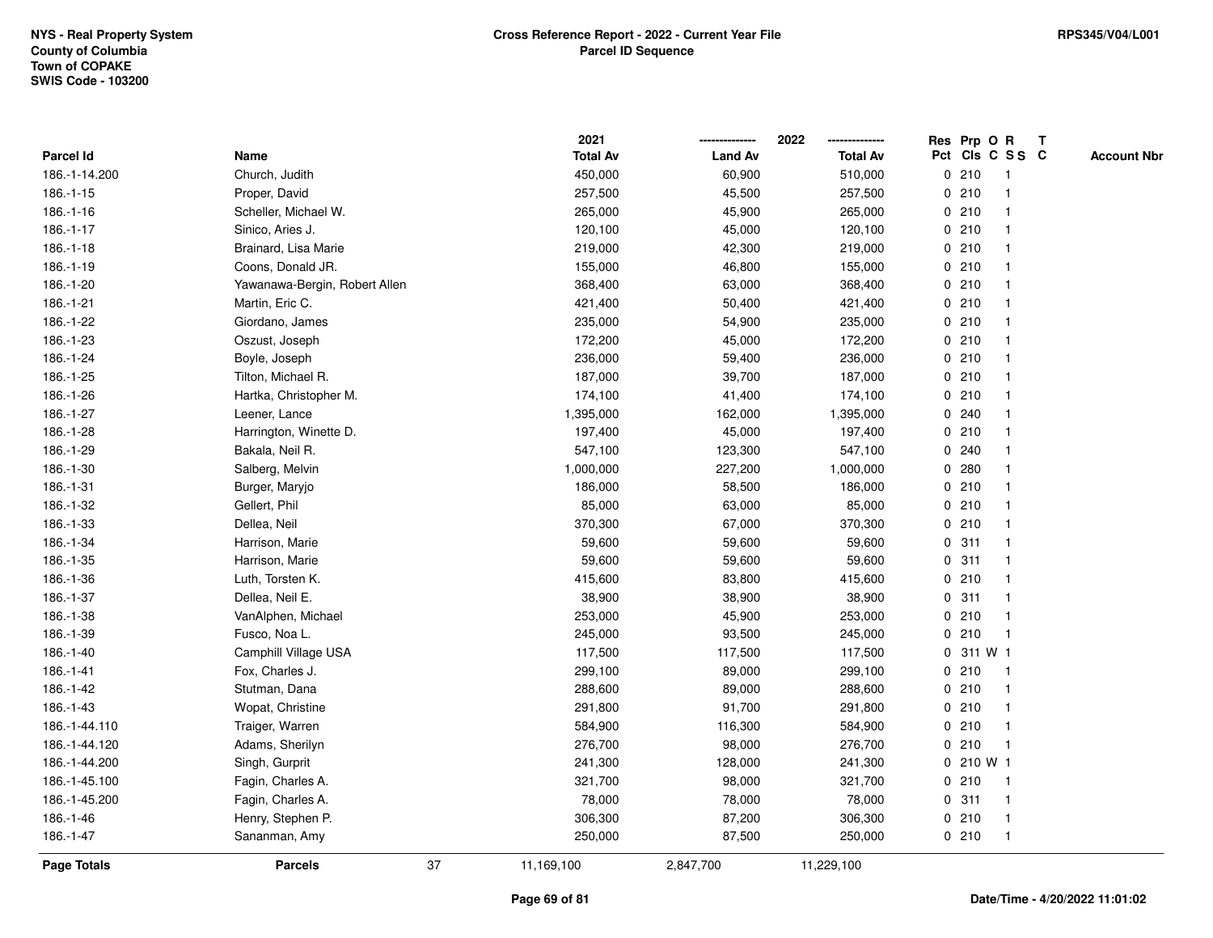NYS - Real Property System
County of Columbia
Town of COPAKE
SWIS Code - 103200

**Cross Reference Report - 2022 - Current Year File**
**Parcel ID Sequence**

RPS345/V04/L001

| Parcel Id | Name | 2021 Total Av | 2022 Land Av | 2022 Total Av | Res Pct | Prp Cls | O C | R S S | T C | Account Nbr |
|---|---|---|---|---|---|---|---|---|---|---|
| 186.-1-14.200 | Church, Judith | 450,000 | 60,900 | 510,000 | 0 | 210 | | 1 | | |
| 186.-1-15 | Proper, David | 257,500 | 45,500 | 257,500 | 0 | 210 | | 1 | | |
| 186.-1-16 | Scheller, Michael W. | 265,000 | 45,900 | 265,000 | 0 | 210 | | 1 | | |
| 186.-1-17 | Sinico, Aries J. | 120,100 | 45,000 | 120,100 | 0 | 210 | | 1 | | |
| 186.-1-18 | Brainard, Lisa Marie | 219,000 | 42,300 | 219,000 | 0 | 210 | | 1 | | |
| 186.-1-19 | Coons, Donald JR. | 155,000 | 46,800 | 155,000 | 0 | 210 | | 1 | | |
| 186.-1-20 | Yawanawa-Bergin, Robert Allen | 368,400 | 63,000 | 368,400 | 0 | 210 | | 1 | | |
| 186.-1-21 | Martin, Eric C. | 421,400 | 50,400 | 421,400 | 0 | 210 | | 1 | | |
| 186.-1-22 | Giordano, James | 235,000 | 54,900 | 235,000 | 0 | 210 | | 1 | | |
| 186.-1-23 | Oszust, Joseph | 172,200 | 45,000 | 172,200 | 0 | 210 | | 1 | | |
| 186.-1-24 | Boyle, Joseph | 236,000 | 59,400 | 236,000 | 0 | 210 | | 1 | | |
| 186.-1-25 | Tilton, Michael R. | 187,000 | 39,700 | 187,000 | 0 | 210 | | 1 | | |
| 186.-1-26 | Hartka, Christopher M. | 174,100 | 41,400 | 174,100 | 0 | 210 | | 1 | | |
| 186.-1-27 | Leener, Lance | 1,395,000 | 162,000 | 1,395,000 | 0 | 240 | | 1 | | |
| 186.-1-28 | Harrington, Winette D. | 197,400 | 45,000 | 197,400 | 0 | 210 | | 1 | | |
| 186.-1-29 | Bakala, Neil R. | 547,100 | 123,300 | 547,100 | 0 | 240 | | 1 | | |
| 186.-1-30 | Salberg, Melvin | 1,000,000 | 227,200 | 1,000,000 | 0 | 280 | | 1 | | |
| 186.-1-31 | Burger, Maryjo | 186,000 | 58,500 | 186,000 | 0 | 210 | | 1 | | |
| 186.-1-32 | Gellert, Phil | 85,000 | 63,000 | 85,000 | 0 | 210 | | 1 | | |
| 186.-1-33 | Dellea, Neil | 370,300 | 67,000 | 370,300 | 0 | 210 | | 1 | | |
| 186.-1-34 | Harrison, Marie | 59,600 | 59,600 | 59,600 | 0 | 311 | | 1 | | |
| 186.-1-35 | Harrison, Marie | 59,600 | 59,600 | 59,600 | 0 | 311 | | 1 | | |
| 186.-1-36 | Luth, Torsten K. | 415,600 | 83,800 | 415,600 | 0 | 210 | | 1 | | |
| 186.-1-37 | Dellea, Neil E. | 38,900 | 38,900 | 38,900 | 0 | 311 | | 1 | | |
| 186.-1-38 | VanAlphen, Michael | 253,000 | 45,900 | 253,000 | 0 | 210 | | 1 | | |
| 186.-1-39 | Fusco, Noa L. | 245,000 | 93,500 | 245,000 | 0 | 210 | | 1 | | |
| 186.-1-40 | Camphill Village USA | 117,500 | 117,500 | 117,500 | 0 | 311 | W | 1 | | |
| 186.-1-41 | Fox, Charles J. | 299,100 | 89,000 | 299,100 | 0 | 210 | | 1 | | |
| 186.-1-42 | Stutman, Dana | 288,600 | 89,000 | 288,600 | 0 | 210 | | 1 | | |
| 186.-1-43 | Wopat, Christine | 291,800 | 91,700 | 291,800 | 0 | 210 | | 1 | | |
| 186.-1-44.110 | Traiger, Warren | 584,900 | 116,300 | 584,900 | 0 | 210 | | 1 | | |
| 186.-1-44.120 | Adams, Sherilyn | 276,700 | 98,000 | 276,700 | 0 | 210 | | 1 | | |
| 186.-1-44.200 | Singh, Gurprit | 241,300 | 128,000 | 241,300 | 0 | 210 | W | 1 | | |
| 186.-1-45.100 | Fagin, Charles A. | 321,700 | 98,000 | 321,700 | 0 | 210 | | 1 | | |
| 186.-1-45.200 | Fagin, Charles A. | 78,000 | 78,000 | 78,000 | 0 | 311 | | 1 | | |
| 186.-1-46 | Henry, Stephen P. | 306,300 | 87,200 | 306,300 | 0 | 210 | | 1 | | |
| 186.-1-47 | Sananman, Amy | 250,000 | 87,500 | 250,000 | 0 | 210 | | 1 | | |
| **Page Totals** | **Parcels** 37 | 11,169,100 | 2,847,700 | 11,229,100 | | | | | | |

Date/Time - 4/20/2022 11:01:02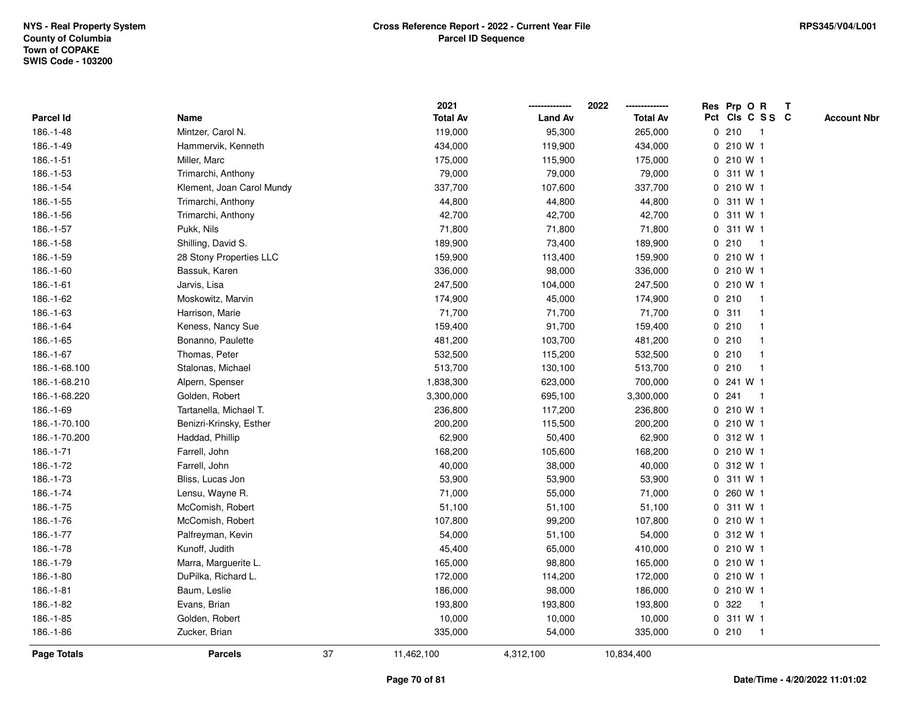NYS - Real Property System
County of Columbia
Town of COPAKE
SWIS Code - 103200

**Cross Reference Report - 2022 - Current Year File**
**Parcel ID Sequence**

RPS345/V04/L001

| Parcel Id | Name | 2021 Total Av | 2022 Land Av | 2022 Total Av | Res Pct | Prp Cls | O C | R SS | T C | Account Nbr |
|---|---|---|---|---|---|---|---|---|---|---|
| 186.-1-48 | Mintzer, Carol N. | 119,000 | 95,300 | 265,000 | 0 | 210 | | 1 | | |
| 186.-1-49 | Hammervik, Kenneth | 434,000 | 119,900 | 434,000 | 0 | 210 | W | 1 | | |
| 186.-1-51 | Miller, Marc | 175,000 | 115,900 | 175,000 | 0 | 210 | W | 1 | | |
| 186.-1-53 | Trimarchi, Anthony | 79,000 | 79,000 | 79,000 | 0 | 311 | W | 1 | | |
| 186.-1-54 | Klement, Joan Carol Mundy | 337,700 | 107,600 | 337,700 | 0 | 210 | W | 1 | | |
| 186.-1-55 | Trimarchi, Anthony | 44,800 | 44,800 | 44,800 | 0 | 311 | W | 1 | | |
| 186.-1-56 | Trimarchi, Anthony | 42,700 | 42,700 | 42,700 | 0 | 311 | W | 1 | | |
| 186.-1-57 | Pukk, Nils | 71,800 | 71,800 | 71,800 | 0 | 311 | W | 1 | | |
| 186.-1-58 | Shilling, David S. | 189,900 | 73,400 | 189,900 | 0 | 210 | | 1 | | |
| 186.-1-59 | 28 Stony Properties LLC | 159,900 | 113,400 | 159,900 | 0 | 210 | W | 1 | | |
| 186.-1-60 | Bassuk, Karen | 336,000 | 98,000 | 336,000 | 0 | 210 | W | 1 | | |
| 186.-1-61 | Jarvis, Lisa | 247,500 | 104,000 | 247,500 | 0 | 210 | W | 1 | | |
| 186.-1-62 | Moskowitz, Marvin | 174,900 | 45,000 | 174,900 | 0 | 210 | | 1 | | |
| 186.-1-63 | Harrison, Marie | 71,700 | 71,700 | 71,700 | 0 | 311 | | 1 | | |
| 186.-1-64 | Keness, Nancy Sue | 159,400 | 91,700 | 159,400 | 0 | 210 | | 1 | | |
| 186.-1-65 | Bonanno, Paulette | 481,200 | 103,700 | 481,200 | 0 | 210 | | 1 | | |
| 186.-1-67 | Thomas, Peter | 532,500 | 115,200 | 532,500 | 0 | 210 | | 1 | | |
| 186.-1-68.100 | Stalonas, Michael | 513,700 | 130,100 | 513,700 | 0 | 210 | | 1 | | |
| 186.-1-68.210 | Alpern, Spenser | 1,838,300 | 623,000 | 700,000 | 0 | 241 | W | 1 | | |
| 186.-1-68.220 | Golden, Robert | 3,300,000 | 695,100 | 3,300,000 | 0 | 241 | | 1 | | |
| 186.-1-69 | Tartanella, Michael T. | 236,800 | 117,200 | 236,800 | 0 | 210 | W | 1 | | |
| 186.-1-70.100 | Benizri-Krinsky, Esther | 200,200 | 115,500 | 200,200 | 0 | 210 | W | 1 | | |
| 186.-1-70.200 | Haddad, Phillip | 62,900 | 50,400 | 62,900 | 0 | 312 | W | 1 | | |
| 186.-1-71 | Farrell, John | 168,200 | 105,600 | 168,200 | 0 | 210 | W | 1 | | |
| 186.-1-72 | Farrell, John | 40,000 | 38,000 | 40,000 | 0 | 312 | W | 1 | | |
| 186.-1-73 | Bliss, Lucas Jon | 53,900 | 53,900 | 53,900 | 0 | 311 | W | 1 | | |
| 186.-1-74 | Lensu, Wayne R. | 71,000 | 55,000 | 71,000 | 0 | 260 | W | 1 | | |
| 186.-1-75 | McComish, Robert | 51,100 | 51,100 | 51,100 | 0 | 311 | W | 1 | | |
| 186.-1-76 | McComish, Robert | 107,800 | 99,200 | 107,800 | 0 | 210 | W | 1 | | |
| 186.-1-77 | Palfreyman, Kevin | 54,000 | 51,100 | 54,000 | 0 | 312 | W | 1 | | |
| 186.-1-78 | Kunoff, Judith | 45,400 | 65,000 | 410,000 | 0 | 210 | W | 1 | | |
| 186.-1-79 | Marra, Marguerite L. | 165,000 | 98,800 | 165,000 | 0 | 210 | W | 1 | | |
| 186.-1-80 | DuPilka, Richard L. | 172,000 | 114,200 | 172,000 | 0 | 210 | W | 1 | | |
| 186.-1-81 | Baum, Leslie | 186,000 | 98,000 | 186,000 | 0 | 210 | W | 1 | | |
| 186.-1-82 | Evans, Brian | 193,800 | 193,800 | 193,800 | 0 | 322 | | 1 | | |
| 186.-1-85 | Golden, Robert | 10,000 | 10,000 | 10,000 | 0 | 311 | W | 1 | | |
| 186.-1-86 | Zucker, Brian | 335,000 | 54,000 | 335,000 | 0 | 210 | | 1 | | |
| **Page Totals** | **Parcels** 37 | 11,462,100 | 4,312,100 | 10,834,400 | | | | | | |

Date/Time - 4/20/2022 11:01:02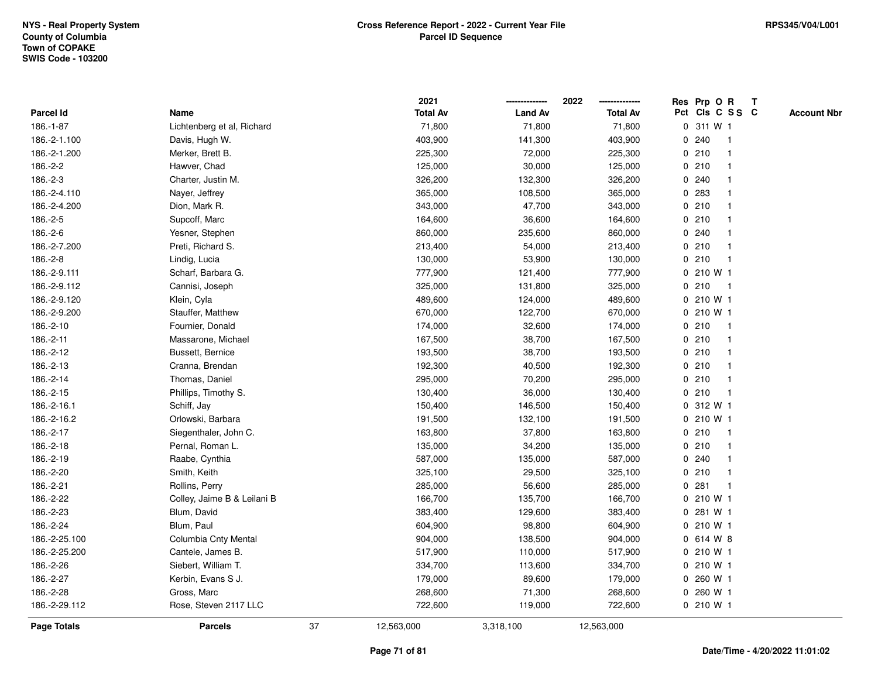NYS - Real Property System
County of Columbia
Town of COPAKE
SWIS Code - 103200

**Cross Reference Report - 2022 - Current Year File**
**Parcel ID Sequence**

RPS345/V04/L001

| Parcel Id | Name | 2021 Total Av | 2022 Land Av | 2022 Total Av | Res Pct | Prp Cls | O C | R S S | T C | Account Nbr |
|---|---|---|---|---|---|---|---|---|---|---|
| 186.-1-87 | Lichtenberg et al, Richard | 71,800 | 71,800 | 71,800 | 0 | 311 | W | 1 | | |
| 186.-2-1.100 | Davis, Hugh W. | 403,900 | 141,300 | 403,900 | 0 | 240 | | 1 | | |
| 186.-2-1.200 | Merker, Brett B. | 225,300 | 72,000 | 225,300 | 0 | 210 | | 1 | | |
| 186.-2-2 | Hawver, Chad | 125,000 | 30,000 | 125,000 | 0 | 210 | | 1 | | |
| 186.-2-3 | Charter, Justin M. | 326,200 | 132,300 | 326,200 | 0 | 240 | | 1 | | |
| 186.-2-4.110 | Nayer, Jeffrey | 365,000 | 108,500 | 365,000 | 0 | 283 | | 1 | | |
| 186.-2-4.200 | Dion, Mark R. | 343,000 | 47,700 | 343,000 | 0 | 210 | | 1 | | |
| 186.-2-5 | Supcoff, Marc | 164,600 | 36,600 | 164,600 | 0 | 210 | | 1 | | |
| 186.-2-6 | Yesner, Stephen | 860,000 | 235,600 | 860,000 | 0 | 240 | | 1 | | |
| 186.-2-7.200 | Preti, Richard S. | 213,400 | 54,000 | 213,400 | 0 | 210 | | 1 | | |
| 186.-2-8 | Lindig, Lucia | 130,000 | 53,900 | 130,000 | 0 | 210 | | 1 | | |
| 186.-2-9.111 | Scharf, Barbara G. | 777,900 | 121,400 | 777,900 | 0 | 210 | W | 1 | | |
| 186.-2-9.112 | Cannisi, Joseph | 325,000 | 131,800 | 325,000 | 0 | 210 | | 1 | | |
| 186.-2-9.120 | Klein, Cyla | 489,600 | 124,000 | 489,600 | 0 | 210 | W | 1 | | |
| 186.-2-9.200 | Stauffer, Matthew | 670,000 | 122,700 | 670,000 | 0 | 210 | W | 1 | | |
| 186.-2-10 | Fournier, Donald | 174,000 | 32,600 | 174,000 | 0 | 210 | | 1 | | |
| 186.-2-11 | Massarone, Michael | 167,500 | 38,700 | 167,500 | 0 | 210 | | 1 | | |
| 186.-2-12 | Bussett, Bernice | 193,500 | 38,700 | 193,500 | 0 | 210 | | 1 | | |
| 186.-2-13 | Cranna, Brendan | 192,300 | 40,500 | 192,300 | 0 | 210 | | 1 | | |
| 186.-2-14 | Thomas, Daniel | 295,000 | 70,200 | 295,000 | 0 | 210 | | 1 | | |
| 186.-2-15 | Phillips, Timothy S. | 130,400 | 36,000 | 130,400 | 0 | 210 | | 1 | | |
| 186.-2-16.1 | Schiff, Jay | 150,400 | 146,500 | 150,400 | 0 | 312 | W | 1 | | |
| 186.-2-16.2 | Orlowski, Barbara | 191,500 | 132,100 | 191,500 | 0 | 210 | W | 1 | | |
| 186.-2-17 | Siegenthaler, John C. | 163,800 | 37,800 | 163,800 | 0 | 210 | | 1 | | |
| 186.-2-18 | Pernal, Roman L. | 135,000 | 34,200 | 135,000 | 0 | 210 | | 1 | | |
| 186.-2-19 | Raabe, Cynthia | 587,000 | 135,000 | 587,000 | 0 | 240 | | 1 | | |
| 186.-2-20 | Smith, Keith | 325,100 | 29,500 | 325,100 | 0 | 210 | | 1 | | |
| 186.-2-21 | Rollins, Perry | 285,000 | 56,600 | 285,000 | 0 | 281 | | 1 | | |
| 186.-2-22 | Colley, Jaime B & Leilani B | 166,700 | 135,700 | 166,700 | 0 | 210 | W | 1 | | |
| 186.-2-23 | Blum, David | 383,400 | 129,600 | 383,400 | 0 | 281 | W | 1 | | |
| 186.-2-24 | Blum, Paul | 604,900 | 98,800 | 604,900 | 0 | 210 | W | 1 | | |
| 186.-2-25.100 | Columbia Cnty Mental | 904,000 | 138,500 | 904,000 | 0 | 614 | W | 8 | | |
| 186.-2-25.200 | Cantele, James B. | 517,900 | 110,000 | 517,900 | 0 | 210 | W | 1 | | |
| 186.-2-26 | Siebert, William T. | 334,700 | 113,600 | 334,700 | 0 | 210 | W | 1 | | |
| 186.-2-27 | Kerbin, Evans S J. | 179,000 | 89,600 | 179,000 | 0 | 260 | W | 1 | | |
| 186.-2-28 | Gross, Marc | 268,600 | 71,300 | 268,600 | 0 | 260 | W | 1 | | |
| 186.-2-29.112 | Rose, Steven 2117 LLC | 722,600 | 119,000 | 722,600 | 0 | 210 | W | 1 | | |
| **Page Totals** | **Parcels** 37 | 12,563,000 | 3,318,100 | 12,563,000 | | | | | | |

**Date/Time - 4/20/2022 11:01:02**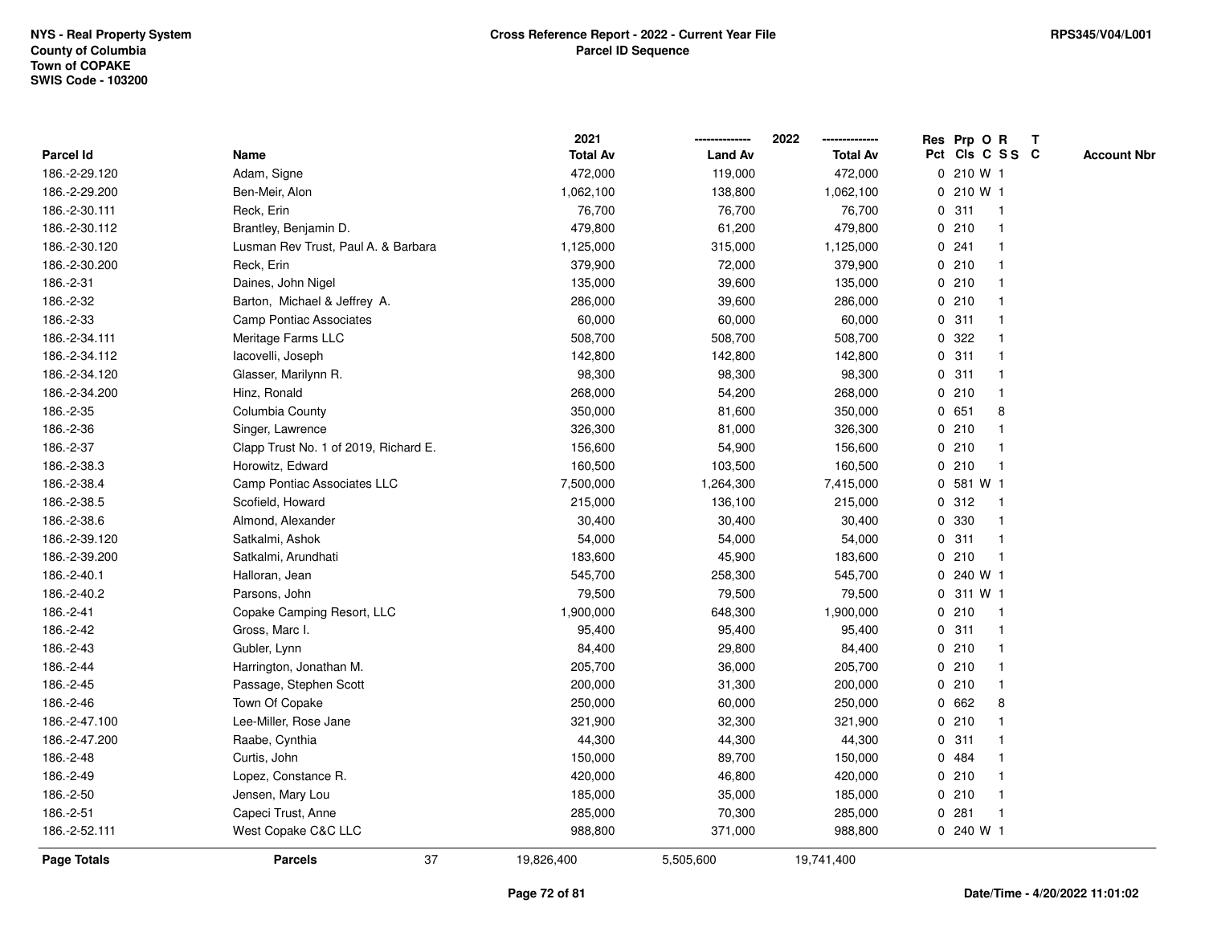NYS - Real Property System
County of Columbia
Town of COPAKE
SWIS Code - 103200

**Cross Reference Report - 2022 - Current Year File**
**Parcel ID Sequence**

RPS345/V04/L001

| Parcel Id | Name | 2021 Total Av | 2022 Land Av | 2022 Total Av | Res Pct | Prp Cls | O C | R S S | T C | Account Nbr |
|---|---|---|---|---|---|---|---|---|---|---|
| 186.-2-29.120 | Adam, Signe | 472,000 | 119,000 | 472,000 | 0 | 210 | W | 1 | | |
| 186.-2-29.200 | Ben-Meir, Alon | 1,062,100 | 138,800 | 1,062,100 | 0 | 210 | W | 1 | | |
| 186.-2-30.111 | Reck, Erin | 76,700 | 76,700 | 76,700 | 0 | 311 | | 1 | | |
| 186.-2-30.112 | Brantley, Benjamin D. | 479,800 | 61,200 | 479,800 | 0 | 210 | | 1 | | |
| 186.-2-30.120 | Lusman Rev Trust, Paul A. & Barbara | 1,125,000 | 315,000 | 1,125,000 | 0 | 241 | | 1 | | |
| 186.-2-30.200 | Reck, Erin | 379,900 | 72,000 | 379,900 | 0 | 210 | | 1 | | |
| 186.-2-31 | Daines, John Nigel | 135,000 | 39,600 | 135,000 | 0 | 210 | | 1 | | |
| 186.-2-32 | Barton, Michael & Jeffrey A. | 286,000 | 39,600 | 286,000 | 0 | 210 | | 1 | | |
| 186.-2-33 | Camp Pontiac Associates | 60,000 | 60,000 | 60,000 | 0 | 311 | | 1 | | |
| 186.-2-34.111 | Meritage Farms LLC | 508,700 | 508,700 | 508,700 | 0 | 322 | | 1 | | |
| 186.-2-34.112 | Iacovelli, Joseph | 142,800 | 142,800 | 142,800 | 0 | 311 | | 1 | | |
| 186.-2-34.120 | Glasser, Marilynn R. | 98,300 | 98,300 | 98,300 | 0 | 311 | | 1 | | |
| 186.-2-34.200 | Hinz, Ronald | 268,000 | 54,200 | 268,000 | 0 | 210 | | 1 | | |
| 186.-2-35 | Columbia County | 350,000 | 81,600 | 350,000 | 0 | 651 | | 8 | | |
| 186.-2-36 | Singer, Lawrence | 326,300 | 81,000 | 326,300 | 0 | 210 | | 1 | | |
| 186.-2-37 | Clapp Trust No. 1 of 2019, Richard E. | 156,600 | 54,900 | 156,600 | 0 | 210 | | 1 | | |
| 186.-2-38.3 | Horowitz, Edward | 160,500 | 103,500 | 160,500 | 0 | 210 | | 1 | | |
| 186.-2-38.4 | Camp Pontiac Associates LLC | 7,500,000 | 1,264,300 | 7,415,000 | 0 | 581 | W | 1 | | |
| 186.-2-38.5 | Scofield, Howard | 215,000 | 136,100 | 215,000 | 0 | 312 | | 1 | | |
| 186.-2-38.6 | Almond, Alexander | 30,400 | 30,400 | 30,400 | 0 | 330 | | 1 | | |
| 186.-2-39.120 | Satkalmi, Ashok | 54,000 | 54,000 | 54,000 | 0 | 311 | | 1 | | |
| 186.-2-39.200 | Satkalmi, Arundhati | 183,600 | 45,900 | 183,600 | 0 | 210 | | 1 | | |
| 186.-2-40.1 | Halloran, Jean | 545,700 | 258,300 | 545,700 | 0 | 240 | W | 1 | | |
| 186.-2-40.2 | Parsons, John | 79,500 | 79,500 | 79,500 | 0 | 311 | W | 1 | | |
| 186.-2-41 | Copake Camping Resort, LLC | 1,900,000 | 648,300 | 1,900,000 | 0 | 210 | | 1 | | |
| 186.-2-42 | Gross, Marc I. | 95,400 | 95,400 | 95,400 | 0 | 311 | | 1 | | |
| 186.-2-43 | Gubler, Lynn | 84,400 | 29,800 | 84,400 | 0 | 210 | | 1 | | |
| 186.-2-44 | Harrington, Jonathan M. | 205,700 | 36,000 | 205,700 | 0 | 210 | | 1 | | |
| 186.-2-45 | Passage, Stephen Scott | 200,000 | 31,300 | 200,000 | 0 | 210 | | 1 | | |
| 186.-2-46 | Town Of Copake | 250,000 | 60,000 | 250,000 | 0 | 662 | | 8 | | |
| 186.-2-47.100 | Lee-Miller, Rose Jane | 321,900 | 32,300 | 321,900 | 0 | 210 | | 1 | | |
| 186.-2-47.200 | Raabe, Cynthia | 44,300 | 44,300 | 44,300 | 0 | 311 | | 1 | | |
| 186.-2-48 | Curtis, John | 150,000 | 89,700 | 150,000 | 0 | 484 | | 1 | | |
| 186.-2-49 | Lopez, Constance R. | 420,000 | 46,800 | 420,000 | 0 | 210 | | 1 | | |
| 186.-2-50 | Jensen, Mary Lou | 185,000 | 35,000 | 185,000 | 0 | 210 | | 1 | | |
| 186.-2-51 | Capeci Trust, Anne | 285,000 | 70,300 | 285,000 | 0 | 281 | | 1 | | |
| 186.-2-52.111 | West Copake C&C LLC | 988,800 | 371,000 | 988,800 | 0 | 240 | W | 1 | | |
| **Page Totals** | **Parcels** 37 | 19,826,400 | 5,505,600 | 19,741,400 | | | | | | |

Date/Time - 4/20/2022 11:01:02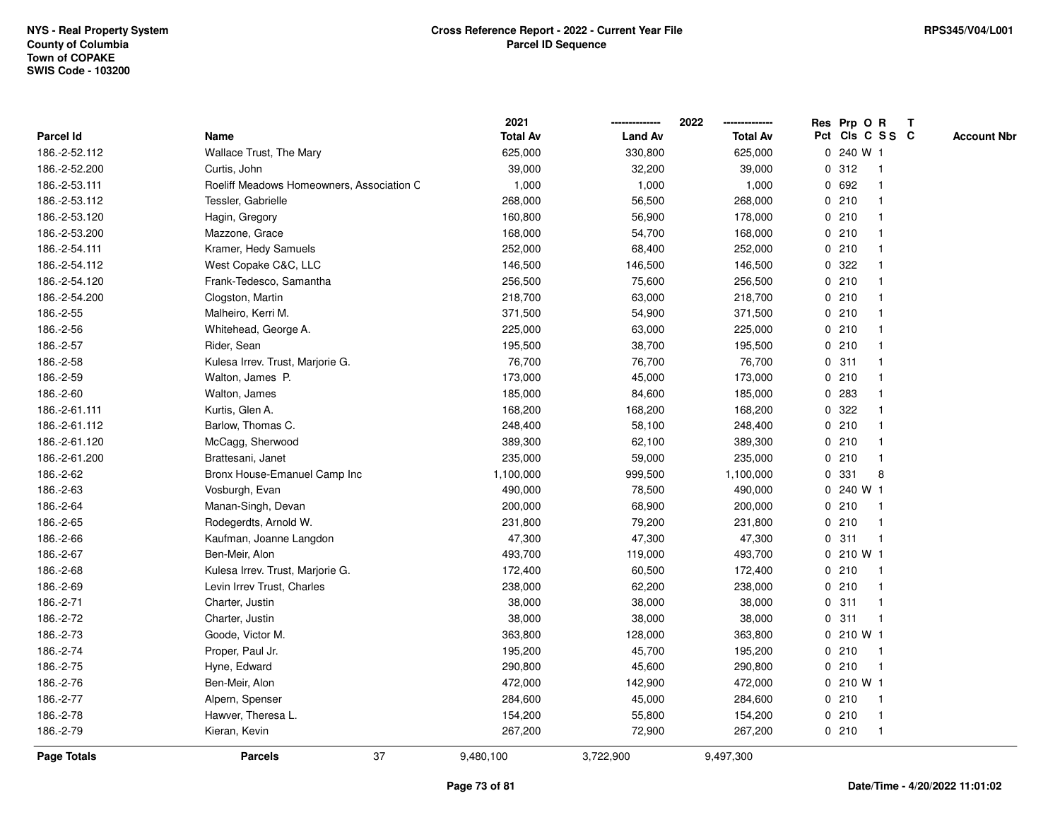NYS - Real Property System
County of Columbia
Town of COPAKE
SWIS Code - 103200

**Cross Reference Report - 2022 - Current Year File**
**Parcel ID Sequence**

RPS345/V04/L001

| Parcel Id | Name | 2021 Total Av | 2022 Land Av | 2022 Total Av | Res Pct | Prp Cls | O C | R S S | T C | Account Nbr |
|---|---|---|---|---|---|---|---|---|---|---|
| 186.-2-52.112 | Wallace Trust, The Mary | 625,000 | 330,800 | 625,000 | 0 | 240 | W | 1 | | |
| 186.-2-52.200 | Curtis, John | 39,000 | 32,200 | 39,000 | 0 | 312 | | 1 | | |
| 186.-2-53.111 | Roeliff Meadows Homeowners, Association C | 1,000 | 1,000 | 1,000 | 0 | 692 | | 1 | | |
| 186.-2-53.112 | Tessler, Gabrielle | 268,000 | 56,500 | 268,000 | 0 | 210 | | 1 | | |
| 186.-2-53.120 | Hagin, Gregory | 160,800 | 56,900 | 178,000 | 0 | 210 | | 1 | | |
| 186.-2-53.200 | Mazzone, Grace | 168,000 | 54,700 | 168,000 | 0 | 210 | | 1 | | |
| 186.-2-54.111 | Kramer, Hedy Samuels | 252,000 | 68,400 | 252,000 | 0 | 210 | | 1 | | |
| 186.-2-54.112 | West Copake C&C, LLC | 146,500 | 146,500 | 146,500 | 0 | 322 | | 1 | | |
| 186.-2-54.120 | Frank-Tedesco, Samantha | 256,500 | 75,600 | 256,500 | 0 | 210 | | 1 | | |
| 186.-2-54.200 | Clogston, Martin | 218,700 | 63,000 | 218,700 | 0 | 210 | | 1 | | |
| 186.-2-55 | Malheiro, Kerri M. | 371,500 | 54,900 | 371,500 | 0 | 210 | | 1 | | |
| 186.-2-56 | Whitehead, George A. | 225,000 | 63,000 | 225,000 | 0 | 210 | | 1 | | |
| 186.-2-57 | Rider, Sean | 195,500 | 38,700 | 195,500 | 0 | 210 | | 1 | | |
| 186.-2-58 | Kulesa Irrev. Trust, Marjorie G. | 76,700 | 76,700 | 76,700 | 0 | 311 | | 1 | | |
| 186.-2-59 | Walton, James P. | 173,000 | 45,000 | 173,000 | 0 | 210 | | 1 | | |
| 186.-2-60 | Walton, James | 185,000 | 84,600 | 185,000 | 0 | 283 | | 1 | | |
| 186.-2-61.111 | Kurtis, Glen A. | 168,200 | 168,200 | 168,200 | 0 | 322 | | 1 | | |
| 186.-2-61.112 | Barlow, Thomas C. | 248,400 | 58,100 | 248,400 | 0 | 210 | | 1 | | |
| 186.-2-61.120 | McCagg, Sherwood | 389,300 | 62,100 | 389,300 | 0 | 210 | | 1 | | |
| 186.-2-61.200 | Brattesani, Janet | 235,000 | 59,000 | 235,000 | 0 | 210 | | 1 | | |
| 186.-2-62 | Bronx House-Emanuel Camp Inc | 1,100,000 | 999,500 | 1,100,000 | 0 | 331 | | 8 | | |
| 186.-2-63 | Vosburgh, Evan | 490,000 | 78,500 | 490,000 | 0 | 240 | W | 1 | | |
| 186.-2-64 | Manan-Singh, Devan | 200,000 | 68,900 | 200,000 | 0 | 210 | | 1 | | |
| 186.-2-65 | Rodegerdts, Arnold W. | 231,800 | 79,200 | 231,800 | 0 | 210 | | 1 | | |
| 186.-2-66 | Kaufman, Joanne Langdon | 47,300 | 47,300 | 47,300 | 0 | 311 | | 1 | | |
| 186.-2-67 | Ben-Meir, Alon | 493,700 | 119,000 | 493,700 | 0 | 210 | W | 1 | | |
| 186.-2-68 | Kulesa Irrev. Trust, Marjorie G. | 172,400 | 60,500 | 172,400 | 0 | 210 | | 1 | | |
| 186.-2-69 | Levin Irrev Trust, Charles | 238,000 | 62,200 | 238,000 | 0 | 210 | | 1 | | |
| 186.-2-71 | Charter, Justin | 38,000 | 38,000 | 38,000 | 0 | 311 | | 1 | | |
| 186.-2-72 | Charter, Justin | 38,000 | 38,000 | 38,000 | 0 | 311 | | 1 | | |
| 186.-2-73 | Goode, Victor M. | 363,800 | 128,000 | 363,800 | 0 | 210 | W | 1 | | |
| 186.-2-74 | Proper, Paul Jr. | 195,200 | 45,700 | 195,200 | 0 | 210 | | 1 | | |
| 186.-2-75 | Hyne, Edward | 290,800 | 45,600 | 290,800 | 0 | 210 | | 1 | | |
| 186.-2-76 | Ben-Meir, Alon | 472,000 | 142,900 | 472,000 | 0 | 210 | W | 1 | | |
| 186.-2-77 | Alpern, Spenser | 284,600 | 45,000 | 284,600 | 0 | 210 | | 1 | | |
| 186.-2-78 | Hawver, Theresa L. | 154,200 | 55,800 | 154,200 | 0 | 210 | | 1 | | |
| 186.-2-79 | Kieran, Kevin | 267,200 | 72,900 | 267,200 | 0 | 210 | | 1 | | |
| **Page Totals** | **Parcels** 37 | 9,480,100 | 3,722,900 | 9,497,300 | | | | | | |

Date/Time - 4/20/2022 11:01:02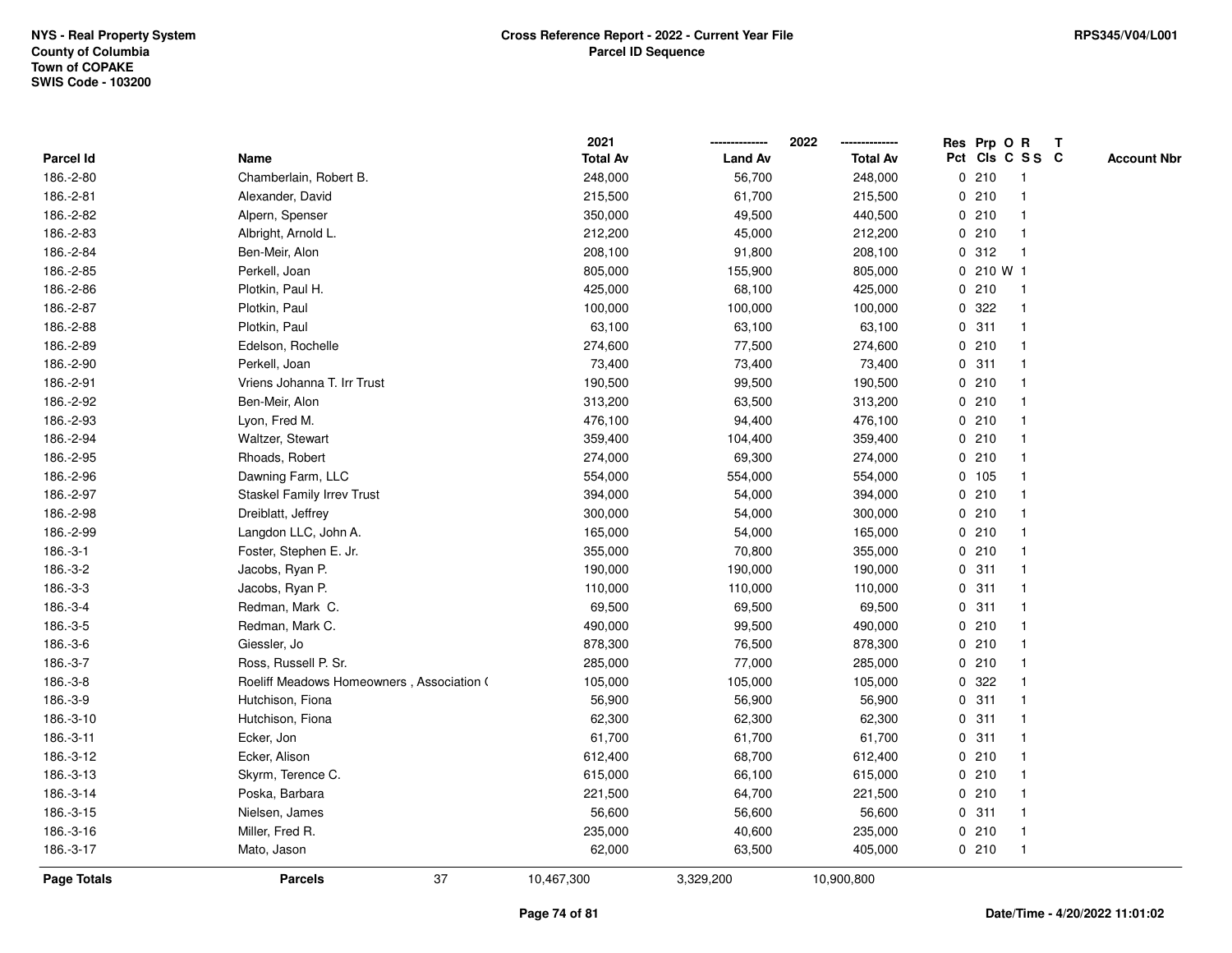NYS - Real Property System
County of Columbia
Town of COPAKE
SWIS Code - 103200

**Cross Reference Report - 2022 - Current Year File**
**Parcel ID Sequence**

RPS345/V04/L001

| Parcel Id | Name | 2021 Total Av | 2022 Land Av | 2022 Total Av | Res Pct | Prp Cls | O C | R S S | T C | Account Nbr |
|---|---|---|---|---|---|---|---|---|---|---|
| 186.-2-80 | Chamberlain, Robert B. | 248,000 | 56,700 | 248,000 | 0 | 210 | | 1 | | |
| 186.-2-81 | Alexander, David | 215,500 | 61,700 | 215,500 | 0 | 210 | | 1 | | |
| 186.-2-82 | Alpern, Spenser | 350,000 | 49,500 | 440,500 | 0 | 210 | | 1 | | |
| 186.-2-83 | Albright, Arnold L. | 212,200 | 45,000 | 212,200 | 0 | 210 | | 1 | | |
| 186.-2-84 | Ben-Meir, Alon | 208,100 | 91,800 | 208,100 | 0 | 312 | | 1 | | |
| 186.-2-85 | Perkell, Joan | 805,000 | 155,900 | 805,000 | 0 | 210 | W | 1 | | |
| 186.-2-86 | Plotkin, Paul H. | 425,000 | 68,100 | 425,000 | 0 | 210 | | 1 | | |
| 186.-2-87 | Plotkin, Paul | 100,000 | 100,000 | 100,000 | 0 | 322 | | 1 | | |
| 186.-2-88 | Plotkin, Paul | 63,100 | 63,100 | 63,100 | 0 | 311 | | 1 | | |
| 186.-2-89 | Edelson, Rochelle | 274,600 | 77,500 | 274,600 | 0 | 210 | | 1 | | |
| 186.-2-90 | Perkell, Joan | 73,400 | 73,400 | 73,400 | 0 | 311 | | 1 | | |
| 186.-2-91 | Vriens Johanna T. Irr Trust | 190,500 | 99,500 | 190,500 | 0 | 210 | | 1 | | |
| 186.-2-92 | Ben-Meir, Alon | 313,200 | 63,500 | 313,200 | 0 | 210 | | 1 | | |
| 186.-2-93 | Lyon, Fred M. | 476,100 | 94,400 | 476,100 | 0 | 210 | | 1 | | |
| 186.-2-94 | Waltzer, Stewart | 359,400 | 104,400 | 359,400 | 0 | 210 | | 1 | | |
| 186.-2-95 | Rhoads, Robert | 274,000 | 69,300 | 274,000 | 0 | 210 | | 1 | | |
| 186.-2-96 | Dawning Farm, LLC | 554,000 | 554,000 | 554,000 | 0 | 105 | | 1 | | |
| 186.-2-97 | Staskel Family Irrev Trust | 394,000 | 54,000 | 394,000 | 0 | 210 | | 1 | | |
| 186.-2-98 | Dreiblatt, Jeffrey | 300,000 | 54,000 | 300,000 | 0 | 210 | | 1 | | |
| 186.-2-99 | Langdon LLC, John A. | 165,000 | 54,000 | 165,000 | 0 | 210 | | 1 | | |
| 186.-3-1 | Foster, Stephen E. Jr. | 355,000 | 70,800 | 355,000 | 0 | 210 | | 1 | | |
| 186.-3-2 | Jacobs, Ryan P. | 190,000 | 190,000 | 190,000 | 0 | 311 | | 1 | | |
| 186.-3-3 | Jacobs, Ryan P. | 110,000 | 110,000 | 110,000 | 0 | 311 | | 1 | | |
| 186.-3-4 | Redman, Mark C. | 69,500 | 69,500 | 69,500 | 0 | 311 | | 1 | | |
| 186.-3-5 | Redman, Mark C. | 490,000 | 99,500 | 490,000 | 0 | 210 | | 1 | | |
| 186.-3-6 | Giessler, Jo | 878,300 | 76,500 | 878,300 | 0 | 210 | | 1 | | |
| 186.-3-7 | Ross, Russell P. Sr. | 285,000 | 77,000 | 285,000 | 0 | 210 | | 1 | | |
| 186.-3-8 | Roeliff Meadows Homeowners , Association ( | 105,000 | 105,000 | 105,000 | 0 | 322 | | 1 | | |
| 186.-3-9 | Hutchison, Fiona | 56,900 | 56,900 | 56,900 | 0 | 311 | | 1 | | |
| 186.-3-10 | Hutchison, Fiona | 62,300 | 62,300 | 62,300 | 0 | 311 | | 1 | | |
| 186.-3-11 | Ecker, Jon | 61,700 | 61,700 | 61,700 | 0 | 311 | | 1 | | |
| 186.-3-12 | Ecker, Alison | 612,400 | 68,700 | 612,400 | 0 | 210 | | 1 | | |
| 186.-3-13 | Skyrm, Terence C. | 615,000 | 66,100 | 615,000 | 0 | 210 | | 1 | | |
| 186.-3-14 | Poska, Barbara | 221,500 | 64,700 | 221,500 | 0 | 210 | | 1 | | |
| 186.-3-15 | Nielsen, James | 56,600 | 56,600 | 56,600 | 0 | 311 | | 1 | | |
| 186.-3-16 | Miller, Fred R. | 235,000 | 40,600 | 235,000 | 0 | 210 | | 1 | | |
| 186.-3-17 | Mato, Jason | 62,000 | 63,500 | 405,000 | 0 | 210 | | 1 | | |
| **Page Totals** | **Parcels** 37 | 10,467,300 | 3,329,200 | 10,900,800 | | | | | | |

Date/Time - 4/20/2022 11:01:02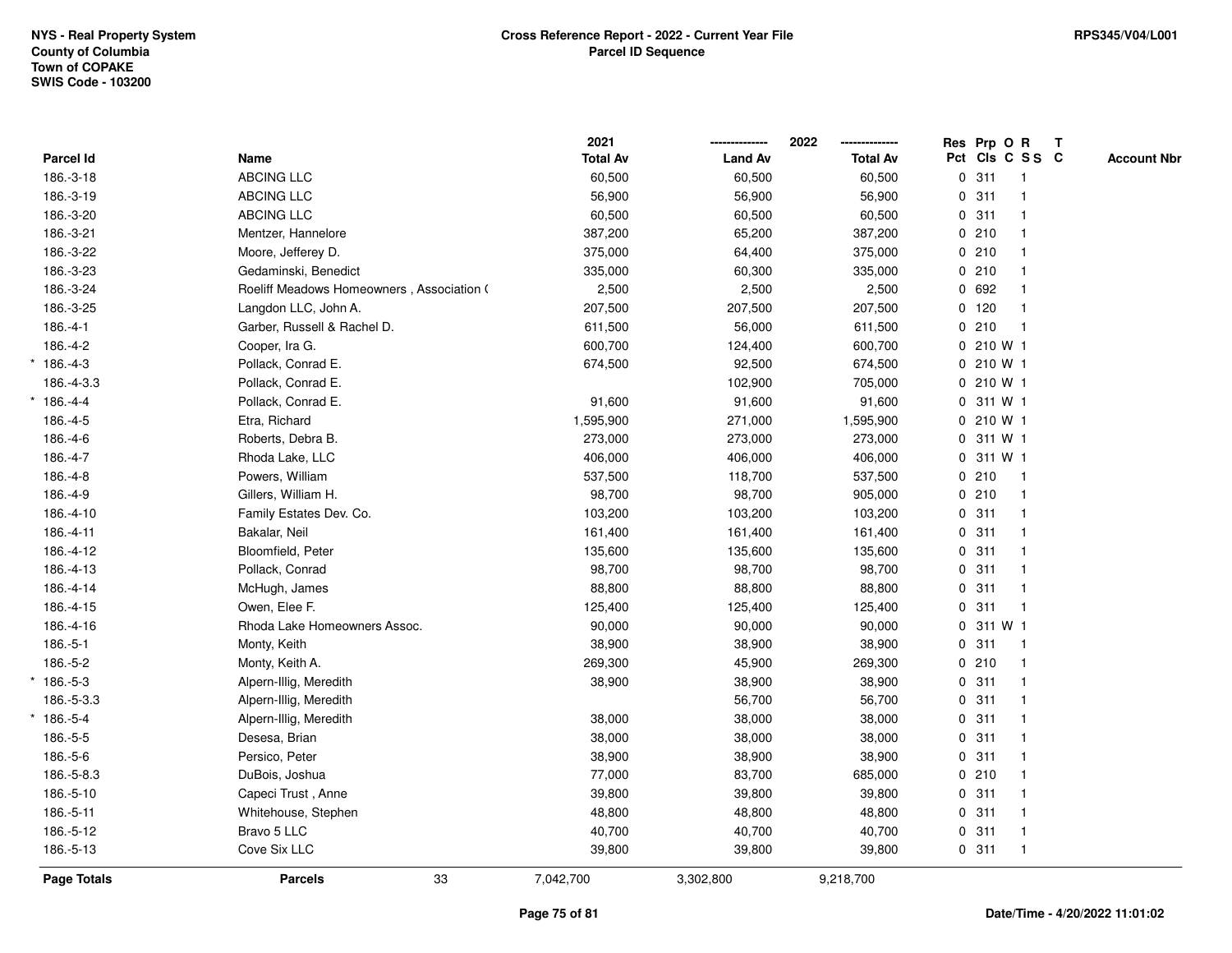NYS - Real Property System
County of Columbia
Town of COPAKE
SWIS Code - 103200

**Cross Reference Report - 2022 - Current Year File**
**Parcel ID Sequence**

RPS345/V04/L001

| Parcel Id | Name | 2021 Total Av | 2022 Land Av | 2022 Total Av | Res Pct | Prp Cls | O C | R S S | T C | Account Nbr |
|---|---|---|---|---|---|---|---|---|---|---|
| 186.-3-18 | ABCING LLC | 60,500 | 60,500 | 60,500 | 0 | 311 | | 1 | | |
| 186.-3-19 | ABCING LLC | 56,900 | 56,900 | 56,900 | 0 | 311 | | 1 | | |
| 186.-3-20 | ABCING LLC | 60,500 | 60,500 | 60,500 | 0 | 311 | | 1 | | |
| 186.-3-21 | Mentzer, Hannelore | 387,200 | 65,200 | 387,200 | 0 | 210 | | 1 | | |
| 186.-3-22 | Moore, Jefferey D. | 375,000 | 64,400 | 375,000 | 0 | 210 | | 1 | | |
| 186.-3-23 | Gedaminski, Benedict | 335,000 | 60,300 | 335,000 | 0 | 210 | | 1 | | |
| 186.-3-24 | Roeliff Meadows Homeowners , Association ( | 2,500 | 2,500 | 2,500 | 0 | 692 | | 1 | | |
| 186.-3-25 | Langdon LLC, John A. | 207,500 | 207,500 | 207,500 | 0 | 120 | | 1 | | |
| 186.-4-1 | Garber, Russell & Rachel D. | 611,500 | 56,000 | 611,500 | 0 | 210 | | 1 | | |
| 186.-4-2 | Cooper, Ira G. | 600,700 | 124,400 | 600,700 | 0 | 210 | W | 1 | | |
| * 186.-4-3 | Pollack, Conrad E. | 674,500 | 92,500 | 674,500 | 0 | 210 | W | 1 | | |
| 186.-4-3.3 | Pollack, Conrad E. | | 102,900 | 705,000 | 0 | 210 | W | 1 | | |
| * 186.-4-4 | Pollack, Conrad E. | 91,600 | 91,600 | 91,600 | 0 | 311 | W | 1 | | |
| 186.-4-5 | Etra, Richard | 1,595,900 | 271,000 | 1,595,900 | 0 | 210 | W | 1 | | |
| 186.-4-6 | Roberts, Debra B. | 273,000 | 273,000 | 273,000 | 0 | 311 | W | 1 | | |
| 186.-4-7 | Rhoda Lake, LLC | 406,000 | 406,000 | 406,000 | 0 | 311 | W | 1 | | |
| 186.-4-8 | Powers, William | 537,500 | 118,700 | 537,500 | 0 | 210 | | 1 | | |
| 186.-4-9 | Gillers, William H. | 98,700 | 98,700 | 905,000 | 0 | 210 | | 1 | | |
| 186.-4-10 | Family Estates Dev. Co. | 103,200 | 103,200 | 103,200 | 0 | 311 | | 1 | | |
| 186.-4-11 | Bakalar, Neil | 161,400 | 161,400 | 161,400 | 0 | 311 | | 1 | | |
| 186.-4-12 | Bloomfield, Peter | 135,600 | 135,600 | 135,600 | 0 | 311 | | 1 | | |
| 186.-4-13 | Pollack, Conrad | 98,700 | 98,700 | 98,700 | 0 | 311 | | 1 | | |
| 186.-4-14 | McHugh, James | 88,800 | 88,800 | 88,800 | 0 | 311 | | 1 | | |
| 186.-4-15 | Owen, Elee F. | 125,400 | 125,400 | 125,400 | 0 | 311 | | 1 | | |
| 186.-4-16 | Rhoda Lake Homeowners Assoc. | 90,000 | 90,000 | 90,000 | 0 | 311 | W | 1 | | |
| 186.-5-1 | Monty, Keith | 38,900 | 38,900 | 38,900 | 0 | 311 | | 1 | | |
| 186.-5-2 | Monty, Keith A. | 269,300 | 45,900 | 269,300 | 0 | 210 | | 1 | | |
| * 186.-5-3 | Alpern-Illig, Meredith | 38,900 | 38,900 | 38,900 | 0 | 311 | | 1 | | |
| 186.-5-3.3 | Alpern-Illig, Meredith | | 56,700 | 56,700 | 0 | 311 | | 1 | | |
| * 186.-5-4 | Alpern-Illig, Meredith | 38,000 | 38,000 | 38,000 | 0 | 311 | | 1 | | |
| 186.-5-5 | Desesa, Brian | 38,000 | 38,000 | 38,000 | 0 | 311 | | 1 | | |
| 186.-5-6 | Persico, Peter | 38,900 | 38,900 | 38,900 | 0 | 311 | | 1 | | |
| 186.-5-8.3 | DuBois, Joshua | 77,000 | 83,700 | 685,000 | 0 | 210 | | 1 | | |
| 186.-5-10 | Capeci Trust , Anne | 39,800 | 39,800 | 39,800 | 0 | 311 | | 1 | | |
| 186.-5-11 | Whitehouse, Stephen | 48,800 | 48,800 | 48,800 | 0 | 311 | | 1 | | |
| 186.-5-12 | Bravo 5 LLC | 40,700 | 40,700 | 40,700 | 0 | 311 | | 1 | | |
| 186.-5-13 | Cove Six LLC | 39,800 | 39,800 | 39,800 | 0 | 311 | | 1 | | |
| **Page Totals** | **Parcels** 33 | 7,042,700 | 3,302,800 | 9,218,700 | | | | | | |

Date/Time - 4/20/2022 11:01:02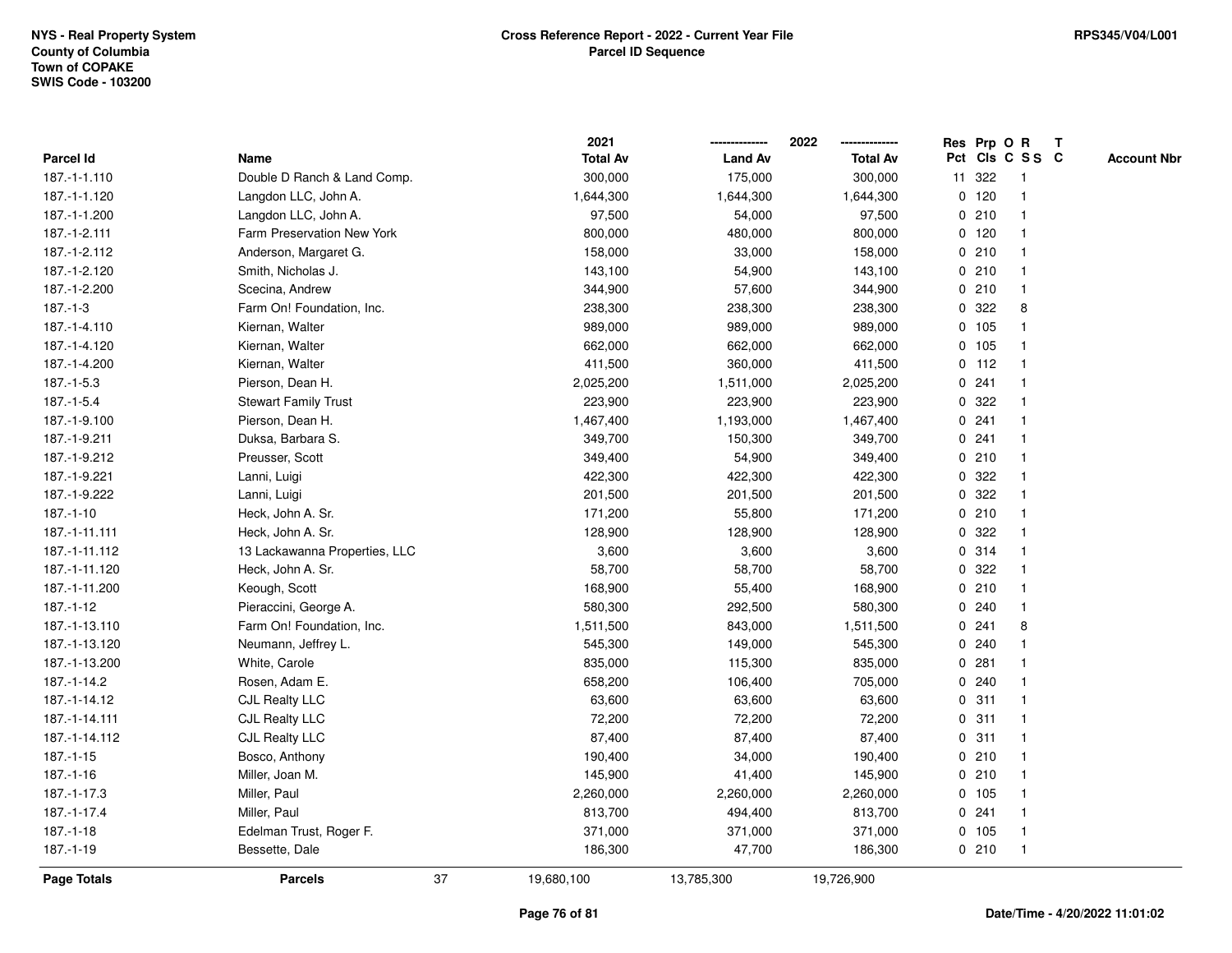NYS - Real Property System
County of Columbia
Town of COPAKE
SWIS Code - 103200

**Cross Reference Report - 2022 - Current Year File**
**Parcel ID Sequence**

RPS345/V04/L001

| Parcel Id | Name | 2021 Total Av | 2022 Land Av | 2022 Total Av | Res Pct | Prp Cls | O C | R SS | T C | Account Nbr |
|---|---|---|---|---|---|---|---|---|---|---|
| 187.-1-1.110 | Double D Ranch & Land Comp. | 300,000 | 175,000 | 300,000 | 11 | 322 | | 1 | | |
| 187.-1-1.120 | Langdon LLC, John A. | 1,644,300 | 1,644,300 | 1,644,300 | 0 | 120 | | 1 | | |
| 187.-1-1.200 | Langdon LLC, John A. | 97,500 | 54,000 | 97,500 | 0 | 210 | | 1 | | |
| 187.-1-2.111 | Farm Preservation New York | 800,000 | 480,000 | 800,000 | 0 | 120 | | 1 | | |
| 187.-1-2.112 | Anderson, Margaret G. | 158,000 | 33,000 | 158,000 | 0 | 210 | | 1 | | |
| 187.-1-2.120 | Smith, Nicholas J. | 143,100 | 54,900 | 143,100 | 0 | 210 | | 1 | | |
| 187.-1-2.200 | Scecina, Andrew | 344,900 | 57,600 | 344,900 | 0 | 210 | | 1 | | |
| 187.-1-3 | Farm On! Foundation, Inc. | 238,300 | 238,300 | 238,300 | 0 | 322 | | 8 | | |
| 187.-1-4.110 | Kiernan, Walter | 989,000 | 989,000 | 989,000 | 0 | 105 | | 1 | | |
| 187.-1-4.120 | Kiernan, Walter | 662,000 | 662,000 | 662,000 | 0 | 105 | | 1 | | |
| 187.-1-4.200 | Kiernan, Walter | 411,500 | 360,000 | 411,500 | 0 | 112 | | 1 | | |
| 187.-1-5.3 | Pierson, Dean H. | 2,025,200 | 1,511,000 | 2,025,200 | 0 | 241 | | 1 | | |
| 187.-1-5.4 | Stewart Family Trust | 223,900 | 223,900 | 223,900 | 0 | 322 | | 1 | | |
| 187.-1-9.100 | Pierson, Dean H. | 1,467,400 | 1,193,000 | 1,467,400 | 0 | 241 | | 1 | | |
| 187.-1-9.211 | Duksa, Barbara S. | 349,700 | 150,300 | 349,700 | 0 | 241 | | 1 | | |
| 187.-1-9.212 | Preusser, Scott | 349,400 | 54,900 | 349,400 | 0 | 210 | | 1 | | |
| 187.-1-9.221 | Lanni, Luigi | 422,300 | 422,300 | 422,300 | 0 | 322 | | 1 | | |
| 187.-1-9.222 | Lanni, Luigi | 201,500 | 201,500 | 201,500 | 0 | 322 | | 1 | | |
| 187.-1-10 | Heck, John A. Sr. | 171,200 | 55,800 | 171,200 | 0 | 210 | | 1 | | |
| 187.-1-11.111 | Heck, John A. Sr. | 128,900 | 128,900 | 128,900 | 0 | 322 | | 1 | | |
| 187.-1-11.112 | 13 Lackawanna Properties, LLC | 3,600 | 3,600 | 3,600 | 0 | 314 | | 1 | | |
| 187.-1-11.120 | Heck, John A. Sr. | 58,700 | 58,700 | 58,700 | 0 | 322 | | 1 | | |
| 187.-1-11.200 | Keough, Scott | 168,900 | 55,400 | 168,900 | 0 | 210 | | 1 | | |
| 187.-1-12 | Pieraccini, George A. | 580,300 | 292,500 | 580,300 | 0 | 240 | | 1 | | |
| 187.-1-13.110 | Farm On! Foundation, Inc. | 1,511,500 | 843,000 | 1,511,500 | 0 | 241 | | 8 | | |
| 187.-1-13.120 | Neumann, Jeffrey L. | 545,300 | 149,000 | 545,300 | 0 | 240 | | 1 | | |
| 187.-1-13.200 | White, Carole | 835,000 | 115,300 | 835,000 | 0 | 281 | | 1 | | |
| 187.-1-14.2 | Rosen, Adam E. | 658,200 | 106,400 | 705,000 | 0 | 240 | | 1 | | |
| 187.-1-14.12 | CJL Realty LLC | 63,600 | 63,600 | 63,600 | 0 | 311 | | 1 | | |
| 187.-1-14.111 | CJL Realty LLC | 72,200 | 72,200 | 72,200 | 0 | 311 | | 1 | | |
| 187.-1-14.112 | CJL Realty LLC | 87,400 | 87,400 | 87,400 | 0 | 311 | | 1 | | |
| 187.-1-15 | Bosco, Anthony | 190,400 | 34,000 | 190,400 | 0 | 210 | | 1 | | |
| 187.-1-16 | Miller, Joan M. | 145,900 | 41,400 | 145,900 | 0 | 210 | | 1 | | |
| 187.-1-17.3 | Miller, Paul | 2,260,000 | 2,260,000 | 2,260,000 | 0 | 105 | | 1 | | |
| 187.-1-17.4 | Miller, Paul | 813,700 | 494,400 | 813,700 | 0 | 241 | | 1 | | |
| 187.-1-18 | Edelman Trust, Roger F. | 371,000 | 371,000 | 371,000 | 0 | 105 | | 1 | | |
| 187.-1-19 | Bessette, Dale | 186,300 | 47,700 | 186,300 | 0 | 210 | | 1 | | |
| **Page Totals** | **Parcels** 37 | 19,680,100 | 13,785,300 | 19,726,900 | | | | | | |

Date/Time - 4/20/2022 11:01:02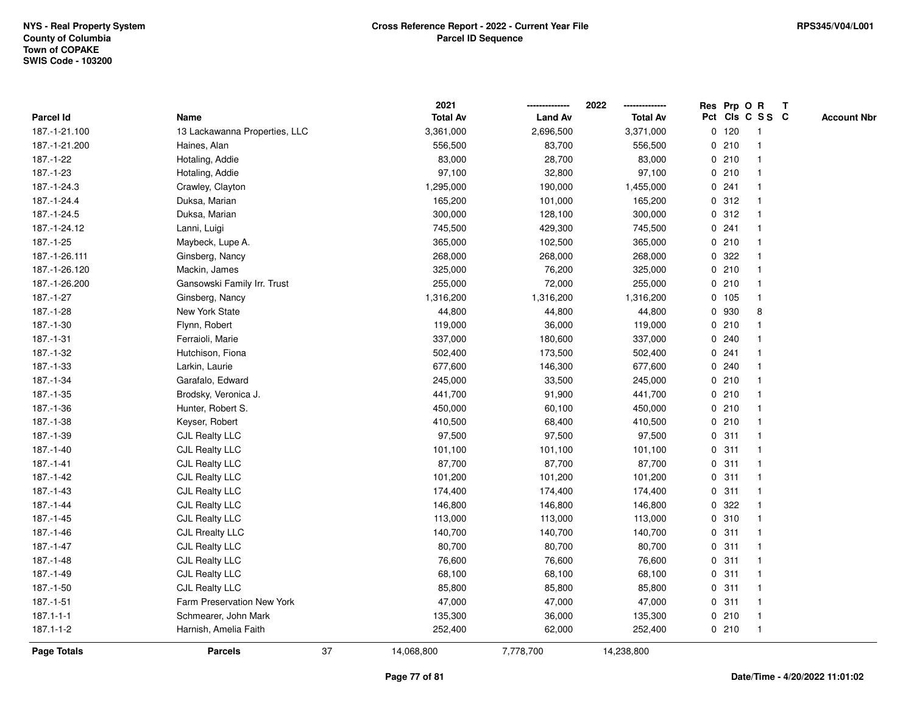NYS - Real Property System
County of Columbia
Town of COPAKE
SWIS Code - 103200

**Cross Reference Report - 2022 - Current Year File**
**Parcel ID Sequence**

RPS345/V04/L001

| Parcel Id | Name | 2021 Total Av | 2022 Land Av | 2022 Total Av | Res Pct | Prp Cls | O C | R S S | T C | Account Nbr |
|---|---|---|---|---|---|---|---|---|---|---|
| 187.-1-21.100 | 13 Lackawanna Properties, LLC | 3,361,000 | 2,696,500 | 3,371,000 | 0 | 120 | | 1 | | |
| 187.-1-21.200 | Haines, Alan | 556,500 | 83,700 | 556,500 | 0 | 210 | | 1 | | |
| 187.-1-22 | Hotaling, Addie | 83,000 | 28,700 | 83,000 | 0 | 210 | | 1 | | |
| 187.-1-23 | Hotaling, Addie | 97,100 | 32,800 | 97,100 | 0 | 210 | | 1 | | |
| 187.-1-24.3 | Crawley, Clayton | 1,295,000 | 190,000 | 1,455,000 | 0 | 241 | | 1 | | |
| 187.-1-24.4 | Duksa, Marian | 165,200 | 101,000 | 165,200 | 0 | 312 | | 1 | | |
| 187.-1-24.5 | Duksa, Marian | 300,000 | 128,100 | 300,000 | 0 | 312 | | 1 | | |
| 187.-1-24.12 | Lanni, Luigi | 745,500 | 429,300 | 745,500 | 0 | 241 | | 1 | | |
| 187.-1-25 | Maybeck, Lupe A. | 365,000 | 102,500 | 365,000 | 0 | 210 | | 1 | | |
| 187.-1-26.111 | Ginsberg, Nancy | 268,000 | 268,000 | 268,000 | 0 | 322 | | 1 | | |
| 187.-1-26.120 | Mackin, James | 325,000 | 76,200 | 325,000 | 0 | 210 | | 1 | | |
| 187.-1-26.200 | Gansowski Family Irr. Trust | 255,000 | 72,000 | 255,000 | 0 | 210 | | 1 | | |
| 187.-1-27 | Ginsberg, Nancy | 1,316,200 | 1,316,200 | 1,316,200 | 0 | 105 | | 1 | | |
| 187.-1-28 | New York State | 44,800 | 44,800 | 44,800 | 0 | 930 | | 8 | | |
| 187.-1-30 | Flynn, Robert | 119,000 | 36,000 | 119,000 | 0 | 210 | | 1 | | |
| 187.-1-31 | Ferraioli, Marie | 337,000 | 180,600 | 337,000 | 0 | 240 | | 1 | | |
| 187.-1-32 | Hutchison, Fiona | 502,400 | 173,500 | 502,400 | 0 | 241 | | 1 | | |
| 187.-1-33 | Larkin, Laurie | 677,600 | 146,300 | 677,600 | 0 | 240 | | 1 | | |
| 187.-1-34 | Garafalo, Edward | 245,000 | 33,500 | 245,000 | 0 | 210 | | 1 | | |
| 187.-1-35 | Brodsky, Veronica J. | 441,700 | 91,900 | 441,700 | 0 | 210 | | 1 | | |
| 187.-1-36 | Hunter, Robert S. | 450,000 | 60,100 | 450,000 | 0 | 210 | | 1 | | |
| 187.-1-38 | Keyser, Robert | 410,500 | 68,400 | 410,500 | 0 | 210 | | 1 | | |
| 187.-1-39 | CJL Realty LLC | 97,500 | 97,500 | 97,500 | 0 | 311 | | 1 | | |
| 187.-1-40 | CJL Realty LLC | 101,100 | 101,100 | 101,100 | 0 | 311 | | 1 | | |
| 187.-1-41 | CJL Realty LLC | 87,700 | 87,700 | 87,700 | 0 | 311 | | 1 | | |
| 187.-1-42 | CJL Realty LLC | 101,200 | 101,200 | 101,200 | 0 | 311 | | 1 | | |
| 187.-1-43 | CJL Realty LLC | 174,400 | 174,400 | 174,400 | 0 | 311 | | 1 | | |
| 187.-1-44 | CJL Realty LLC | 146,800 | 146,800 | 146,800 | 0 | 322 | | 1 | | |
| 187.-1-45 | CJL Realty LLC | 113,000 | 113,000 | 113,000 | 0 | 310 | | 1 | | |
| 187.-1-46 | CJL Rrealty LLC | 140,700 | 140,700 | 140,700 | 0 | 311 | | 1 | | |
| 187.-1-47 | CJL Realty LLC | 80,700 | 80,700 | 80,700 | 0 | 311 | | 1 | | |
| 187.-1-48 | CJL Realty LLC | 76,600 | 76,600 | 76,600 | 0 | 311 | | 1 | | |
| 187.-1-49 | CJL Realty LLC | 68,100 | 68,100 | 68,100 | 0 | 311 | | 1 | | |
| 187.-1-50 | CJL Realty LLC | 85,800 | 85,800 | 85,800 | 0 | 311 | | 1 | | |
| 187.-1-51 | Farm Preservation New York | 47,000 | 47,000 | 47,000 | 0 | 311 | | 1 | | |
| 187.1-1-1 | Schmearer, John Mark | 135,300 | 36,000 | 135,300 | 0 | 210 | | 1 | | |
| 187.1-1-2 | Harnish, Amelia Faith | 252,400 | 62,000 | 252,400 | 0 | 210 | | 1 | | |
| **Page Totals** | **Parcels** 37 | 14,068,800 | 7,778,700 | 14,238,800 | | | | | | |

Date/Time - 4/20/2022 11:01:02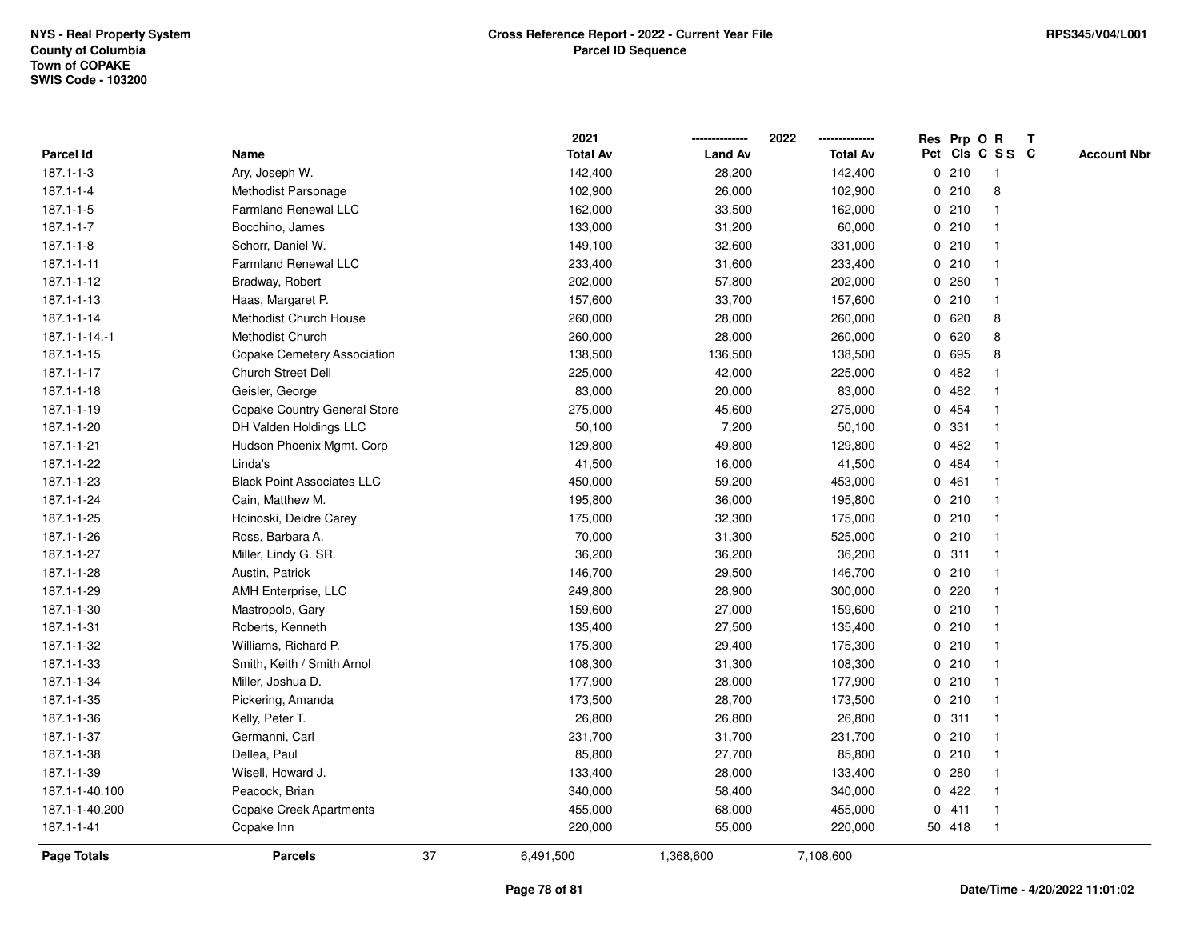NYS - Real Property System
County of Columbia
Town of COPAKE
SWIS Code - 103200

**Cross Reference Report - 2022 - Current Year File**
**Parcel ID Sequence**

RPS345/V04/L001

| Parcel Id | Name | 2021 Total Av | 2022 Land Av | 2022 Total Av | Res Pct | Prp Cls | O C | R SS | T C | Account Nbr |
|---|---|---|---|---|---|---|---|---|---|---|
| 187.1-1-3 | Ary, Joseph W. | 142,400 | 28,200 | 142,400 | 0 | 210 | | 1 | | |
| 187.1-1-4 | Methodist Parsonage | 102,900 | 26,000 | 102,900 | 0 | 210 | | 8 | | |
| 187.1-1-5 | Farmland Renewal LLC | 162,000 | 33,500 | 162,000 | 0 | 210 | | 1 | | |
| 187.1-1-7 | Bocchino, James | 133,000 | 31,200 | 60,000 | 0 | 210 | | 1 | | |
| 187.1-1-8 | Schorr, Daniel W. | 149,100 | 32,600 | 331,000 | 0 | 210 | | 1 | | |
| 187.1-1-11 | Farmland Renewal LLC | 233,400 | 31,600 | 233,400 | 0 | 210 | | 1 | | |
| 187.1-1-12 | Bradway, Robert | 202,000 | 57,800 | 202,000 | 0 | 280 | | 1 | | |
| 187.1-1-13 | Haas, Margaret P. | 157,600 | 33,700 | 157,600 | 0 | 210 | | 1 | | |
| 187.1-1-14 | Methodist Church House | 260,000 | 28,000 | 260,000 | 0 | 620 | | 8 | | |
| 187.1-1-14.-1 | Methodist Church | 260,000 | 28,000 | 260,000 | 0 | 620 | | 8 | | |
| 187.1-1-15 | Copake Cemetery Association | 138,500 | 136,500 | 138,500 | 0 | 695 | | 8 | | |
| 187.1-1-17 | Church Street Deli | 225,000 | 42,000 | 225,000 | 0 | 482 | | 1 | | |
| 187.1-1-18 | Geisler, George | 83,000 | 20,000 | 83,000 | 0 | 482 | | 1 | | |
| 187.1-1-19 | Copake Country General Store | 275,000 | 45,600 | 275,000 | 0 | 454 | | 1 | | |
| 187.1-1-20 | DH Valden Holdings LLC | 50,100 | 7,200 | 50,100 | 0 | 331 | | 1 | | |
| 187.1-1-21 | Hudson Phoenix Mgmt. Corp | 129,800 | 49,800 | 129,800 | 0 | 482 | | 1 | | |
| 187.1-1-22 | Linda's | 41,500 | 16,000 | 41,500 | 0 | 484 | | 1 | | |
| 187.1-1-23 | Black Point Associates LLC | 450,000 | 59,200 | 453,000 | 0 | 461 | | 1 | | |
| 187.1-1-24 | Cain, Matthew M. | 195,800 | 36,000 | 195,800 | 0 | 210 | | 1 | | |
| 187.1-1-25 | Hoinoski, Deidre Carey | 175,000 | 32,300 | 175,000 | 0 | 210 | | 1 | | |
| 187.1-1-26 | Ross, Barbara A. | 70,000 | 31,300 | 525,000 | 0 | 210 | | 1 | | |
| 187.1-1-27 | Miller, Lindy G. SR. | 36,200 | 36,200 | 36,200 | 0 | 311 | | 1 | | |
| 187.1-1-28 | Austin, Patrick | 146,700 | 29,500 | 146,700 | 0 | 210 | | 1 | | |
| 187.1-1-29 | AMH Enterprise, LLC | 249,800 | 28,900 | 300,000 | 0 | 220 | | 1 | | |
| 187.1-1-30 | Mastropolo, Gary | 159,600 | 27,000 | 159,600 | 0 | 210 | | 1 | | |
| 187.1-1-31 | Roberts, Kenneth | 135,400 | 27,500 | 135,400 | 0 | 210 | | 1 | | |
| 187.1-1-32 | Williams, Richard P. | 175,300 | 29,400 | 175,300 | 0 | 210 | | 1 | | |
| 187.1-1-33 | Smith, Keith / Smith Arnol | 108,300 | 31,300 | 108,300 | 0 | 210 | | 1 | | |
| 187.1-1-34 | Miller, Joshua D. | 177,900 | 28,000 | 177,900 | 0 | 210 | | 1 | | |
| 187.1-1-35 | Pickering, Amanda | 173,500 | 28,700 | 173,500 | 0 | 210 | | 1 | | |
| 187.1-1-36 | Kelly, Peter T. | 26,800 | 26,800 | 26,800 | 0 | 311 | | 1 | | |
| 187.1-1-37 | Germanni, Carl | 231,700 | 31,700 | 231,700 | 0 | 210 | | 1 | | |
| 187.1-1-38 | Dellea, Paul | 85,800 | 27,700 | 85,800 | 0 | 210 | | 1 | | |
| 187.1-1-39 | Wisell, Howard J. | 133,400 | 28,000 | 133,400 | 0 | 280 | | 1 | | |
| 187.1-1-40.100 | Peacock, Brian | 340,000 | 58,400 | 340,000 | 0 | 422 | | 1 | | |
| 187.1-1-40.200 | Copake Creek Apartments | 455,000 | 68,000 | 455,000 | 0 | 411 | | 1 | | |
| 187.1-1-41 | Copake Inn | 220,000 | 55,000 | 220,000 | 50 | 418 | | 1 | | |
| **Page Totals** | **Parcels** 37 | 6,491,500 | 1,368,600 | 7,108,600 | | | | | | |

Date/Time - 4/20/2022 11:01:02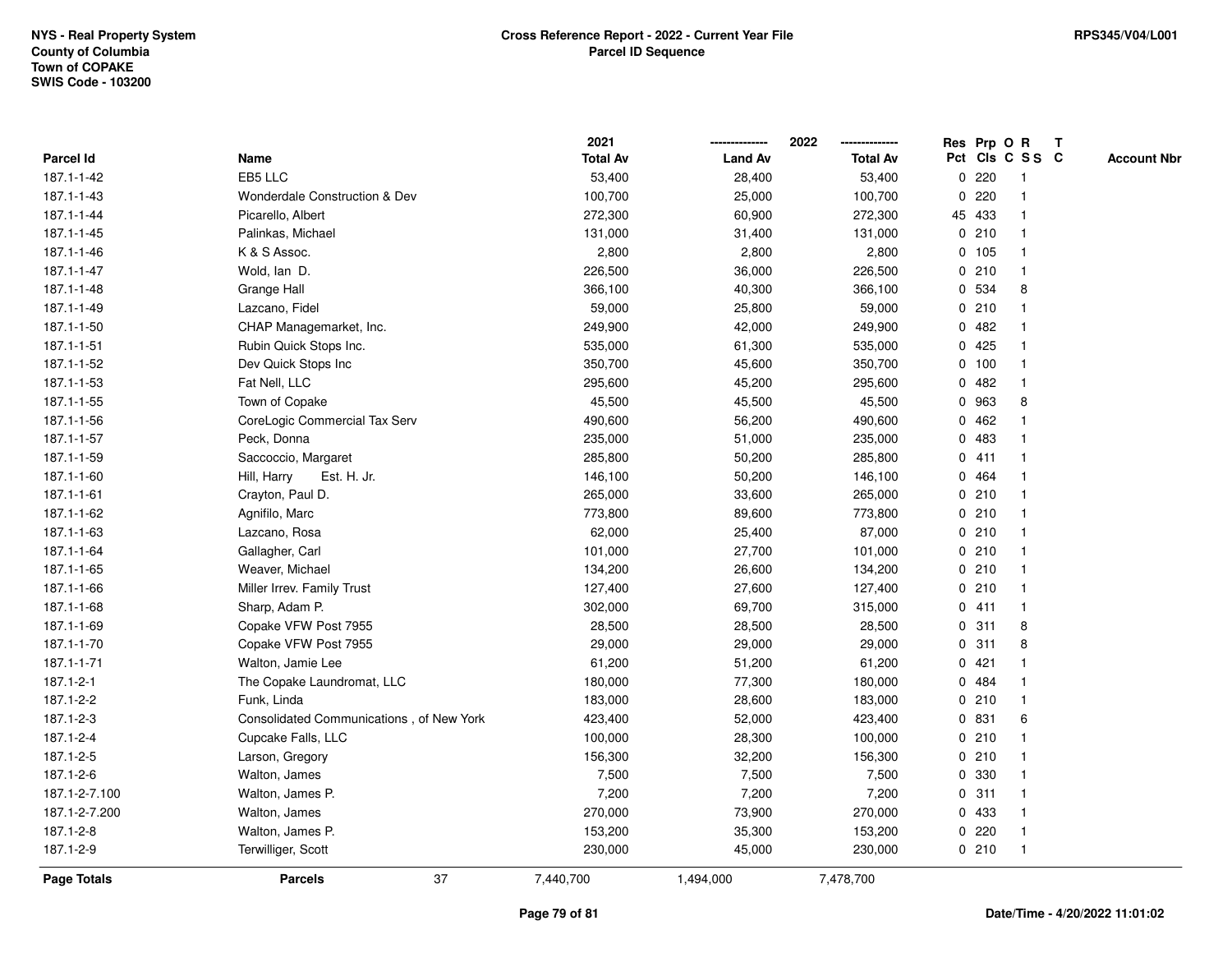NYS - Real Property System
County of Columbia
Town of COPAKE
SWIS Code - 103200

**Cross Reference Report - 2022 - Current Year File**
**Parcel ID Sequence**

RPS345/V04/L001

| Parcel Id | Name | 2021 Total Av | 2022 Land Av | 2022 Total Av | Res Pct | Prp Cls | O C | R S S | T C | Account Nbr |
|---|---|---|---|---|---|---|---|---|---|---|
| 187.1-1-42 | EB5 LLC | 53,400 | 28,400 | 53,400 | 0 | 220 | | 1 | | |
| 187.1-1-43 | Wonderdale Construction & Dev | 100,700 | 25,000 | 100,700 | 0 | 220 | | 1 | | |
| 187.1-1-44 | Picarello, Albert | 272,300 | 60,900 | 272,300 | 45 | 433 | | 1 | | |
| 187.1-1-45 | Palinkas, Michael | 131,000 | 31,400 | 131,000 | 0 | 210 | | 1 | | |
| 187.1-1-46 | K & S Assoc. | 2,800 | 2,800 | 2,800 | 0 | 105 | | 1 | | |
| 187.1-1-47 | Wold, Ian D. | 226,500 | 36,000 | 226,500 | 0 | 210 | | 1 | | |
| 187.1-1-48 | Grange Hall | 366,100 | 40,300 | 366,100 | 0 | 534 | | 8 | | |
| 187.1-1-49 | Lazcano, Fidel | 59,000 | 25,800 | 59,000 | 0 | 210 | | 1 | | |
| 187.1-1-50 | CHAP Managemarket, Inc. | 249,900 | 42,000 | 249,900 | 0 | 482 | | 1 | | |
| 187.1-1-51 | Rubin Quick Stops Inc. | 535,000 | 61,300 | 535,000 | 0 | 425 | | 1 | | |
| 187.1-1-52 | Dev Quick Stops Inc | 350,700 | 45,600 | 350,700 | 0 | 100 | | 1 | | |
| 187.1-1-53 | Fat Nell, LLC | 295,600 | 45,200 | 295,600 | 0 | 482 | | 1 | | |
| 187.1-1-55 | Town of Copake | 45,500 | 45,500 | 45,500 | 0 | 963 | | 8 | | |
| 187.1-1-56 | CoreLogic Commercial Tax Serv | 490,600 | 56,200 | 490,600 | 0 | 462 | | 1 | | |
| 187.1-1-57 | Peck, Donna | 235,000 | 51,000 | 235,000 | 0 | 483 | | 1 | | |
| 187.1-1-59 | Saccoccio, Margaret | 285,800 | 50,200 | 285,800 | 0 | 411 | | 1 | | |
| 187.1-1-60 | Hill, Harry Est. H. Jr. | 146,100 | 50,200 | 146,100 | 0 | 464 | | 1 | | |
| 187.1-1-61 | Crayton, Paul D. | 265,000 | 33,600 | 265,000 | 0 | 210 | | 1 | | |
| 187.1-1-62 | Agnifilo, Marc | 773,800 | 89,600 | 773,800 | 0 | 210 | | 1 | | |
| 187.1-1-63 | Lazcano, Rosa | 62,000 | 25,400 | 87,000 | 0 | 210 | | 1 | | |
| 187.1-1-64 | Gallagher, Carl | 101,000 | 27,700 | 101,000 | 0 | 210 | | 1 | | |
| 187.1-1-65 | Weaver, Michael | 134,200 | 26,600 | 134,200 | 0 | 210 | | 1 | | |
| 187.1-1-66 | Miller Irrev. Family Trust | 127,400 | 27,600 | 127,400 | 0 | 210 | | 1 | | |
| 187.1-1-68 | Sharp, Adam P. | 302,000 | 69,700 | 315,000 | 0 | 411 | | 1 | | |
| 187.1-1-69 | Copake VFW Post 7955 | 28,500 | 28,500 | 28,500 | 0 | 311 | | 8 | | |
| 187.1-1-70 | Copake VFW Post 7955 | 29,000 | 29,000 | 29,000 | 0 | 311 | | 8 | | |
| 187.1-1-71 | Walton, Jamie Lee | 61,200 | 51,200 | 61,200 | 0 | 421 | | 1 | | |
| 187.1-2-1 | The Copake Laundromat, LLC | 180,000 | 77,300 | 180,000 | 0 | 484 | | 1 | | |
| 187.1-2-2 | Funk, Linda | 183,000 | 28,600 | 183,000 | 0 | 210 | | 1 | | |
| 187.1-2-3 | Consolidated Communications , of New York | 423,400 | 52,000 | 423,400 | 0 | 831 | | 6 | | |
| 187.1-2-4 | Cupcake Falls, LLC | 100,000 | 28,300 | 100,000 | 0 | 210 | | 1 | | |
| 187.1-2-5 | Larson, Gregory | 156,300 | 32,200 | 156,300 | 0 | 210 | | 1 | | |
| 187.1-2-6 | Walton, James | 7,500 | 7,500 | 7,500 | 0 | 330 | | 1 | | |
| 187.1-2-7.100 | Walton, James P. | 7,200 | 7,200 | 7,200 | 0 | 311 | | 1 | | |
| 187.1-2-7.200 | Walton, James | 270,000 | 73,900 | 270,000 | 0 | 433 | | 1 | | |
| 187.1-2-8 | Walton, James P. | 153,200 | 35,300 | 153,200 | 0 | 220 | | 1 | | |
| 187.1-2-9 | Terwilliger, Scott | 230,000 | 45,000 | 230,000 | 0 | 210 | | 1 | | |
| **Page Totals** | **Parcels** 37 | 7,440,700 | 1,494,000 | 7,478,700 | | | | | | |

Date/Time - 4/20/2022 11:01:02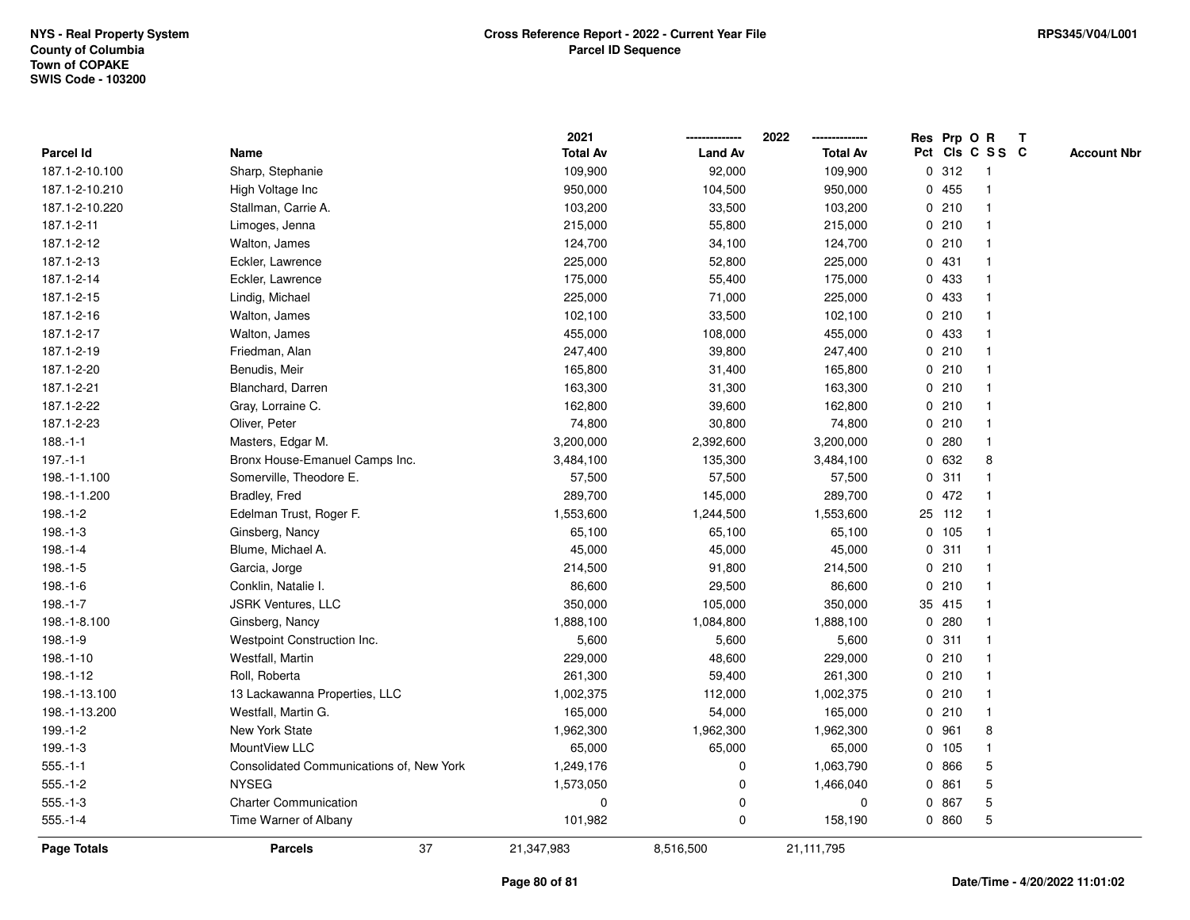NYS - Real Property System
County of Columbia
Town of COPAKE
SWIS Code - 103200

RPS345/V04/L001

**Cross Reference Report - 2022 - Current Year File**
**Parcel ID Sequence**

| Parcel Id | Name | 2021 Total Av | 2022 Land Av | 2022 Total Av | Res Pct | Prp Cls | O C | R S S | T C | Account Nbr |
|---|---|---|---|---|---|---|---|---|---|---|
| 187.1-2-10.100 | Sharp, Stephanie | 109,900 | 92,000 | 109,900 | 0 | 312 | | 1 | | |
| 187.1-2-10.210 | High Voltage Inc | 950,000 | 104,500 | 950,000 | 0 | 455 | | 1 | | |
| 187.1-2-10.220 | Stallman, Carrie A. | 103,200 | 33,500 | 103,200 | 0 | 210 | | 1 | | |
| 187.1-2-11 | Limoges, Jenna | 215,000 | 55,800 | 215,000 | 0 | 210 | | 1 | | |
| 187.1-2-12 | Walton, James | 124,700 | 34,100 | 124,700 | 0 | 210 | | 1 | | |
| 187.1-2-13 | Eckler, Lawrence | 225,000 | 52,800 | 225,000 | 0 | 431 | | 1 | | |
| 187.1-2-14 | Eckler, Lawrence | 175,000 | 55,400 | 175,000 | 0 | 433 | | 1 | | |
| 187.1-2-15 | Lindig, Michael | 225,000 | 71,000 | 225,000 | 0 | 433 | | 1 | | |
| 187.1-2-16 | Walton, James | 102,100 | 33,500 | 102,100 | 0 | 210 | | 1 | | |
| 187.1-2-17 | Walton, James | 455,000 | 108,000 | 455,000 | 0 | 433 | | 1 | | |
| 187.1-2-19 | Friedman, Alan | 247,400 | 39,800 | 247,400 | 0 | 210 | | 1 | | |
| 187.1-2-20 | Benudis, Meir | 165,800 | 31,400 | 165,800 | 0 | 210 | | 1 | | |
| 187.1-2-21 | Blanchard, Darren | 163,300 | 31,300 | 163,300 | 0 | 210 | | 1 | | |
| 187.1-2-22 | Gray, Lorraine C. | 162,800 | 39,600 | 162,800 | 0 | 210 | | 1 | | |
| 187.1-2-23 | Oliver, Peter | 74,800 | 30,800 | 74,800 | 0 | 210 | | 1 | | |
| 188.-1-1 | Masters, Edgar M. | 3,200,000 | 2,392,600 | 3,200,000 | 0 | 280 | | 1 | | |
| 197.-1-1 | Bronx House-Emanuel Camps Inc. | 3,484,100 | 135,300 | 3,484,100 | 0 | 632 | | 8 | | |
| 198.-1-1.100 | Somerville, Theodore E. | 57,500 | 57,500 | 57,500 | 0 | 311 | | 1 | | |
| 198.-1-1.200 | Bradley, Fred | 289,700 | 145,000 | 289,700 | 0 | 472 | | 1 | | |
| 198.-1-2 | Edelman Trust, Roger F. | 1,553,600 | 1,244,500 | 1,553,600 | 25 | 112 | | 1 | | |
| 198.-1-3 | Ginsberg, Nancy | 65,100 | 65,100 | 65,100 | 0 | 105 | | 1 | | |
| 198.-1-4 | Blume, Michael A. | 45,000 | 45,000 | 45,000 | 0 | 311 | | 1 | | |
| 198.-1-5 | Garcia, Jorge | 214,500 | 91,800 | 214,500 | 0 | 210 | | 1 | | |
| 198.-1-6 | Conklin, Natalie I. | 86,600 | 29,500 | 86,600 | 0 | 210 | | 1 | | |
| 198.-1-7 | JSRK Ventures, LLC | 350,000 | 105,000 | 350,000 | 35 | 415 | | 1 | | |
| 198.-1-8.100 | Ginsberg, Nancy | 1,888,100 | 1,084,800 | 1,888,100 | 0 | 280 | | 1 | | |
| 198.-1-9 | Westpoint Construction Inc. | 5,600 | 5,600 | 5,600 | 0 | 311 | | 1 | | |
| 198.-1-10 | Westfall, Martin | 229,000 | 48,600 | 229,000 | 0 | 210 | | 1 | | |
| 198.-1-12 | Roll, Roberta | 261,300 | 59,400 | 261,300 | 0 | 210 | | 1 | | |
| 198.-1-13.100 | 13 Lackawanna Properties, LLC | 1,002,375 | 112,000 | 1,002,375 | 0 | 210 | | 1 | | |
| 198.-1-13.200 | Westfall, Martin G. | 165,000 | 54,000 | 165,000 | 0 | 210 | | 1 | | |
| 199.-1-2 | New York State | 1,962,300 | 1,962,300 | 1,962,300 | 0 | 961 | | 8 | | |
| 199.-1-3 | MountView LLC | 65,000 | 65,000 | 65,000 | 0 | 105 | | 1 | | |
| 555.-1-1 | Consolidated Communications of, New York | 1,249,176 | 0 | 1,063,790 | 0 | 866 | | 5 | | |
| 555.-1-2 | NYSEG | 1,573,050 | 0 | 1,466,040 | 0 | 861 | | 5 | | |
| 555.-1-3 | Charter Communication | 0 | 0 | 0 | 0 | 867 | | 5 | | |
| 555.-1-4 | Time Warner of Albany | 101,982 | 0 | 158,190 | 0 | 860 | | 5 | | |
| **Page Totals** | **Parcels** 37 | 21,347,983 | 8,516,500 | 21,111,795 | | | | | | |

**Date/Time - 4/20/2022 11:01:02**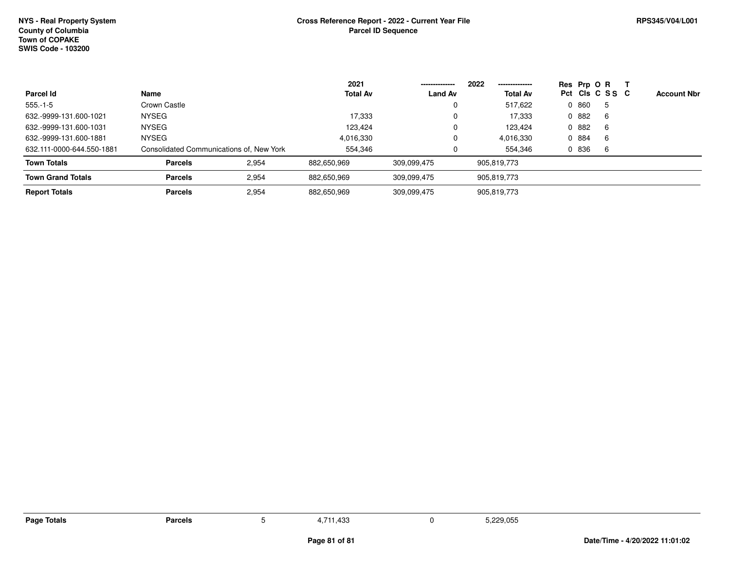NYS - Real Property System
County of Columbia
Town of COPAKE
SWIS Code - 103200

**Cross Reference Report - 2022 - Current Year File**
**Parcel ID Sequence**

RPS345/V04/L001

| Parcel Id | Name | | 2021 Total Av | 2022 Land Av | 2022 Total Av | Res Pct | Prp Cls | O C | R S S | T C | Account Nbr |
|---|---|---|---|---|---|---|---|---|---|---|---|
| 555.-1-5 | Crown Castle | | | 0 | 517,622 | 0 | 860 | | 5 | | |
| 632.-9999-131.600-1021 | NYSEG | | 17,333 | 0 | 17,333 | 0 | 882 | | 6 | | |
| 632.-9999-131.600-1031 | NYSEG | | 123,424 | 0 | 123,424 | 0 | 882 | | 6 | | |
| 632.-9999-131.600-1881 | NYSEG | | 4,016,330 | 0 | 4,016,330 | 0 | 884 | | 6 | | |
| 632.111-0000-644.550-1881 | Consolidated Communications of, New York | | 554,346 | 0 | 554,346 | 0 | 836 | | 6 | | |
| **Town Totals** | **Parcels** | 2,954 | 882,650,969 | 309,099,475 | 905,819,773 | | | | | | |
| **Town Grand Totals** | **Parcels** | 2,954 | 882,650,969 | 309,099,475 | 905,819,773 | | | | | | |
| **Report Totals** | **Parcels** | 2,954 | 882,650,969 | 309,099,475 | 905,819,773 | | | | | | |

| **Page Totals** | **Parcels** | 5 | 4,711,433 | 0 | 5,229,055 |
|---|---|---|---|---|---|

Date/Time - 4/20/2022 11:01:02